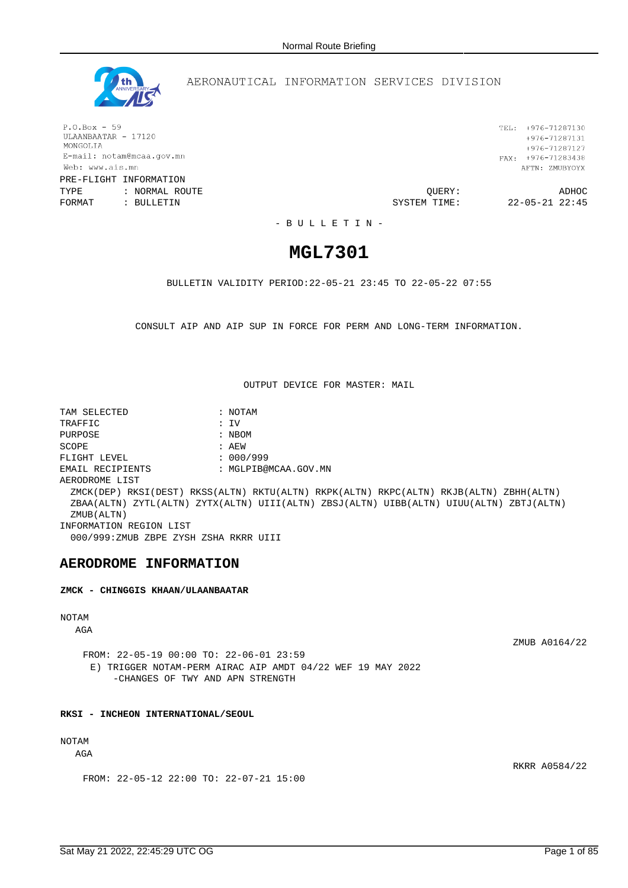AERONAUTICAL INFORMATION SERVICES DIVISION

P.O.Box - 59
ULAANBAATAR - 17120
MONGOLIA
E-mail: notam@mcaa.gov.mn
Web: www.ais.mn

TEL: +976-71287130
+976-71287131
+976-71287127
FAX: +976-71283438
AFTN: ZMUBYOYX

PRE-FLIGHT INFORMATION
TYPE : NORMAL ROUTE
FORMAT : BULLETIN

QUERY: ADHOC
SYSTEM TIME: 22-05-21 22:45

- B U L L E T I N -

# MGL7301

BULLETIN VALIDITY PERIOD:22-05-21 23:45 TO 22-05-22 07:55

CONSULT AIP AND AIP SUP IN FORCE FOR PERM AND LONG-TERM INFORMATION.

OUTPUT DEVICE FOR MASTER: MAIL

```
TAM SELECTED              : NOTAM
TRAFFIC                   : IV
PURPOSE                   : NBOM
SCOPE                     : AEW
FLIGHT LEVEL              : 000/999
EMAIL RECIPIENTS          : MGLPIB@MCAA.GOV.MN
AERODROME LIST
  ZMCK(DEP) RKSI(DEST) RKSS(ALTN) RKTU(ALTN) RKPK(ALTN) RKPC(ALTN) RKJB(ALTN) ZBHH(ALTN)
  ZBAA(ALTN) ZYTL(ALTN) ZYTX(ALTN) UIII(ALTN) ZBSJ(ALTN) UIBB(ALTN) UIUU(ALTN) ZBTJ(ALTN)
  ZMUB(ALTN)
INFORMATION REGION LIST
  000/999:ZMUB ZBPE ZYSH ZSHA RKRR UIII
```

## AERODROME INFORMATION

**ZMCK - CHINGGIS KHAAN/ULAANBAATAR**

NOTAM
AGA

ZMUB A0164/22

FROM: 22-05-19 00:00 TO: 22-06-01 23:59
E) TRIGGER NOTAM-PERM AIRAC AIP AMDT 04/22 WEF 19 MAY 2022
-CHANGES OF TWY AND APN STRENGTH

**RKSI - INCHEON INTERNATIONAL/SEOUL**

NOTAM
AGA

RKRR A0584/22

FROM: 22-05-12 22:00 TO: 22-07-21 15:00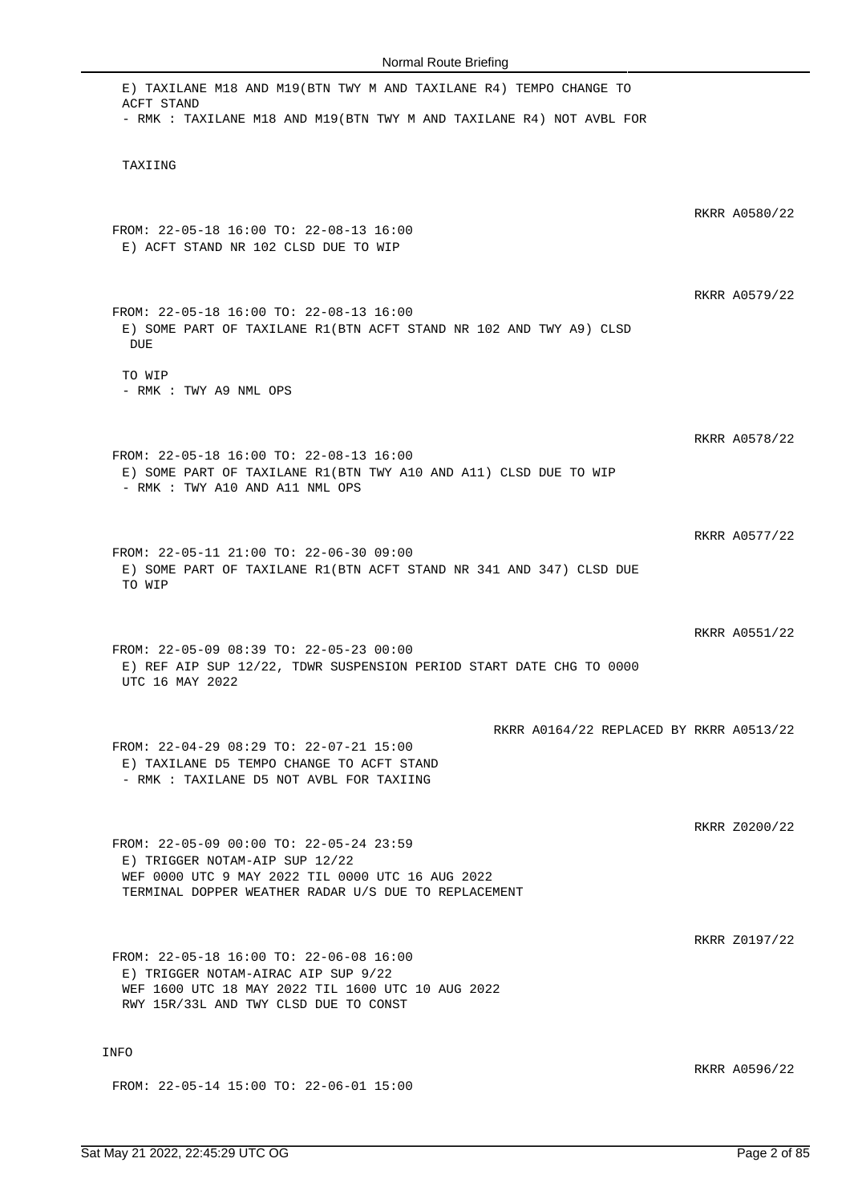E) TAXILANE M18 AND M19(BTN TWY M AND TAXILANE R4) TEMPO CHANGE TO ACFT STAND
- RMK : TAXILANE M18 AND M19(BTN TWY M AND TAXILANE R4) NOT AVBL FOR

TAXIING

RKRR A0580/22

FROM: 22-05-18 16:00 TO: 22-08-13 16:00
E) ACFT STAND NR 102 CLSD DUE TO WIP

RKRR A0579/22

FROM: 22-05-18 16:00 TO: 22-08-13 16:00
E) SOME PART OF TAXILANE R1(BTN ACFT STAND NR 102 AND TWY A9) CLSD DUE

TO WIP
- RMK : TWY A9 NML OPS

RKRR A0578/22

FROM: 22-05-18 16:00 TO: 22-08-13 16:00
E) SOME PART OF TAXILANE R1(BTN TWY A10 AND A11) CLSD DUE TO WIP
- RMK : TWY A10 AND A11 NML OPS

RKRR A0577/22

FROM: 22-05-11 21:00 TO: 22-06-30 09:00
E) SOME PART OF TAXILANE R1(BTN ACFT STAND NR 341 AND 347) CLSD DUE TO WIP

RKRR A0551/22

FROM: 22-05-09 08:39 TO: 22-05-23 00:00
E) REF AIP SUP 12/22, TDWR SUSPENSION PERIOD START DATE CHG TO 0000 UTC 16 MAY 2022

RKRR A0164/22 REPLACED BY RKRR A0513/22

FROM: 22-04-29 08:29 TO: 22-07-21 15:00
E) TAXILANE D5 TEMPO CHANGE TO ACFT STAND
- RMK : TAXILANE D5 NOT AVBL FOR TAXIING

RKRR Z0200/22

FROM: 22-05-09 00:00 TO: 22-05-24 23:59
E) TRIGGER NOTAM-AIP SUP 12/22
WEF 0000 UTC 9 MAY 2022 TIL 0000 UTC 16 AUG 2022
TERMINAL DOPPER WEATHER RADAR U/S DUE TO REPLACEMENT

RKRR Z0197/22

FROM: 22-05-18 16:00 TO: 22-06-08 16:00
E) TRIGGER NOTAM-AIRAC AIP SUP 9/22
WEF 1600 UTC 18 MAY 2022 TIL 1600 UTC 10 AUG 2022
RWY 15R/33L AND TWY CLSD DUE TO CONST

INFO

RKRR A0596/22

FROM: 22-05-14 15:00 TO: 22-06-01 15:00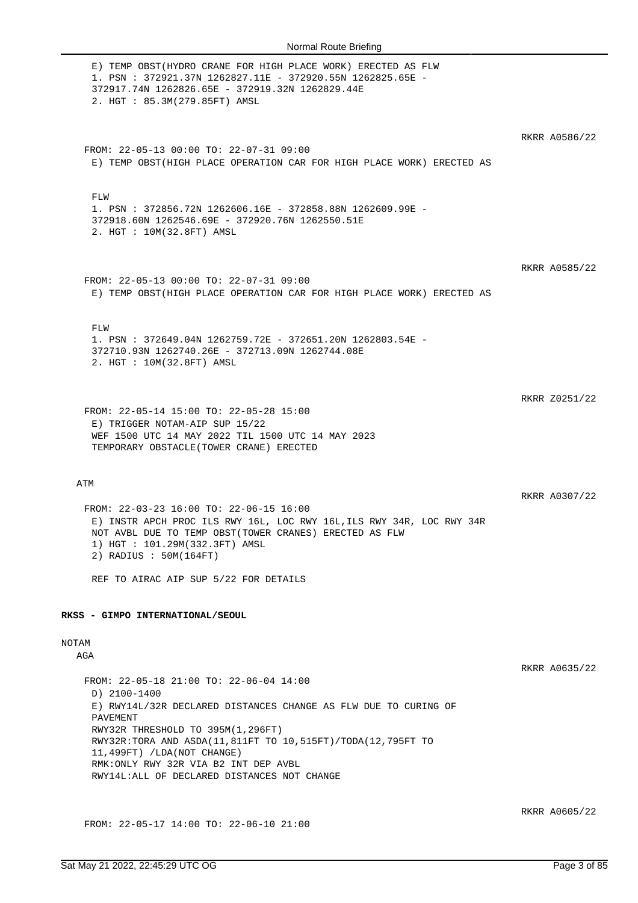E) TEMP OBST(HYDRO CRANE FOR HIGH PLACE WORK) ERECTED AS FLW
1. PSN : 372921.37N 1262827.11E - 372920.55N 1262825.65E -
372917.74N 1262826.65E - 372919.32N 1262829.44E
2. HGT : 85.3M(279.85FT) AMSL

RKRR A0586/22

FROM: 22-05-13 00:00 TO: 22-07-31 09:00
E) TEMP OBST(HIGH PLACE OPERATION CAR FOR HIGH PLACE WORK) ERECTED AS

FLW
1. PSN : 372856.72N 1262606.16E - 372858.88N 1262609.99E -
372918.60N 1262546.69E - 372920.76N 1262550.51E
2. HGT : 10M(32.8FT) AMSL

RKRR A0585/22

FROM: 22-05-13 00:00 TO: 22-07-31 09:00
E) TEMP OBST(HIGH PLACE OPERATION CAR FOR HIGH PLACE WORK) ERECTED AS

FLW
1. PSN : 372649.04N 1262759.72E - 372651.20N 1262803.54E -
372710.93N 1262740.26E - 372713.09N 1262744.08E
2. HGT : 10M(32.8FT) AMSL

RKRR Z0251/22

FROM: 22-05-14 15:00 TO: 22-05-28 15:00
E) TRIGGER NOTAM-AIP SUP 15/22
WEF 1500 UTC 14 MAY 2022 TIL 1500 UTC 14 MAY 2023
TEMPORARY OBSTACLE(TOWER CRANE) ERECTED

ATM

RKRR A0307/22

FROM: 22-03-23 16:00 TO: 22-06-15 16:00
E) INSTR APCH PROC ILS RWY 16L, LOC RWY 16L,ILS RWY 34R, LOC RWY 34R
NOT AVBL DUE TO TEMP OBST(TOWER CRANES) ERECTED AS FLW
1) HGT : 101.29M(332.3FT) AMSL
2) RADIUS : 50M(164FT)

REF TO AIRAC AIP SUP 5/22 FOR DETAILS

**RKSS - GIMPO INTERNATIONAL/SEOUL**

NOTAM

AGA

RKRR A0635/22

FROM: 22-05-18 21:00 TO: 22-06-04 14:00
D) 2100-1400
E) RWY14L/32R DECLARED DISTANCES CHANGE AS FLW DUE TO CURING OF
PAVEMENT
RWY32R THRESHOLD TO 395M(1,296FT)
RWY32R:TORA AND ASDA(11,811FT TO 10,515FT)/TODA(12,795FT TO
11,499FT) /LDA(NOT CHANGE)
RMK:ONLY RWY 32R VIA B2 INT DEP AVBL
RWY14L:ALL OF DECLARED DISTANCES NOT CHANGE

RKRR A0605/22

FROM: 22-05-17 14:00 TO: 22-06-10 21:00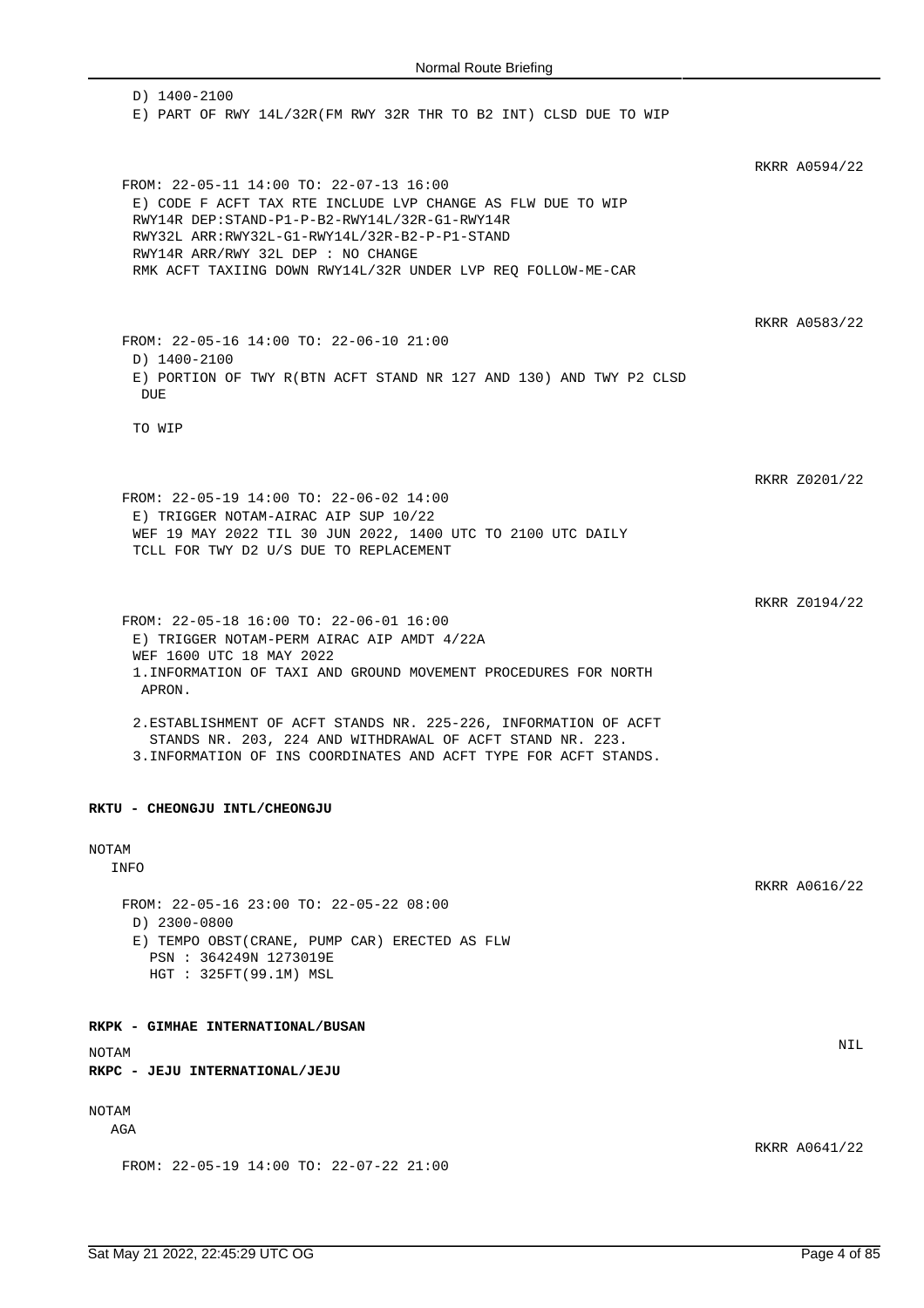D) 1400-2100
E) PART OF RWY 14L/32R(FM RWY 32R THR TO B2 INT) CLSD DUE TO WIP

RKRR A0594/22

FROM: 22-05-11 14:00 TO: 22-07-13 16:00
E) CODE F ACFT TAX RTE INCLUDE LVP CHANGE AS FLW DUE TO WIP
RWY14R DEP:STAND-P1-P-B2-RWY14L/32R-G1-RWY14R
RWY32L ARR:RWY32L-G1-RWY14L/32R-B2-P-P1-STAND
RWY14R ARR/RWY 32L DEP : NO CHANGE
RMK ACFT TAXIING DOWN RWY14L/32R UNDER LVP REQ FOLLOW-ME-CAR

RKRR A0583/22

FROM: 22-05-16 14:00 TO: 22-06-10 21:00
D) 1400-2100
E) PORTION OF TWY R(BTN ACFT STAND NR 127 AND 130) AND TWY P2 CLSD DUE

TO WIP

RKRR Z0201/22

FROM: 22-05-19 14:00 TO: 22-06-02 14:00
E) TRIGGER NOTAM-AIRAC AIP SUP 10/22
WEF 19 MAY 2022 TIL 30 JUN 2022, 1400 UTC TO 2100 UTC DAILY
TCLL FOR TWY D2 U/S DUE TO REPLACEMENT

RKRR Z0194/22

FROM: 22-05-18 16:00 TO: 22-06-01 16:00
E) TRIGGER NOTAM-PERM AIRAC AIP AMDT 4/22A
WEF 1600 UTC 18 MAY 2022
1.INFORMATION OF TAXI AND GROUND MOVEMENT PROCEDURES FOR NORTH APRON.

2.ESTABLISHMENT OF ACFT STANDS NR. 225-226, INFORMATION OF ACFT STANDS NR. 203, 224 AND WITHDRAWAL OF ACFT STAND NR. 223.
3.INFORMATION OF INS COORDINATES AND ACFT TYPE FOR ACFT STANDS.

**RKTU - CHEONGJU INTL/CHEONGJU**

NOTAM
INFO

RKRR A0616/22

FROM: 22-05-16 23:00 TO: 22-05-22 08:00
D) 2300-0800
E) TEMPO OBST(CRANE, PUMP CAR) ERECTED AS FLW
PSN : 364249N 1273019E
HGT : 325FT(99.1M) MSL

**RKPK - GIMHAE INTERNATIONAL/BUSAN**

NOTAM

NIL

**RKPC - JEJU INTERNATIONAL/JEJU**

NOTAM
AGA

RKRR A0641/22

FROM: 22-05-19 14:00 TO: 22-07-22 21:00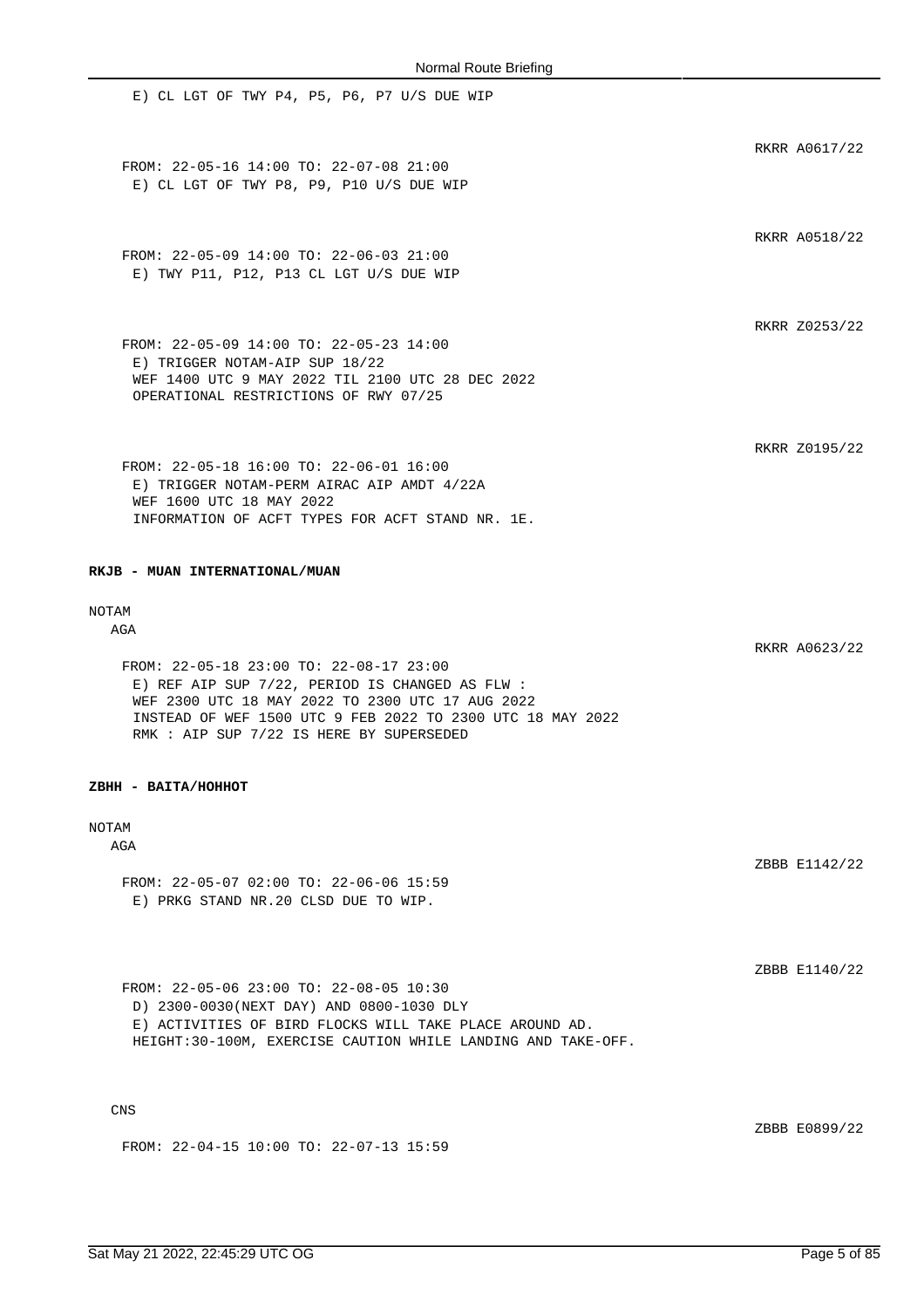E) CL LGT OF TWY P4, P5, P6, P7 U/S DUE WIP

RKRR A0617/22

FROM: 22-05-16 14:00 TO: 22-07-08 21:00
E) CL LGT OF TWY P8, P9, P10 U/S DUE WIP

RKRR A0518/22

FROM: 22-05-09 14:00 TO: 22-06-03 21:00
E) TWY P11, P12, P13 CL LGT U/S DUE WIP

RKRR Z0253/22

FROM: 22-05-09 14:00 TO: 22-05-23 14:00
E) TRIGGER NOTAM-AIP SUP 18/22
WEF 1400 UTC 9 MAY 2022 TIL 2100 UTC 28 DEC 2022
OPERATIONAL RESTRICTIONS OF RWY 07/25

RKRR Z0195/22

FROM: 22-05-18 16:00 TO: 22-06-01 16:00
E) TRIGGER NOTAM-PERM AIRAC AIP AMDT 4/22A
WEF 1600 UTC 18 MAY 2022
INFORMATION OF ACFT TYPES FOR ACFT STAND NR. 1E.

**RKJB - MUAN INTERNATIONAL/MUAN**

NOTAM

AGA

RKRR A0623/22

FROM: 22-05-18 23:00 TO: 22-08-17 23:00
E) REF AIP SUP 7/22, PERIOD IS CHANGED AS FLW :
WEF 2300 UTC 18 MAY 2022 TO 2300 UTC 17 AUG 2022
INSTEAD OF WEF 1500 UTC 9 FEB 2022 TO 2300 UTC 18 MAY 2022
RMK : AIP SUP 7/22 IS HERE BY SUPERSEDED

**ZBHH - BAITA/HOHHOT**

NOTAM

AGA

ZBBB E1142/22

FROM: 22-05-07 02:00 TO: 22-06-06 15:59
E) PRKG STAND NR.20 CLSD DUE TO WIP.

ZBBB E1140/22

FROM: 22-05-06 23:00 TO: 22-08-05 10:30
D) 2300-0030(NEXT DAY) AND 0800-1030 DLY
E) ACTIVITIES OF BIRD FLOCKS WILL TAKE PLACE AROUND AD.
HEIGHT:30-100M, EXERCISE CAUTION WHILE LANDING AND TAKE-OFF.

CNS

ZBBB E0899/22

FROM: 22-04-15 10:00 TO: 22-07-13 15:59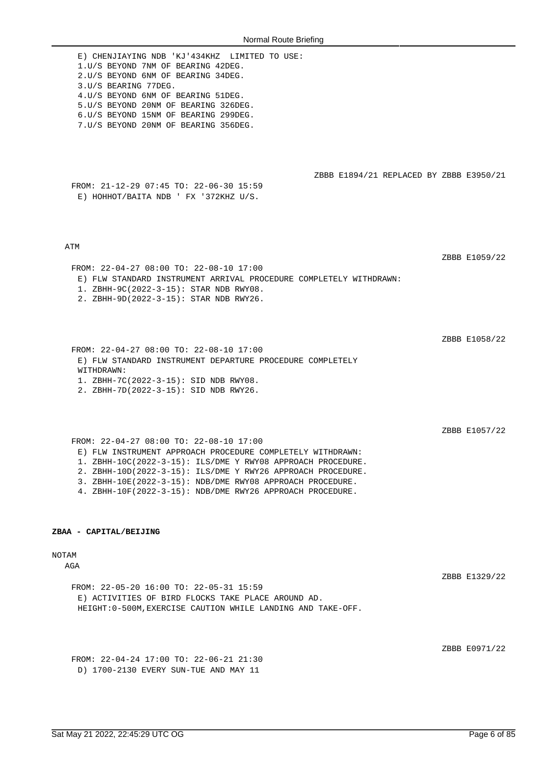E) CHENJIAYING NDB 'KJ'434KHZ  LIMITED TO USE:
1.U/S BEYOND 7NM OF BEARING 42DEG.
2.U/S BEYOND 6NM OF BEARING 34DEG.
3.U/S BEARING 77DEG.
4.U/S BEYOND 6NM OF BEARING 51DEG.
5.U/S BEYOND 20NM OF BEARING 326DEG.
6.U/S BEYOND 15NM OF BEARING 299DEG.
7.U/S BEYOND 20NM OF BEARING 356DEG.

ZBBB E1894/21 REPLACED BY ZBBB E3950/21

FROM: 21-12-29 07:45 TO: 22-06-30 15:59
E) HOHHOT/BAITA NDB ' FX '372KHZ U/S.

ATM

ZBBB E1059/22

FROM: 22-04-27 08:00 TO: 22-08-10 17:00
E) FLW STANDARD INSTRUMENT ARRIVAL PROCEDURE COMPLETELY WITHDRAWN:
1. ZBHH-9C(2022-3-15): STAR NDB RWY08.
2. ZBHH-9D(2022-3-15): STAR NDB RWY26.

ZBBB E1058/22

FROM: 22-04-27 08:00 TO: 22-08-10 17:00
E) FLW STANDARD INSTRUMENT DEPARTURE PROCEDURE COMPLETELY WITHDRAWN:
1. ZBHH-7C(2022-3-15): SID NDB RWY08.
2. ZBHH-7D(2022-3-15): SID NDB RWY26.

ZBBB E1057/22

FROM: 22-04-27 08:00 TO: 22-08-10 17:00
E) FLW INSTRUMENT APPROACH PROCEDURE COMPLETELY WITHDRAWN:
1. ZBHH-10C(2022-3-15): ILS/DME Y RWY08 APPROACH PROCEDURE.
2. ZBHH-10D(2022-3-15): ILS/DME Y RWY26 APPROACH PROCEDURE.
3. ZBHH-10E(2022-3-15): NDB/DME RWY08 APPROACH PROCEDURE.
4. ZBHH-10F(2022-3-15): NDB/DME RWY26 APPROACH PROCEDURE.

**ZBAA - CAPITAL/BEIJING**

NOTAM

AGA

ZBBB E1329/22

FROM: 22-05-20 16:00 TO: 22-05-31 15:59
E) ACTIVITIES OF BIRD FLOCKS TAKE PLACE AROUND AD.
HEIGHT:0-500M,EXERCISE CAUTION WHILE LANDING AND TAKE-OFF.

ZBBB E0971/22

FROM: 22-04-24 17:00 TO: 22-06-21 21:30
D) 1700-2130 EVERY SUN-TUE AND MAY 11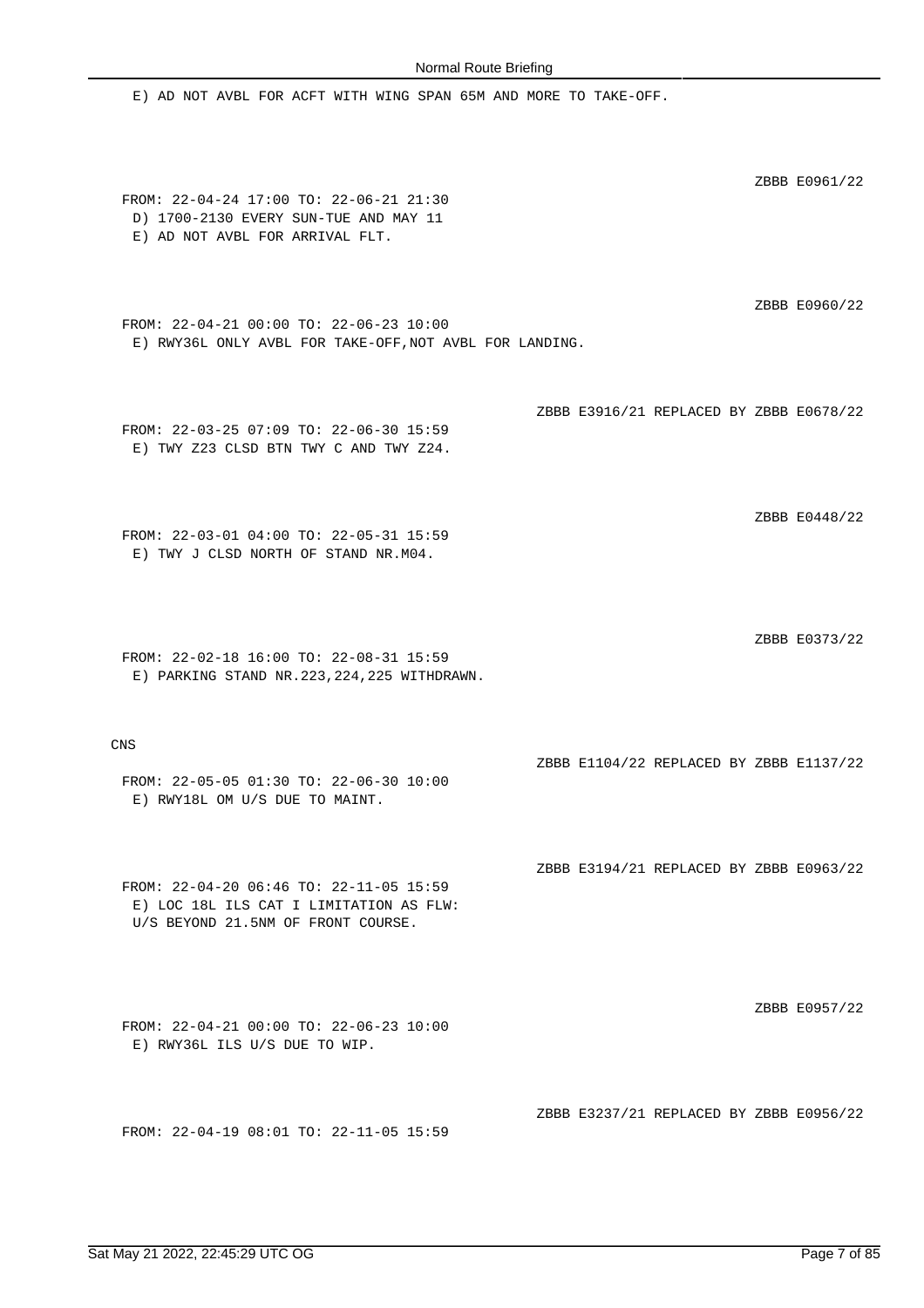E) AD NOT AVBL FOR ACFT WITH WING SPAN 65M AND MORE TO TAKE-OFF.

ZBBB E0961/22

FROM: 22-04-24 17:00 TO: 22-06-21 21:30
D) 1700-2130 EVERY SUN-TUE AND MAY 11
E) AD NOT AVBL FOR ARRIVAL FLT.

ZBBB E0960/22

FROM: 22-04-21 00:00 TO: 22-06-23 10:00
E) RWY36L ONLY AVBL FOR TAKE-OFF,NOT AVBL FOR LANDING.

ZBBB E3916/21 REPLACED BY ZBBB E0678/22

FROM: 22-03-25 07:09 TO: 22-06-30 15:59
E) TWY Z23 CLSD BTN TWY C AND TWY Z24.

ZBBB E0448/22

FROM: 22-03-01 04:00 TO: 22-05-31 15:59
E) TWY J CLSD NORTH OF STAND NR.M04.

ZBBB E0373/22

FROM: 22-02-18 16:00 TO: 22-08-31 15:59
E) PARKING STAND NR.223,224,225 WITHDRAWN.

CNS

ZBBB E1104/22 REPLACED BY ZBBB E1137/22

FROM: 22-05-05 01:30 TO: 22-06-30 10:00
E) RWY18L OM U/S DUE TO MAINT.

ZBBB E3194/21 REPLACED BY ZBBB E0963/22

FROM: 22-04-20 06:46 TO: 22-11-05 15:59
E) LOC 18L ILS CAT I LIMITATION AS FLW:
U/S BEYOND 21.5NM OF FRONT COURSE.

ZBBB E0957/22

FROM: 22-04-21 00:00 TO: 22-06-23 10:00
E) RWY36L ILS U/S DUE TO WIP.

ZBBB E3237/21 REPLACED BY ZBBB E0956/22

FROM: 22-04-19 08:01 TO: 22-11-05 15:59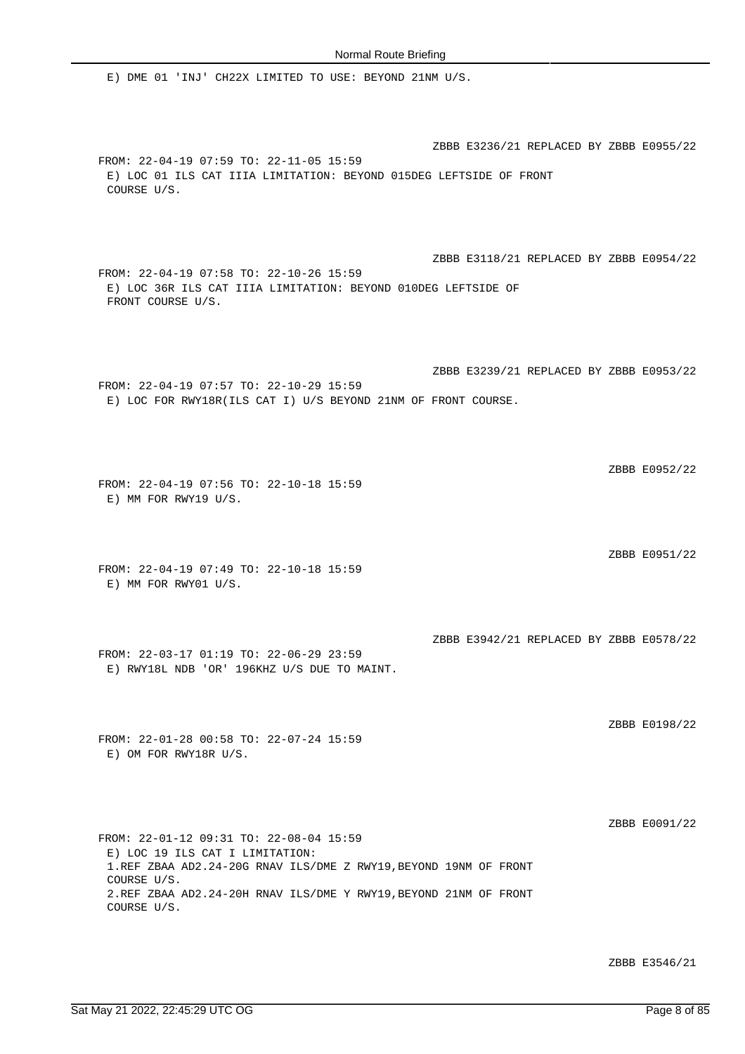E) DME 01 'INJ' CH22X LIMITED TO USE: BEYOND 21NM U/S.

ZBBB E3236/21 REPLACED BY ZBBB E0955/22

FROM: 22-04-19 07:59 TO: 22-11-05 15:59
E) LOC 01 ILS CAT IIIA LIMITATION: BEYOND 015DEG LEFTSIDE OF FRONT COURSE U/S.

ZBBB E3118/21 REPLACED BY ZBBB E0954/22

FROM: 22-04-19 07:58 TO: 22-10-26 15:59
E) LOC 36R ILS CAT IIIA LIMITATION: BEYOND 010DEG LEFTSIDE OF FRONT COURSE U/S.

ZBBB E3239/21 REPLACED BY ZBBB E0953/22

FROM: 22-04-19 07:57 TO: 22-10-29 15:59
E) LOC FOR RWY18R(ILS CAT I) U/S BEYOND 21NM OF FRONT COURSE.

ZBBB E0952/22

FROM: 22-04-19 07:56 TO: 22-10-18 15:59
E) MM FOR RWY19 U/S.

ZBBB E0951/22

FROM: 22-04-19 07:49 TO: 22-10-18 15:59
E) MM FOR RWY01 U/S.

ZBBB E3942/21 REPLACED BY ZBBB E0578/22

FROM: 22-03-17 01:19 TO: 22-06-29 23:59
E) RWY18L NDB 'OR' 196KHZ U/S DUE TO MAINT.

ZBBB E0198/22

FROM: 22-01-28 00:58 TO: 22-07-24 15:59
E) OM FOR RWY18R U/S.

ZBBB E0091/22

FROM: 22-01-12 09:31 TO: 22-08-04 15:59
E) LOC 19 ILS CAT I LIMITATION:
1.REF ZBAA AD2.24-20G RNAV ILS/DME Z RWY19,BEYOND 19NM OF FRONT COURSE U/S.
2.REF ZBAA AD2.24-20H RNAV ILS/DME Y RWY19,BEYOND 21NM OF FRONT COURSE U/S.

ZBBB E3546/21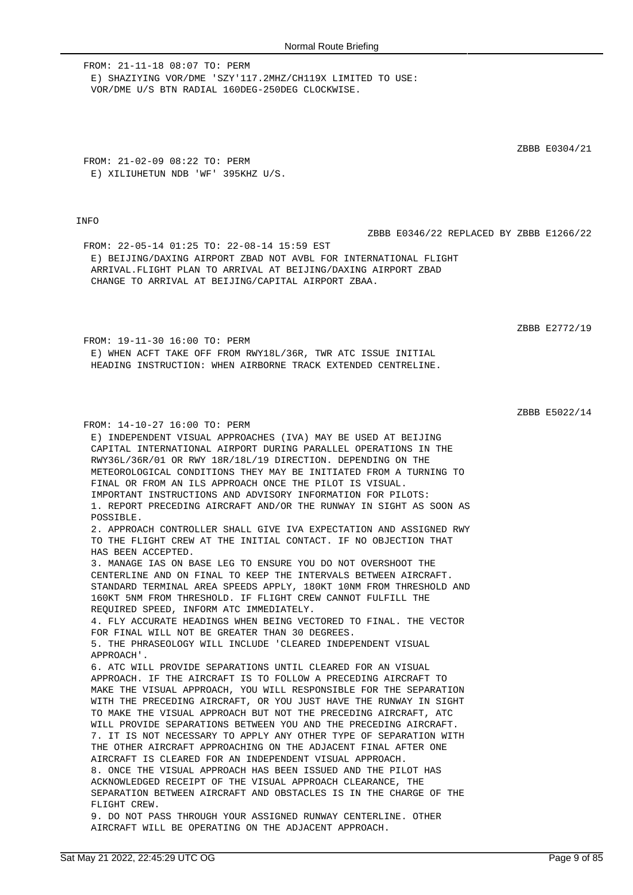FROM: 21-11-18 08:07 TO: PERM
E) SHAZIYING VOR/DME 'SZY'117.2MHZ/CH119X LIMITED TO USE:
VOR/DME U/S BTN RADIAL 160DEG-250DEG CLOCKWISE.

ZBBB E0304/21

FROM: 21-02-09 08:22 TO: PERM
E) XILIUHETUN NDB 'WF' 395KHZ U/S.

INFO

ZBBB E0346/22 REPLACED BY ZBBB E1266/22

FROM: 22-05-14 01:25 TO: 22-08-14 15:59 EST
E) BEIJING/DAXING AIRPORT ZBAD NOT AVBL FOR INTERNATIONAL FLIGHT
ARRIVAL.FLIGHT PLAN TO ARRIVAL AT BEIJING/DAXING AIRPORT ZBAD
CHANGE TO ARRIVAL AT BEIJING/CAPITAL AIRPORT ZBAA.

ZBBB E2772/19

FROM: 19-11-30 16:00 TO: PERM
E) WHEN ACFT TAKE OFF FROM RWY18L/36R, TWR ATC ISSUE INITIAL
HEADING INSTRUCTION: WHEN AIRBORNE TRACK EXTENDED CENTRELINE.

ZBBB E5022/14

FROM: 14-10-27 16:00 TO: PERM
E) INDEPENDENT VISUAL APPROACHES (IVA) MAY BE USED AT BEIJING
CAPITAL INTERNATIONAL AIRPORT DURING PARALLEL OPERATIONS IN THE
RWY36L/36R/01 OR RWY 18R/18L/19 DIRECTION. DEPENDING ON THE
METEOROLOGICAL CONDITIONS THEY MAY BE INITIATED FROM A TURNING TO
FINAL OR FROM AN ILS APPROACH ONCE THE PILOT IS VISUAL.
IMPORTANT INSTRUCTIONS AND ADVISORY INFORMATION FOR PILOTS:
1. REPORT PRECEDING AIRCRAFT AND/OR THE RUNWAY IN SIGHT AS SOON AS
POSSIBLE.
2. APPROACH CONTROLLER SHALL GIVE IVA EXPECTATION AND ASSIGNED RWY
TO THE FLIGHT CREW AT THE INITIAL CONTACT. IF NO OBJECTION THAT
HAS BEEN ACCEPTED.
3. MANAGE IAS ON BASE LEG TO ENSURE YOU DO NOT OVERSHOOT THE
CENTERLINE AND ON FINAL TO KEEP THE INTERVALS BETWEEN AIRCRAFT.
STANDARD TERMINAL AREA SPEEDS APPLY, 180KT 10NM FROM THRESHOLD AND
160KT 5NM FROM THRESHOLD. IF FLIGHT CREW CANNOT FULFILL THE
REQUIRED SPEED, INFORM ATC IMMEDIATELY.
4. FLY ACCURATE HEADINGS WHEN BEING VECTORED TO FINAL. THE VECTOR
FOR FINAL WILL NOT BE GREATER THAN 30 DEGREES.
5. THE PHRASEOLOGY WILL INCLUDE 'CLEARED INDEPENDENT VISUAL
APPROACH'.
6. ATC WILL PROVIDE SEPARATIONS UNTIL CLEARED FOR AN VISUAL
APPROACH. IF THE AIRCRAFT IS TO FOLLOW A PRECEDING AIRCRAFT TO
MAKE THE VISUAL APPROACH, YOU WILL RESPONSIBLE FOR THE SEPARATION
WITH THE PRECEDING AIRCRAFT, OR YOU JUST HAVE THE RUNWAY IN SIGHT
TO MAKE THE VISUAL APPROACH BUT NOT THE PRECEDING AIRCRAFT, ATC
WILL PROVIDE SEPARATIONS BETWEEN YOU AND THE PRECEDING AIRCRAFT.
7. IT IS NOT NECESSARY TO APPLY ANY OTHER TYPE OF SEPARATION WITH
THE OTHER AIRCRAFT APPROACHING ON THE ADJACENT FINAL AFTER ONE
AIRCRAFT IS CLEARED FOR AN INDEPENDENT VISUAL APPROACH.
8. ONCE THE VISUAL APPROACH HAS BEEN ISSUED AND THE PILOT HAS
ACKNOWLEDGED RECEIPT OF THE VISUAL APPROACH CLEARANCE, THE
SEPARATION BETWEEN AIRCRAFT AND OBSTACLES IS IN THE CHARGE OF THE
FLIGHT CREW.
9. DO NOT PASS THROUGH YOUR ASSIGNED RUNWAY CENTERLINE. OTHER
AIRCRAFT WILL BE OPERATING ON THE ADJACENT APPROACH.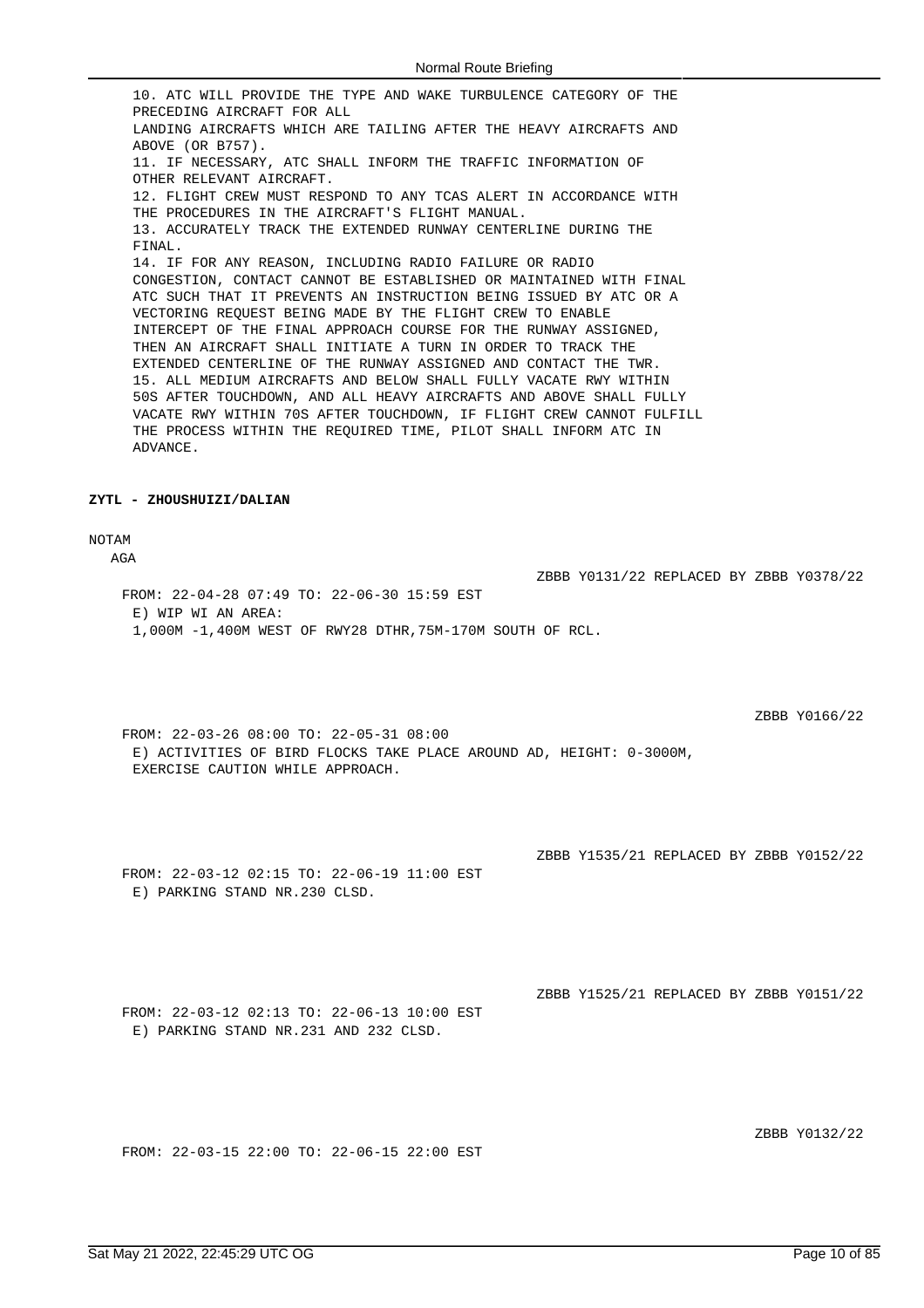10. ATC WILL PROVIDE THE TYPE AND WAKE TURBULENCE CATEGORY OF THE PRECEDING AIRCRAFT FOR ALL LANDING AIRCRAFTS WHICH ARE TAILING AFTER THE HEAVY AIRCRAFTS AND ABOVE (OR B757).
11. IF NECESSARY, ATC SHALL INFORM THE TRAFFIC INFORMATION OF OTHER RELEVANT AIRCRAFT.
12. FLIGHT CREW MUST RESPOND TO ANY TCAS ALERT IN ACCORDANCE WITH THE PROCEDURES IN THE AIRCRAFT'S FLIGHT MANUAL.
13. ACCURATELY TRACK THE EXTENDED RUNWAY CENTERLINE DURING THE FINAL.
14. IF FOR ANY REASON, INCLUDING RADIO FAILURE OR RADIO CONGESTION, CONTACT CANNOT BE ESTABLISHED OR MAINTAINED WITH FINAL ATC SUCH THAT IT PREVENTS AN INSTRUCTION BEING ISSUED BY ATC OR A VECTORING REQUEST BEING MADE BY THE FLIGHT CREW TO ENABLE INTERCEPT OF THE FINAL APPROACH COURSE FOR THE RUNWAY ASSIGNED, THEN AN AIRCRAFT SHALL INITIATE A TURN IN ORDER TO TRACK THE EXTENDED CENTERLINE OF THE RUNWAY ASSIGNED AND CONTACT THE TWR.
15. ALL MEDIUM AIRCRAFTS AND BELOW SHALL FULLY VACATE RWY WITHIN 50S AFTER TOUCHDOWN, AND ALL HEAVY AIRCRAFTS AND ABOVE SHALL FULLY VACATE RWY WITHIN 70S AFTER TOUCHDOWN, IF FLIGHT CREW CANNOT FULFILL THE PROCESS WITHIN THE REQUIRED TIME, PILOT SHALL INFORM ATC IN ADVANCE.

**ZYTL - ZHOUSHUIZI/DALIAN**

NOTAM

AGA

ZBBB Y0131/22 REPLACED BY ZBBB Y0378/22

FROM: 22-04-28 07:49 TO: 22-06-30 15:59 EST
E) WIP WI AN AREA:
1,000M -1,400M WEST OF RWY28 DTHR,75M-170M SOUTH OF RCL.

ZBBB Y0166/22

FROM: 22-03-26 08:00 TO: 22-05-31 08:00
E) ACTIVITIES OF BIRD FLOCKS TAKE PLACE AROUND AD, HEIGHT: 0-3000M, EXERCISE CAUTION WHILE APPROACH.

ZBBB Y1535/21 REPLACED BY ZBBB Y0152/22

FROM: 22-03-12 02:15 TO: 22-06-19 11:00 EST
E) PARKING STAND NR.230 CLSD.

ZBBB Y1525/21 REPLACED BY ZBBB Y0151/22

FROM: 22-03-12 02:13 TO: 22-06-13 10:00 EST
E) PARKING STAND NR.231 AND 232 CLSD.

ZBBB Y0132/22

FROM: 22-03-15 22:00 TO: 22-06-15 22:00 EST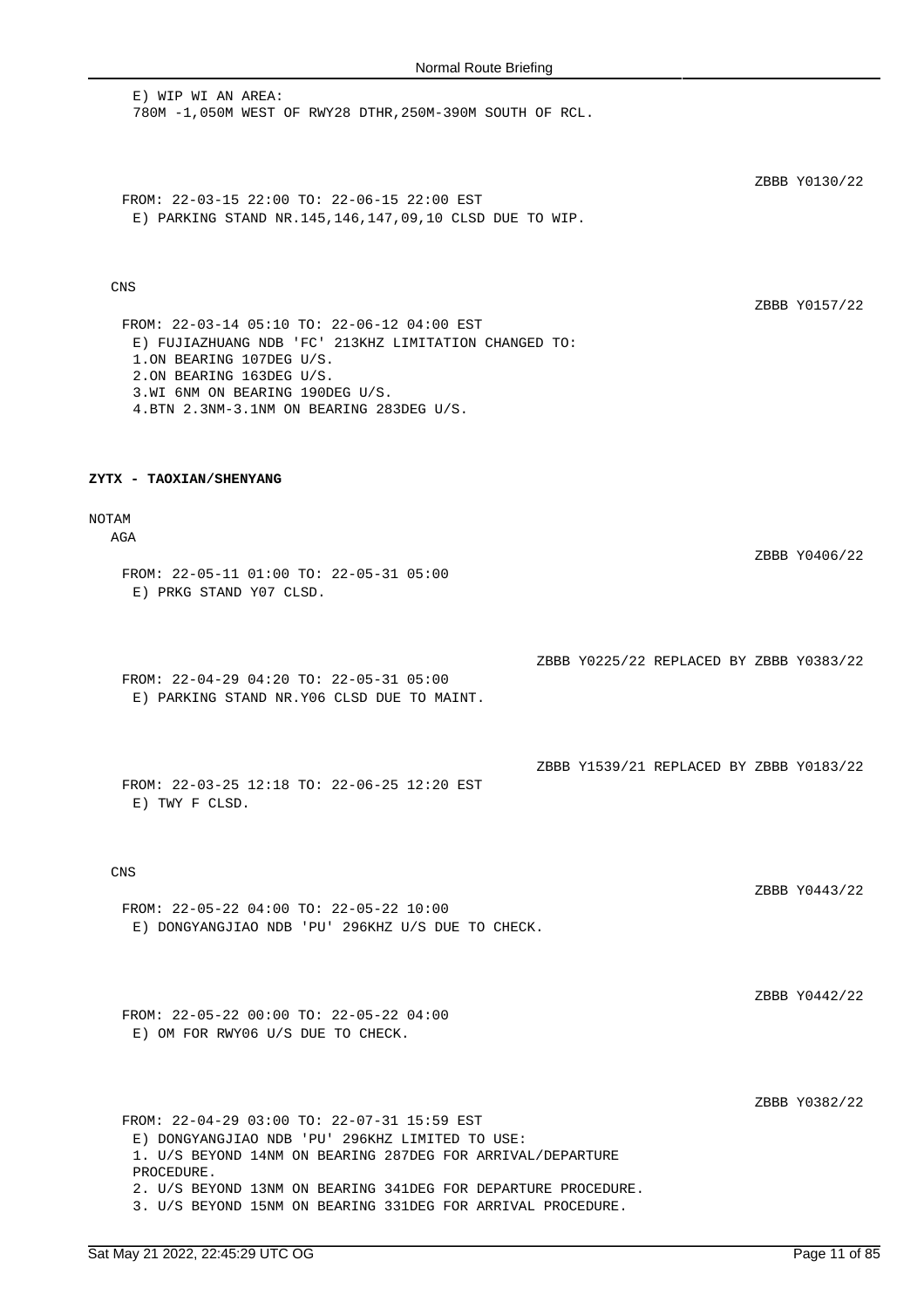E) WIP WI AN AREA:
780M -1,050M WEST OF RWY28 DTHR,250M-390M SOUTH OF RCL.

ZBBB Y0130/22

FROM: 22-03-15 22:00 TO: 22-06-15 22:00 EST
E) PARKING STAND NR.145,146,147,09,10 CLSD DUE TO WIP.

CNS

ZBBB Y0157/22

FROM: 22-03-14 05:10 TO: 22-06-12 04:00 EST
E) FUJIAZHUANG NDB 'FC' 213KHZ LIMITATION CHANGED TO:
1.ON BEARING 107DEG U/S.
2.ON BEARING 163DEG U/S.
3.WI 6NM ON BEARING 190DEG U/S.
4.BTN 2.3NM-3.1NM ON BEARING 283DEG U/S.

**ZYTX - TAOXIAN/SHENYANG**

NOTAM

AGA

ZBBB Y0406/22

FROM: 22-05-11 01:00 TO: 22-05-31 05:00
E) PRKG STAND Y07 CLSD.

ZBBB Y0225/22 REPLACED BY ZBBB Y0383/22

FROM: 22-04-29 04:20 TO: 22-05-31 05:00
E) PARKING STAND NR.Y06 CLSD DUE TO MAINT.

ZBBB Y1539/21 REPLACED BY ZBBB Y0183/22

FROM: 22-03-25 12:18 TO: 22-06-25 12:20 EST
E) TWY F CLSD.

CNS

ZBBB Y0443/22

FROM: 22-05-22 04:00 TO: 22-05-22 10:00
E) DONGYANGJIAO NDB 'PU' 296KHZ U/S DUE TO CHECK.

ZBBB Y0442/22

FROM: 22-05-22 00:00 TO: 22-05-22 04:00
E) OM FOR RWY06 U/S DUE TO CHECK.

ZBBB Y0382/22

FROM: 22-04-29 03:00 TO: 22-07-31 15:59 EST
E) DONGYANGJIAO NDB 'PU' 296KHZ LIMITED TO USE:
1. U/S BEYOND 14NM ON BEARING 287DEG FOR ARRIVAL/DEPARTURE PROCEDURE.
2. U/S BEYOND 13NM ON BEARING 341DEG FOR DEPARTURE PROCEDURE.
3. U/S BEYOND 15NM ON BEARING 331DEG FOR ARRIVAL PROCEDURE.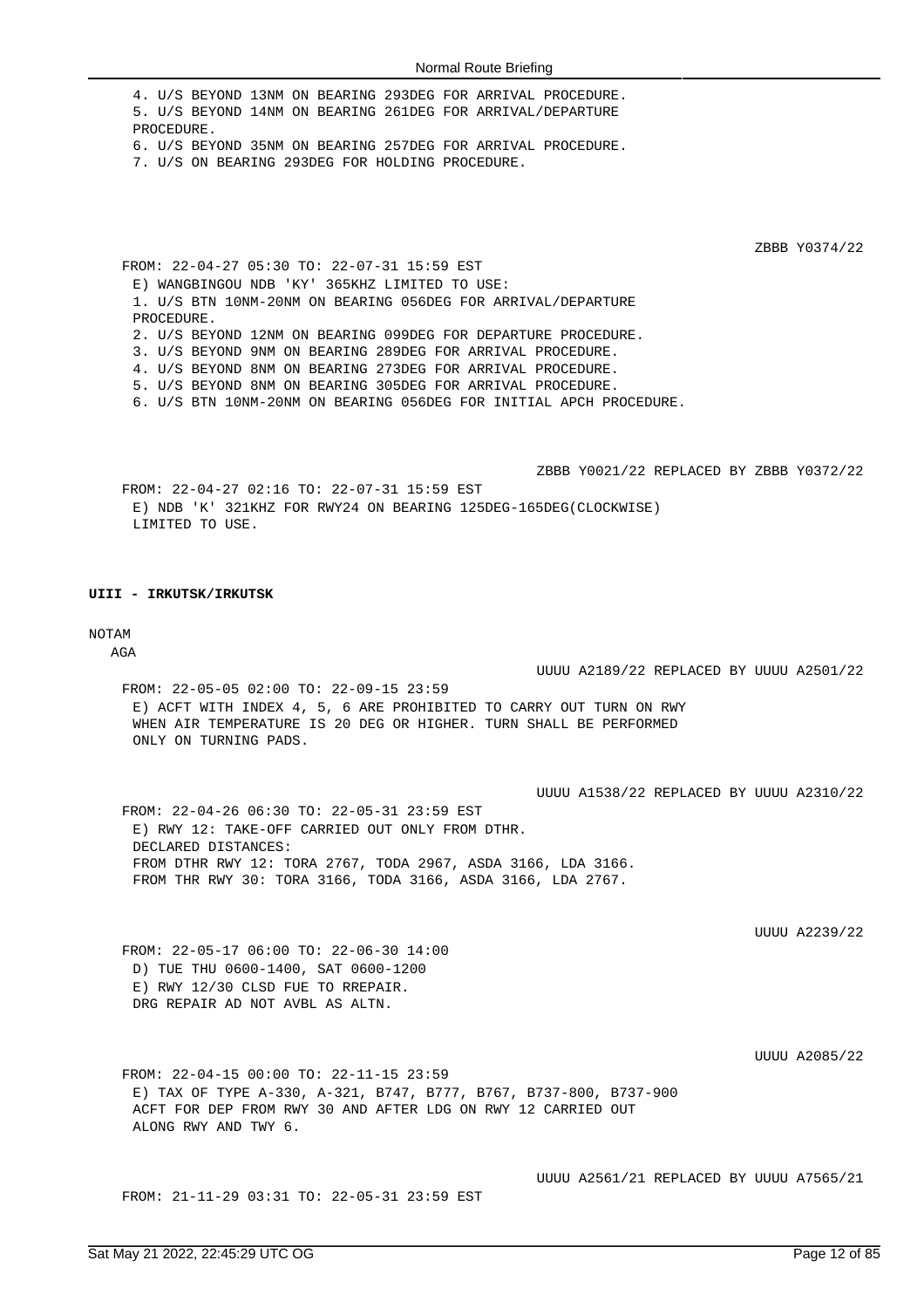4. U/S BEYOND 13NM ON BEARING 293DEG FOR ARRIVAL PROCEDURE.
5. U/S BEYOND 14NM ON BEARING 261DEG FOR ARRIVAL/DEPARTURE PROCEDURE.
6. U/S BEYOND 35NM ON BEARING 257DEG FOR ARRIVAL PROCEDURE.
7. U/S ON BEARING 293DEG FOR HOLDING PROCEDURE.

ZBBB Y0374/22

FROM: 22-04-27 05:30 TO: 22-07-31 15:59 EST
E) WANGBINGOU NDB 'KY' 365KHZ LIMITED TO USE:
1. U/S BTN 10NM-20NM ON BEARING 056DEG FOR ARRIVAL/DEPARTURE PROCEDURE.
2. U/S BEYOND 12NM ON BEARING 099DEG FOR DEPARTURE PROCEDURE.
3. U/S BEYOND 9NM ON BEARING 289DEG FOR ARRIVAL PROCEDURE.
4. U/S BEYOND 8NM ON BEARING 273DEG FOR ARRIVAL PROCEDURE.
5. U/S BEYOND 8NM ON BEARING 305DEG FOR ARRIVAL PROCEDURE.
6. U/S BTN 10NM-20NM ON BEARING 056DEG FOR INITIAL APCH PROCEDURE.

ZBBB Y0021/22 REPLACED BY ZBBB Y0372/22

FROM: 22-04-27 02:16 TO: 22-07-31 15:59 EST
E) NDB 'K' 321KHZ FOR RWY24 ON BEARING 125DEG-165DEG(CLOCKWISE) LIMITED TO USE.

**UIII - IRKUTSK/IRKUTSK**

NOTAM

AGA

UUUU A2189/22 REPLACED BY UUUU A2501/22

FROM: 22-05-05 02:00 TO: 22-09-15 23:59
E) ACFT WITH INDEX 4, 5, 6 ARE PROHIBITED TO CARRY OUT TURN ON RWY WHEN AIR TEMPERATURE IS 20 DEG OR HIGHER. TURN SHALL BE PERFORMED ONLY ON TURNING PADS.

UUUU A1538/22 REPLACED BY UUUU A2310/22

FROM: 22-04-26 06:30 TO: 22-05-31 23:59 EST
E) RWY 12: TAKE-OFF CARRIED OUT ONLY FROM DTHR.
DECLARED DISTANCES:
FROM DTHR RWY 12: TORA 2767, TODA 2967, ASDA 3166, LDA 3166.
FROM THR RWY 30: TORA 3166, TODA 3166, ASDA 3166, LDA 2767.

UUUU A2239/22

FROM: 22-05-17 06:00 TO: 22-06-30 14:00
D) TUE THU 0600-1400, SAT 0600-1200
E) RWY 12/30 CLSD FUE TO RREPAIR.
DRG REPAIR AD NOT AVBL AS ALTN.

UUUU A2085/22

FROM: 22-04-15 00:00 TO: 22-11-15 23:59
E) TAX OF TYPE A-330, A-321, B747, B777, B767, B737-800, B737-900 ACFT FOR DEP FROM RWY 30 AND AFTER LDG ON RWY 12 CARRIED OUT ALONG RWY AND TWY 6.

UUUU A2561/21 REPLACED BY UUUU A7565/21

FROM: 21-11-29 03:31 TO: 22-05-31 23:59 EST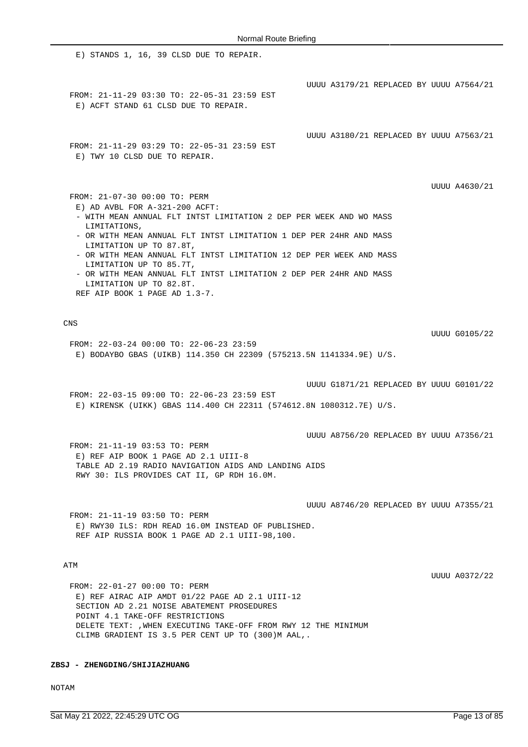E) STANDS 1, 16, 39 CLSD DUE TO REPAIR.

UUUU A3179/21 REPLACED BY UUUU A7564/21

FROM: 21-11-29 03:30 TO: 22-05-31 23:59 EST
E) ACFT STAND 61 CLSD DUE TO REPAIR.

UUUU A3180/21 REPLACED BY UUUU A7563/21

FROM: 21-11-29 03:29 TO: 22-05-31 23:59 EST
E) TWY 10 CLSD DUE TO REPAIR.

UUUU A4630/21

FROM: 21-07-30 00:00 TO: PERM
E) AD AVBL FOR A-321-200 ACFT:
- WITH MEAN ANNUAL FLT INTST LIMITATION 2 DEP PER WEEK AND WO MASS LIMITATIONS,
- OR WITH MEAN ANNUAL FLT INTST LIMITATION 1 DEP PER 24HR AND MASS LIMITATION UP TO 87.8T,
- OR WITH MEAN ANNUAL FLT INTST LIMITATION 12 DEP PER WEEK AND MASS LIMITATION UP TO 85.7T,
- OR WITH MEAN ANNUAL FLT INTST LIMITATION 2 DEP PER 24HR AND MASS LIMITATION UP TO 82.8T.

REF AIP BOOK 1 PAGE AD 1.3-7.

CNS

UUUU G0105/22

FROM: 22-03-24 00:00 TO: 22-06-23 23:59
E) BODAYBO GBAS (UIKB) 114.350 CH 22309 (575213.5N 1141334.9E) U/S.

UUUU G1871/21 REPLACED BY UUUU G0101/22

FROM: 22-03-15 09:00 TO: 22-06-23 23:59 EST
E) KIRENSK (UIKK) GBAS 114.400 CH 22311 (574612.8N 1080312.7E) U/S.

UUUU A8756/20 REPLACED BY UUUU A7356/21

FROM: 21-11-19 03:53 TO: PERM
E) REF AIP BOOK 1 PAGE AD 2.1 UIII-8
TABLE AD 2.19 RADIO NAVIGATION AIDS AND LANDING AIDS
RWY 30: ILS PROVIDES CAT II, GP RDH 16.0M.

UUUU A8746/20 REPLACED BY UUUU A7355/21

FROM: 21-11-19 03:50 TO: PERM
E) RWY30 ILS: RDH READ 16.0M INSTEAD OF PUBLISHED.
REF AIP RUSSIA BOOK 1 PAGE AD 2.1 UIII-98,100.

ATM

UUUU A0372/22

FROM: 22-01-27 00:00 TO: PERM
E) REF AIRAC AIP AMDT 01/22 PAGE AD 2.1 UIII-12
SECTION AD 2.21 NOISE ABATEMENT PROSEDURES
POINT 4.1 TAKE-OFF RESTRICTIONS
DELETE TEXT: ,WHEN EXECUTING TAKE-OFF FROM RWY 12 THE MINIMUM CLIMB GRADIENT IS 3.5 PER CENT UP TO (300)M AAL,.

**ZBSJ - ZHENGDING/SHIJIAZHUANG**

NOTAM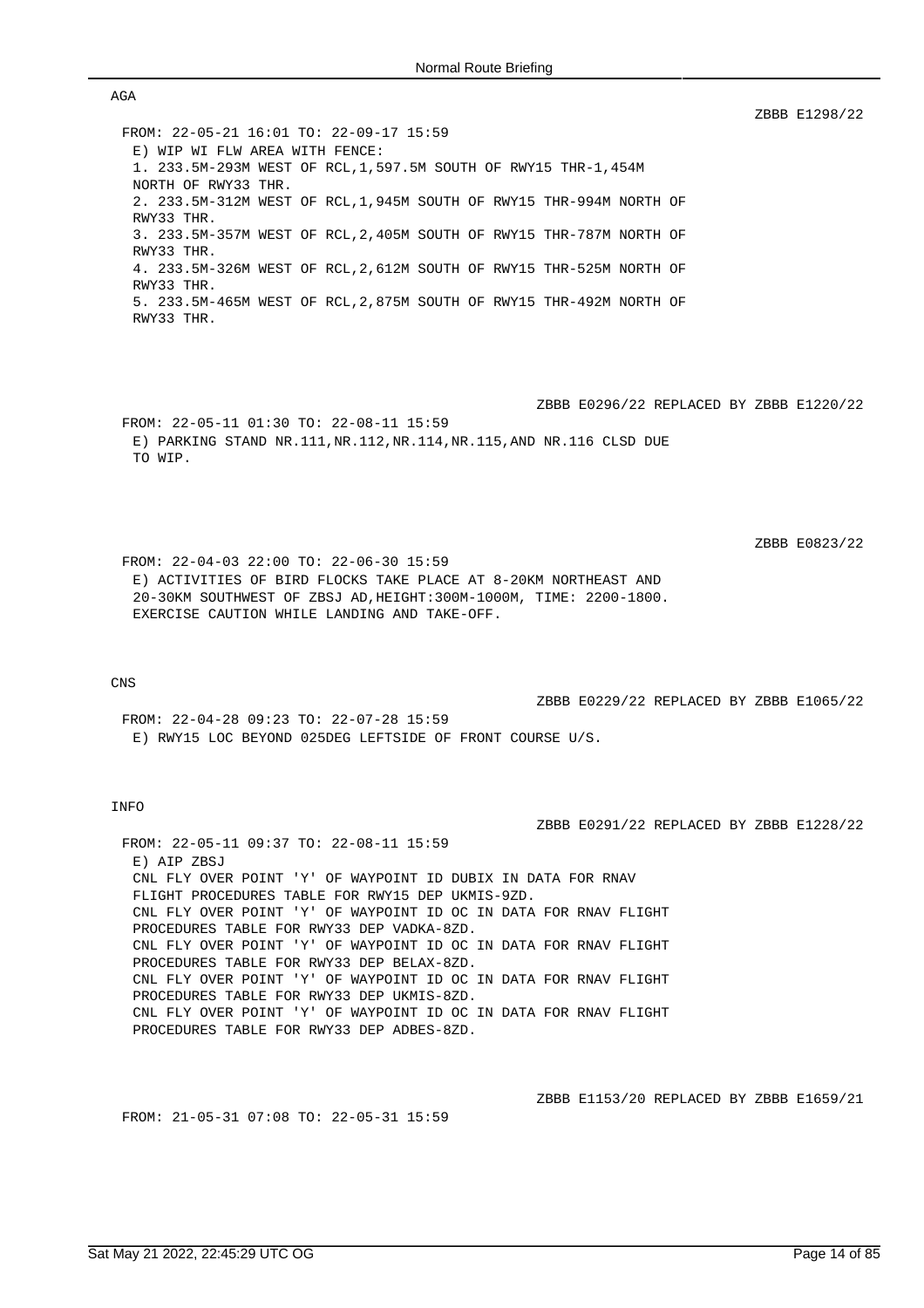## AGA

ZBBB E1298/22

FROM: 22-05-21 16:01 TO: 22-09-17 15:59
E) WIP WI FLW AREA WITH FENCE:
1. 233.5M-293M WEST OF RCL,1,597.5M SOUTH OF RWY15 THR-1,454M NORTH OF RWY33 THR.
2. 233.5M-312M WEST OF RCL,1,945M SOUTH OF RWY15 THR-994M NORTH OF RWY33 THR.
3. 233.5M-357M WEST OF RCL,2,405M SOUTH OF RWY15 THR-787M NORTH OF RWY33 THR.
4. 233.5M-326M WEST OF RCL,2,612M SOUTH OF RWY15 THR-525M NORTH OF RWY33 THR.
5. 233.5M-465M WEST OF RCL,2,875M SOUTH OF RWY15 THR-492M NORTH OF RWY33 THR.

ZBBB E0296/22 REPLACED BY ZBBB E1220/22

FROM: 22-05-11 01:30 TO: 22-08-11 15:59
E) PARKING STAND NR.111,NR.112,NR.114,NR.115,AND NR.116 CLSD DUE TO WIP.

ZBBB E0823/22

FROM: 22-04-03 22:00 TO: 22-06-30 15:59
E) ACTIVITIES OF BIRD FLOCKS TAKE PLACE AT 8-20KM NORTHEAST AND 20-30KM SOUTHWEST OF ZBSJ AD,HEIGHT:300M-1000M, TIME: 2200-1800. EXERCISE CAUTION WHILE LANDING AND TAKE-OFF.

## CNS

ZBBB E0229/22 REPLACED BY ZBBB E1065/22

FROM: 22-04-28 09:23 TO: 22-07-28 15:59
E) RWY15 LOC BEYOND 025DEG LEFTSIDE OF FRONT COURSE U/S.

## INFO

ZBBB E0291/22 REPLACED BY ZBBB E1228/22

FROM: 22-05-11 09:37 TO: 22-08-11 15:59
E) AIP ZBSJ
CNL FLY OVER POINT 'Y' OF WAYPOINT ID DUBIX IN DATA FOR RNAV FLIGHT PROCEDURES TABLE FOR RWY15 DEP UKMIS-9ZD.
CNL FLY OVER POINT 'Y' OF WAYPOINT ID OC IN DATA FOR RNAV FLIGHT PROCEDURES TABLE FOR RWY33 DEP VADKA-8ZD.
CNL FLY OVER POINT 'Y' OF WAYPOINT ID OC IN DATA FOR RNAV FLIGHT PROCEDURES TABLE FOR RWY33 DEP BELAX-8ZD.
CNL FLY OVER POINT 'Y' OF WAYPOINT ID OC IN DATA FOR RNAV FLIGHT PROCEDURES TABLE FOR RWY33 DEP UKMIS-8ZD.
CNL FLY OVER POINT 'Y' OF WAYPOINT ID OC IN DATA FOR RNAV FLIGHT PROCEDURES TABLE FOR RWY33 DEP ADBES-8ZD.

ZBBB E1153/20 REPLACED BY ZBBB E1659/21

FROM: 21-05-31 07:08 TO: 22-05-31 15:59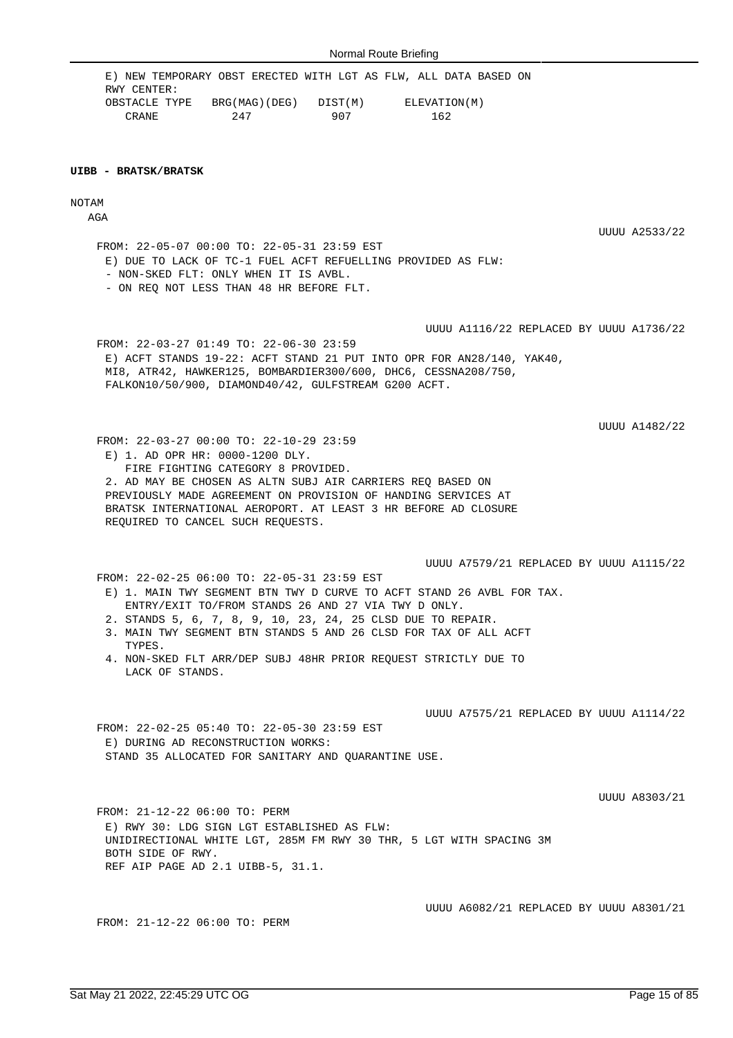E) NEW TEMPORARY OBST ERECTED WITH LGT AS FLW, ALL DATA BASED ON RWY CENTER:

| OBSTACLE TYPE | BRG(MAG)(DEG) | DIST(M) | ELEVATION(M) |
|---|---|---|---|
| CRANE | 247 | 907 | 162 |

**UIBB - BRATSK/BRATSK**

NOTAM

AGA

UUUU A2533/22

FROM: 22-05-07 00:00 TO: 22-05-31 23:59 EST

E) DUE TO LACK OF TC-1 FUEL ACFT REFUELLING PROVIDED AS FLW:
- NON-SKED FLT: ONLY WHEN IT IS AVBL.
- ON REQ NOT LESS THAN 48 HR BEFORE FLT.

UUUU A1116/22 REPLACED BY UUUU A1736/22

FROM: 22-03-27 01:49 TO: 22-06-30 23:59

E) ACFT STANDS 19-22: ACFT STAND 21 PUT INTO OPR FOR AN28/140, YAK40, MI8, ATR42, HAWKER125, BOMBARDIER300/600, DHC6, CESSNA208/750, FALKON10/50/900, DIAMOND40/42, GULFSTREAM G200 ACFT.

UUUU A1482/22

FROM: 22-03-27 00:00 TO: 22-10-29 23:59

E) 1. AD OPR HR: 0000-1200 DLY.
FIRE FIGHTING CATEGORY 8 PROVIDED.
2. AD MAY BE CHOSEN AS ALTN SUBJ AIR CARRIERS REQ BASED ON PREVIOUSLY MADE AGREEMENT ON PROVISION OF HANDING SERVICES AT BRATSK INTERNATIONAL AEROPORT. AT LEAST 3 HR BEFORE AD CLOSURE REQUIRED TO CANCEL SUCH REQUESTS.

UUUU A7579/21 REPLACED BY UUUU A1115/22

FROM: 22-02-25 06:00 TO: 22-05-31 23:59 EST

E) 1. MAIN TWY SEGMENT BTN TWY D CURVE TO ACFT STAND 26 AVBL FOR TAX.
ENTRY/EXIT TO/FROM STANDS 26 AND 27 VIA TWY D ONLY.
2. STANDS 5, 6, 7, 8, 9, 10, 23, 24, 25 CLSD DUE TO REPAIR.
3. MAIN TWY SEGMENT BTN STANDS 5 AND 26 CLSD FOR TAX OF ALL ACFT TYPES.
4. NON-SKED FLT ARR/DEP SUBJ 48HR PRIOR REQUEST STRICTLY DUE TO LACK OF STANDS.

UUUU A7575/21 REPLACED BY UUUU A1114/22

FROM: 22-02-25 05:40 TO: 22-05-30 23:59 EST

E) DURING AD RECONSTRUCTION WORKS:
STAND 35 ALLOCATED FOR SANITARY AND QUARANTINE USE.

UUUU A8303/21

FROM: 21-12-22 06:00 TO: PERM

E) RWY 30: LDG SIGN LGT ESTABLISHED AS FLW:
UNIDIRECTIONAL WHITE LGT, 285M FM RWY 30 THR, 5 LGT WITH SPACING 3M BOTH SIDE OF RWY.
REF AIP PAGE AD 2.1 UIBB-5, 31.1.

UUUU A6082/21 REPLACED BY UUUU A8301/21

FROM: 21-12-22 06:00 TO: PERM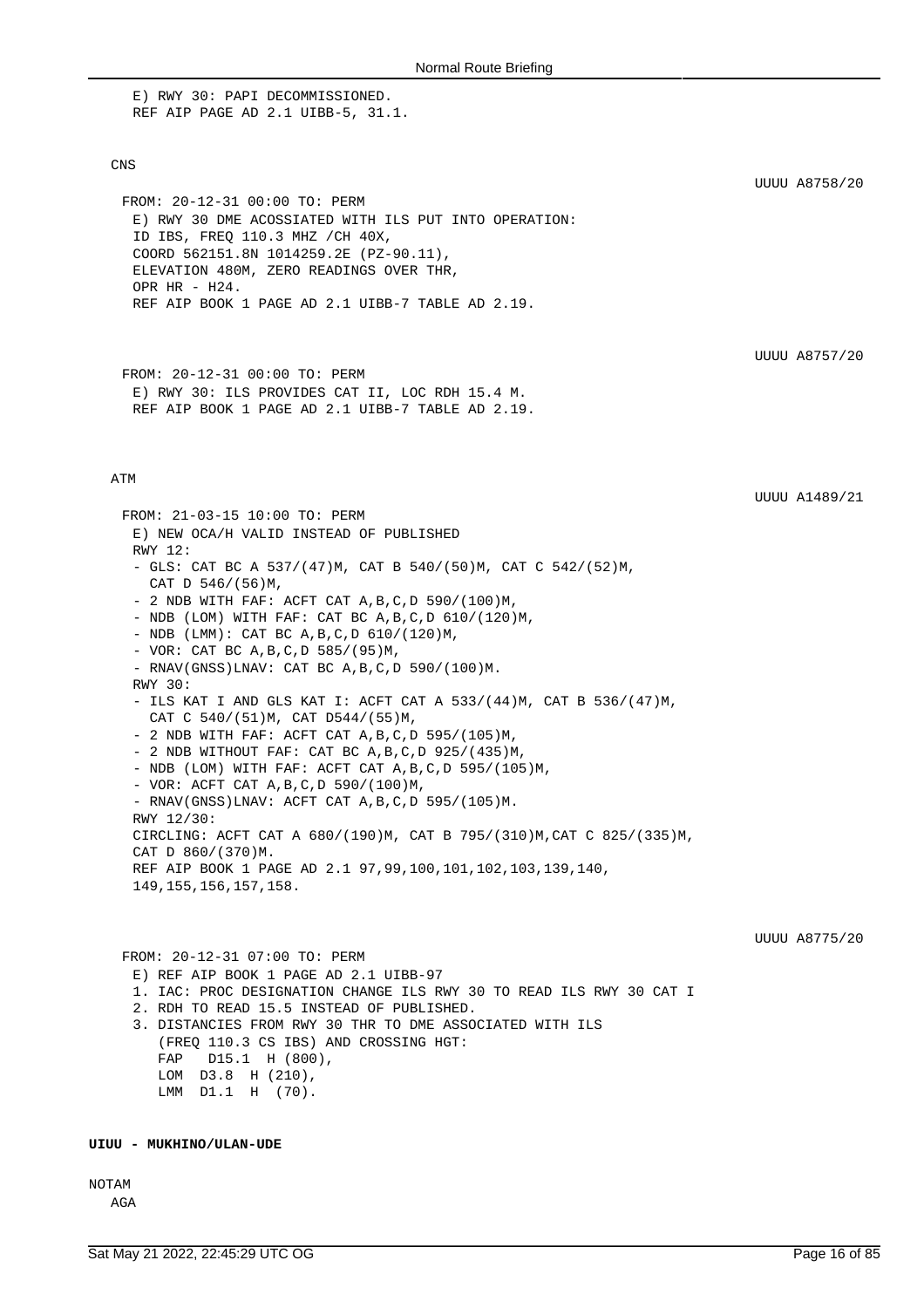E) RWY 30: PAPI DECOMMISSIONED.
REF AIP PAGE AD 2.1 UIBB-5, 31.1.

CNS

UUUU A8758/20

FROM: 20-12-31 00:00 TO: PERM
E) RWY 30 DME ACOSSIATED WITH ILS PUT INTO OPERATION:
ID IBS, FREQ 110.3 MHZ /CH 40X,
COORD 562151.8N 1014259.2E (PZ-90.11),
ELEVATION 480M, ZERO READINGS OVER THR,
OPR HR - H24.
REF AIP BOOK 1 PAGE AD 2.1 UIBB-7 TABLE AD 2.19.

UUUU A8757/20

FROM: 20-12-31 00:00 TO: PERM
E) RWY 30: ILS PROVIDES CAT II, LOC RDH 15.4 M.
REF AIP BOOK 1 PAGE AD 2.1 UIBB-7 TABLE AD 2.19.

ATM

UUUU A1489/21

FROM: 21-03-15 10:00 TO: PERM
E) NEW OCA/H VALID INSTEAD OF PUBLISHED
RWY 12:
- GLS: CAT BC A 537/(47)M, CAT B 540/(50)M, CAT C 542/(52)M,
  CAT D 546/(56)M,
- 2 NDB WITH FAF: ACFT CAT A,B,C,D 590/(100)M,
- NDB (LOM) WITH FAF: CAT BC A,B,C,D 610/(120)M,
- NDB (LMM): CAT BC A,B,C,D 610/(120)M,
- VOR: CAT BC A,B,C,D 585/(95)M,
- RNAV(GNSS)LNAV: CAT BC A,B,C,D 590/(100)M.
RWY 30:
- ILS KAT I AND GLS KAT I: ACFT CAT A 533/(44)M, CAT B 536/(47)M,
  CAT C 540/(51)M, CAT D544/(55)M,
- 2 NDB WITH FAF: ACFT CAT A,B,C,D 595/(105)M,
- 2 NDB WITHOUT FAF: CAT BC A,B,C,D 925/(435)M,
- NDB (LOM) WITH FAF: ACFT CAT A,B,C,D 595/(105)M,
- VOR: ACFT CAT A,B,C,D 590/(100)M,
- RNAV(GNSS)LNAV: ACFT CAT A,B,C,D 595/(105)M.
RWY 12/30:
CIRCLING: ACFT CAT A 680/(190)M, CAT B 795/(310)M,CAT C 825/(335)M,
CAT D 860/(370)M.
REF AIP BOOK 1 PAGE AD 2.1 97,99,100,101,102,103,139,140,
149,155,156,157,158.

UUUU A8775/20

FROM: 20-12-31 07:00 TO: PERM
E) REF AIP BOOK 1 PAGE AD 2.1 UIBB-97
1. IAC: PROC DESIGNATION CHANGE ILS RWY 30 TO READ ILS RWY 30 CAT I
2. RDH TO READ 15.5 INSTEAD OF PUBLISHED.
3. DISTANCIES FROM RWY 30 THR TO DME ASSOCIATED WITH ILS
   (FREQ 110.3 CS IBS) AND CROSSING HGT:
   FAP D15.1 H (800),
   LOM D3.8 H (210),
   LMM D1.1 H (70).

**UIUU - MUKHINO/ULAN-UDE**

NOTAM

AGA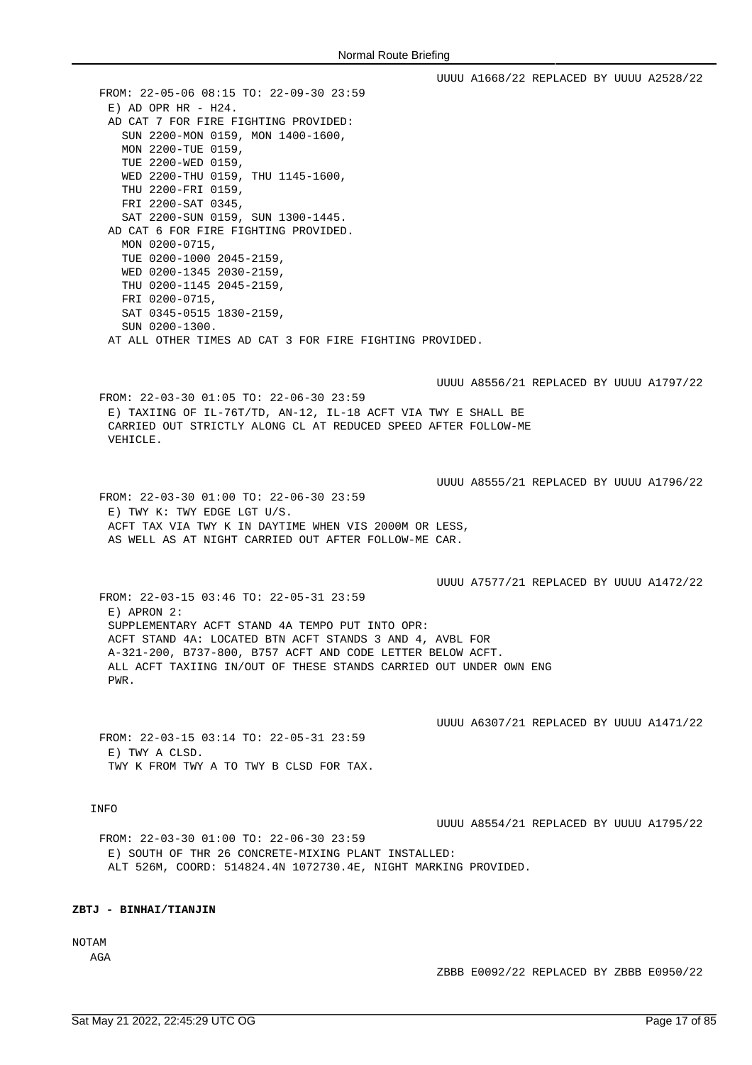UUUU A1668/22 REPLACED BY UUUU A2528/22

FROM: 22-05-06 08:15 TO: 22-09-30 23:59
E) AD OPR HR - H24.
AD CAT 7 FOR FIRE FIGHTING PROVIDED:
SUN 2200-MON 0159, MON 1400-1600,
MON 2200-TUE 0159,
TUE 2200-WED 0159,
WED 2200-THU 0159, THU 1145-1600,
THU 2200-FRI 0159,
FRI 2200-SAT 0345,
SAT 2200-SUN 0159, SUN 1300-1445.
AD CAT 6 FOR FIRE FIGHTING PROVIDED.
MON 0200-0715,
TUE 0200-1000 2045-2159,
WED 0200-1345 2030-2159,
THU 0200-1145 2045-2159,
FRI 0200-0715,
SAT 0345-0515 1830-2159,
SUN 0200-1300.
AT ALL OTHER TIMES AD CAT 3 FOR FIRE FIGHTING PROVIDED.

UUUU A8556/21 REPLACED BY UUUU A1797/22

FROM: 22-03-30 01:05 TO: 22-06-30 23:59
E) TAXIING OF IL-76T/TD, AN-12, IL-18 ACFT VIA TWY E SHALL BE CARRIED OUT STRICTLY ALONG CL AT REDUCED SPEED AFTER FOLLOW-ME VEHICLE.

UUUU A8555/21 REPLACED BY UUUU A1796/22

FROM: 22-03-30 01:00 TO: 22-06-30 23:59
E) TWY K: TWY EDGE LGT U/S.
ACFT TAX VIA TWY K IN DAYTIME WHEN VIS 2000M OR LESS,
AS WELL AS AT NIGHT CARRIED OUT AFTER FOLLOW-ME CAR.

UUUU A7577/21 REPLACED BY UUUU A1472/22

FROM: 22-03-15 03:46 TO: 22-05-31 23:59
E) APRON 2:
SUPPLEMENTARY ACFT STAND 4A TEMPO PUT INTO OPR:
ACFT STAND 4A: LOCATED BTN ACFT STANDS 3 AND 4, AVBL FOR A-321-200, B737-800, B757 ACFT AND CODE LETTER BELOW ACFT.
ALL ACFT TAXIING IN/OUT OF THESE STANDS CARRIED OUT UNDER OWN ENG PWR.

UUUU A6307/21 REPLACED BY UUUU A1471/22

FROM: 22-03-15 03:14 TO: 22-05-31 23:59
E) TWY A CLSD.
TWY K FROM TWY A TO TWY B CLSD FOR TAX.

INFO

UUUU A8554/21 REPLACED BY UUUU A1795/22

FROM: 22-03-30 01:00 TO: 22-06-30 23:59
E) SOUTH OF THR 26 CONCRETE-MIXING PLANT INSTALLED:
ALT 526M, COORD: 514824.4N 1072730.4E, NIGHT MARKING PROVIDED.

**ZBTJ - BINHAI/TIANJIN**

NOTAM

AGA

ZBBB E0092/22 REPLACED BY ZBBB E0950/22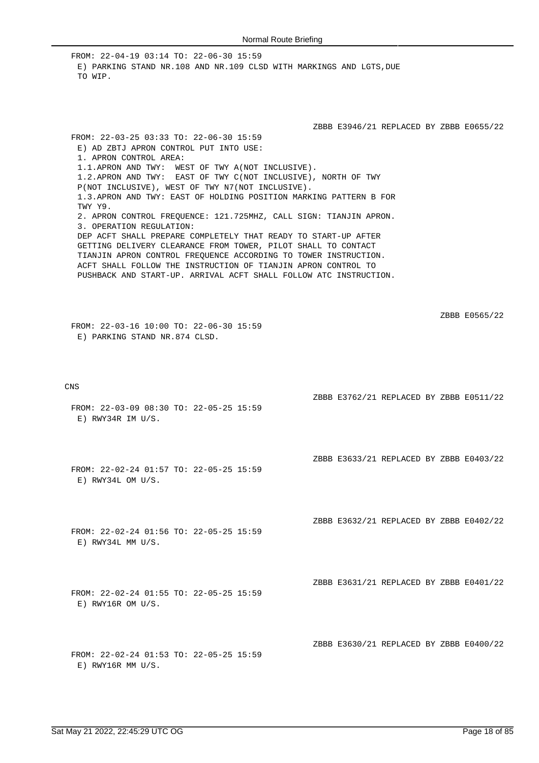FROM: 22-04-19 03:14 TO: 22-06-30 15:59
E) PARKING STAND NR.108 AND NR.109 CLSD WITH MARKINGS AND LGTS,DUE TO WIP.

ZBBB E3946/21 REPLACED BY ZBBB E0655/22

FROM: 22-03-25 03:33 TO: 22-06-30 15:59
E) AD ZBTJ APRON CONTROL PUT INTO USE:
1. APRON CONTROL AREA:
1.1.APRON AND TWY: WEST OF TWY A(NOT INCLUSIVE).
1.2.APRON AND TWY: EAST OF TWY C(NOT INCLUSIVE), NORTH OF TWY P(NOT INCLUSIVE), WEST OF TWY N7(NOT INCLUSIVE).
1.3.APRON AND TWY: EAST OF HOLDING POSITION MARKING PATTERN B FOR TWY Y9.
2. APRON CONTROL FREQUENCE: 121.725MHZ, CALL SIGN: TIANJIN APRON.
3. OPERATION REGULATION:
DEP ACFT SHALL PREPARE COMPLETELY THAT READY TO START-UP AFTER GETTING DELIVERY CLEARANCE FROM TOWER, PILOT SHALL TO CONTACT TIANJIN APRON CONTROL FREQUENCE ACCORDING TO TOWER INSTRUCTION. ACFT SHALL FOLLOW THE INSTRUCTION OF TIANJIN APRON CONTROL TO PUSHBACK AND START-UP. ARRIVAL ACFT SHALL FOLLOW ATC INSTRUCTION.

ZBBB E0565/22

FROM: 22-03-16 10:00 TO: 22-06-30 15:59
E) PARKING STAND NR.874 CLSD.

CNS

ZBBB E3762/21 REPLACED BY ZBBB E0511/22

FROM: 22-03-09 08:30 TO: 22-05-25 15:59
E) RWY34R IM U/S.

ZBBB E3633/21 REPLACED BY ZBBB E0403/22

FROM: 22-02-24 01:57 TO: 22-05-25 15:59
E) RWY34L OM U/S.

ZBBB E3632/21 REPLACED BY ZBBB E0402/22

FROM: 22-02-24 01:56 TO: 22-05-25 15:59
E) RWY34L MM U/S.

ZBBB E3631/21 REPLACED BY ZBBB E0401/22

FROM: 22-02-24 01:55 TO: 22-05-25 15:59
E) RWY16R OM U/S.

ZBBB E3630/21 REPLACED BY ZBBB E0400/22

FROM: 22-02-24 01:53 TO: 22-05-25 15:59
E) RWY16R MM U/S.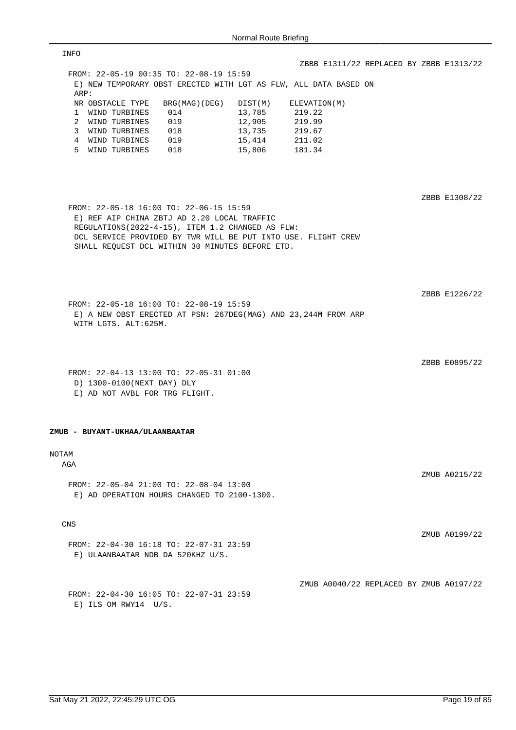INFO

ZBBB E1311/22 REPLACED BY ZBBB E1313/22

FROM: 22-05-19 00:35 TO: 22-08-19 15:59

E) NEW TEMPORARY OBST ERECTED WITH LGT AS FLW, ALL DATA BASED ON ARP:

| NR | OBSTACLE TYPE | BRG(MAG)(DEG) | DIST(M) | ELEVATION(M) |
|---|---|---|---|---|
| 1 | WIND TURBINES | 014 | 13,785 | 219.22 |
| 2 | WIND TURBINES | 019 | 12,905 | 219.99 |
| 3 | WIND TURBINES | 018 | 13,735 | 219.67 |
| 4 | WIND TURBINES | 019 | 15,414 | 211.02 |
| 5 | WIND TURBINES | 018 | 15,806 | 181.34 |

ZBBB E1308/22

FROM: 22-05-18 16:00 TO: 22-06-15 15:59

E) REF AIP CHINA ZBTJ AD 2.20 LOCAL TRAFFIC REGULATIONS(2022-4-15), ITEM 1.2 CHANGED AS FLW:
DCL SERVICE PROVIDED BY TWR WILL BE PUT INTO USE. FLIGHT CREW SHALL REQUEST DCL WITHIN 30 MINUTES BEFORE ETD.

ZBBB E1226/22

FROM: 22-05-18 16:00 TO: 22-08-19 15:59

E) A NEW OBST ERECTED AT PSN: 267DEG(MAG) AND 23,244M FROM ARP WITH LGTS. ALT:625M.

ZBBB E0895/22

FROM: 22-04-13 13:00 TO: 22-05-31 01:00

D) 1300-0100(NEXT DAY) DLY

E) AD NOT AVBL FOR TRG FLIGHT.

**ZMUB - BUYANT-UKHAA/ULAANBAATAR**

NOTAM

AGA

ZMUB A0215/22

FROM: 22-05-04 21:00 TO: 22-08-04 13:00

E) AD OPERATION HOURS CHANGED TO 2100-1300.

CNS

ZMUB A0199/22

FROM: 22-04-30 16:18 TO: 22-07-31 23:59

E) ULAANBAATAR NDB DA 520KHZ U/S.

ZMUB A0040/22 REPLACED BY ZMUB A0197/22

FROM: 22-04-30 16:05 TO: 22-07-31 23:59

E) ILS OM RWY14 U/S.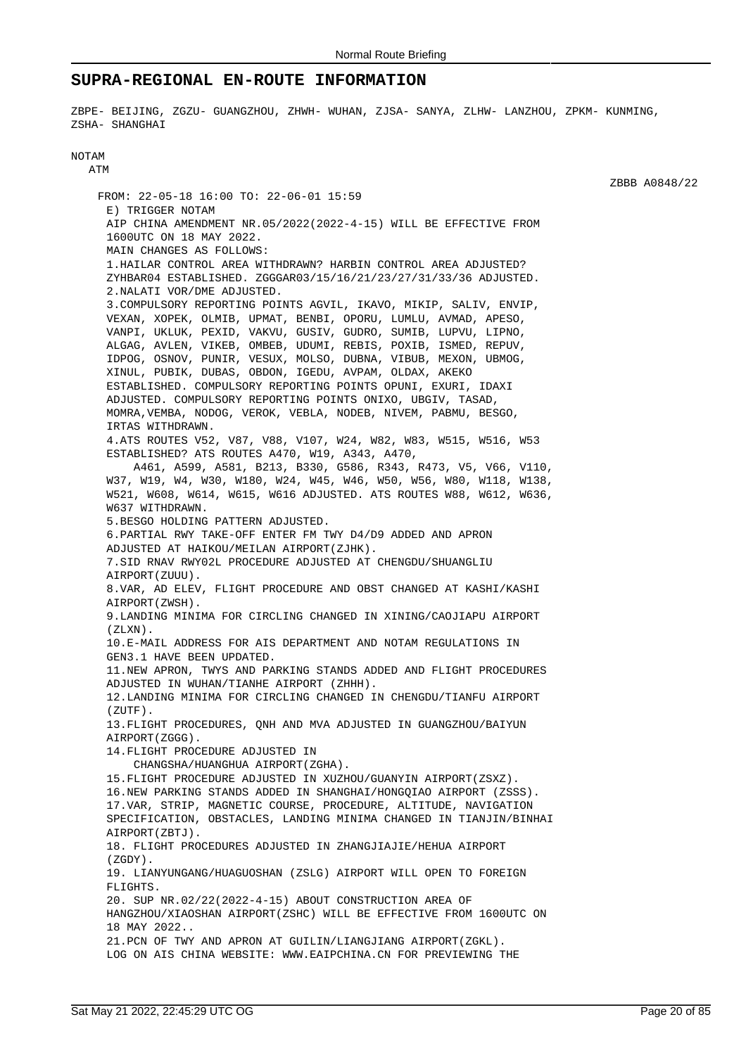## SUPRA-REGIONAL EN-ROUTE INFORMATION

ZBPE- BEIJING, ZGZU- GUANGZHOU, ZHWH- WUHAN, ZJSA- SANYA, ZLHW- LANZHOU, ZPKM- KUNMING, ZSHA- SHANGHAI

NOTAM

ATM

ZBBB A0848/22

```
FROM: 22-05-18 16:00 TO: 22-06-01 15:59
 E) TRIGGER NOTAM
 AIP CHINA AMENDMENT NR.05/2022(2022-4-15) WILL BE EFFECTIVE FROM
 1600UTC ON 18 MAY 2022.
 MAIN CHANGES AS FOLLOWS:
 1.HAILAR CONTROL AREA WITHDRAWN? HARBIN CONTROL AREA ADJUSTED?
 ZYHBAR04 ESTABLISHED. ZGGGAR03/15/16/21/23/27/31/33/36 ADJUSTED.
 2.NALATI VOR/DME ADJUSTED.
 3.COMPULSORY REPORTING POINTS AGVIL, IKAVO, MIKIP, SALIV, ENVIP,
 VEXAN, XOPEK, OLMIB, UPMAT, BENBI, OPORU, LUMLU, AVMAD, APESO,
 VANPI, UKLUK, PEXID, VAKVU, GUSIV, GUDRO, SUMIB, LUPVU, LIPNO,
 ALGAG, AVLEN, VIKEB, OMBEB, UDUMI, REBIS, POXIB, ISMED, REPUV,
 IDPOG, OSNOV, PUNIR, VESUX, MOLSO, DUBNA, VIBUB, MEXON, UBMOG,
 XINUL, PUBIK, DUBAS, OBDON, IGEDU, AVPAM, OLDAX, AKEKO
 ESTABLISHED. COMPULSORY REPORTING POINTS OPUNI, EXURI, IDAXI
 ADJUSTED. COMPULSORY REPORTING POINTS ONIXO, UBGIV, TASAD,
 MOMRA,VEMBA, NODOG, VEROK, VEBLA, NODEB, NIVEM, PABMU, BESGO,
 IRTAS WITHDRAWN.
 4.ATS ROUTES V52, V87, V88, V107, W24, W82, W83, W515, W516, W53
 ESTABLISHED? ATS ROUTES A470, W19, A343, A470,
     A461, A599, A581, B213, B330, G586, R343, R473, V5, V66, V110,
 W37, W19, W4, W30, W180, W24, W45, W46, W50, W56, W80, W118, W138,
 W521, W608, W614, W615, W616 ADJUSTED. ATS ROUTES W88, W612, W636,
 W637 WITHDRAWN.
 5.BESGO HOLDING PATTERN ADJUSTED.
 6.PARTIAL RWY TAKE-OFF ENTER FM TWY D4/D9 ADDED AND APRON
 ADJUSTED AT HAIKOU/MEILAN AIRPORT(ZJHK).
 7.SID RNAV RWY02L PROCEDURE ADJUSTED AT CHENGDU/SHUANGLIU
 AIRPORT(ZUUU).
 8.VAR, AD ELEV, FLIGHT PROCEDURE AND OBST CHANGED AT KASHI/KASHI
 AIRPORT(ZWSH).
 9.LANDING MINIMA FOR CIRCLING CHANGED IN XINING/CAOJIAPU AIRPORT
 (ZLXN).
 10.E-MAIL ADDRESS FOR AIS DEPARTMENT AND NOTAM REGULATIONS IN
 GEN3.1 HAVE BEEN UPDATED.
 11.NEW APRON, TWYS AND PARKING STANDS ADDED AND FLIGHT PROCEDURES
 ADJUSTED IN WUHAN/TIANHE AIRPORT (ZHHH).
 12.LANDING MINIMA FOR CIRCLING CHANGED IN CHENGDU/TIANFU AIRPORT
 (ZUTF).
 13.FLIGHT PROCEDURES, QNH AND MVA ADJUSTED IN GUANGZHOU/BAIYUN
 AIRPORT(ZGGG).
 14.FLIGHT PROCEDURE ADJUSTED IN
     CHANGSHA/HUANGHUA AIRPORT(ZGHA).
 15.FLIGHT PROCEDURE ADJUSTED IN XUZHOU/GUANYIN AIRPORT(ZSXZ).
 16.NEW PARKING STANDS ADDED IN SHANGHAI/HONGQIAO AIRPORT (ZSSS).
 17.VAR, STRIP, MAGNETIC COURSE, PROCEDURE, ALTITUDE, NAVIGATION
 SPECIFICATION, OBSTACLES, LANDING MINIMA CHANGED IN TIANJIN/BINHAI
 AIRPORT(ZBTJ).
 18. FLIGHT PROCEDURES ADJUSTED IN ZHANGJIAJIE/HEHUA AIRPORT
 (ZGDY).
 19. LIANYUNGANG/HUAGUOSHAN (ZSLG) AIRPORT WILL OPEN TO FOREIGN
 FLIGHTS.
 20. SUP NR.02/22(2022-4-15) ABOUT CONSTRUCTION AREA OF
 HANGZHOU/XIAOSHAN AIRPORT(ZSHC) WILL BE EFFECTIVE FROM 1600UTC ON
 18 MAY 2022..
 21.PCN OF TWY AND APRON AT GUILIN/LIANGJIANG AIRPORT(ZGKL).
 LOG ON AIS CHINA WEBSITE: WWW.EAIPCHINA.CN FOR PREVIEWING THE
```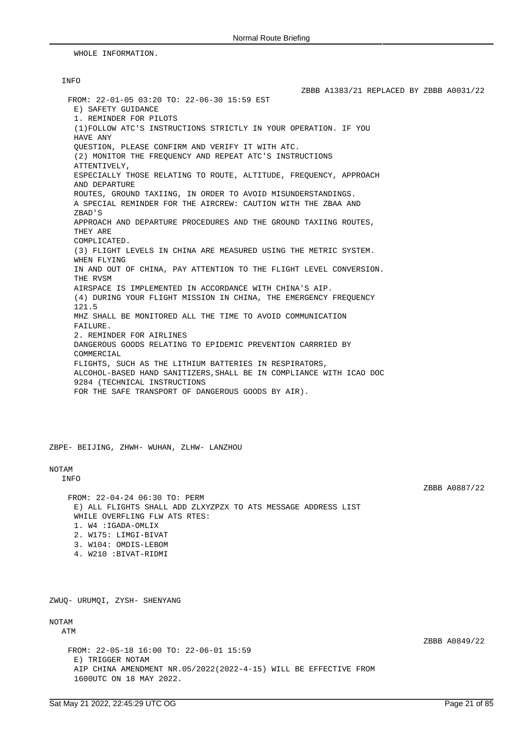WHOLE INFORMATION.

INFO

ZBBB A1383/21 REPLACED BY ZBBB A0031/22

FROM: 22-01-05 03:20 TO: 22-06-30 15:59 EST
E) SAFETY GUIDANCE
1. REMINDER FOR PILOTS
(1)FOLLOW ATC'S INSTRUCTIONS STRICTLY IN YOUR OPERATION. IF YOU HAVE ANY
QUESTION, PLEASE CONFIRM AND VERIFY IT WITH ATC.
(2) MONITOR THE FREQUENCY AND REPEAT ATC'S INSTRUCTIONS ATTENTIVELY,
ESPECIALLY THOSE RELATING TO ROUTE, ALTITUDE, FREQUENCY, APPROACH AND DEPARTURE
ROUTES, GROUND TAXIING, IN ORDER TO AVOID MISUNDERSTANDINGS.
A SPECIAL REMINDER FOR THE AIRCREW: CAUTION WITH THE ZBAA AND ZBAD'S
APPROACH AND DEPARTURE PROCEDURES AND THE GROUND TAXIING ROUTES, THEY ARE
COMPLICATED.
(3) FLIGHT LEVELS IN CHINA ARE MEASURED USING THE METRIC SYSTEM. WHEN FLYING
IN AND OUT OF CHINA, PAY ATTENTION TO THE FLIGHT LEVEL CONVERSION. THE RVSM
AIRSPACE IS IMPLEMENTED IN ACCORDANCE WITH CHINA'S AIP.
(4) DURING YOUR FLIGHT MISSION IN CHINA, THE EMERGENCY FREQUENCY 121.5
MHZ SHALL BE MONITORED ALL THE TIME TO AVOID COMMUNICATION FAILURE.
2. REMINDER FOR AIRLINES
DANGEROUS GOODS RELATING TO EPIDEMIC PREVENTION CARRRIED BY COMMERCIAL
FLIGHTS, SUCH AS THE LITHIUM BATTERIES IN RESPIRATORS,
ALCOHOL-BASED HAND SANITIZERS,SHALL BE IN COMPLIANCE WITH ICAO DOC 9284 (TECHNICAL INSTRUCTIONS
FOR THE SAFE TRANSPORT OF DANGEROUS GOODS BY AIR).

ZBPE- BEIJING, ZHWH- WUHAN, ZLHW- LANZHOU

NOTAM

INFO

ZBBB A0887/22

FROM: 22-04-24 06:30 TO: PERM
E) ALL FLIGHTS SHALL ADD ZLXYZPZX TO ATS MESSAGE ADDRESS LIST
WHILE OVERFLING FLW ATS RTES:
1. W4 :IGADA-OMLIX
2. W175: LIMGI-BIVAT
3. W104: OMDIS-LEBOM
4. W210 :BIVAT-RIDMI

ZWUQ- URUMQI, ZYSH- SHENYANG

NOTAM

ATM

ZBBB A0849/22

FROM: 22-05-18 16:00 TO: 22-06-01 15:59
E) TRIGGER NOTAM
AIP CHINA AMENDMENT NR.05/2022(2022-4-15) WILL BE EFFECTIVE FROM
1600UTC ON 18 MAY 2022.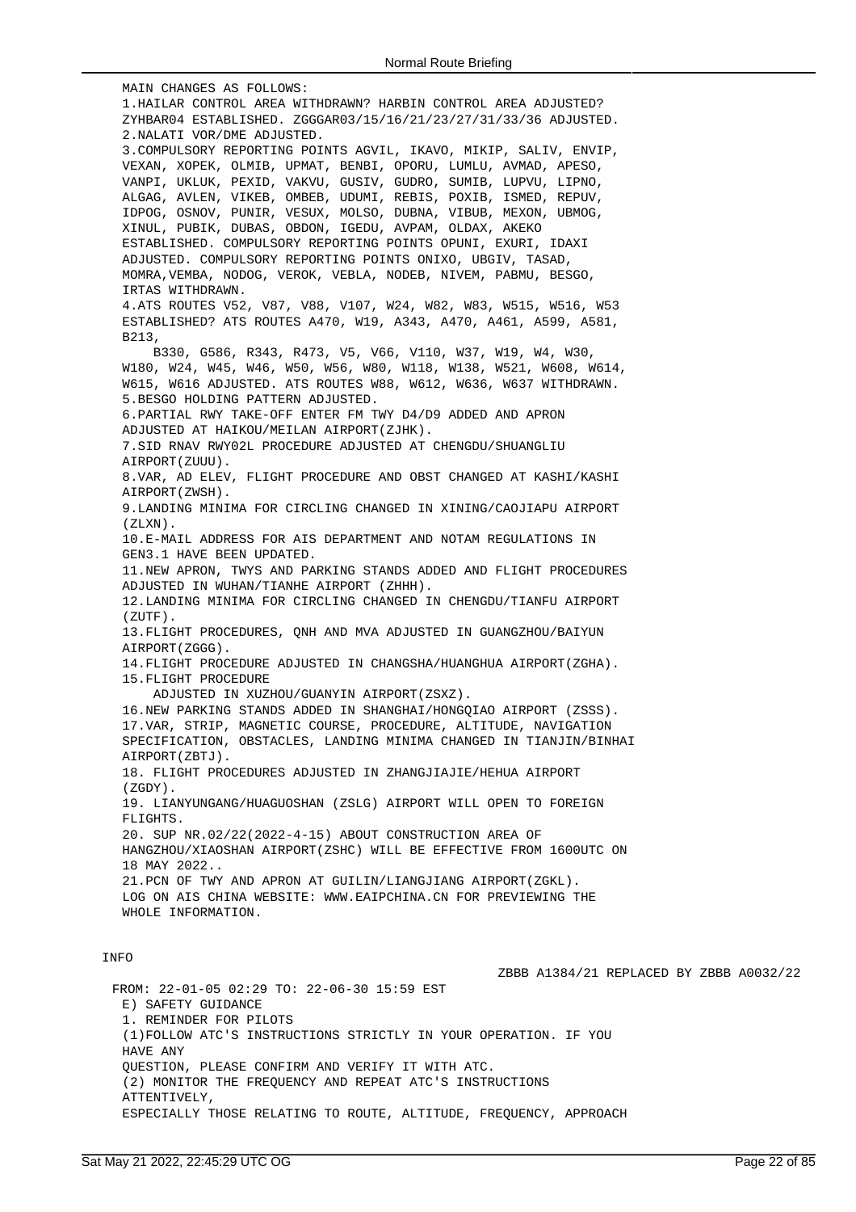MAIN CHANGES AS FOLLOWS:
1.HAILAR CONTROL AREA WITHDRAWN? HARBIN CONTROL AREA ADJUSTED? ZYHBAR04 ESTABLISHED. ZGGGAR03/15/16/21/23/27/31/33/36 ADJUSTED.
2.NALATI VOR/DME ADJUSTED.
3.COMPULSORY REPORTING POINTS AGVIL, IKAVO, MIKIP, SALIV, ENVIP, VEXAN, XOPEK, OLMIB, UPMAT, BENBI, OPORU, LUMLU, AVMAD, APESO, VANPI, UKLUK, PEXID, VAKVU, GUSIV, GUDRO, SUMIB, LUPVU, LIPNO, ALGAG, AVLEN, VIKEB, OMBEB, UDUMI, REBIS, POXIB, ISMED, REPUV, IDPOG, OSNOV, PUNIR, VESUX, MOLSO, DUBNA, VIBUB, MEXON, UBMOG, XINUL, PUBIK, DUBAS, OBDON, IGEDU, AVPAM, OLDAX, AKEKO ESTABLISHED. COMPULSORY REPORTING POINTS OPUNI, EXURI, IDAXI ADJUSTED. COMPULSORY REPORTING POINTS ONIXO, UBGIV, TASAD, MOMRA,VEMBA, NODOG, VEROK, VEBLA, NODEB, NIVEM, PABMU, BESGO, IRTAS WITHDRAWN.
4.ATS ROUTES V52, V87, V88, V107, W24, W82, W83, W515, W516, W53 ESTABLISHED? ATS ROUTES A470, W19, A343, A470, A461, A599, A581, B213,
B330, G586, R343, R473, V5, V66, V110, W37, W19, W4, W30, W180, W24, W45, W46, W50, W56, W80, W118, W138, W521, W608, W614, W615, W616 ADJUSTED. ATS ROUTES W88, W612, W636, W637 WITHDRAWN.
5.BESGO HOLDING PATTERN ADJUSTED.
6.PARTIAL RWY TAKE-OFF ENTER FM TWY D4/D9 ADDED AND APRON ADJUSTED AT HAIKOU/MEILAN AIRPORT(ZJHK).
7.SID RNAV RWY02L PROCEDURE ADJUSTED AT CHENGDU/SHUANGLIU AIRPORT(ZUUU).
8.VAR, AD ELEV, FLIGHT PROCEDURE AND OBST CHANGED AT KASHI/KASHI AIRPORT(ZWSH).
9.LANDING MINIMA FOR CIRCLING CHANGED IN XINING/CAOJIAPU AIRPORT (ZLXN).
10.E-MAIL ADDRESS FOR AIS DEPARTMENT AND NOTAM REGULATIONS IN GEN3.1 HAVE BEEN UPDATED.
11.NEW APRON, TWYS AND PARKING STANDS ADDED AND FLIGHT PROCEDURES ADJUSTED IN WUHAN/TIANHE AIRPORT (ZHHH).
12.LANDING MINIMA FOR CIRCLING CHANGED IN CHENGDU/TIANFU AIRPORT (ZUTF).
13.FLIGHT PROCEDURES, QNH AND MVA ADJUSTED IN GUANGZHOU/BAIYUN AIRPORT(ZGGG).
14.FLIGHT PROCEDURE ADJUSTED IN CHANGSHA/HUANGHUA AIRPORT(ZGHA).
15.FLIGHT PROCEDURE
ADJUSTED IN XUZHOU/GUANYIN AIRPORT(ZSXZ).
16.NEW PARKING STANDS ADDED IN SHANGHAI/HONGQIAO AIRPORT (ZSSS).
17.VAR, STRIP, MAGNETIC COURSE, PROCEDURE, ALTITUDE, NAVIGATION SPECIFICATION, OBSTACLES, LANDING MINIMA CHANGED IN TIANJIN/BINHAI AIRPORT(ZBTJ).
18. FLIGHT PROCEDURES ADJUSTED IN ZHANGJIAJIE/HEHUA AIRPORT (ZGDY).
19. LIANYUNGANG/HUAGUOSHAN (ZSLG) AIRPORT WILL OPEN TO FOREIGN FLIGHTS.
20. SUP NR.02/22(2022-4-15) ABOUT CONSTRUCTION AREA OF HANGZHOU/XIAOSHAN AIRPORT(ZSHC) WILL BE EFFECTIVE FROM 1600UTC ON 18 MAY 2022..
21.PCN OF TWY AND APRON AT GUILIN/LIANGJIANG AIRPORT(ZGKL).
LOG ON AIS CHINA WEBSITE: WWW.EAIPCHINA.CN FOR PREVIEWING THE WHOLE INFORMATION.

INFO

ZBBB A1384/21 REPLACED BY ZBBB A0032/22

FROM: 22-01-05 02:29 TO: 22-06-30 15:59 EST
E) SAFETY GUIDANCE
1. REMINDER FOR PILOTS
(1)FOLLOW ATC'S INSTRUCTIONS STRICTLY IN YOUR OPERATION. IF YOU HAVE ANY
QUESTION, PLEASE CONFIRM AND VERIFY IT WITH ATC.
(2) MONITOR THE FREQUENCY AND REPEAT ATC'S INSTRUCTIONS ATTENTIVELY,
ESPECIALLY THOSE RELATING TO ROUTE, ALTITUDE, FREQUENCY, APPROACH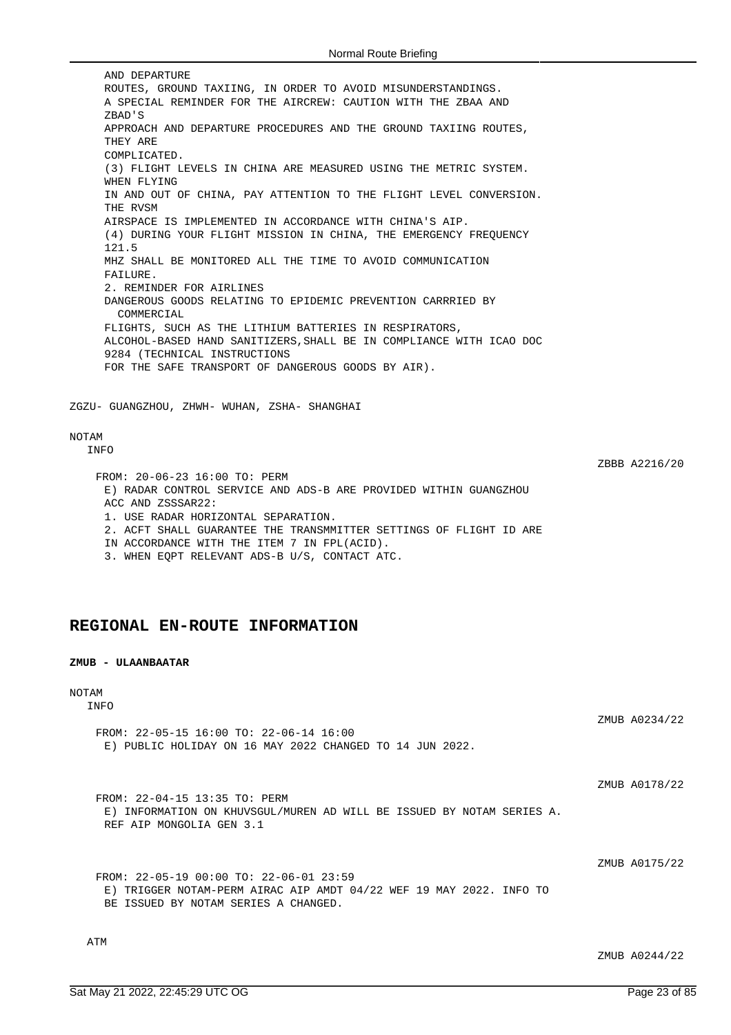AND DEPARTURE
ROUTES, GROUND TAXIING, IN ORDER TO AVOID MISUNDERSTANDINGS.
A SPECIAL REMINDER FOR THE AIRCREW: CAUTION WITH THE ZBAA AND ZBAD'S
APPROACH AND DEPARTURE PROCEDURES AND THE GROUND TAXIING ROUTES, THEY ARE
COMPLICATED.
(3) FLIGHT LEVELS IN CHINA ARE MEASURED USING THE METRIC SYSTEM. WHEN FLYING
IN AND OUT OF CHINA, PAY ATTENTION TO THE FLIGHT LEVEL CONVERSION. THE RVSM
AIRSPACE IS IMPLEMENTED IN ACCORDANCE WITH CHINA'S AIP.
(4) DURING YOUR FLIGHT MISSION IN CHINA, THE EMERGENCY FREQUENCY 121.5
MHZ SHALL BE MONITORED ALL THE TIME TO AVOID COMMUNICATION FAILURE.
2. REMINDER FOR AIRLINES
DANGEROUS GOODS RELATING TO EPIDEMIC PREVENTION CARRRIED BY COMMERCIAL
FLIGHTS, SUCH AS THE LITHIUM BATTERIES IN RESPIRATORS,
ALCOHOL-BASED HAND SANITIZERS,SHALL BE IN COMPLIANCE WITH ICAO DOC 9284 (TECHNICAL INSTRUCTIONS
FOR THE SAFE TRANSPORT OF DANGEROUS GOODS BY AIR).

ZGZU- GUANGZHOU, ZHWH- WUHAN, ZSHA- SHANGHAI

NOTAM

INFO

ZBBB A2216/20

FROM: 20-06-23 16:00 TO: PERM
E) RADAR CONTROL SERVICE AND ADS-B ARE PROVIDED WITHIN GUANGZHOU ACC AND ZSSSAR22:
1. USE RADAR HORIZONTAL SEPARATION.
2. ACFT SHALL GUARANTEE THE TRANSMMITTER SETTINGS OF FLIGHT ID ARE IN ACCORDANCE WITH THE ITEM 7 IN FPL(ACID).
3. WHEN EQPT RELEVANT ADS-B U/S, CONTACT ATC.

## REGIONAL EN-ROUTE INFORMATION

**ZMUB - ULAANBAATAR**

NOTAM

INFO

ZMUB A0234/22

FROM: 22-05-15 16:00 TO: 22-06-14 16:00
E) PUBLIC HOLIDAY ON 16 MAY 2022 CHANGED TO 14 JUN 2022.

ZMUB A0178/22

FROM: 22-04-15 13:35 TO: PERM
E) INFORMATION ON KHUVSGUL/MUREN AD WILL BE ISSUED BY NOTAM SERIES A.
REF AIP MONGOLIA GEN 3.1

ZMUB A0175/22

FROM: 22-05-19 00:00 TO: 22-06-01 23:59
E) TRIGGER NOTAM-PERM AIRAC AIP AMDT 04/22 WEF 19 MAY 2022. INFO TO BE ISSUED BY NOTAM SERIES A CHANGED.

ATM

ZMUB A0244/22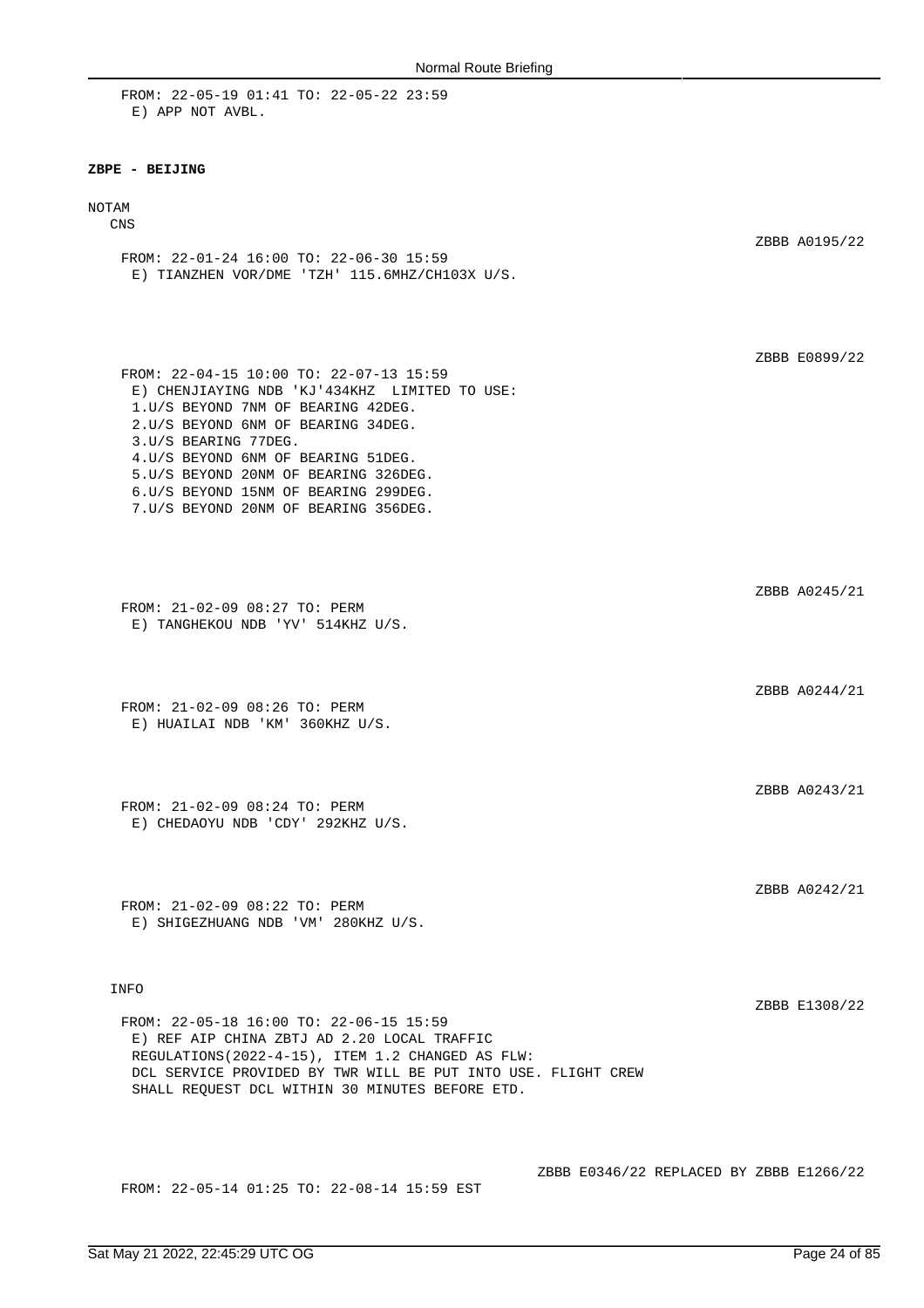FROM: 22-05-19 01:41 TO: 22-05-22 23:59
E) APP NOT AVBL.

**ZBPE - BEIJING**

NOTAM

CNS

ZBBB A0195/22

FROM: 22-01-24 16:00 TO: 22-06-30 15:59
E) TIANZHEN VOR/DME 'TZH' 115.6MHZ/CH103X U/S.

ZBBB E0899/22

FROM: 22-04-15 10:00 TO: 22-07-13 15:59
E) CHENJIAYING NDB 'KJ'434KHZ LIMITED TO USE:
1.U/S BEYOND 7NM OF BEARING 42DEG.
2.U/S BEYOND 6NM OF BEARING 34DEG.
3.U/S BEARING 77DEG.
4.U/S BEYOND 6NM OF BEARING 51DEG.
5.U/S BEYOND 20NM OF BEARING 326DEG.
6.U/S BEYOND 15NM OF BEARING 299DEG.
7.U/S BEYOND 20NM OF BEARING 356DEG.

ZBBB A0245/21

FROM: 21-02-09 08:27 TO: PERM
E) TANGHEKOU NDB 'YV' 514KHZ U/S.

ZBBB A0244/21

FROM: 21-02-09 08:26 TO: PERM
E) HUAILAI NDB 'KM' 360KHZ U/S.

ZBBB A0243/21

FROM: 21-02-09 08:24 TO: PERM
E) CHEDAOYU NDB 'CDY' 292KHZ U/S.

ZBBB A0242/21

FROM: 21-02-09 08:22 TO: PERM
E) SHIGEZHUANG NDB 'VM' 280KHZ U/S.

INFO

ZBBB E1308/22

FROM: 22-05-18 16:00 TO: 22-06-15 15:59
E) REF AIP CHINA ZBTJ AD 2.20 LOCAL TRAFFIC
REGULATIONS(2022-4-15), ITEM 1.2 CHANGED AS FLW:
DCL SERVICE PROVIDED BY TWR WILL BE PUT INTO USE. FLIGHT CREW
SHALL REQUEST DCL WITHIN 30 MINUTES BEFORE ETD.

ZBBB E0346/22 REPLACED BY ZBBB E1266/22

FROM: 22-05-14 01:25 TO: 22-08-14 15:59 EST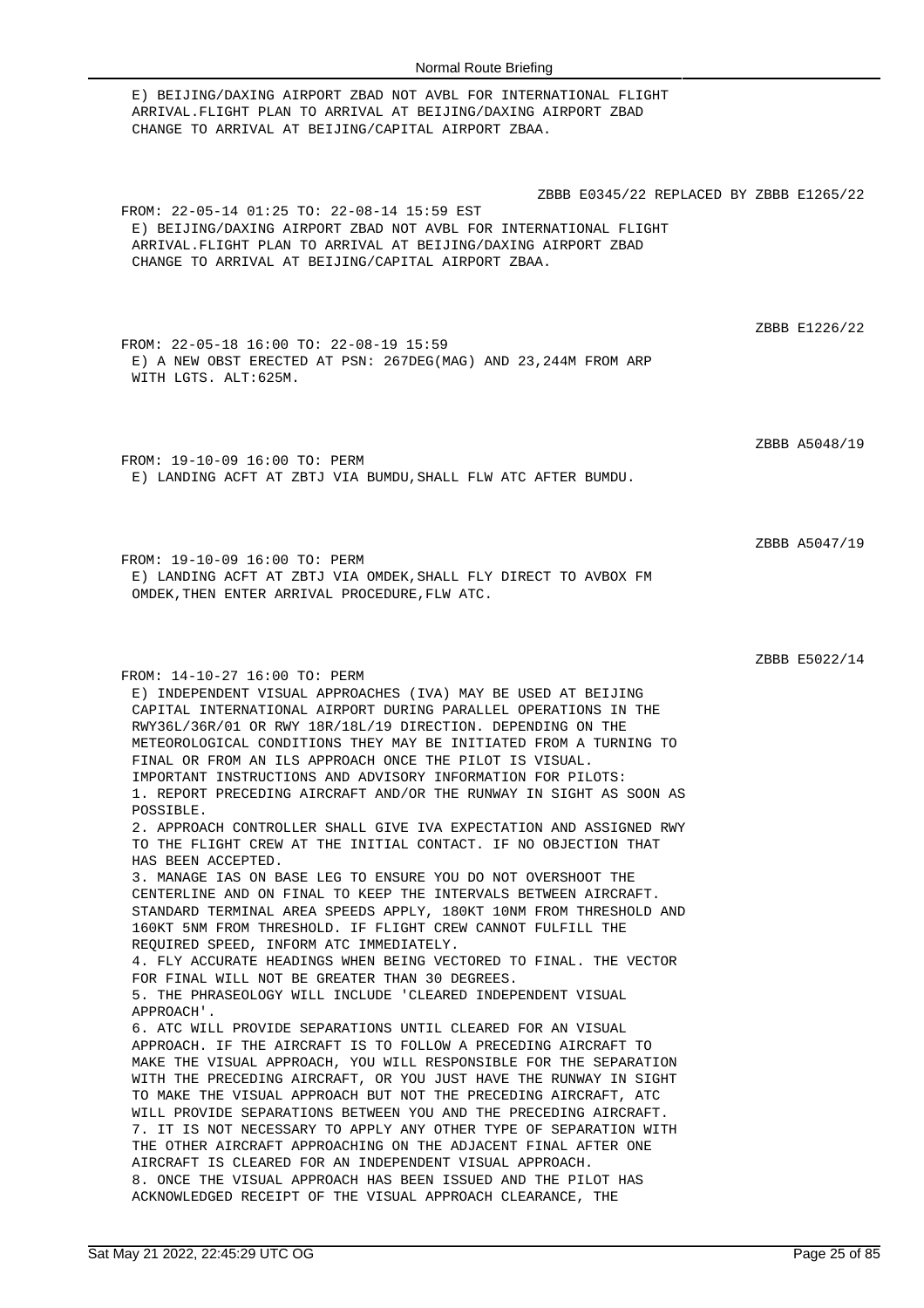E) BEIJING/DAXING AIRPORT ZBAD NOT AVBL FOR INTERNATIONAL FLIGHT ARRIVAL.FLIGHT PLAN TO ARRIVAL AT BEIJING/DAXING AIRPORT ZBAD CHANGE TO ARRIVAL AT BEIJING/CAPITAL AIRPORT ZBAA.

ZBBB E0345/22 REPLACED BY ZBBB E1265/22

FROM: 22-05-14 01:25 TO: 22-08-14 15:59 EST
E) BEIJING/DAXING AIRPORT ZBAD NOT AVBL FOR INTERNATIONAL FLIGHT ARRIVAL.FLIGHT PLAN TO ARRIVAL AT BEIJING/DAXING AIRPORT ZBAD CHANGE TO ARRIVAL AT BEIJING/CAPITAL AIRPORT ZBAA.

ZBBB E1226/22

FROM: 22-05-18 16:00 TO: 22-08-19 15:59
E) A NEW OBST ERECTED AT PSN: 267DEG(MAG) AND 23,244M FROM ARP WITH LGTS. ALT:625M.

ZBBB A5048/19

FROM: 19-10-09 16:00 TO: PERM
E) LANDING ACFT AT ZBTJ VIA BUMDU,SHALL FLW ATC AFTER BUMDU.

ZBBB A5047/19

FROM: 19-10-09 16:00 TO: PERM
E) LANDING ACFT AT ZBTJ VIA OMDEK,SHALL FLY DIRECT TO AVBOX FM OMDEK,THEN ENTER ARRIVAL PROCEDURE,FLW ATC.

ZBBB E5022/14

FROM: 14-10-27 16:00 TO: PERM
E) INDEPENDENT VISUAL APPROACHES (IVA) MAY BE USED AT BEIJING CAPITAL INTERNATIONAL AIRPORT DURING PARALLEL OPERATIONS IN THE RWY36L/36R/01 OR RWY 18R/18L/19 DIRECTION. DEPENDING ON THE METEOROLOGICAL CONDITIONS THEY MAY BE INITIATED FROM A TURNING TO FINAL OR FROM AN ILS APPROACH ONCE THE PILOT IS VISUAL.
IMPORTANT INSTRUCTIONS AND ADVISORY INFORMATION FOR PILOTS:
1. REPORT PRECEDING AIRCRAFT AND/OR THE RUNWAY IN SIGHT AS SOON AS POSSIBLE.
2. APPROACH CONTROLLER SHALL GIVE IVA EXPECTATION AND ASSIGNED RWY TO THE FLIGHT CREW AT THE INITIAL CONTACT. IF NO OBJECTION THAT HAS BEEN ACCEPTED.
3. MANAGE IAS ON BASE LEG TO ENSURE YOU DO NOT OVERSHOOT THE CENTERLINE AND ON FINAL TO KEEP THE INTERVALS BETWEEN AIRCRAFT. STANDARD TERMINAL AREA SPEEDS APPLY, 180KT 10NM FROM THRESHOLD AND 160KT 5NM FROM THRESHOLD. IF FLIGHT CREW CANNOT FULFILL THE REQUIRED SPEED, INFORM ATC IMMEDIATELY.
4. FLY ACCURATE HEADINGS WHEN BEING VECTORED TO FINAL. THE VECTOR FOR FINAL WILL NOT BE GREATER THAN 30 DEGREES.
5. THE PHRASEOLOGY WILL INCLUDE 'CLEARED INDEPENDENT VISUAL APPROACH'.
6. ATC WILL PROVIDE SEPARATIONS UNTIL CLEARED FOR AN VISUAL APPROACH. IF THE AIRCRAFT IS TO FOLLOW A PRECEDING AIRCRAFT TO MAKE THE VISUAL APPROACH, YOU WILL RESPONSIBLE FOR THE SEPARATION WITH THE PRECEDING AIRCRAFT, OR YOU JUST HAVE THE RUNWAY IN SIGHT TO MAKE THE VISUAL APPROACH BUT NOT THE PRECEDING AIRCRAFT, ATC WILL PROVIDE SEPARATIONS BETWEEN YOU AND THE PRECEDING AIRCRAFT.
7. IT IS NOT NECESSARY TO APPLY ANY OTHER TYPE OF SEPARATION WITH THE OTHER AIRCRAFT APPROACHING ON THE ADJACENT FINAL AFTER ONE AIRCRAFT IS CLEARED FOR AN INDEPENDENT VISUAL APPROACH.
8. ONCE THE VISUAL APPROACH HAS BEEN ISSUED AND THE PILOT HAS ACKNOWLEDGED RECEIPT OF THE VISUAL APPROACH CLEARANCE, THE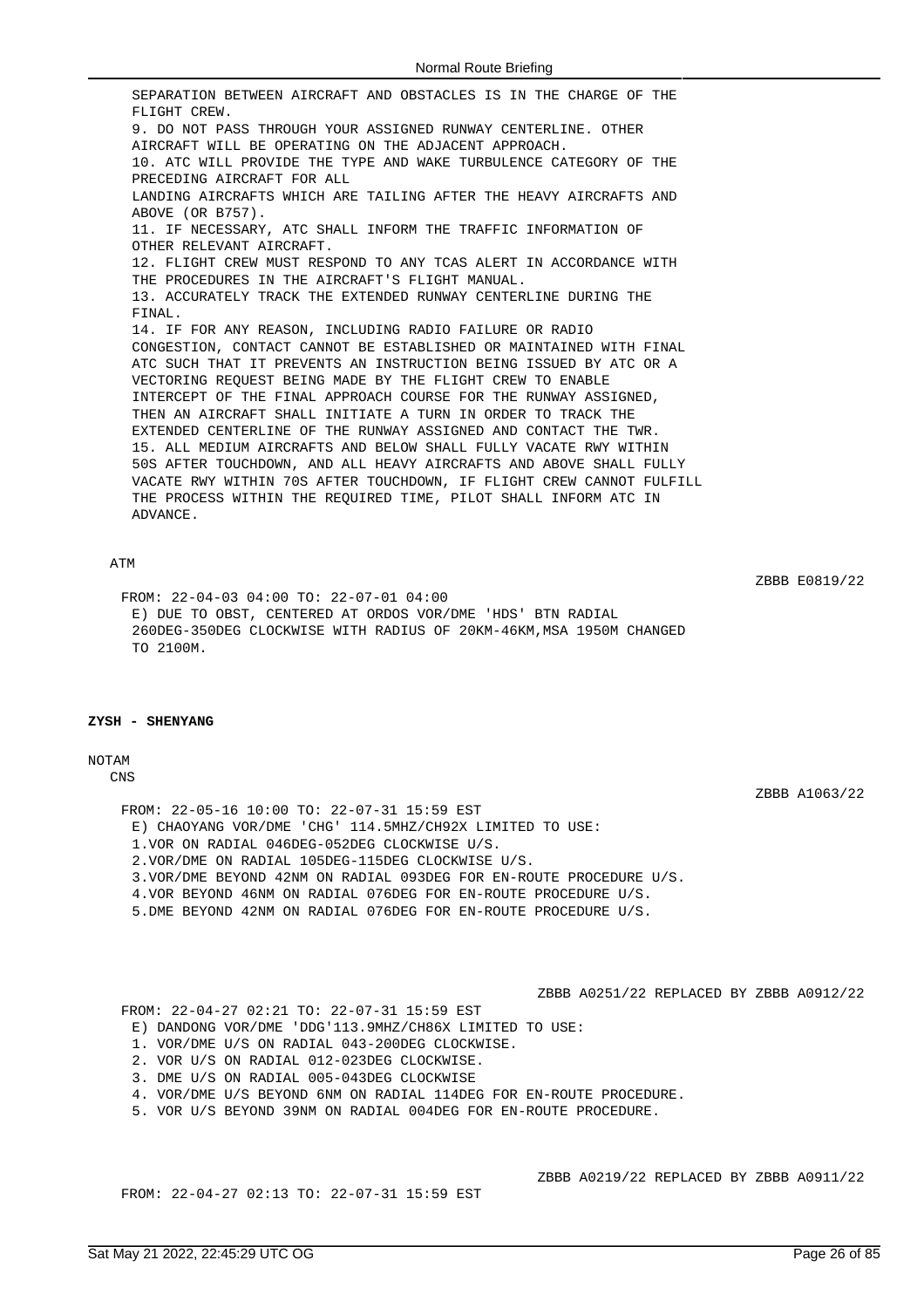SEPARATION BETWEEN AIRCRAFT AND OBSTACLES IS IN THE CHARGE OF THE FLIGHT CREW.
9. DO NOT PASS THROUGH YOUR ASSIGNED RUNWAY CENTERLINE. OTHER AIRCRAFT WILL BE OPERATING ON THE ADJACENT APPROACH.
10. ATC WILL PROVIDE THE TYPE AND WAKE TURBULENCE CATEGORY OF THE PRECEDING AIRCRAFT FOR ALL
LANDING AIRCRAFTS WHICH ARE TAILING AFTER THE HEAVY AIRCRAFTS AND ABOVE (OR B757).
11. IF NECESSARY, ATC SHALL INFORM THE TRAFFIC INFORMATION OF OTHER RELEVANT AIRCRAFT.
12. FLIGHT CREW MUST RESPOND TO ANY TCAS ALERT IN ACCORDANCE WITH THE PROCEDURES IN THE AIRCRAFT'S FLIGHT MANUAL.
13. ACCURATELY TRACK THE EXTENDED RUNWAY CENTERLINE DURING THE FINAL.
14. IF FOR ANY REASON, INCLUDING RADIO FAILURE OR RADIO CONGESTION, CONTACT CANNOT BE ESTABLISHED OR MAINTAINED WITH FINAL ATC SUCH THAT IT PREVENTS AN INSTRUCTION BEING ISSUED BY ATC OR A VECTORING REQUEST BEING MADE BY THE FLIGHT CREW TO ENABLE INTERCEPT OF THE FINAL APPROACH COURSE FOR THE RUNWAY ASSIGNED, THEN AN AIRCRAFT SHALL INITIATE A TURN IN ORDER TO TRACK THE EXTENDED CENTERLINE OF THE RUNWAY ASSIGNED AND CONTACT THE TWR.
15. ALL MEDIUM AIRCRAFTS AND BELOW SHALL FULLY VACATE RWY WITHIN 50S AFTER TOUCHDOWN, AND ALL HEAVY AIRCRAFTS AND ABOVE SHALL FULLY VACATE RWY WITHIN 70S AFTER TOUCHDOWN, IF FLIGHT CREW CANNOT FULFILL THE PROCESS WITHIN THE REQUIRED TIME, PILOT SHALL INFORM ATC IN ADVANCE.

ATM

ZBBB E0819/22

FROM: 22-04-03 04:00 TO: 22-07-01 04:00
E) DUE TO OBST, CENTERED AT ORDOS VOR/DME 'HDS' BTN RADIAL 260DEG-350DEG CLOCKWISE WITH RADIUS OF 20KM-46KM,MSA 1950M CHANGED TO 2100M.

**ZYSH - SHENYANG**

NOTAM

CNS

ZBBB A1063/22

FROM: 22-05-16 10:00 TO: 22-07-31 15:59 EST
E) CHAOYANG VOR/DME 'CHG' 114.5MHZ/CH92X LIMITED TO USE:
1.VOR ON RADIAL 046DEG-052DEG CLOCKWISE U/S.
2.VOR/DME ON RADIAL 105DEG-115DEG CLOCKWISE U/S.
3.VOR/DME BEYOND 42NM ON RADIAL 093DEG FOR EN-ROUTE PROCEDURE U/S.
4.VOR BEYOND 46NM ON RADIAL 076DEG FOR EN-ROUTE PROCEDURE U/S.
5.DME BEYOND 42NM ON RADIAL 076DEG FOR EN-ROUTE PROCEDURE U/S.

ZBBB A0251/22 REPLACED BY ZBBB A0912/22

FROM: 22-04-27 02:21 TO: 22-07-31 15:59 EST
E) DANDONG VOR/DME 'DDG'113.9MHZ/CH86X LIMITED TO USE:
1. VOR/DME U/S ON RADIAL 043-200DEG CLOCKWISE.
2. VOR U/S ON RADIAL 012-023DEG CLOCKWISE.
3. DME U/S ON RADIAL 005-043DEG CLOCKWISE
4. VOR/DME U/S BEYOND 6NM ON RADIAL 114DEG FOR EN-ROUTE PROCEDURE.
5. VOR U/S BEYOND 39NM ON RADIAL 004DEG FOR EN-ROUTE PROCEDURE.

ZBBB A0219/22 REPLACED BY ZBBB A0911/22

FROM: 22-04-27 02:13 TO: 22-07-31 15:59 EST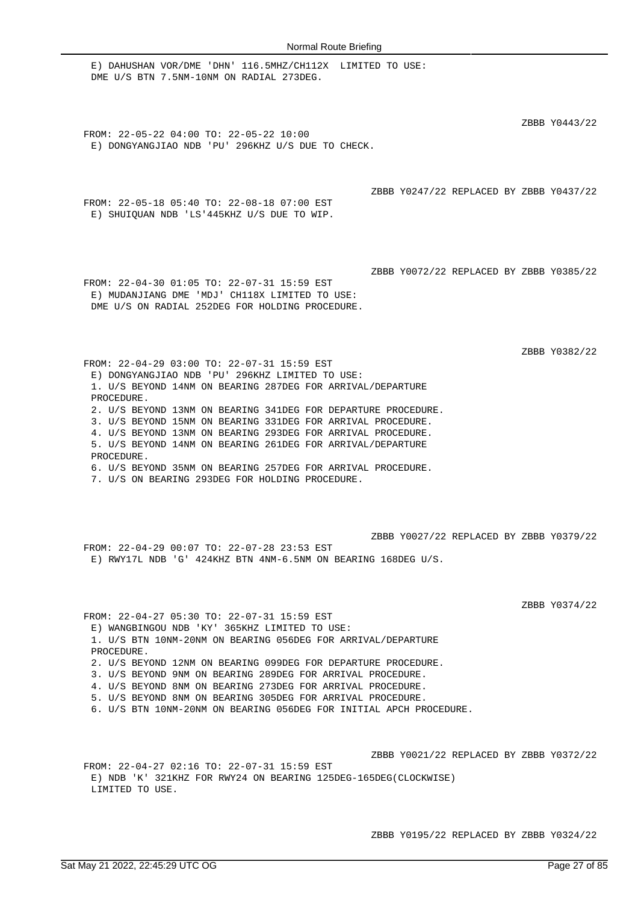E) DAHUSHAN VOR/DME 'DHN' 116.5MHZ/CH112X LIMITED TO USE:
DME U/S BTN 7.5NM-10NM ON RADIAL 273DEG.

ZBBB Y0443/22

FROM: 22-05-22 04:00 TO: 22-05-22 10:00
E) DONGYANGJIAO NDB 'PU' 296KHZ U/S DUE TO CHECK.

ZBBB Y0247/22 REPLACED BY ZBBB Y0437/22

FROM: 22-05-18 05:40 TO: 22-08-18 07:00 EST
E) SHUIQUAN NDB 'LS'445KHZ U/S DUE TO WIP.

ZBBB Y0072/22 REPLACED BY ZBBB Y0385/22

FROM: 22-04-30 01:05 TO: 22-07-31 15:59 EST
E) MUDANJIANG DME 'MDJ' CH118X LIMITED TO USE:
DME U/S ON RADIAL 252DEG FOR HOLDING PROCEDURE.

ZBBB Y0382/22

FROM: 22-04-29 03:00 TO: 22-07-31 15:59 EST
E) DONGYANGJIAO NDB 'PU' 296KHZ LIMITED TO USE:
1. U/S BEYOND 14NM ON BEARING 287DEG FOR ARRIVAL/DEPARTURE PROCEDURE.
2. U/S BEYOND 13NM ON BEARING 341DEG FOR DEPARTURE PROCEDURE.
3. U/S BEYOND 15NM ON BEARING 331DEG FOR ARRIVAL PROCEDURE.
4. U/S BEYOND 13NM ON BEARING 293DEG FOR ARRIVAL PROCEDURE.
5. U/S BEYOND 14NM ON BEARING 261DEG FOR ARRIVAL/DEPARTURE PROCEDURE.
6. U/S BEYOND 35NM ON BEARING 257DEG FOR ARRIVAL PROCEDURE.
7. U/S ON BEARING 293DEG FOR HOLDING PROCEDURE.

ZBBB Y0027/22 REPLACED BY ZBBB Y0379/22

FROM: 22-04-29 00:07 TO: 22-07-28 23:53 EST
E) RWY17L NDB 'G' 424KHZ BTN 4NM-6.5NM ON BEARING 168DEG U/S.

ZBBB Y0374/22

FROM: 22-04-27 05:30 TO: 22-07-31 15:59 EST
E) WANGBINGOU NDB 'KY' 365KHZ LIMITED TO USE:
1. U/S BTN 10NM-20NM ON BEARING 056DEG FOR ARRIVAL/DEPARTURE PROCEDURE.
2. U/S BEYOND 12NM ON BEARING 099DEG FOR DEPARTURE PROCEDURE.
3. U/S BEYOND 9NM ON BEARING 289DEG FOR ARRIVAL PROCEDURE.
4. U/S BEYOND 8NM ON BEARING 273DEG FOR ARRIVAL PROCEDURE.
5. U/S BEYOND 8NM ON BEARING 305DEG FOR ARRIVAL PROCEDURE.
6. U/S BTN 10NM-20NM ON BEARING 056DEG FOR INITIAL APCH PROCEDURE.

ZBBB Y0021/22 REPLACED BY ZBBB Y0372/22

FROM: 22-04-27 02:16 TO: 22-07-31 15:59 EST
E) NDB 'K' 321KHZ FOR RWY24 ON BEARING 125DEG-165DEG(CLOCKWISE) LIMITED TO USE.

ZBBB Y0195/22 REPLACED BY ZBBB Y0324/22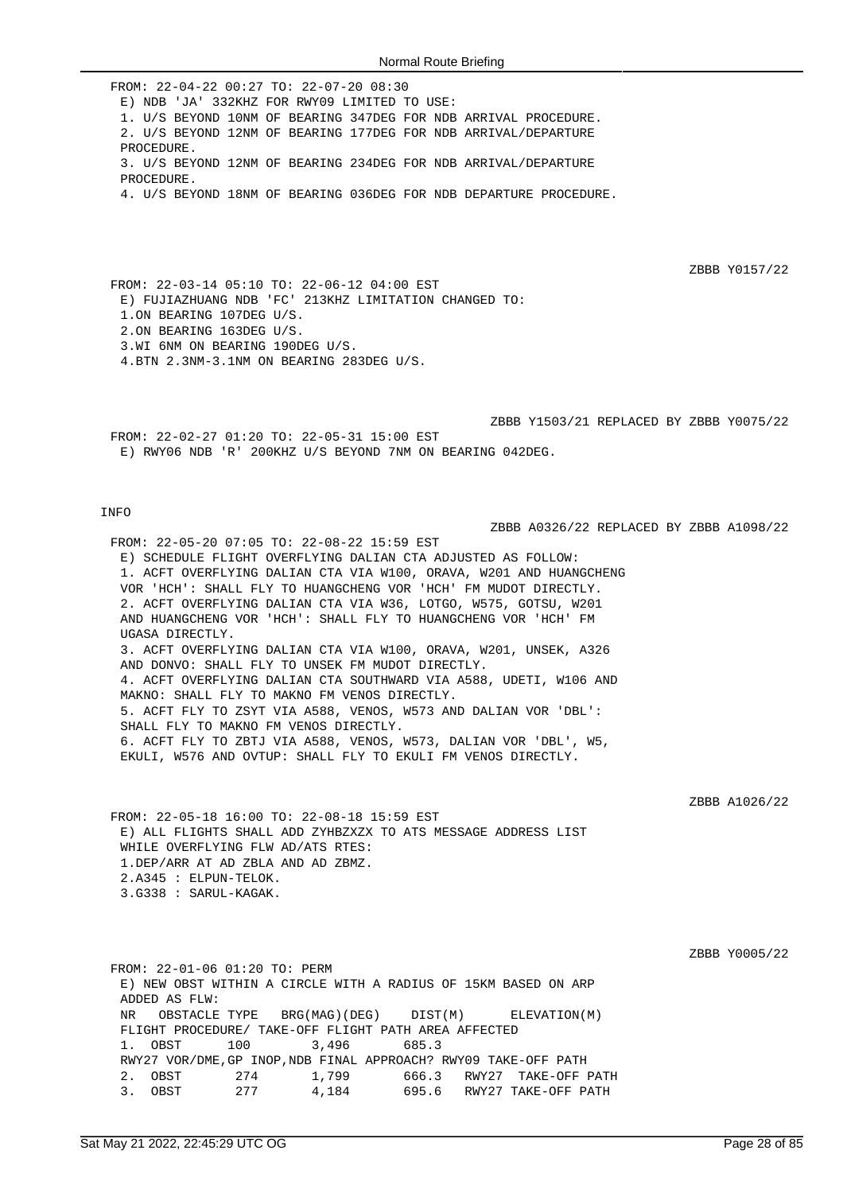FROM: 22-04-22 00:27 TO: 22-07-20 08:30
E) NDB 'JA' 332KHZ FOR RWY09 LIMITED TO USE:
1. U/S BEYOND 10NM OF BEARING 347DEG FOR NDB ARRIVAL PROCEDURE.
2. U/S BEYOND 12NM OF BEARING 177DEG FOR NDB ARRIVAL/DEPARTURE PROCEDURE.
3. U/S BEYOND 12NM OF BEARING 234DEG FOR NDB ARRIVAL/DEPARTURE PROCEDURE.
4. U/S BEYOND 18NM OF BEARING 036DEG FOR NDB DEPARTURE PROCEDURE.

ZBBB Y0157/22

FROM: 22-03-14 05:10 TO: 22-06-12 04:00 EST
E) FUJIAZHUANG NDB 'FC' 213KHZ LIMITATION CHANGED TO:
1.ON BEARING 107DEG U/S.
2.ON BEARING 163DEG U/S.
3.WI 6NM ON BEARING 190DEG U/S.
4.BTN 2.3NM-3.1NM ON BEARING 283DEG U/S.

ZBBB Y1503/21 REPLACED BY ZBBB Y0075/22

FROM: 22-02-27 01:20 TO: 22-05-31 15:00 EST
E) RWY06 NDB 'R' 200KHZ U/S BEYOND 7NM ON BEARING 042DEG.

INFO

ZBBB A0326/22 REPLACED BY ZBBB A1098/22

FROM: 22-05-20 07:05 TO: 22-08-22 15:59 EST
E) SCHEDULE FLIGHT OVERFLYING DALIAN CTA ADJUSTED AS FOLLOW:
1. ACFT OVERFLYING DALIAN CTA VIA W100, ORAVA, W201 AND HUANGCHENG VOR 'HCH': SHALL FLY TO HUANGCHENG VOR 'HCH' FM MUDOT DIRECTLY.
2. ACFT OVERFLYING DALIAN CTA VIA W36, LOTGO, W575, GOTSU, W201 AND HUANGCHENG VOR 'HCH': SHALL FLY TO HUANGCHENG VOR 'HCH' FM UGASA DIRECTLY.
3. ACFT OVERFLYING DALIAN CTA VIA W100, ORAVA, W201, UNSEK, A326 AND DONVO: SHALL FLY TO UNSEK FM MUDOT DIRECTLY.
4. ACFT OVERFLYING DALIAN CTA SOUTHWARD VIA A588, UDETI, W106 AND MAKNO: SHALL FLY TO MAKNO FM VENOS DIRECTLY.
5. ACFT FLY TO ZSYT VIA A588, VENOS, W573 AND DALIAN VOR 'DBL': SHALL FLY TO MAKNO FM VENOS DIRECTLY.
6. ACFT FLY TO ZBTJ VIA A588, VENOS, W573, DALIAN VOR 'DBL', W5, EKULI, W576 AND OVTUP: SHALL FLY TO EKULI FM VENOS DIRECTLY.

ZBBB A1026/22

FROM: 22-05-18 16:00 TO: 22-08-18 15:59 EST
E) ALL FLIGHTS SHALL ADD ZYHBZXZX TO ATS MESSAGE ADDRESS LIST WHILE OVERFLYING FLW AD/ATS RTES:
1.DEP/ARR AT AD ZBLA AND AD ZBMZ.
2.A345 : ELPUN-TELOK.
3.G338 : SARUL-KAGAK.

ZBBB Y0005/22

FROM: 22-01-06 01:20 TO: PERM
E) NEW OBST WITHIN A CIRCLE WITH A RADIUS OF 15KM BASED ON ARP ADDED AS FLW:

| NR | OBSTACLE TYPE | BRG(MAG)(DEG) | DIST(M) | ELEVATION(M) | FLIGHT PROCEDURE/ TAKE-OFF FLIGHT PATH AREA AFFECTED |
|---|---|---|---|---|---|
| 1. | OBST | 100 | 3,496 | 685.3 | RWY27 VOR/DME,GP INOP,NDB FINAL APPROACH? RWY09 TAKE-OFF PATH |
| 2. | OBST | 274 | 1,799 | 666.3 | RWY27 TAKE-OFF PATH |
| 3. | OBST | 277 | 4,184 | 695.6 | RWY27 TAKE-OFF PATH |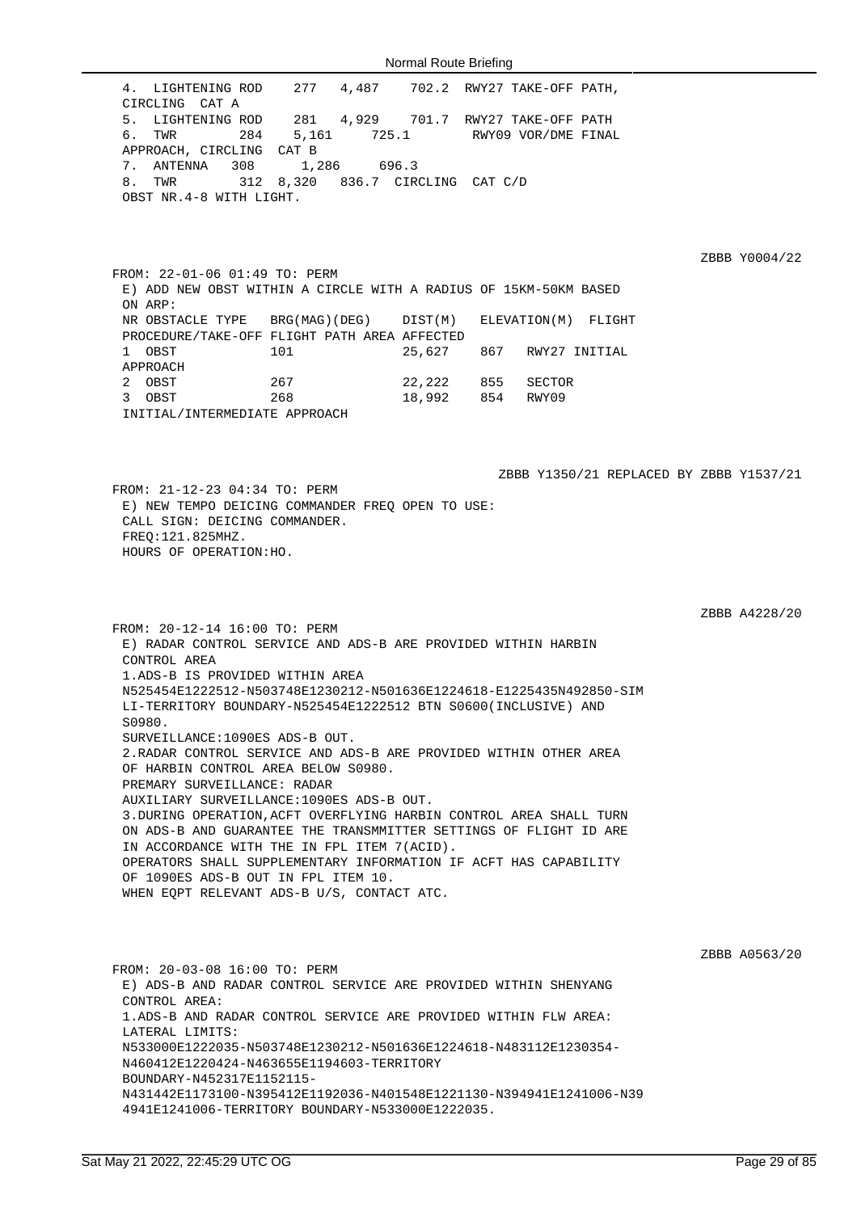4. LIGHTENING ROD 277 4,487 702.2 RWY27 TAKE-OFF PATH, CIRCLING CAT A
5. LIGHTENING ROD 281 4,929 701.7 RWY27 TAKE-OFF PATH
6. TWR 284 5,161 725.1 RWY09 VOR/DME FINAL APPROACH, CIRCLING CAT B
7. ANTENNA 308 1,286 696.3
8. TWR 312 8,320 836.7 CIRCLING CAT C/D
OBST NR.4-8 WITH LIGHT.

ZBBB Y0004/22

FROM: 22-01-06 01:49 TO: PERM
E) ADD NEW OBST WITHIN A CIRCLE WITH A RADIUS OF 15KM-50KM BASED ON ARP:

| NR | OBSTACLE TYPE | BRG(MAG)(DEG) | DIST(M) | ELEVATION(M) | FLIGHT PROCEDURE/TAKE-OFF FLIGHT PATH AREA AFFECTED |
|---|---|---|---|---|---|
| 1 | OBST | 101 | 25,627 | 867 | RWY27 INITIAL APPROACH |
| 2 | OBST | 267 | 22,222 | 855 | SECTOR |
| 3 | OBST | 268 | 18,992 | 854 | RWY09 INITIAL/INTERMEDIATE APPROACH |

ZBBB Y1350/21 REPLACED BY ZBBB Y1537/21

FROM: 21-12-23 04:34 TO: PERM
E) NEW TEMPO DEICING COMMANDER FREQ OPEN TO USE:
CALL SIGN: DEICING COMMANDER.
FREQ:121.825MHZ.
HOURS OF OPERATION:HO.

ZBBB A4228/20

FROM: 20-12-14 16:00 TO: PERM
E) RADAR CONTROL SERVICE AND ADS-B ARE PROVIDED WITHIN HARBIN CONTROL AREA
1.ADS-B IS PROVIDED WITHIN AREA N525454E1222512-N503748E1230212-N501636E1224618-E1225435N492850-SIMLI-TERRITORY BOUNDARY-N525454E1222512 BTN S0600(INCLUSIVE) AND S0980.
SURVEILLANCE:1090ES ADS-B OUT.
2.RADAR CONTROL SERVICE AND ADS-B ARE PROVIDED WITHIN OTHER AREA OF HARBIN CONTROL AREA BELOW S0980.
PREMARY SURVEILLANCE: RADAR
AUXILIARY SURVEILLANCE:1090ES ADS-B OUT.
3.DURING OPERATION,ACFT OVERFLYING HARBIN CONTROL AREA SHALL TURN ON ADS-B AND GUARANTEE THE TRANSMITTER SETTINGS OF FLIGHT ID ARE IN ACCORDANCE WITH THE IN FPL ITEM 7(ACID).
OPERATORS SHALL SUPPLEMENTARY INFORMATION IF ACFT HAS CAPABILITY OF 1090ES ADS-B OUT IN FPL ITEM 10.
WHEN EQPT RELEVANT ADS-B U/S, CONTACT ATC.

ZBBB A0563/20

FROM: 20-03-08 16:00 TO: PERM
E) ADS-B AND RADAR CONTROL SERVICE ARE PROVIDED WITHIN SHENYANG CONTROL AREA:
1.ADS-B AND RADAR CONTROL SERVICE ARE PROVIDED WITHIN FLW AREA:
LATERAL LIMITS:
N533000E1222035-N503748E1230212-N501636E1224618-N483112E1230354-N460412E1220424-N463655E1194603-TERRITORY BOUNDARY-N452317E1152115-N431442E1173100-N395412E1192036-N401548E1221130-N394941E1241006-N394941E1241006-TERRITORY BOUNDARY-N533000E1222035.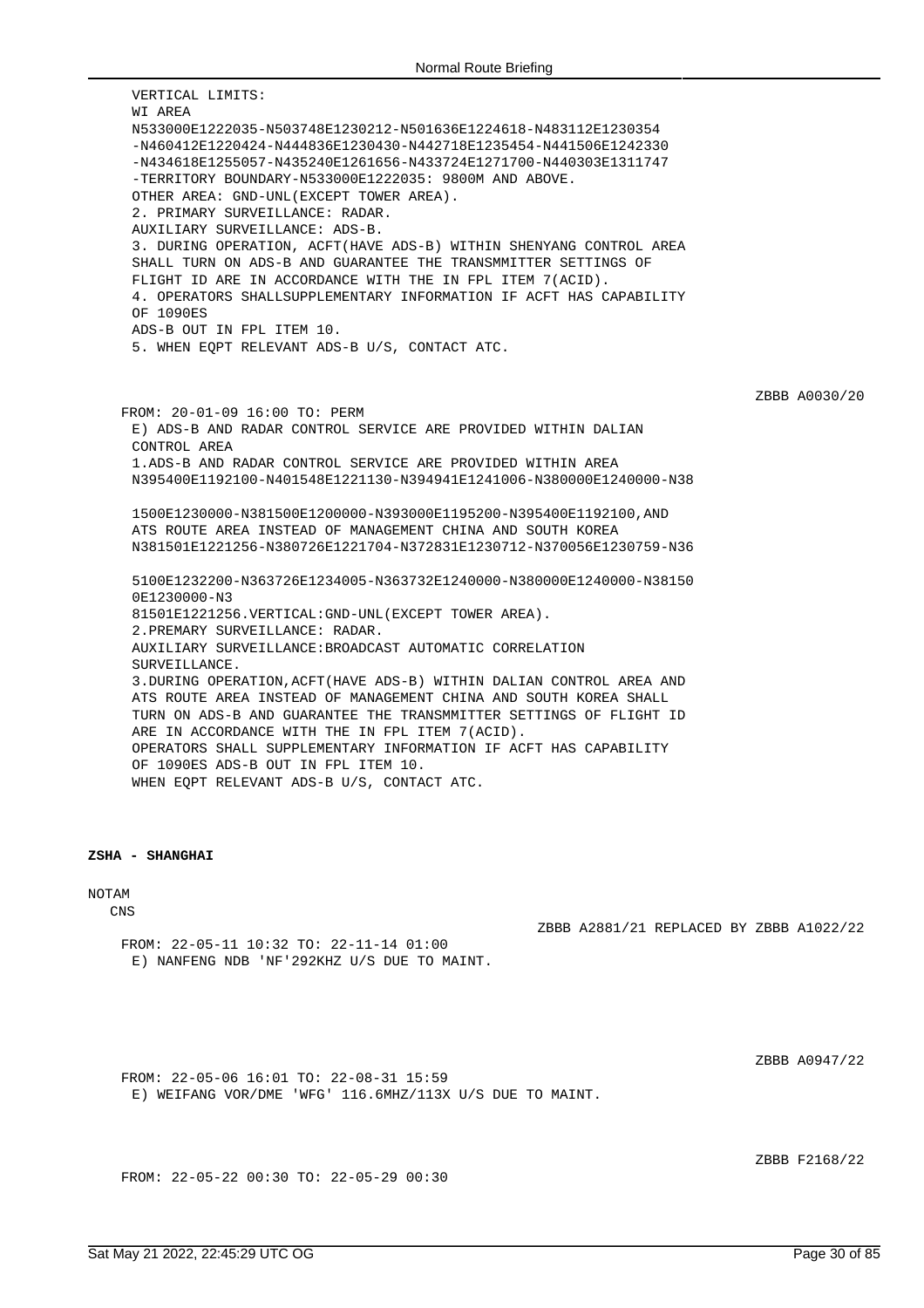VERTICAL LIMITS:
WI AREA
N533000E1222035-N503748E1230212-N501636E1224618-N483112E1230354
-N460412E1220424-N444836E1230430-N442718E1235454-N441506E1242330
-N434618E1255057-N435240E1261656-N433724E1271700-N440303E1311747
-TERRITORY BOUNDARY-N533000E1222035: 9800M AND ABOVE.
OTHER AREA: GND-UNL(EXCEPT TOWER AREA).
2. PRIMARY SURVEILLANCE: RADAR.
AUXILIARY SURVEILLANCE: ADS-B.
3. DURING OPERATION, ACFT(HAVE ADS-B) WITHIN SHENYANG CONTROL AREA
SHALL TURN ON ADS-B AND GUARANTEE THE TRANSMMITTER SETTINGS OF
FLIGHT ID ARE IN ACCORDANCE WITH THE IN FPL ITEM 7(ACID).
4. OPERATORS SHALLSUPPLEMENTARY INFORMATION IF ACFT HAS CAPABILITY
OF 1090ES
ADS-B OUT IN FPL ITEM 10.
5. WHEN EQPT RELEVANT ADS-B U/S, CONTACT ATC.

ZBBB A0030/20

FROM: 20-01-09 16:00 TO: PERM
E) ADS-B AND RADAR CONTROL SERVICE ARE PROVIDED WITHIN DALIAN
CONTROL AREA
1.ADS-B AND RADAR CONTROL SERVICE ARE PROVIDED WITHIN AREA
N395400E1192100-N401548E1221130-N394941E1241006-N380000E1240000-N38

1500E1230000-N381500E1200000-N393000E1195200-N395400E1192100,AND
ATS ROUTE AREA INSTEAD OF MANAGEMENT CHINA AND SOUTH KOREA
N381501E1221256-N380726E1221704-N372831E1230712-N370056E1230759-N36

5100E1232200-N363726E1234005-N363732E1240000-N380000E1240000-N38150
0E1230000-N3
81501E1221256.VERTICAL:GND-UNL(EXCEPT TOWER AREA).
2.PREMARY SURVEILLANCE: RADAR.
AUXILIARY SURVEILLANCE:BROADCAST AUTOMATIC CORRELATION
SURVEILLANCE.
3.DURING OPERATION,ACFT(HAVE ADS-B) WITHIN DALIAN CONTROL AREA AND
ATS ROUTE AREA INSTEAD OF MANAGEMENT CHINA AND SOUTH KOREA SHALL
TURN ON ADS-B AND GUARANTEE THE TRANSMMITTER SETTINGS OF FLIGHT ID
ARE IN ACCORDANCE WITH THE IN FPL ITEM 7(ACID).
OPERATORS SHALL SUPPLEMENTARY INFORMATION IF ACFT HAS CAPABILITY
OF 1090ES ADS-B OUT IN FPL ITEM 10.
WHEN EQPT RELEVANT ADS-B U/S, CONTACT ATC.

**ZSHA - SHANGHAI**

NOTAM

CNS

ZBBB A2881/21 REPLACED BY ZBBB A1022/22

FROM: 22-05-11 10:32 TO: 22-11-14 01:00
E) NANFENG NDB 'NF'292KHZ U/S DUE TO MAINT.

ZBBB A0947/22

FROM: 22-05-06 16:01 TO: 22-08-31 15:59
E) WEIFANG VOR/DME 'WFG' 116.6MHZ/113X U/S DUE TO MAINT.

ZBBB F2168/22

FROM: 22-05-22 00:30 TO: 22-05-29 00:30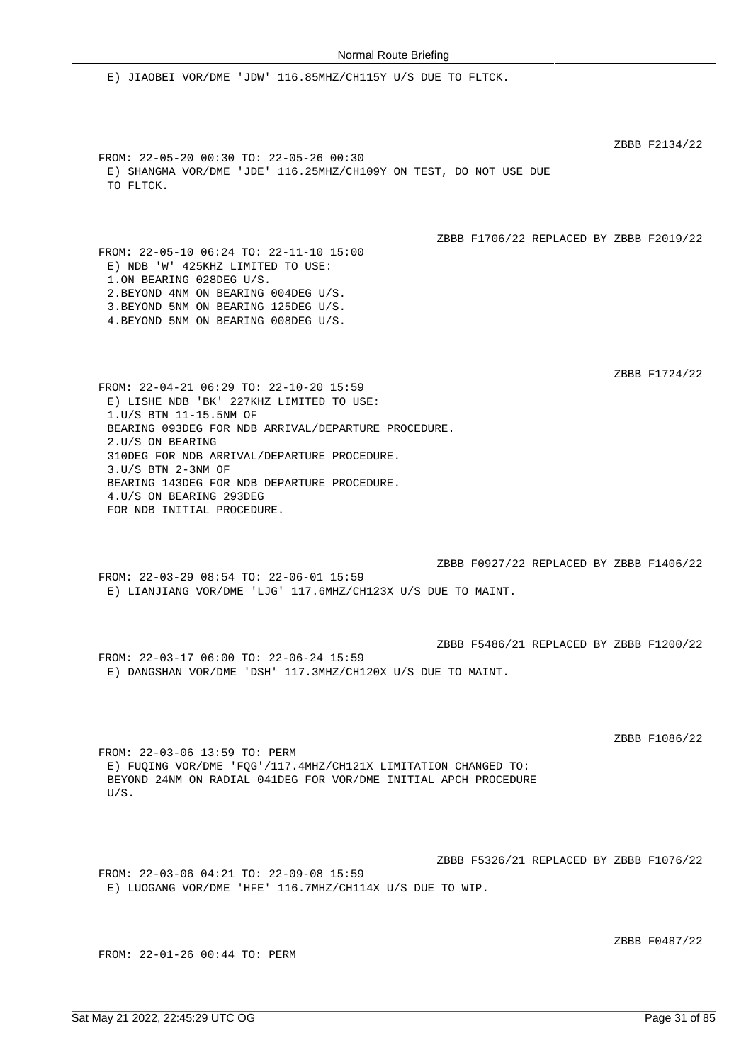E) JIAOBEI VOR/DME 'JDW' 116.85MHZ/CH115Y U/S DUE TO FLTCK.

ZBBB F2134/22

FROM: 22-05-20 00:30 TO: 22-05-26 00:30
E) SHANGMA VOR/DME 'JDE' 116.25MHZ/CH109Y ON TEST, DO NOT USE DUE TO FLTCK.

ZBBB F1706/22 REPLACED BY ZBBB F2019/22

FROM: 22-05-10 06:24 TO: 22-11-10 15:00
E) NDB 'W' 425KHZ LIMITED TO USE:
1.ON BEARING 028DEG U/S.
2.BEYOND 4NM ON BEARING 004DEG U/S.
3.BEYOND 5NM ON BEARING 125DEG U/S.
4.BEYOND 5NM ON BEARING 008DEG U/S.

ZBBB F1724/22

FROM: 22-04-21 06:29 TO: 22-10-20 15:59
E) LISHE NDB 'BK' 227KHZ LIMITED TO USE:
1.U/S BTN 11-15.5NM OF BEARING 093DEG FOR NDB ARRIVAL/DEPARTURE PROCEDURE.
2.U/S ON BEARING 310DEG FOR NDB ARRIVAL/DEPARTURE PROCEDURE.
3.U/S BTN 2-3NM OF BEARING 143DEG FOR NDB DEPARTURE PROCEDURE.
4.U/S ON BEARING 293DEG FOR NDB INITIAL PROCEDURE.

ZBBB F0927/22 REPLACED BY ZBBB F1406/22

FROM: 22-03-29 08:54 TO: 22-06-01 15:59
E) LIANJIANG VOR/DME 'LJG' 117.6MHZ/CH123X U/S DUE TO MAINT.

ZBBB F5486/21 REPLACED BY ZBBB F1200/22

FROM: 22-03-17 06:00 TO: 22-06-24 15:59
E) DANGSHAN VOR/DME 'DSH' 117.3MHZ/CH120X U/S DUE TO MAINT.

ZBBB F1086/22

FROM: 22-03-06 13:59 TO: PERM
E) FUQING VOR/DME 'FQG'/117.4MHZ/CH121X LIMITATION CHANGED TO:
BEYOND 24NM ON RADIAL 041DEG FOR VOR/DME INITIAL APCH PROCEDURE U/S.

ZBBB F5326/21 REPLACED BY ZBBB F1076/22

FROM: 22-03-06 04:21 TO: 22-09-08 15:59
E) LUOGANG VOR/DME 'HFE' 116.7MHZ/CH114X U/S DUE TO WIP.

ZBBB F0487/22

FROM: 22-01-26 00:44 TO: PERM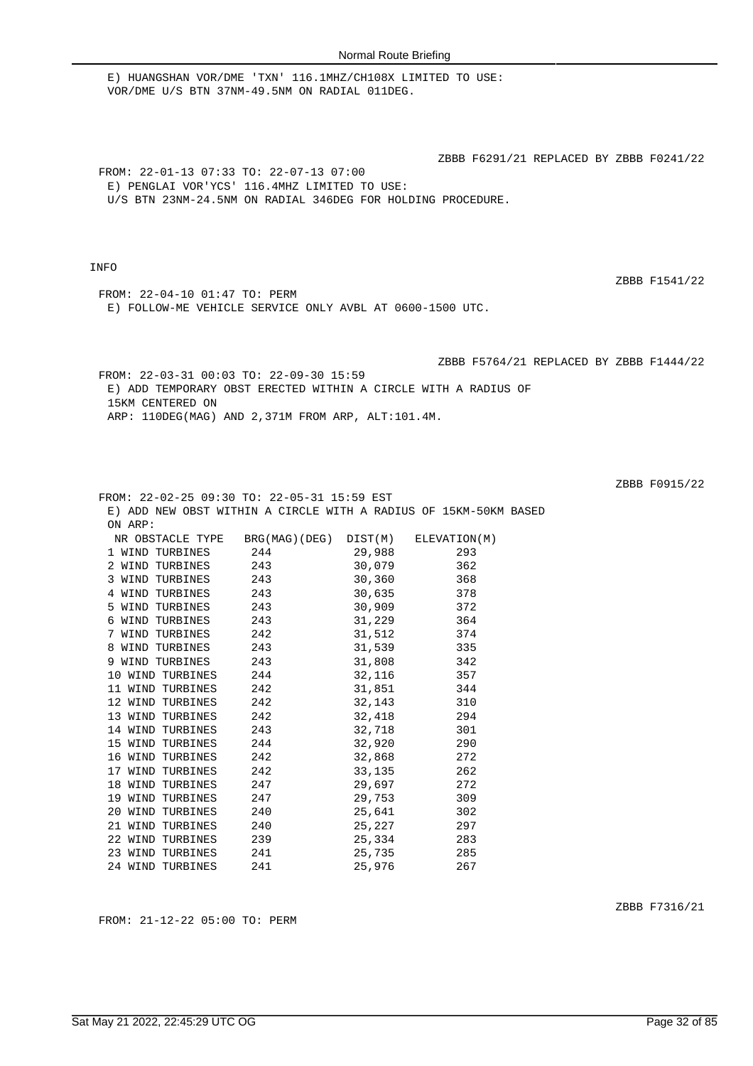E) HUANGSHAN VOR/DME 'TXN' 116.1MHZ/CH108X LIMITED TO USE:
VOR/DME U/S BTN 37NM-49.5NM ON RADIAL 011DEG.

ZBBB F6291/21 REPLACED BY ZBBB F0241/22

FROM: 22-01-13 07:33 TO: 22-07-13 07:00
E) PENGLAI VOR'YCS' 116.4MHZ LIMITED TO USE:
U/S BTN 23NM-24.5NM ON RADIAL 346DEG FOR HOLDING PROCEDURE.

INFO

ZBBB F1541/22

FROM: 22-04-10 01:47 TO: PERM
E) FOLLOW-ME VEHICLE SERVICE ONLY AVBL AT 0600-1500 UTC.

ZBBB F5764/21 REPLACED BY ZBBB F1444/22

FROM: 22-03-31 00:03 TO: 22-09-30 15:59
E) ADD TEMPORARY OBST ERECTED WITHIN A CIRCLE WITH A RADIUS OF
15KM CENTERED ON
ARP: 110DEG(MAG) AND 2,371M FROM ARP, ALT:101.4M.

ZBBB F0915/22

FROM: 22-02-25 09:30 TO: 22-05-31 15:59 EST
E) ADD NEW OBST WITHIN A CIRCLE WITH A RADIUS OF 15KM-50KM BASED
ON ARP:

| NR | OBSTACLE TYPE | BRG(MAG)(DEG) | DIST(M) | ELEVATION(M) |
|---|---|---|---|---|
| 1 | WIND TURBINES | 244 | 29,988 | 293 |
| 2 | WIND TURBINES | 243 | 30,079 | 362 |
| 3 | WIND TURBINES | 243 | 30,360 | 368 |
| 4 | WIND TURBINES | 243 | 30,635 | 378 |
| 5 | WIND TURBINES | 243 | 30,909 | 372 |
| 6 | WIND TURBINES | 243 | 31,229 | 364 |
| 7 | WIND TURBINES | 242 | 31,512 | 374 |
| 8 | WIND TURBINES | 243 | 31,539 | 335 |
| 9 | WIND TURBINES | 243 | 31,808 | 342 |
| 10 | WIND TURBINES | 244 | 32,116 | 357 |
| 11 | WIND TURBINES | 242 | 31,851 | 344 |
| 12 | WIND TURBINES | 242 | 32,143 | 310 |
| 13 | WIND TURBINES | 242 | 32,418 | 294 |
| 14 | WIND TURBINES | 243 | 32,718 | 301 |
| 15 | WIND TURBINES | 244 | 32,920 | 290 |
| 16 | WIND TURBINES | 242 | 32,868 | 272 |
| 17 | WIND TURBINES | 242 | 33,135 | 262 |
| 18 | WIND TURBINES | 247 | 29,697 | 272 |
| 19 | WIND TURBINES | 247 | 29,753 | 309 |
| 20 | WIND TURBINES | 240 | 25,641 | 302 |
| 21 | WIND TURBINES | 240 | 25,227 | 297 |
| 22 | WIND TURBINES | 239 | 25,334 | 283 |
| 23 | WIND TURBINES | 241 | 25,735 | 285 |
| 24 | WIND TURBINES | 241 | 25,976 | 267 |

ZBBB F7316/21

FROM: 21-12-22 05:00 TO: PERM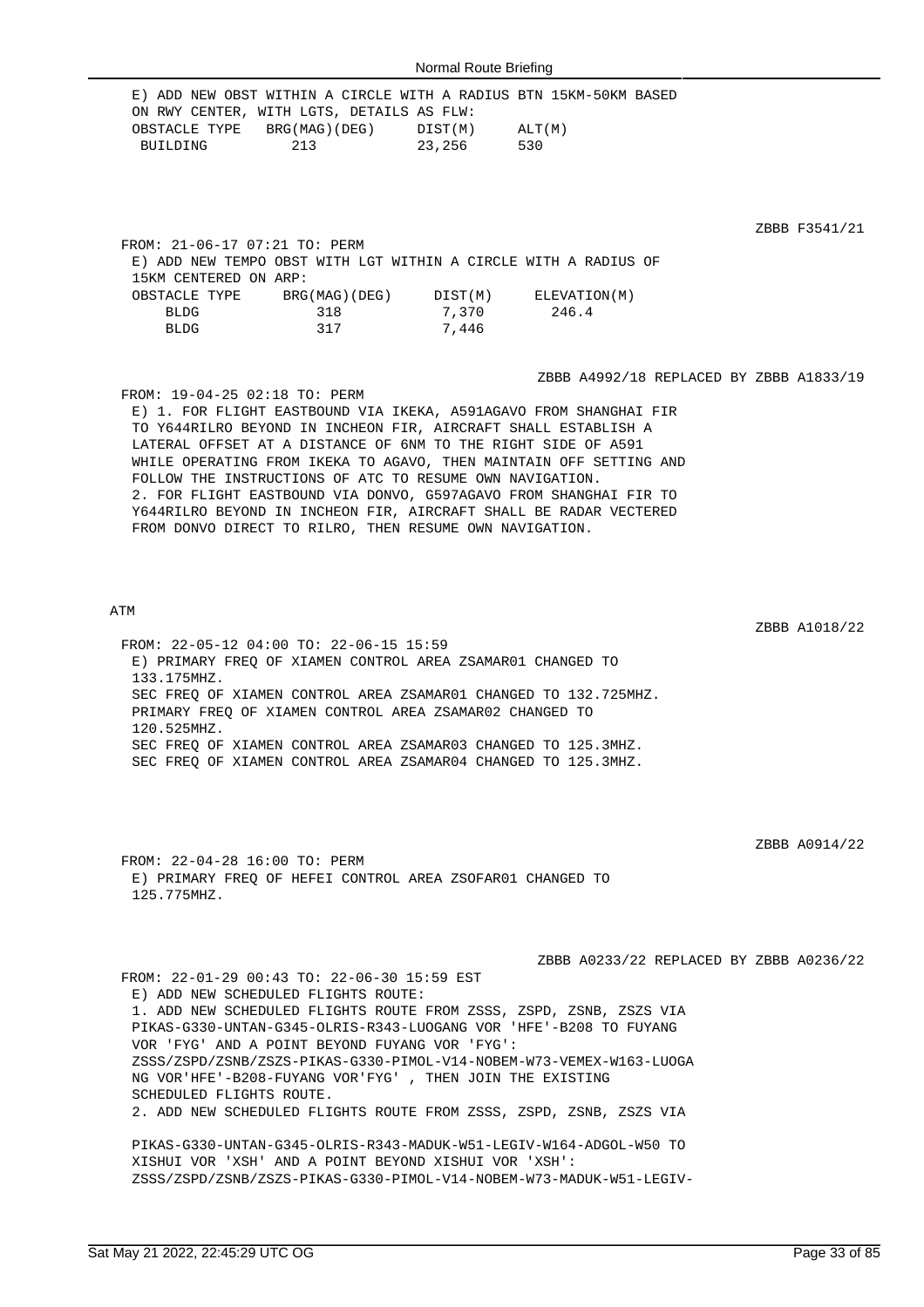E) ADD NEW OBST WITHIN A CIRCLE WITH A RADIUS BTN 15KM-50KM BASED ON RWY CENTER, WITH LGTS, DETAILS AS FLW:

| OBSTACLE TYPE | BRG(MAG)(DEG) | DIST(M) | ALT(M) |
|---|---|---|---|
| BUILDING | 213 | 23,256 | 530 |

ZBBB F3541/21

FROM: 21-06-17 07:21 TO: PERM

E) ADD NEW TEMPO OBST WITH LGT WITHIN A CIRCLE WITH A RADIUS OF 15KM CENTERED ON ARP:

| OBSTACLE TYPE | BRG(MAG)(DEG) | DIST(M) | ELEVATION(M) |
|---|---|---|---|
| BLDG | 318 | 7,370 | 246.4 |
| BLDG | 317 | 7,446 | |

ZBBB A4992/18 REPLACED BY ZBBB A1833/19

FROM: 19-04-25 02:18 TO: PERM

E) 1. FOR FLIGHT EASTBOUND VIA IKEKA, A591AGAVO FROM SHANGHAI FIR TO Y644RILRO BEYOND IN INCHEON FIR, AIRCRAFT SHALL ESTABLISH A LATERAL OFFSET AT A DISTANCE OF 6NM TO THE RIGHT SIDE OF A591 WHILE OPERATING FROM IKEKA TO AGAVO, THEN MAINTAIN OFF SETTING AND FOLLOW THE INSTRUCTIONS OF ATC TO RESUME OWN NAVIGATION.
2. FOR FLIGHT EASTBOUND VIA DONVO, G597AGAVO FROM SHANGHAI FIR TO Y644RILRO BEYOND IN INCHEON FIR, AIRCRAFT SHALL BE RADAR VECTERED FROM DONVO DIRECT TO RILRO, THEN RESUME OWN NAVIGATION.

## ATM

ZBBB A1018/22

FROM: 22-05-12 04:00 TO: 22-06-15 15:59

E) PRIMARY FREQ OF XIAMEN CONTROL AREA ZSAMAR01 CHANGED TO 133.175MHZ.
SEC FREQ OF XIAMEN CONTROL AREA ZSAMAR01 CHANGED TO 132.725MHZ.
PRIMARY FREQ OF XIAMEN CONTROL AREA ZSAMAR02 CHANGED TO 120.525MHZ.
SEC FREQ OF XIAMEN CONTROL AREA ZSAMAR03 CHANGED TO 125.3MHZ.
SEC FREQ OF XIAMEN CONTROL AREA ZSAMAR04 CHANGED TO 125.3MHZ.

ZBBB A0914/22

FROM: 22-04-28 16:00 TO: PERM

E) PRIMARY FREQ OF HEFEI CONTROL AREA ZSOFAR01 CHANGED TO 125.775MHZ.

ZBBB A0233/22 REPLACED BY ZBBB A0236/22

FROM: 22-01-29 00:43 TO: 22-06-30 15:59 EST

E) ADD NEW SCHEDULED FLIGHTS ROUTE:
1. ADD NEW SCHEDULED FLIGHTS ROUTE FROM ZSSS, ZSPD, ZSNB, ZSZS VIA PIKAS-G330-UNTAN-G345-OLRIS-R343-LUOGANG VOR 'HFE'-B208 TO FUYANG VOR 'FYG' AND A POINT BEYOND FUYANG VOR 'FYG':
ZSSS/ZSPD/ZSNB/ZSZS-PIKAS-G330-PIMOL-V14-NOBEM-W73-VEMEX-W163-LUOGANG VOR'HFE'-B208-FUYANG VOR'FYG' , THEN JOIN THE EXISTING SCHEDULED FLIGHTS ROUTE.
2. ADD NEW SCHEDULED FLIGHTS ROUTE FROM ZSSS, ZSPD, ZSNB, ZSZS VIA PIKAS-G330-UNTAN-G345-OLRIS-R343-MADUK-W51-LEGIV-W164-ADGOL-W50 TO XISHUI VOR 'XSH' AND A POINT BEYOND XISHUI VOR 'XSH':
ZSSS/ZSPD/ZSNB/ZSZS-PIKAS-G330-PIMOL-V14-NOBEM-W73-MADUK-W51-LEGIV-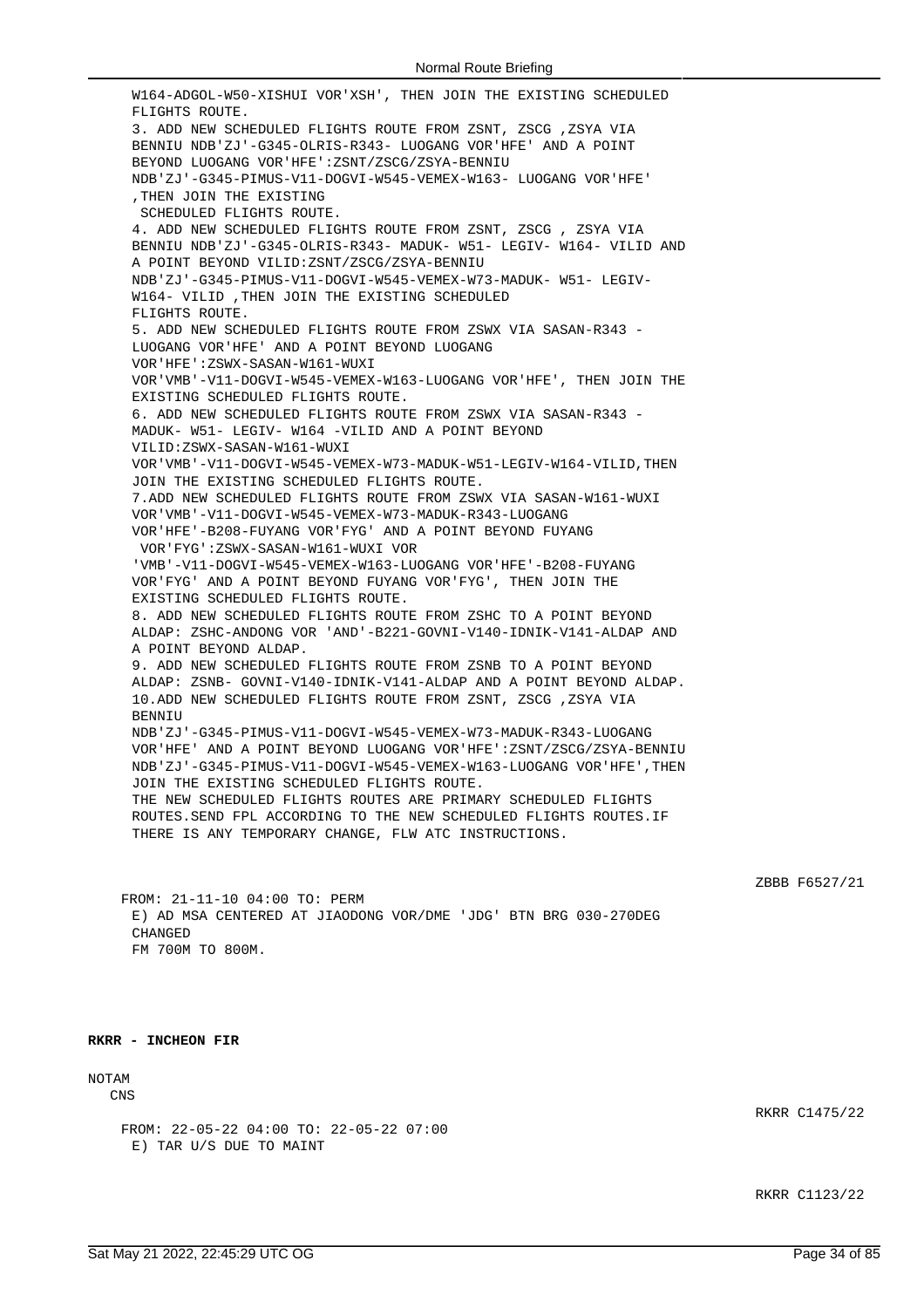W164-ADGOL-W50-XISHUI VOR'XSH', THEN JOIN THE EXISTING SCHEDULED FLIGHTS ROUTE.
3. ADD NEW SCHEDULED FLIGHTS ROUTE FROM ZSNT, ZSCG ,ZSYA VIA BENNIU NDB'ZJ'-G345-OLRIS-R343- LUOGANG VOR'HFE' AND A POINT BEYOND LUOGANG VOR'HFE':ZSNT/ZSCG/ZSYA-BENNIU NDB'ZJ'-G345-PIMUS-V11-DOGVI-W545-VEMEX-W163- LUOGANG VOR'HFE' ,THEN JOIN THE EXISTING SCHEDULED FLIGHTS ROUTE.
4. ADD NEW SCHEDULED FLIGHTS ROUTE FROM ZSNT, ZSCG , ZSYA VIA BENNIU NDB'ZJ'-G345-OLRIS-R343- MADUK- W51- LEGIV- W164- VILID AND A POINT BEYOND VILID:ZSNT/ZSCG/ZSYA-BENNIU NDB'ZJ'-G345-PIMUS-V11-DOGVI-W545-VEMEX-W73-MADUK- W51- LEGIV- W164- VILID ,THEN JOIN THE EXISTING SCHEDULED FLIGHTS ROUTE.
5. ADD NEW SCHEDULED FLIGHTS ROUTE FROM ZSWX VIA SASAN-R343 - LUOGANG VOR'HFE' AND A POINT BEYOND LUOGANG VOR'HFE':ZSWX-SASAN-W161-WUXI VOR'VMB'-V11-DOGVI-W545-VEMEX-W163-LUOGANG VOR'HFE', THEN JOIN THE EXISTING SCHEDULED FLIGHTS ROUTE.
6. ADD NEW SCHEDULED FLIGHTS ROUTE FROM ZSWX VIA SASAN-R343 - MADUK- W51- LEGIV- W164 -VILID AND A POINT BEYOND VILID:ZSWX-SASAN-W161-WUXI VOR'VMB'-V11-DOGVI-W545-VEMEX-W73-MADUK-W51-LEGIV-W164-VILID,THEN JOIN THE EXISTING SCHEDULED FLIGHTS ROUTE.
7.ADD NEW SCHEDULED FLIGHTS ROUTE FROM ZSWX VIA SASAN-W161-WUXI VOR'VMB'-V11-DOGVI-W545-VEMEX-W73-MADUK-R343-LUOGANG VOR'HFE'-B208-FUYANG VOR'FYG' AND A POINT BEYOND FUYANG VOR'FYG':ZSWX-SASAN-W161-WUXI VOR 'VMB'-V11-DOGVI-W545-VEMEX-W163-LUOGANG VOR'HFE'-B208-FUYANG VOR'FYG' AND A POINT BEYOND FUYANG VOR'FYG', THEN JOIN THE EXISTING SCHEDULED FLIGHTS ROUTE.
8. ADD NEW SCHEDULED FLIGHTS ROUTE FROM ZSHC TO A POINT BEYOND ALDAP: ZSHC-ANDONG VOR 'AND'-B221-GOVNI-V140-IDNIK-V141-ALDAP AND A POINT BEYOND ALDAP.
9. ADD NEW SCHEDULED FLIGHTS ROUTE FROM ZSNB TO A POINT BEYOND ALDAP: ZSNB- GOVNI-V140-IDNIK-V141-ALDAP AND A POINT BEYOND ALDAP.
10.ADD NEW SCHEDULED FLIGHTS ROUTE FROM ZSNT, ZSCG ,ZSYA VIA BENNIU NDB'ZJ'-G345-PIMUS-V11-DOGVI-W545-VEMEX-W73-MADUK-R343-LUOGANG VOR'HFE' AND A POINT BEYOND LUOGANG VOR'HFE':ZSNT/ZSCG/ZSYA-BENNIU NDB'ZJ'-G345-PIMUS-V11-DOGVI-W545-VEMEX-W163-LUOGANG VOR'HFE',THEN JOIN THE EXISTING SCHEDULED FLIGHTS ROUTE.
THE NEW SCHEDULED FLIGHTS ROUTES ARE PRIMARY SCHEDULED FLIGHTS ROUTES.SEND FPL ACCORDING TO THE NEW SCHEDULED FLIGHTS ROUTES.IF THERE IS ANY TEMPORARY CHANGE, FLW ATC INSTRUCTIONS.

ZBBB F6527/21

FROM: 21-11-10 04:00 TO: PERM
E) AD MSA CENTERED AT JIAODONG VOR/DME 'JDG' BTN BRG 030-270DEG CHANGED
FM 700M TO 800M.

**RKRR - INCHEON FIR**

NOTAM

CNS

RKRR C1475/22

FROM: 22-05-22 04:00 TO: 22-05-22 07:00
E) TAR U/S DUE TO MAINT

RKRR C1123/22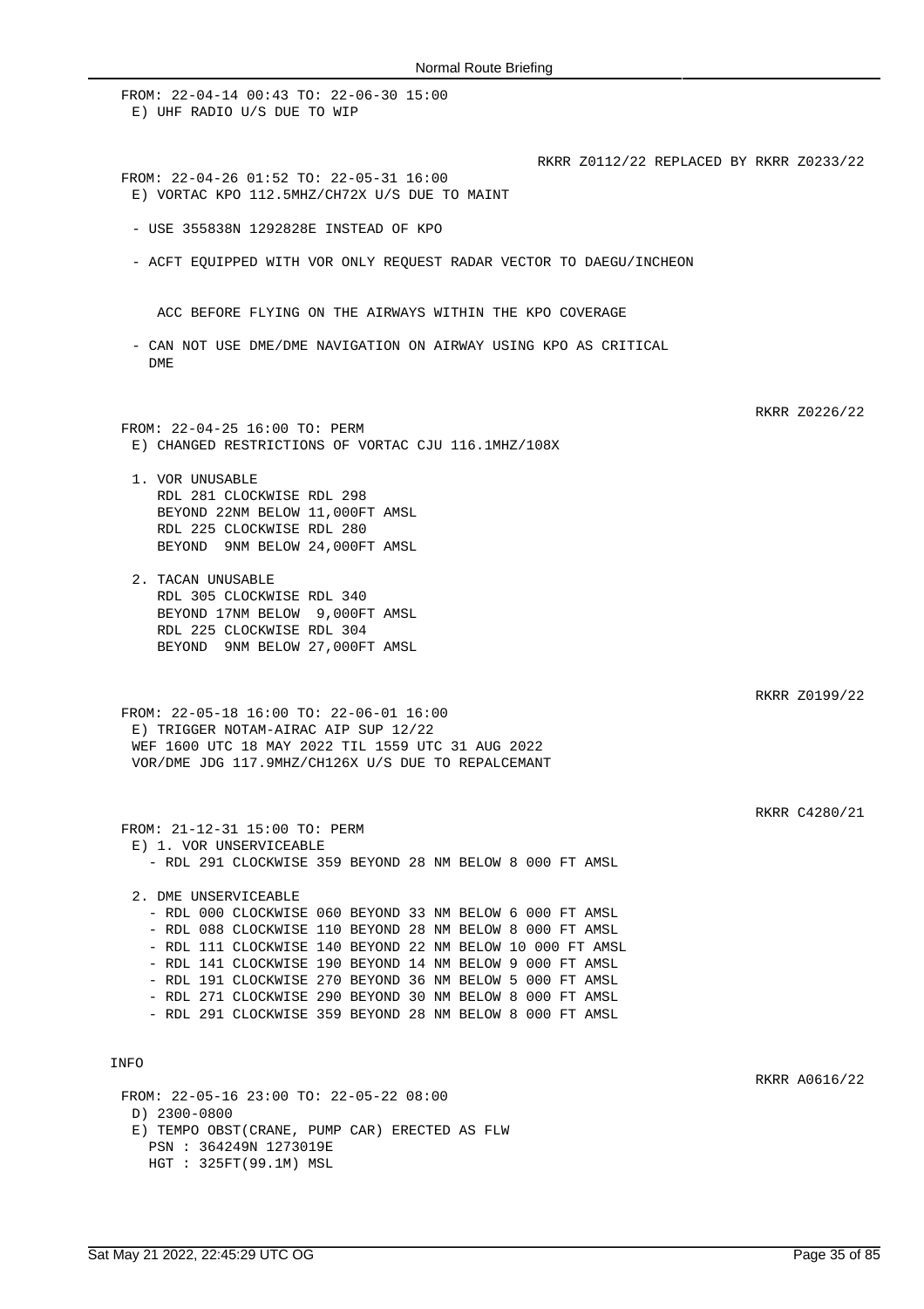FROM: 22-04-14 00:43 TO: 22-06-30 15:00
E) UHF RADIO U/S DUE TO WIP

RKRR Z0112/22 REPLACED BY RKRR Z0233/22

FROM: 22-04-26 01:52 TO: 22-05-31 16:00
E) VORTAC KPO 112.5MHZ/CH72X U/S DUE TO MAINT

- USE 355838N 1292828E INSTEAD OF KPO

- ACFT EQUIPPED WITH VOR ONLY REQUEST RADAR VECTOR TO DAEGU/INCHEON

  ACC BEFORE FLYING ON THE AIRWAYS WITHIN THE KPO COVERAGE

- CAN NOT USE DME/DME NAVIGATION ON AIRWAY USING KPO AS CRITICAL DME

RKRR Z0226/22

FROM: 22-04-25 16:00 TO: PERM
E) CHANGED RESTRICTIONS OF VORTAC CJU 116.1MHZ/108X

1. VOR UNUSABLE
   RDL 281 CLOCKWISE RDL 298
   BEYOND 22NM BELOW 11,000FT AMSL
   RDL 225 CLOCKWISE RDL 280
   BEYOND 9NM BELOW 24,000FT AMSL

2. TACAN UNUSABLE
   RDL 305 CLOCKWISE RDL 340
   BEYOND 17NM BELOW 9,000FT AMSL
   RDL 225 CLOCKWISE RDL 304
   BEYOND 9NM BELOW 27,000FT AMSL

RKRR Z0199/22

FROM: 22-05-18 16:00 TO: 22-06-01 16:00
E) TRIGGER NOTAM-AIRAC AIP SUP 12/22
WEF 1600 UTC 18 MAY 2022 TIL 1559 UTC 31 AUG 2022
VOR/DME JDG 117.9MHZ/CH126X U/S DUE TO REPALCEMANT

RKRR C4280/21

FROM: 21-12-31 15:00 TO: PERM
E) 1. VOR UNSERVICEABLE
- RDL 291 CLOCKWISE 359 BEYOND 28 NM BELOW 8 000 FT AMSL

2. DME UNSERVICEABLE
- RDL 000 CLOCKWISE 060 BEYOND 33 NM BELOW 6 000 FT AMSL
- RDL 088 CLOCKWISE 110 BEYOND 28 NM BELOW 8 000 FT AMSL
- RDL 111 CLOCKWISE 140 BEYOND 22 NM BELOW 10 000 FT AMSL
- RDL 141 CLOCKWISE 190 BEYOND 14 NM BELOW 9 000 FT AMSL
- RDL 191 CLOCKWISE 270 BEYOND 36 NM BELOW 5 000 FT AMSL
- RDL 271 CLOCKWISE 290 BEYOND 30 NM BELOW 8 000 FT AMSL
- RDL 291 CLOCKWISE 359 BEYOND 28 NM BELOW 8 000 FT AMSL

INFO

RKRR A0616/22

FROM: 22-05-16 23:00 TO: 22-05-22 08:00
D) 2300-0800
E) TEMPO OBST(CRANE, PUMP CAR) ERECTED AS FLW
PSN : 364249N 1273019E
HGT : 325FT(99.1M) MSL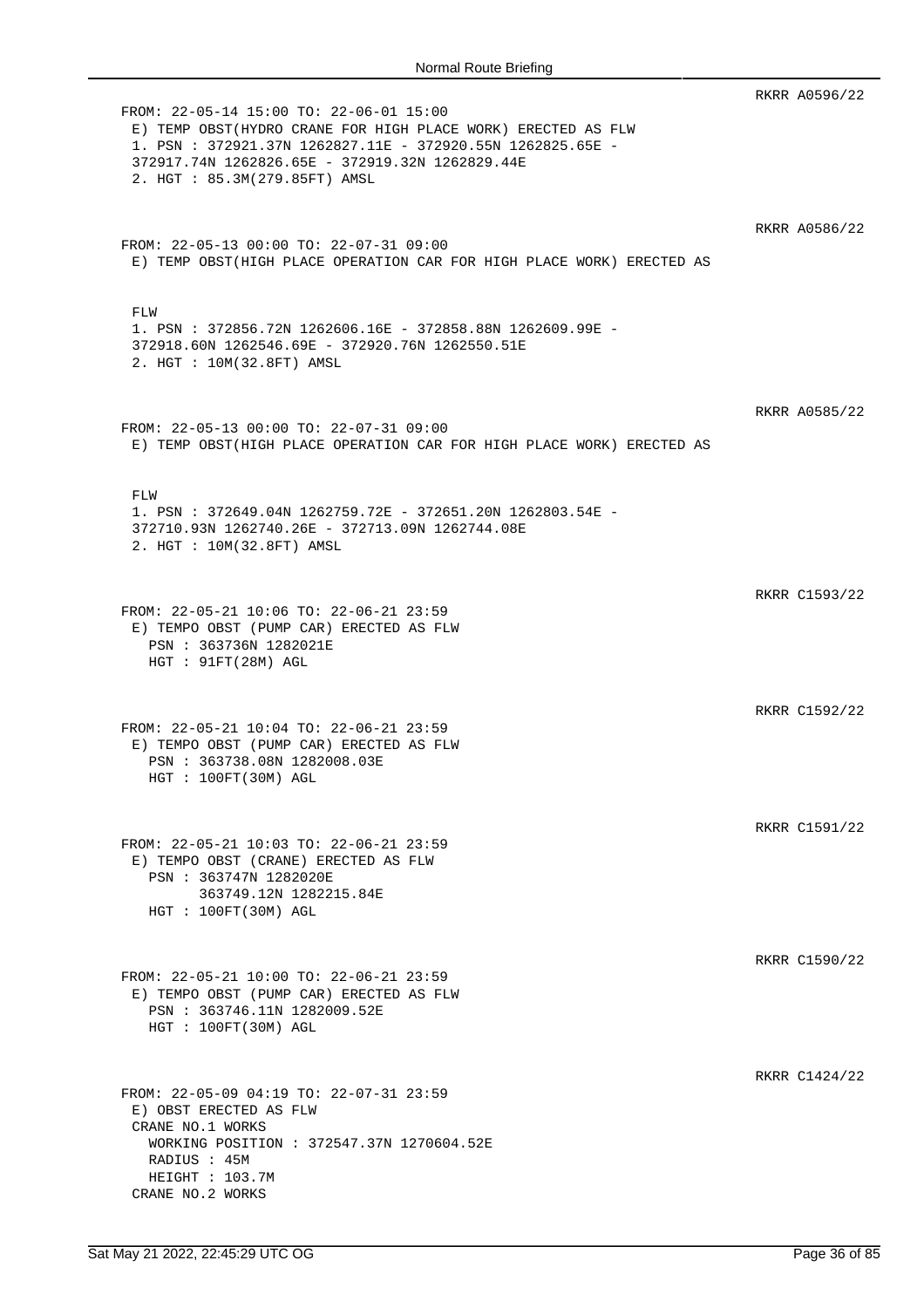RKRR A0596/22

```
FROM: 22-05-14 15:00 TO: 22-06-01 15:00
 E) TEMP OBST(HYDRO CRANE FOR HIGH PLACE WORK) ERECTED AS FLW
 1. PSN : 372921.37N 1262827.11E - 372920.55N 1262825.65E -
 372917.74N 1262826.65E - 372919.32N 1262829.44E
 2. HGT : 85.3M(279.85FT) AMSL
```

RKRR A0586/22

```
FROM: 22-05-13 00:00 TO: 22-07-31 09:00
 E) TEMP OBST(HIGH PLACE OPERATION CAR FOR HIGH PLACE WORK) ERECTED AS


 FLW
 1. PSN : 372856.72N 1262606.16E - 372858.88N 1262609.99E -
 372918.60N 1262546.69E - 372920.76N 1262550.51E
 2. HGT : 10M(32.8FT) AMSL
```

RKRR A0585/22

```
FROM: 22-05-13 00:00 TO: 22-07-31 09:00
 E) TEMP OBST(HIGH PLACE OPERATION CAR FOR HIGH PLACE WORK) ERECTED AS


 FLW
 1. PSN : 372649.04N 1262759.72E - 372651.20N 1262803.54E -
 372710.93N 1262740.26E - 372713.09N 1262744.08E
 2. HGT : 10M(32.8FT) AMSL
```

RKRR C1593/22

```
FROM: 22-05-21 10:06 TO: 22-06-21 23:59
 E) TEMPO OBST (PUMP CAR) ERECTED AS FLW
   PSN : 363736N 1282021E
   HGT : 91FT(28M) AGL
```

RKRR C1592/22

```
FROM: 22-05-21 10:04 TO: 22-06-21 23:59
 E) TEMPO OBST (PUMP CAR) ERECTED AS FLW
   PSN : 363738.08N 1282008.03E
   HGT : 100FT(30M) AGL
```

RKRR C1591/22

```
FROM: 22-05-21 10:03 TO: 22-06-21 23:59
 E) TEMPO OBST (CRANE) ERECTED AS FLW
   PSN : 363747N 1282020E
         363749.12N 1282215.84E
   HGT : 100FT(30M) AGL
```

RKRR C1590/22

```
FROM: 22-05-21 10:00 TO: 22-06-21 23:59
 E) TEMPO OBST (PUMP CAR) ERECTED AS FLW
   PSN : 363746.11N 1282009.52E
   HGT : 100FT(30M) AGL
```

RKRR C1424/22

```
FROM: 22-05-09 04:19 TO: 22-07-31 23:59
 E) OBST ERECTED AS FLW
 CRANE NO.1 WORKS
   WORKING POSITION : 372547.37N 1270604.52E
   RADIUS : 45M
   HEIGHT : 103.7M
 CRANE NO.2 WORKS
```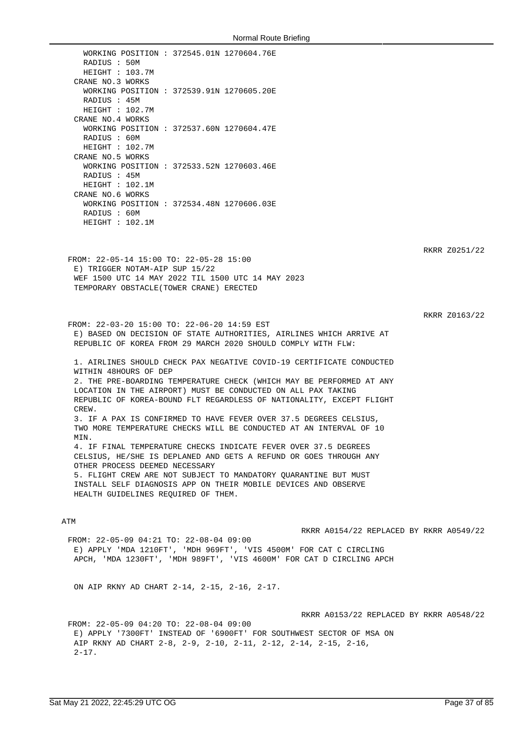WORKING POSITION : 372545.01N 1270604.76E
RADIUS : 50M
HEIGHT : 103.7M
CRANE NO.3 WORKS
WORKING POSITION : 372539.91N 1270605.20E
RADIUS : 45M
HEIGHT : 102.7M
CRANE NO.4 WORKS
WORKING POSITION : 372537.60N 1270604.47E
RADIUS : 60M
HEIGHT : 102.7M
CRANE NO.5 WORKS
WORKING POSITION : 372533.52N 1270603.46E
RADIUS : 45M
HEIGHT : 102.1M
CRANE NO.6 WORKS
WORKING POSITION : 372534.48N 1270606.03E
RADIUS : 60M
HEIGHT : 102.1M

RKRR Z0251/22

FROM: 22-05-14 15:00 TO: 22-05-28 15:00
E) TRIGGER NOTAM-AIP SUP 15/22
WEF 1500 UTC 14 MAY 2022 TIL 1500 UTC 14 MAY 2023
TEMPORARY OBSTACLE(TOWER CRANE) ERECTED

RKRR Z0163/22

FROM: 22-03-20 15:00 TO: 22-06-20 14:59 EST
E) BASED ON DECISION OF STATE AUTHORITIES, AIRLINES WHICH ARRIVE AT REPUBLIC OF KOREA FROM 29 MARCH 2020 SHOULD COMPLY WITH FLW:

1. AIRLINES SHOULD CHECK PAX NEGATIVE COVID-19 CERTIFICATE CONDUCTED WITHIN 48HOURS OF DEP
2. THE PRE-BOARDING TEMPERATURE CHECK (WHICH MAY BE PERFORMED AT ANY LOCATION IN THE AIRPORT) MUST BE CONDUCTED ON ALL PAX TAKING REPUBLIC OF KOREA-BOUND FLT REGARDLESS OF NATIONALITY, EXCEPT FLIGHT CREW.
3. IF A PAX IS CONFIRMED TO HAVE FEVER OVER 37.5 DEGREES CELSIUS, TWO MORE TEMPERATURE CHECKS WILL BE CONDUCTED AT AN INTERVAL OF 10 MIN.
4. IF FINAL TEMPERATURE CHECKS INDICATE FEVER OVER 37.5 DEGREES CELSIUS, HE/SHE IS DEPLANED AND GETS A REFUND OR GOES THROUGH ANY OTHER PROCESS DEEMED NECESSARY
5. FLIGHT CREW ARE NOT SUBJECT TO MANDATORY QUARANTINE BUT MUST INSTALL SELF DIAGNOSIS APP ON THEIR MOBILE DEVICES AND OBSERVE HEALTH GUIDELINES REQUIRED OF THEM.

ATM

RKRR A0154/22 REPLACED BY RKRR A0549/22

FROM: 22-05-09 04:21 TO: 22-08-04 09:00
E) APPLY 'MDA 1210FT', 'MDH 969FT', 'VIS 4500M' FOR CAT C CIRCLING APCH, 'MDA 1230FT', 'MDH 989FT', 'VIS 4600M' FOR CAT D CIRCLING APCH

ON AIP RKNY AD CHART 2-14, 2-15, 2-16, 2-17.

RKRR A0153/22 REPLACED BY RKRR A0548/22

FROM: 22-05-09 04:20 TO: 22-08-04 09:00
E) APPLY '7300FT' INSTEAD OF '6900FT' FOR SOUTHWEST SECTOR OF MSA ON AIP RKNY AD CHART 2-8, 2-9, 2-10, 2-11, 2-12, 2-14, 2-15, 2-16, 2-17.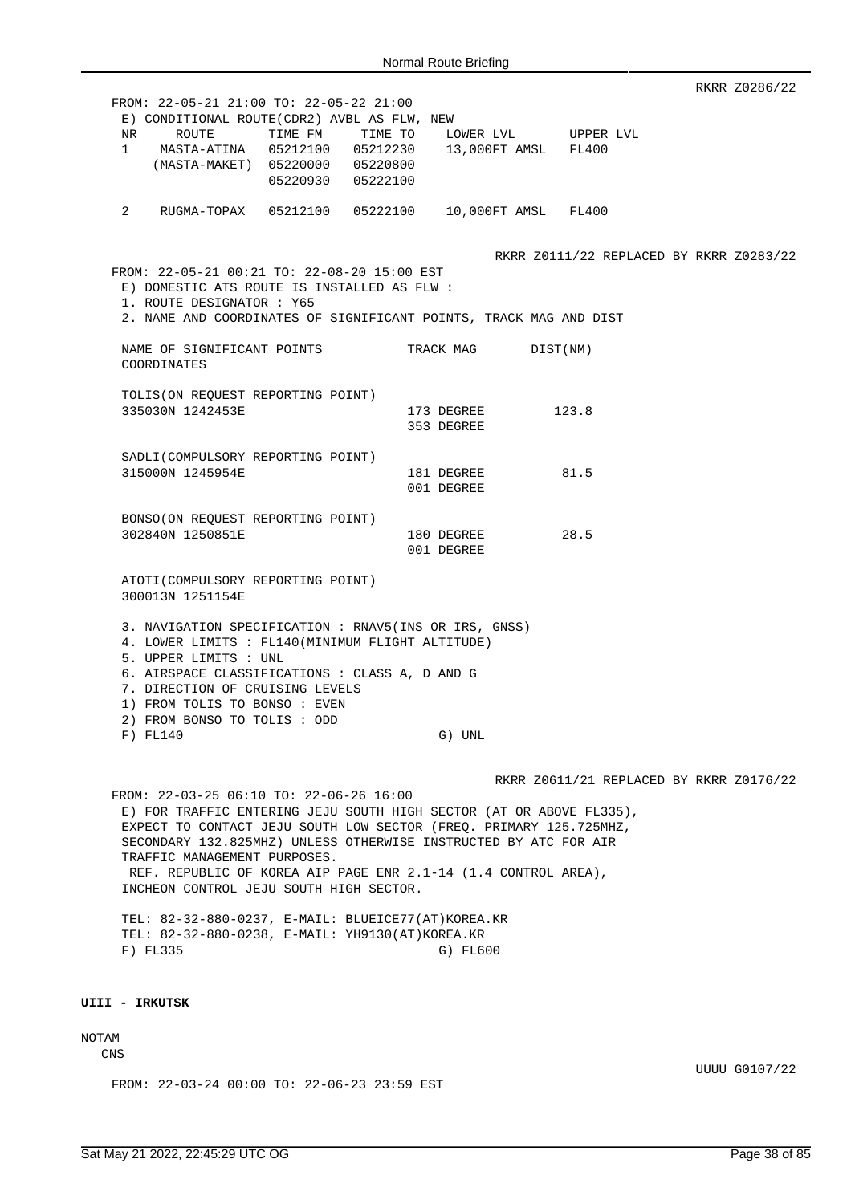RKRR Z0286/22

FROM: 22-05-21 21:00 TO: 22-05-22 21:00

E) CONDITIONAL ROUTE(CDR2) AVBL AS FLW, NEW

| NR | ROUTE | TIME FM | TIME TO | LOWER LVL | UPPER LVL |
|---|---|---|---|---|---|
| 1 | MASTA-ATINA | 05212100 | 05212230 | 13,000FT AMSL | FL400 |
| | (MASTA-MAKET) | 05220000 | 05220800 | | |
| | | 05220930 | 05222100 | | |
| 2 | RUGMA-TOPAX | 05212100 | 05222100 | 10,000FT AMSL | FL400 |

RKRR Z0111/22 REPLACED BY RKRR Z0283/22

FROM: 22-05-21 00:21 TO: 22-08-20 15:00 EST

E) DOMESTIC ATS ROUTE IS INSTALLED AS FLW :

1. ROUTE DESIGNATOR : Y65
2. NAME AND COORDINATES OF SIGNIFICANT POINTS, TRACK MAG AND DIST

| NAME OF SIGNIFICANT POINTS COORDINATES | TRACK MAG | DIST(NM) |
|---|---|---|
| TOLIS(ON REQUEST REPORTING POINT) 335030N 1242453E | | |
| | 173 DEGREE 353 DEGREE | 123.8 |
| SADLI(COMPULSORY REPORTING POINT) 315000N 1245954E | | |
| | 181 DEGREE 001 DEGREE | 81.5 |
| BONSO(ON REQUEST REPORTING POINT) 302840N 1250851E | | |
| | 180 DEGREE 001 DEGREE | 28.5 |
| ATOTI(COMPULSORY REPORTING POINT) 300013N 1251154E | | |

3. NAVIGATION SPECIFICATION : RNAV5(INS OR IRS, GNSS)
4. LOWER LIMITS : FL140(MINIMUM FLIGHT ALTITUDE)
5. UPPER LIMITS : UNL
6. AIRSPACE CLASSIFICATIONS : CLASS A, D AND G
7. DIRECTION OF CRUISING LEVELS
   1) FROM TOLIS TO BONSO : EVEN
   2) FROM BONSO TO TOLIS : ODD

F) FL140 G) UNL

RKRR Z0611/21 REPLACED BY RKRR Z0176/22

FROM: 22-03-25 06:10 TO: 22-06-26 16:00

E) FOR TRAFFIC ENTERING JEJU SOUTH HIGH SECTOR (AT OR ABOVE FL335), EXPECT TO CONTACT JEJU SOUTH LOW SECTOR (FREQ. PRIMARY 125.725MHZ, SECONDARY 132.825MHZ) UNLESS OTHERWISE INSTRUCTED BY ATC FOR AIR TRAFFIC MANAGEMENT PURPOSES.
REF. REPUBLIC OF KOREA AIP PAGE ENR 2.1-14 (1.4 CONTROL AREA), INCHEON CONTROL JEJU SOUTH HIGH SECTOR.

TEL: 82-32-880-0237, E-MAIL: BLUEICE77(AT)KOREA.KR
TEL: 82-32-880-0238, E-MAIL: YH9130(AT)KOREA.KR

F) FL335 G) FL600

**UIII - IRKUTSK**

NOTAM

CNS

UUUU G0107/22

FROM: 22-03-24 00:00 TO: 22-06-23 23:59 EST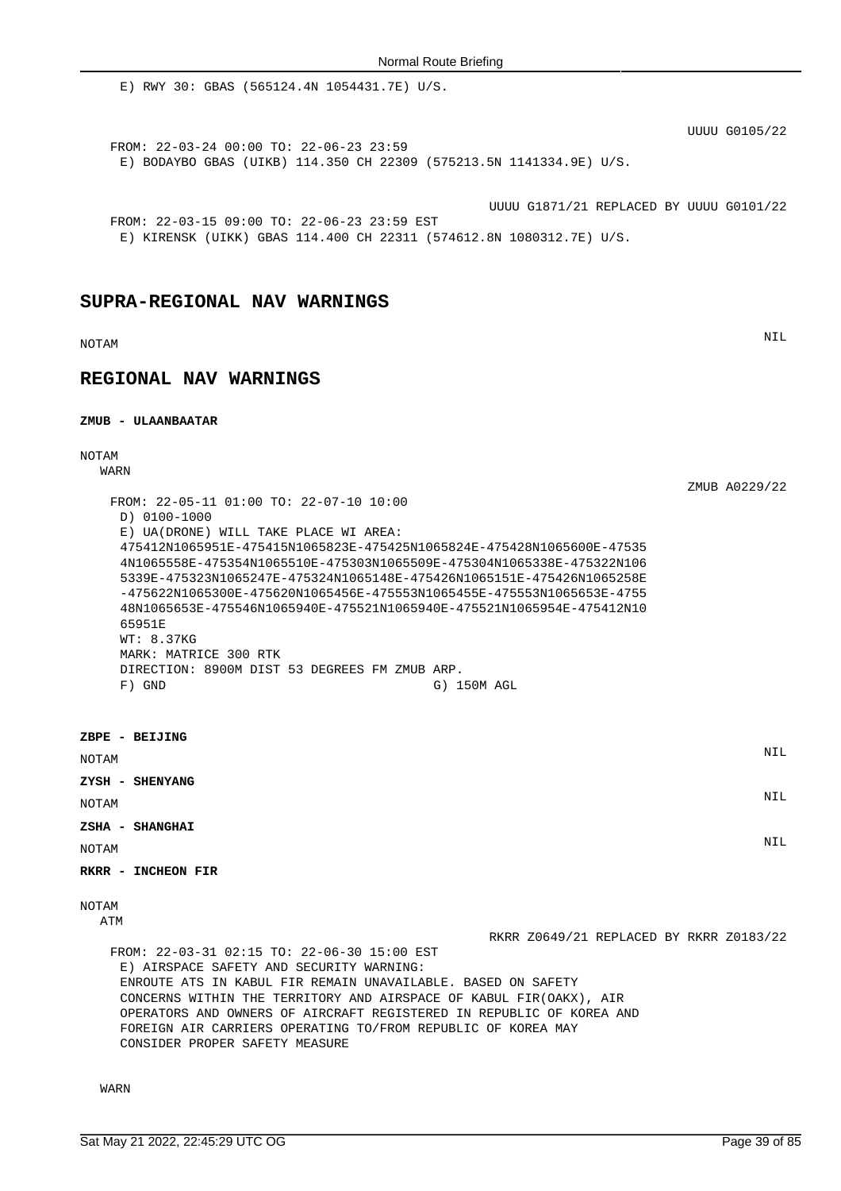E) RWY 30: GBAS (565124.4N 1054431.7E) U/S.

UUUU G0105/22

FROM: 22-03-24 00:00 TO: 22-06-23 23:59
E) BODAYBO GBAS (UIKB) 114.350 CH 22309 (575213.5N 1141334.9E) U/S.

UUUU G1871/21 REPLACED BY UUUU G0101/22

FROM: 22-03-15 09:00 TO: 22-06-23 23:59 EST
E) KIRENSK (UIKK) GBAS 114.400 CH 22311 (574612.8N 1080312.7E) U/S.

## SUPRA-REGIONAL NAV WARNINGS

NOTAM

NIL

## REGIONAL NAV WARNINGS

**ZMUB - ULAANBAATAR**

NOTAM

WARN

ZMUB A0229/22

FROM: 22-05-11 01:00 TO: 22-07-10 10:00
D) 0100-1000
E) UA(DRONE) WILL TAKE PLACE WI AREA:
475412N1065951E-475415N1065823E-475425N1065824E-475428N1065600E-47535
4N1065558E-475354N1065510E-475303N1065509E-475304N1065338E-475322N106
5339E-475323N1065247E-475324N1065148E-475426N1065151E-475426N1065258E
-475622N1065300E-475620N1065456E-475553N1065455E-475553N1065653E-4755
48N1065653E-475546N1065940E-475521N1065940E-475521N1065954E-475412N10
65951E
WT: 8.37KG
MARK: MATRICE 300 RTK
DIRECTION: 8900M DIST 53 DEGREES FM ZMUB ARP.
F) GND G) 150M AGL

**ZBPE - BEIJING**

NOTAM

NIL

**ZYSH - SHENYANG**

NOTAM

NIL

**ZSHA - SHANGHAI**

NOTAM

NIL

**RKRR - INCHEON FIR**

NOTAM

ATM

RKRR Z0649/21 REPLACED BY RKRR Z0183/22

FROM: 22-03-31 02:15 TO: 22-06-30 15:00 EST
E) AIRSPACE SAFETY AND SECURITY WARNING:
ENROUTE ATS IN KABUL FIR REMAIN UNAVAILABLE. BASED ON SAFETY
CONCERNS WITHIN THE TERRITORY AND AIRSPACE OF KABUL FIR(OAKX), AIR
OPERATORS AND OWNERS OF AIRCRAFT REGISTERED IN REPUBLIC OF KOREA AND
FOREIGN AIR CARRIERS OPERATING TO/FROM REPUBLIC OF KOREA MAY
CONSIDER PROPER SAFETY MEASURE

WARN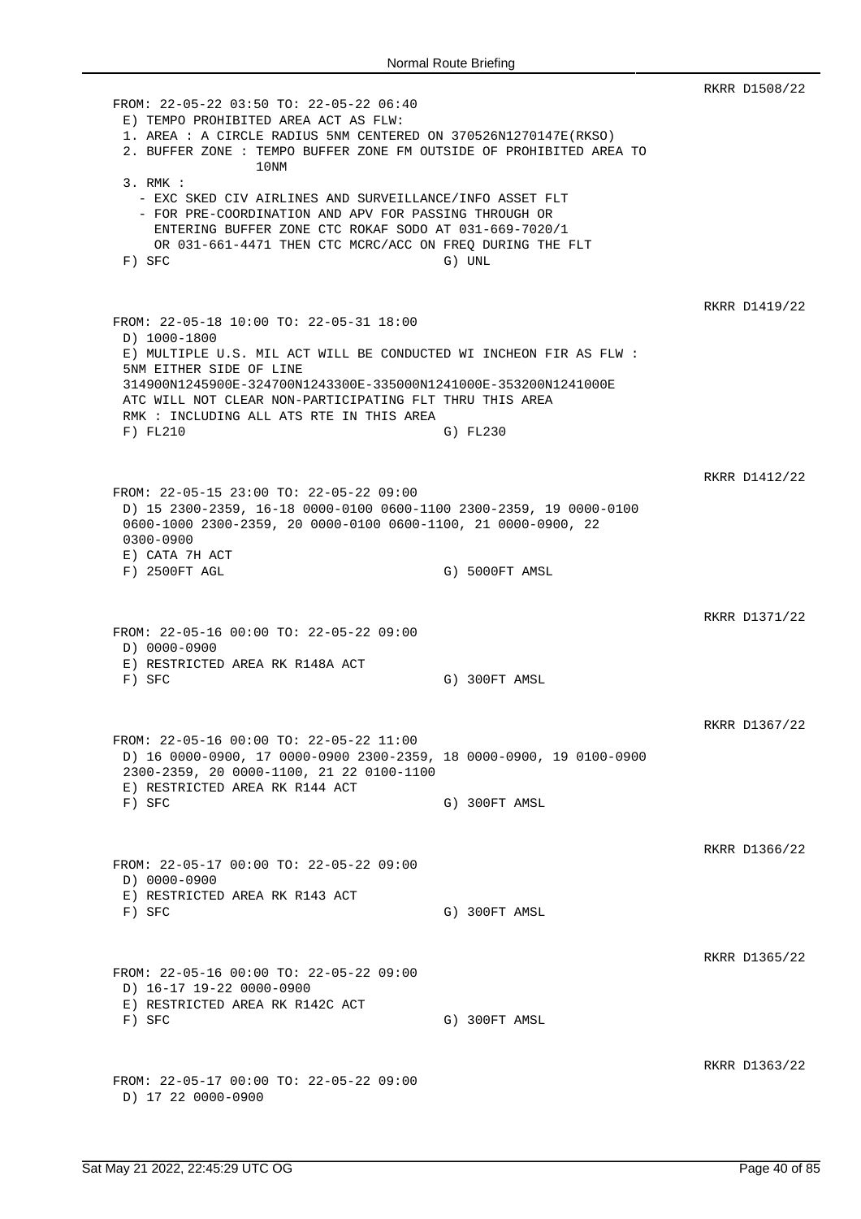RKRR D1508/22

```
FROM: 22-05-22 03:50 TO: 22-05-22 06:40
 E) TEMPO PROHIBITED AREA ACT AS FLW:
 1. AREA : A CIRCLE RADIUS 5NM CENTERED ON 370526N1270147E(RKSO)
 2. BUFFER ZONE : TEMPO BUFFER ZONE FM OUTSIDE OF PROHIBITED AREA TO
              10NM
 3. RMK :
   - EXC SKED CIV AIRLINES AND SURVEILLANCE/INFO ASSET FLT
   - FOR PRE-COORDINATION AND APV FOR PASSING THROUGH OR
     ENTERING BUFFER ZONE CTC ROKAF SODO AT 031-669-7020/1
     OR 031-661-4471 THEN CTC MCRC/ACC ON FREQ DURING THE FLT
 F) SFC                                 G) UNL
```

RKRR D1419/22

```
FROM: 22-05-18 10:00 TO: 22-05-31 18:00
 D) 1000-1800
 E) MULTIPLE U.S. MIL ACT WILL BE CONDUCTED WI INCHEON FIR AS FLW :
 5NM EITHER SIDE OF LINE
 314900N1245900E-324700N1243300E-335000N1241000E-353200N1241000E
 ATC WILL NOT CLEAR NON-PARTICIPATING FLT THRU THIS AREA
 RMK : INCLUDING ALL ATS RTE IN THIS AREA
 F) FL210                               G) FL230
```

RKRR D1412/22

```
FROM: 22-05-15 23:00 TO: 22-05-22 09:00
 D) 15 2300-2359, 16-18 0000-0100 0600-1100 2300-2359, 19 0000-0100
 0600-1000 2300-2359, 20 0000-0100 0600-1100, 21 0000-0900, 22
 0300-0900
 E) CATA 7H ACT
 F) 2500FT AGL                          G) 5000FT AMSL
```

RKRR D1371/22

```
FROM: 22-05-16 00:00 TO: 22-05-22 09:00
 D) 0000-0900
 E) RESTRICTED AREA RK R148A ACT
 F) SFC                                 G) 300FT AMSL
```

RKRR D1367/22

```
FROM: 22-05-16 00:00 TO: 22-05-22 11:00
 D) 16 0000-0900, 17 0000-0900 2300-2359, 18 0000-0900, 19 0100-0900
 2300-2359, 20 0000-1100, 21 22 0100-1100
 E) RESTRICTED AREA RK R144 ACT
 F) SFC                                 G) 300FT AMSL
```

RKRR D1366/22

```
FROM: 22-05-17 00:00 TO: 22-05-22 09:00
 D) 0000-0900
 E) RESTRICTED AREA RK R143 ACT
 F) SFC                                 G) 300FT AMSL
```

RKRR D1365/22

```
FROM: 22-05-16 00:00 TO: 22-05-22 09:00
 D) 16-17 19-22 0000-0900
 E) RESTRICTED AREA RK R142C ACT
 F) SFC                                 G) 300FT AMSL
```

RKRR D1363/22

```
FROM: 22-05-17 00:00 TO: 22-05-22 09:00
 D) 17 22 0000-0900
```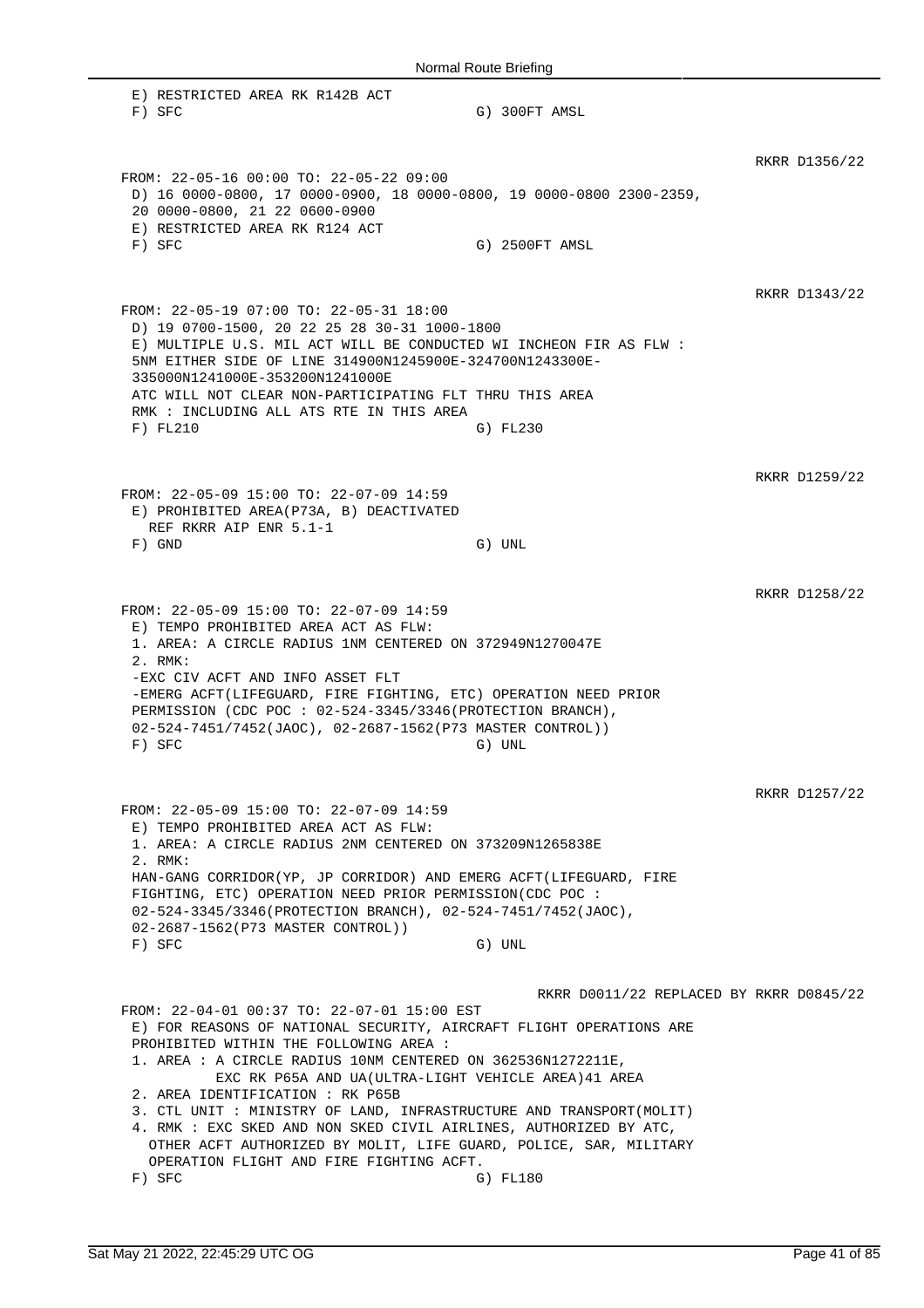E) RESTRICTED AREA RK R142B ACT
F) SFC G) 300FT AMSL

RKRR D1356/22

FROM: 22-05-16 00:00 TO: 22-05-22 09:00
D) 16 0000-0800, 17 0000-0900, 18 0000-0800, 19 0000-0800 2300-2359,
20 0000-0800, 21 22 0600-0900
E) RESTRICTED AREA RK R124 ACT
F) SFC G) 2500FT AMSL

RKRR D1343/22

FROM: 22-05-19 07:00 TO: 22-05-31 18:00
D) 19 0700-1500, 20 22 25 28 30-31 1000-1800
E) MULTIPLE U.S. MIL ACT WILL BE CONDUCTED WI INCHEON FIR AS FLW :
5NM EITHER SIDE OF LINE 314900N1245900E-324700N1243300E-
335000N1241000E-353200N1241000E
ATC WILL NOT CLEAR NON-PARTICIPATING FLT THRU THIS AREA
RMK : INCLUDING ALL ATS RTE IN THIS AREA
F) FL210 G) FL230

RKRR D1259/22

FROM: 22-05-09 15:00 TO: 22-07-09 14:59
E) PROHIBITED AREA(P73A, B) DEACTIVATED
REF RKRR AIP ENR 5.1-1
F) GND G) UNL

RKRR D1258/22

FROM: 22-05-09 15:00 TO: 22-07-09 14:59
E) TEMPO PROHIBITED AREA ACT AS FLW:
1. AREA: A CIRCLE RADIUS 1NM CENTERED ON 372949N1270047E
2. RMK:
-EXC CIV ACFT AND INFO ASSET FLT
-EMERG ACFT(LIFEGUARD, FIRE FIGHTING, ETC) OPERATION NEED PRIOR
PERMISSION (CDC POC : 02-524-3345/3346(PROTECTION BRANCH),
02-524-7451/7452(JAOC), 02-2687-1562(P73 MASTER CONTROL))
F) SFC G) UNL

RKRR D1257/22

FROM: 22-05-09 15:00 TO: 22-07-09 14:59
E) TEMPO PROHIBITED AREA ACT AS FLW:
1. AREA: A CIRCLE RADIUS 2NM CENTERED ON 373209N1265838E
2. RMK:
HAN-GANG CORRIDOR(YP, JP CORRIDOR) AND EMERG ACFT(LIFEGUARD, FIRE
FIGHTING, ETC) OPERATION NEED PRIOR PERMISSION(CDC POC :
02-524-3345/3346(PROTECTION BRANCH), 02-524-7451/7452(JAOC),
02-2687-1562(P73 MASTER CONTROL))
F) SFC G) UNL

RKRR D0011/22 REPLACED BY RKRR D0845/22

FROM: 22-04-01 00:37 TO: 22-07-01 15:00 EST
E) FOR REASONS OF NATIONAL SECURITY, AIRCRAFT FLIGHT OPERATIONS ARE
PROHIBITED WITHIN THE FOLLOWING AREA :
1. AREA : A CIRCLE RADIUS 10NM CENTERED ON 362536N1272211E,
EXC RK P65A AND UA(ULTRA-LIGHT VEHICLE AREA)41 AREA
2. AREA IDENTIFICATION : RK P65B
3. CTL UNIT : MINISTRY OF LAND, INFRASTRUCTURE AND TRANSPORT(MOLIT)
4. RMK : EXC SKED AND NON SKED CIVIL AIRLINES, AUTHORIZED BY ATC,
OTHER ACFT AUTHORIZED BY MOLIT, LIFE GUARD, POLICE, SAR, MILITARY
OPERATION FLIGHT AND FIRE FIGHTING ACFT.
F) SFC G) FL180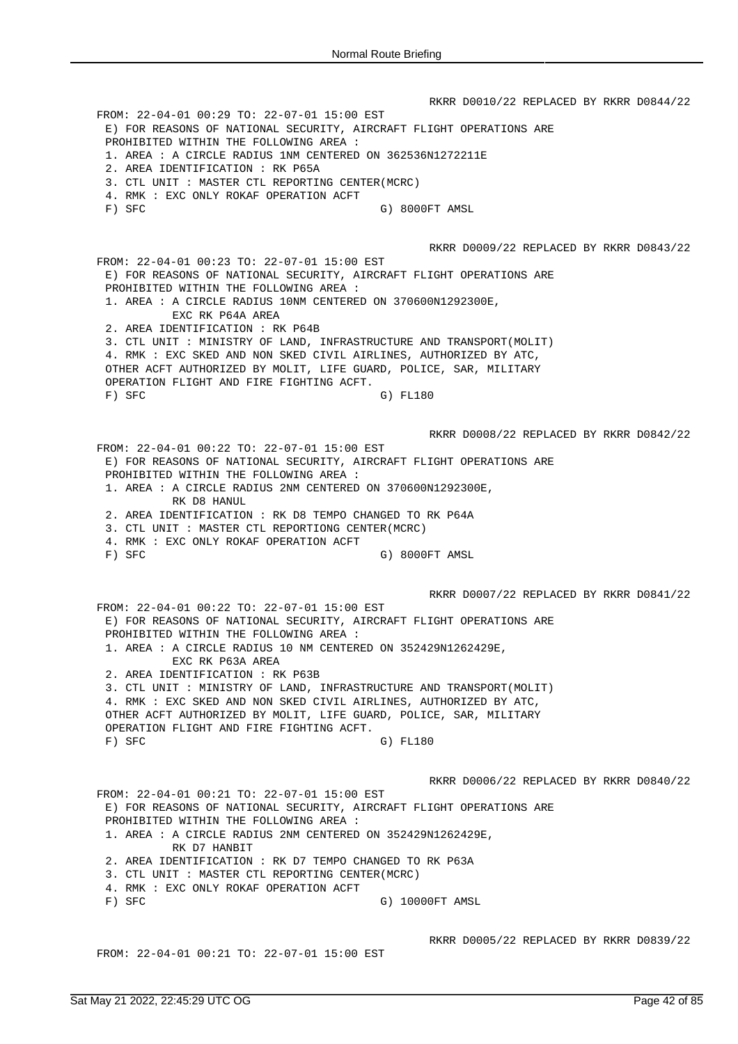RKRR D0010/22 REPLACED BY RKRR D0844/22

FROM: 22-04-01 00:29 TO: 22-07-01 15:00 EST
E) FOR REASONS OF NATIONAL SECURITY, AIRCRAFT FLIGHT OPERATIONS ARE PROHIBITED WITHIN THE FOLLOWING AREA :
1. AREA : A CIRCLE RADIUS 1NM CENTERED ON 362536N1272211E
2. AREA IDENTIFICATION : RK P65A
3. CTL UNIT : MASTER CTL REPORTING CENTER(MCRC)
4. RMK : EXC ONLY ROKAF OPERATION ACFT
F) SFC G) 8000FT AMSL

RKRR D0009/22 REPLACED BY RKRR D0843/22

FROM: 22-04-01 00:23 TO: 22-07-01 15:00 EST
E) FOR REASONS OF NATIONAL SECURITY, AIRCRAFT FLIGHT OPERATIONS ARE PROHIBITED WITHIN THE FOLLOWING AREA :
1. AREA : A CIRCLE RADIUS 10NM CENTERED ON 370600N1292300E, EXC RK P64A AREA
2. AREA IDENTIFICATION : RK P64B
3. CTL UNIT : MINISTRY OF LAND, INFRASTRUCTURE AND TRANSPORT(MOLIT)
4. RMK : EXC SKED AND NON SKED CIVIL AIRLINES, AUTHORIZED BY ATC, OTHER ACFT AUTHORIZED BY MOLIT, LIFE GUARD, POLICE, SAR, MILITARY OPERATION FLIGHT AND FIRE FIGHTING ACFT.
F) SFC G) FL180

RKRR D0008/22 REPLACED BY RKRR D0842/22

FROM: 22-04-01 00:22 TO: 22-07-01 15:00 EST
E) FOR REASONS OF NATIONAL SECURITY, AIRCRAFT FLIGHT OPERATIONS ARE PROHIBITED WITHIN THE FOLLOWING AREA :
1. AREA : A CIRCLE RADIUS 2NM CENTERED ON 370600N1292300E, RK D8 HANUL
2. AREA IDENTIFICATION : RK D8 TEMPO CHANGED TO RK P64A
3. CTL UNIT : MASTER CTL REPORTIONG CENTER(MCRC)
4. RMK : EXC ONLY ROKAF OPERATION ACFT
F) SFC G) 8000FT AMSL

RKRR D0007/22 REPLACED BY RKRR D0841/22

FROM: 22-04-01 00:22 TO: 22-07-01 15:00 EST
E) FOR REASONS OF NATIONAL SECURITY, AIRCRAFT FLIGHT OPERATIONS ARE PROHIBITED WITHIN THE FOLLOWING AREA :
1. AREA : A CIRCLE RADIUS 10 NM CENTERED ON 352429N1262429E, EXC RK P63A AREA
2. AREA IDENTIFICATION : RK P63B
3. CTL UNIT : MINISTRY OF LAND, INFRASTRUCTURE AND TRANSPORT(MOLIT)
4. RMK : EXC SKED AND NON SKED CIVIL AIRLINES, AUTHORIZED BY ATC, OTHER ACFT AUTHORIZED BY MOLIT, LIFE GUARD, POLICE, SAR, MILITARY OPERATION FLIGHT AND FIRE FIGHTING ACFT.
F) SFC G) FL180

RKRR D0006/22 REPLACED BY RKRR D0840/22

FROM: 22-04-01 00:21 TO: 22-07-01 15:00 EST
E) FOR REASONS OF NATIONAL SECURITY, AIRCRAFT FLIGHT OPERATIONS ARE PROHIBITED WITHIN THE FOLLOWING AREA :
1. AREA : A CIRCLE RADIUS 2NM CENTERED ON 352429N1262429E, RK D7 HANBIT
2. AREA IDENTIFICATION : RK D7 TEMPO CHANGED TO RK P63A
3. CTL UNIT : MASTER CTL REPORTING CENTER(MCRC)
4. RMK : EXC ONLY ROKAF OPERATION ACFT
F) SFC G) 10000FT AMSL

RKRR D0005/22 REPLACED BY RKRR D0839/22

FROM: 22-04-01 00:21 TO: 22-07-01 15:00 EST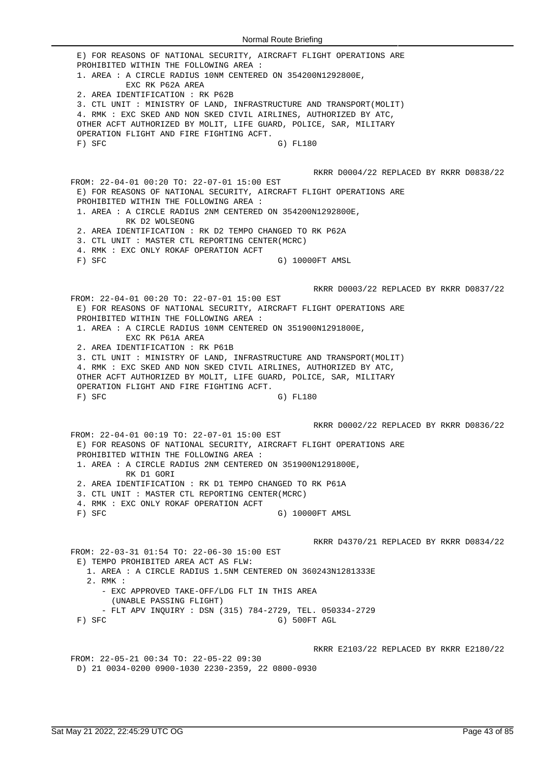```
 E) FOR REASONS OF NATIONAL SECURITY, AIRCRAFT FLIGHT OPERATIONS ARE
 PROHIBITED WITHIN THE FOLLOWING AREA :
 1. AREA : A CIRCLE RADIUS 10NM CENTERED ON 354200N1292800E,
          EXC RK P62A AREA
 2. AREA IDENTIFICATION : RK P62B
 3. CTL UNIT : MINISTRY OF LAND, INFRASTRUCTURE AND TRANSPORT(MOLIT)
 4. RMK : EXC SKED AND NON SKED CIVIL AIRLINES, AUTHORIZED BY ATC,
 OTHER ACFT AUTHORIZED BY MOLIT, LIFE GUARD, POLICE, SAR, MILITARY
 OPERATION FLIGHT AND FIRE FIGHTING ACFT.
 F) SFC                                  G) FL180


                                        RKRR D0004/22 REPLACED BY RKRR D0838/22
FROM: 22-04-01 00:20 TO: 22-07-01 15:00 EST
 E) FOR REASONS OF NATIONAL SECURITY, AIRCRAFT FLIGHT OPERATIONS ARE
 PROHIBITED WITHIN THE FOLLOWING AREA :
 1. AREA : A CIRCLE RADIUS 2NM CENTERED ON 354200N1292800E,
          RK D2 WOLSEONG
 2. AREA IDENTIFICATION : RK D2 TEMPO CHANGED TO RK P62A
 3. CTL UNIT : MASTER CTL REPORTING CENTER(MCRC)
 4. RMK : EXC ONLY ROKAF OPERATION ACFT
 F) SFC                                  G) 10000FT AMSL


                                        RKRR D0003/22 REPLACED BY RKRR D0837/22
FROM: 22-04-01 00:20 TO: 22-07-01 15:00 EST
 E) FOR REASONS OF NATIONAL SECURITY, AIRCRAFT FLIGHT OPERATIONS ARE
 PROHIBITED WITHIN THE FOLLOWING AREA :
 1. AREA : A CIRCLE RADIUS 10NM CENTERED ON 351900N1291800E,
          EXC RK P61A AREA
 2. AREA IDENTIFICATION : RK P61B
 3. CTL UNIT : MINISTRY OF LAND, INFRASTRUCTURE AND TRANSPORT(MOLIT)
 4. RMK : EXC SKED AND NON SKED CIVIL AIRLINES, AUTHORIZED BY ATC,
 OTHER ACFT AUTHORIZED BY MOLIT, LIFE GUARD, POLICE, SAR, MILITARY
 OPERATION FLIGHT AND FIRE FIGHTING ACFT.
 F) SFC                                  G) FL180


                                        RKRR D0002/22 REPLACED BY RKRR D0836/22
FROM: 22-04-01 00:19 TO: 22-07-01 15:00 EST
 E) FOR REASONS OF NATIONAL SECURITY, AIRCRAFT FLIGHT OPERATIONS ARE
 PROHIBITED WITHIN THE FOLLOWING AREA :
 1. AREA : A CIRCLE RADIUS 2NM CENTERED ON 351900N1291800E,
          RK D1 GORI
 2. AREA IDENTIFICATION : RK D1 TEMPO CHANGED TO RK P61A
 3. CTL UNIT : MASTER CTL REPORTING CENTER(MCRC)
 4. RMK : EXC ONLY ROKAF OPERATION ACFT
 F) SFC                                  G) 10000FT AMSL


                                        RKRR D4370/21 REPLACED BY RKRR D0834/22
FROM: 22-03-31 01:54 TO: 22-06-30 15:00 EST
 E) TEMPO PROHIBITED AREA ACT AS FLW:
   1. AREA : A CIRCLE RADIUS 1.5NM CENTERED ON 360243N1281333E
   2. RMK :
      - EXC APPROVED TAKE-OFF/LDG FLT IN THIS AREA
        (UNABLE PASSING FLIGHT)
      - FLT APV INQUIRY : DSN (315) 784-2729, TEL. 050334-2729
 F) SFC                                  G) 500FT AGL


                                        RKRR E2103/22 REPLACED BY RKRR E2180/22
FROM: 22-05-21 00:34 TO: 22-05-22 09:30
 D) 21 0034-0200 0900-1030 2230-2359, 22 0800-0930
```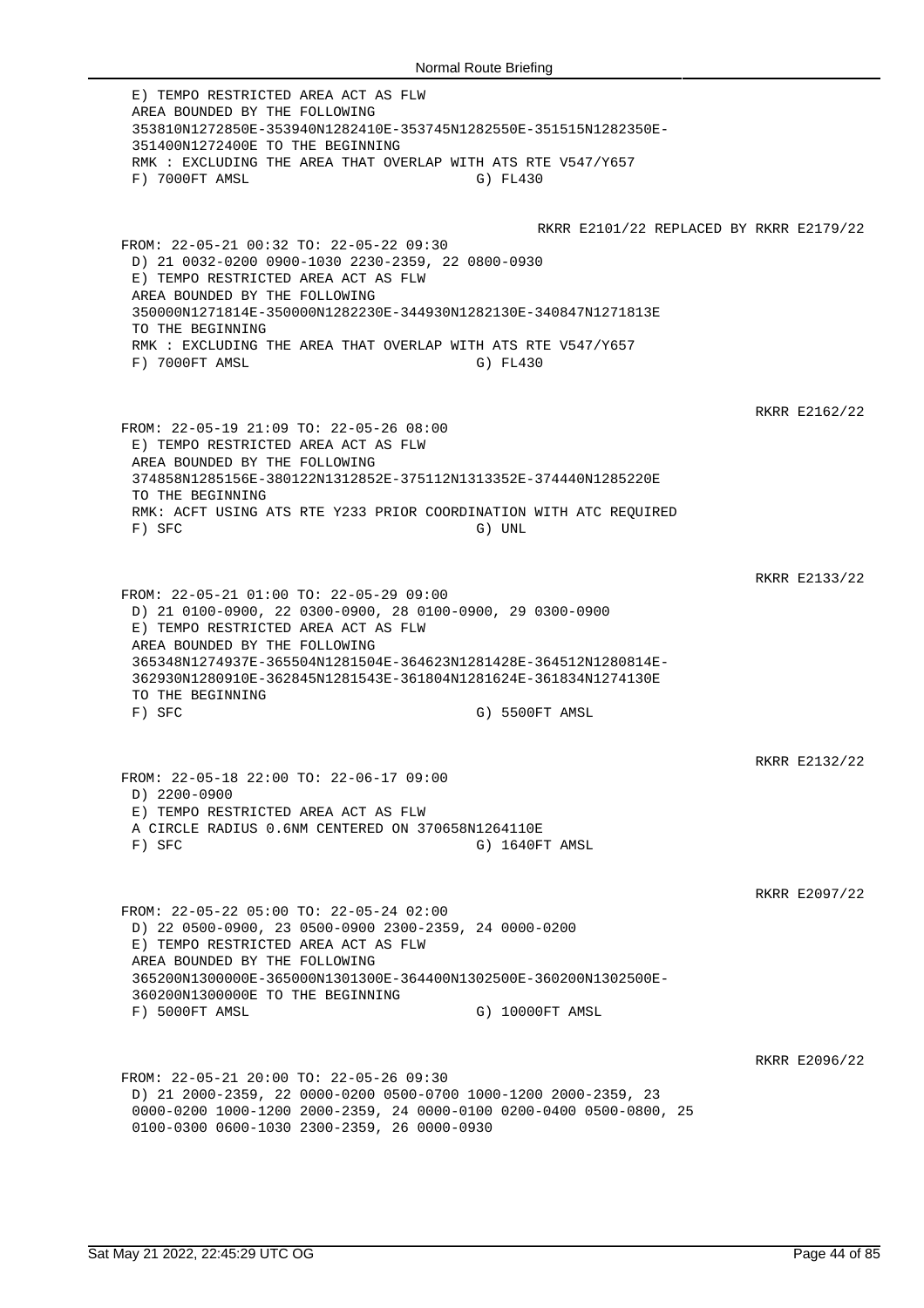E) TEMPO RESTRICTED AREA ACT AS FLW
AREA BOUNDED BY THE FOLLOWING
353810N1272850E-353940N1282410E-353745N1282550E-351515N1282350E-
351400N1272400E TO THE BEGINNING
RMK : EXCLUDING THE AREA THAT OVERLAP WITH ATS RTE V547/Y657
F) 7000FT AMSL G) FL430

RKRR E2101/22 REPLACED BY RKRR E2179/22

FROM: 22-05-21 00:32 TO: 22-05-22 09:30
D) 21 0032-0200 0900-1030 2230-2359, 22 0800-0930
E) TEMPO RESTRICTED AREA ACT AS FLW
AREA BOUNDED BY THE FOLLOWING
350000N1271814E-350000N1282230E-344930N1282130E-340847N1271813E
TO THE BEGINNING
RMK : EXCLUDING THE AREA THAT OVERLAP WITH ATS RTE V547/Y657
F) 7000FT AMSL G) FL430

RKRR E2162/22

FROM: 22-05-19 21:09 TO: 22-05-26 08:00
E) TEMPO RESTRICTED AREA ACT AS FLW
AREA BOUNDED BY THE FOLLOWING
374858N1285156E-380122N1312852E-375112N1313352E-374440N1285220E
TO THE BEGINNING
RMK: ACFT USING ATS RTE Y233 PRIOR COORDINATION WITH ATC REQUIRED
F) SFC G) UNL

RKRR E2133/22

FROM: 22-05-21 01:00 TO: 22-05-29 09:00
D) 21 0100-0900, 22 0300-0900, 28 0100-0900, 29 0300-0900
E) TEMPO RESTRICTED AREA ACT AS FLW
AREA BOUNDED BY THE FOLLOWING
365348N1274937E-365504N1281504E-364623N1281428E-364512N1280814E-
362930N1280910E-362845N1281543E-361804N1281624E-361834N1274130E
TO THE BEGINNING
F) SFC G) 5500FT AMSL

RKRR E2132/22

FROM: 22-05-18 22:00 TO: 22-06-17 09:00
D) 2200-0900
E) TEMPO RESTRICTED AREA ACT AS FLW
A CIRCLE RADIUS 0.6NM CENTERED ON 370658N1264110E
F) SFC G) 1640FT AMSL

RKRR E2097/22

FROM: 22-05-22 05:00 TO: 22-05-24 02:00
D) 22 0500-0900, 23 0500-0900 2300-2359, 24 0000-0200
E) TEMPO RESTRICTED AREA ACT AS FLW
AREA BOUNDED BY THE FOLLOWING
365200N1300000E-365000N1301300E-364400N1302500E-360200N1302500E-
360200N1300000E TO THE BEGINNING
F) 5000FT AMSL G) 10000FT AMSL

RKRR E2096/22

FROM: 22-05-21 20:00 TO: 22-05-26 09:30
D) 21 2000-2359, 22 0000-0200 0500-0700 1000-1200 2000-2359, 23
0000-0200 1000-1200 2000-2359, 24 0000-0100 0200-0400 0500-0800, 25
0100-0300 0600-1030 2300-2359, 26 0000-0930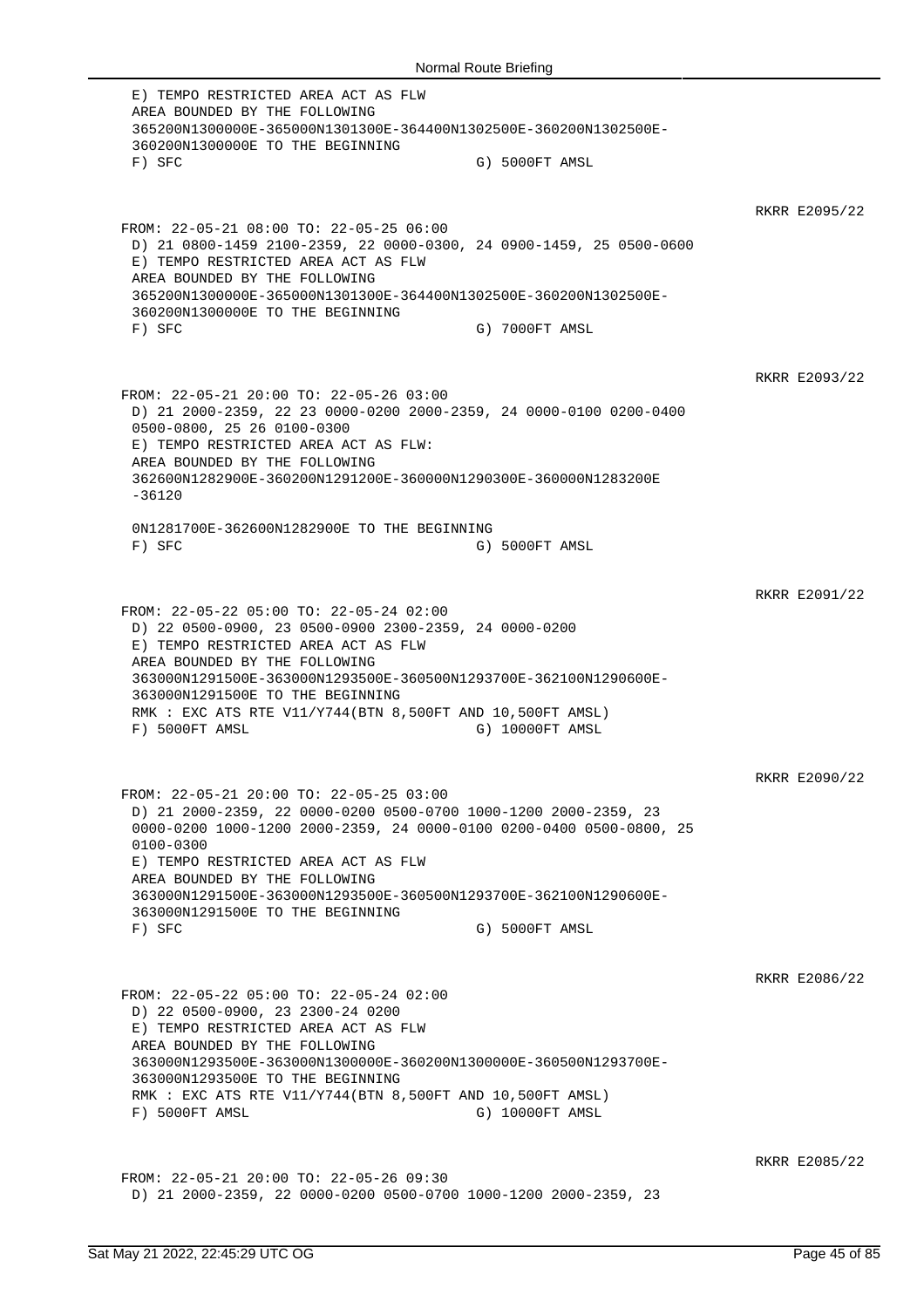E) TEMPO RESTRICTED AREA ACT AS FLW
AREA BOUNDED BY THE FOLLOWING
365200N1300000E-365000N1301300E-364400N1302500E-360200N1302500E-
360200N1300000E TO THE BEGINNING
F) SFC G) 5000FT AMSL

RKRR E2095/22

FROM: 22-05-21 08:00 TO: 22-05-25 06:00
D) 21 0800-1459 2100-2359, 22 0000-0300, 24 0900-1459, 25 0500-0600
E) TEMPO RESTRICTED AREA ACT AS FLW
AREA BOUNDED BY THE FOLLOWING
365200N1300000E-365000N1301300E-364400N1302500E-360200N1302500E-
360200N1300000E TO THE BEGINNING
F) SFC G) 7000FT AMSL

RKRR E2093/22

FROM: 22-05-21 20:00 TO: 22-05-26 03:00
D) 21 2000-2359, 22 23 0000-0200 2000-2359, 24 0000-0100 0200-0400
0500-0800, 25 26 0100-0300
E) TEMPO RESTRICTED AREA ACT AS FLW:
AREA BOUNDED BY THE FOLLOWING
362600N1282900E-360200N1291200E-360000N1290300E-360000N1283200E
-36120

0N1281700E-362600N1282900E TO THE BEGINNING
F) SFC G) 5000FT AMSL

RKRR E2091/22

FROM: 22-05-22 05:00 TO: 22-05-24 02:00
D) 22 0500-0900, 23 0500-0900 2300-2359, 24 0000-0200
E) TEMPO RESTRICTED AREA ACT AS FLW
AREA BOUNDED BY THE FOLLOWING
363000N1291500E-363000N1293500E-360500N1293700E-362100N1290600E-
363000N1291500E TO THE BEGINNING
RMK : EXC ATS RTE V11/Y744(BTN 8,500FT AND 10,500FT AMSL)
F) 5000FT AMSL G) 10000FT AMSL

RKRR E2090/22

FROM: 22-05-21 20:00 TO: 22-05-25 03:00
D) 21 2000-2359, 22 0000-0200 0500-0700 1000-1200 2000-2359, 23
0000-0200 1000-1200 2000-2359, 24 0000-0100 0200-0400 0500-0800, 25
0100-0300
E) TEMPO RESTRICTED AREA ACT AS FLW
AREA BOUNDED BY THE FOLLOWING
363000N1291500E-363000N1293500E-360500N1293700E-362100N1290600E-
363000N1291500E TO THE BEGINNING
F) SFC G) 5000FT AMSL

RKRR E2086/22

FROM: 22-05-22 05:00 TO: 22-05-24 02:00
D) 22 0500-0900, 23 2300-24 0200
E) TEMPO RESTRICTED AREA ACT AS FLW
AREA BOUNDED BY THE FOLLOWING
363000N1293500E-363000N1300000E-360200N1300000E-360500N1293700E-
363000N1293500E TO THE BEGINNING
RMK : EXC ATS RTE V11/Y744(BTN 8,500FT AND 10,500FT AMSL)
F) 5000FT AMSL G) 10000FT AMSL

RKRR E2085/22

FROM: 22-05-21 20:00 TO: 22-05-26 09:30
D) 21 2000-2359, 22 0000-0200 0500-0700 1000-1200 2000-2359, 23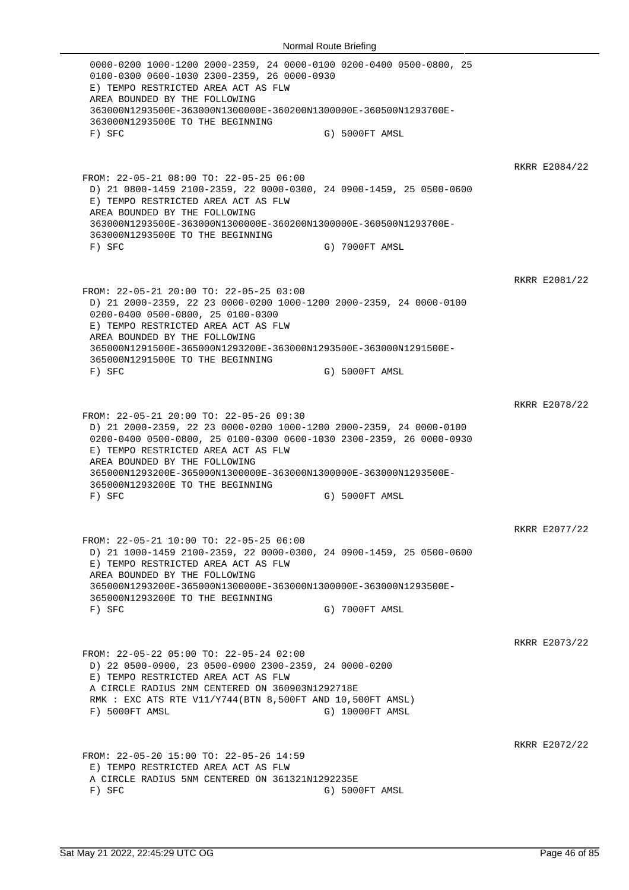```
 0000-0200 1000-1200 2000-2359, 24 0000-0100 0200-0400 0500-0800, 25
 0100-0300 0600-1030 2300-2359, 26 0000-0930
 E) TEMPO RESTRICTED AREA ACT AS FLW
 AREA BOUNDED BY THE FOLLOWING
 363000N1293500E-363000N1300000E-360200N1300000E-360500N1293700E-
 363000N1293500E TO THE BEGINNING
 F) SFC                                  G) 5000FT AMSL
```

RKRR E2084/22

```
FROM: 22-05-21 08:00 TO: 22-05-25 06:00
 D) 21 0800-1459 2100-2359, 22 0000-0300, 24 0900-1459, 25 0500-0600
 E) TEMPO RESTRICTED AREA ACT AS FLW
 AREA BOUNDED BY THE FOLLOWING
 363000N1293500E-363000N1300000E-360200N1300000E-360500N1293700E-
 363000N1293500E TO THE BEGINNING
 F) SFC                                  G) 7000FT AMSL
```

RKRR E2081/22

```
FROM: 22-05-21 20:00 TO: 22-05-25 03:00
 D) 21 2000-2359, 22 23 0000-0200 1000-1200 2000-2359, 24 0000-0100
 0200-0400 0500-0800, 25 0100-0300
 E) TEMPO RESTRICTED AREA ACT AS FLW
 AREA BOUNDED BY THE FOLLOWING
 365000N1291500E-365000N1293200E-363000N1293500E-363000N1291500E-
 365000N1291500E TO THE BEGINNING
 F) SFC                                  G) 5000FT AMSL
```

RKRR E2078/22

```
FROM: 22-05-21 20:00 TO: 22-05-26 09:30
 D) 21 2000-2359, 22 23 0000-0200 1000-1200 2000-2359, 24 0000-0100
 0200-0400 0500-0800, 25 0100-0300 0600-1030 2300-2359, 26 0000-0930
 E) TEMPO RESTRICTED AREA ACT AS FLW
 AREA BOUNDED BY THE FOLLOWING
 365000N1293200E-365000N1300000E-363000N1300000E-363000N1293500E-
 365000N1293200E TO THE BEGINNING
 F) SFC                                  G) 5000FT AMSL
```

RKRR E2077/22

```
FROM: 22-05-21 10:00 TO: 22-05-25 06:00
 D) 21 1000-1459 2100-2359, 22 0000-0300, 24 0900-1459, 25 0500-0600
 E) TEMPO RESTRICTED AREA ACT AS FLW
 AREA BOUNDED BY THE FOLLOWING
 365000N1293200E-365000N1300000E-363000N1300000E-363000N1293500E-
 365000N1293200E TO THE BEGINNING
 F) SFC                                  G) 7000FT AMSL
```

RKRR E2073/22

```
FROM: 22-05-22 05:00 TO: 22-05-24 02:00
 D) 22 0500-0900, 23 0500-0900 2300-2359, 24 0000-0200
 E) TEMPO RESTRICTED AREA ACT AS FLW
 A CIRCLE RADIUS 2NM CENTERED ON 360903N1292718E
 RMK : EXC ATS RTE V11/Y744(BTN 8,500FT AND 10,500FT AMSL)
 F) 5000FT AMSL                          G) 10000FT AMSL
```

RKRR E2072/22

```
FROM: 22-05-20 15:00 TO: 22-05-26 14:59
 E) TEMPO RESTRICTED AREA ACT AS FLW
 A CIRCLE RADIUS 5NM CENTERED ON 361321N1292235E
 F) SFC                                  G) 5000FT AMSL
```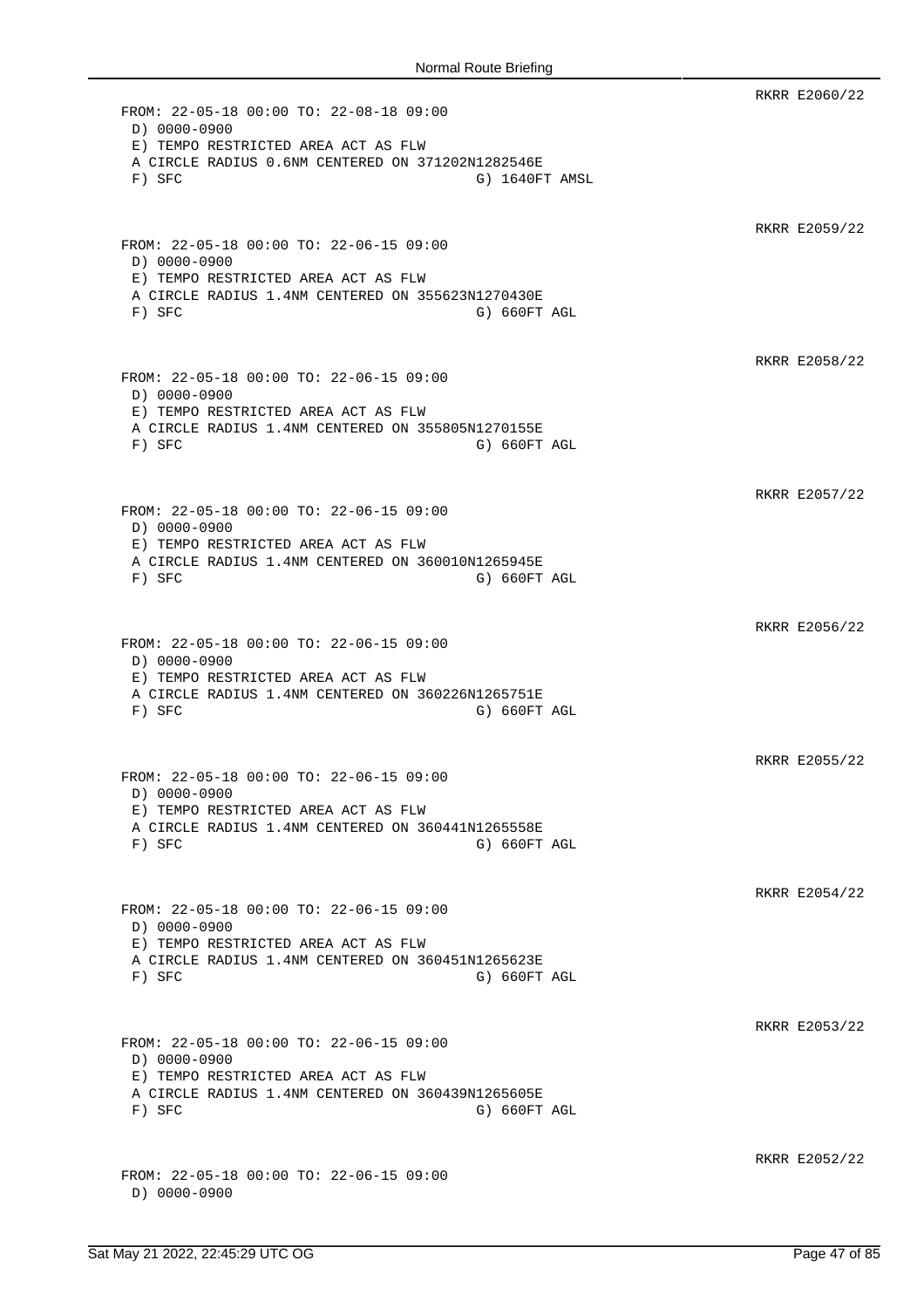RKRR E2060/22

```
FROM: 22-05-18 00:00 TO: 22-08-18 09:00
 D) 0000-0900
 E) TEMPO RESTRICTED AREA ACT AS FLW
 A CIRCLE RADIUS 0.6NM CENTERED ON 371202N1282546E
 F) SFC                                    G) 1640FT AMSL
```

RKRR E2059/22

```
FROM: 22-05-18 00:00 TO: 22-06-15 09:00
 D) 0000-0900
 E) TEMPO RESTRICTED AREA ACT AS FLW
 A CIRCLE RADIUS 1.4NM CENTERED ON 355623N1270430E
 F) SFC                                    G) 660FT AGL
```

RKRR E2058/22

```
FROM: 22-05-18 00:00 TO: 22-06-15 09:00
 D) 0000-0900
 E) TEMPO RESTRICTED AREA ACT AS FLW
 A CIRCLE RADIUS 1.4NM CENTERED ON 355805N1270155E
 F) SFC                                    G) 660FT AGL
```

RKRR E2057/22

```
FROM: 22-05-18 00:00 TO: 22-06-15 09:00
 D) 0000-0900
 E) TEMPO RESTRICTED AREA ACT AS FLW
 A CIRCLE RADIUS 1.4NM CENTERED ON 360010N1265945E
 F) SFC                                    G) 660FT AGL
```

RKRR E2056/22

```
FROM: 22-05-18 00:00 TO: 22-06-15 09:00
 D) 0000-0900
 E) TEMPO RESTRICTED AREA ACT AS FLW
 A CIRCLE RADIUS 1.4NM CENTERED ON 360226N1265751E
 F) SFC                                    G) 660FT AGL
```

RKRR E2055/22

```
FROM: 22-05-18 00:00 TO: 22-06-15 09:00
 D) 0000-0900
 E) TEMPO RESTRICTED AREA ACT AS FLW
 A CIRCLE RADIUS 1.4NM CENTERED ON 360441N1265558E
 F) SFC                                    G) 660FT AGL
```

RKRR E2054/22

```
FROM: 22-05-18 00:00 TO: 22-06-15 09:00
 D) 0000-0900
 E) TEMPO RESTRICTED AREA ACT AS FLW
 A CIRCLE RADIUS 1.4NM CENTERED ON 360451N1265623E
 F) SFC                                    G) 660FT AGL
```

RKRR E2053/22

```
FROM: 22-05-18 00:00 TO: 22-06-15 09:00
 D) 0000-0900
 E) TEMPO RESTRICTED AREA ACT AS FLW
 A CIRCLE RADIUS 1.4NM CENTERED ON 360439N1265605E
 F) SFC                                    G) 660FT AGL
```

RKRR E2052/22

```
FROM: 22-05-18 00:00 TO: 22-06-15 09:00
 D) 0000-0900
```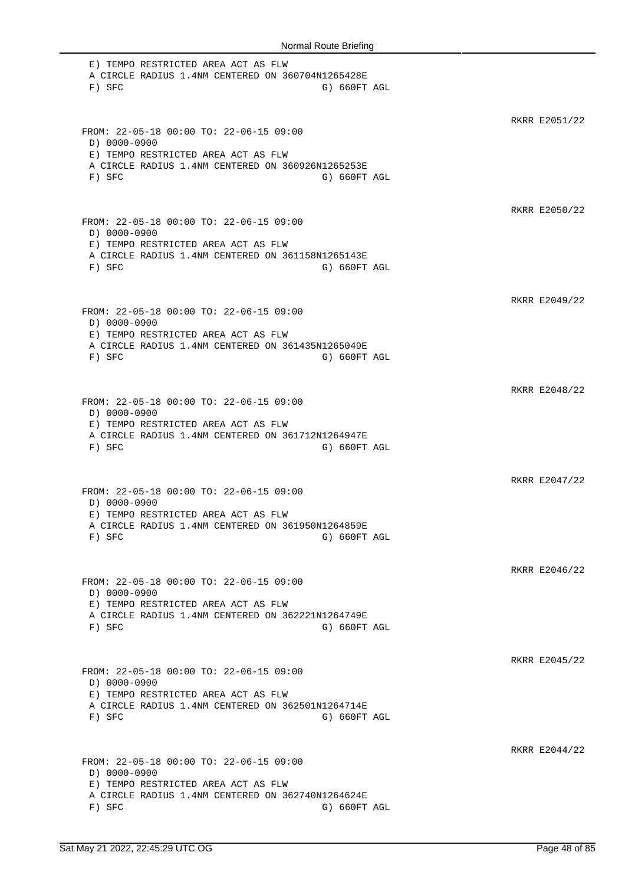```
 E) TEMPO RESTRICTED AREA ACT AS FLW
 A CIRCLE RADIUS 1.4NM CENTERED ON 360704N1265428E
 F) SFC                                 G) 660FT AGL
```

RKRR E2051/22

```
FROM: 22-05-18 00:00 TO: 22-06-15 09:00
 D) 0000-0900
 E) TEMPO RESTRICTED AREA ACT AS FLW
 A CIRCLE RADIUS 1.4NM CENTERED ON 360926N1265253E
 F) SFC                                 G) 660FT AGL
```

RKRR E2050/22

```
FROM: 22-05-18 00:00 TO: 22-06-15 09:00
 D) 0000-0900
 E) TEMPO RESTRICTED AREA ACT AS FLW
 A CIRCLE RADIUS 1.4NM CENTERED ON 361158N1265143E
 F) SFC                                 G) 660FT AGL
```

RKRR E2049/22

```
FROM: 22-05-18 00:00 TO: 22-06-15 09:00
 D) 0000-0900
 E) TEMPO RESTRICTED AREA ACT AS FLW
 A CIRCLE RADIUS 1.4NM CENTERED ON 361435N1265049E
 F) SFC                                 G) 660FT AGL
```

RKRR E2048/22

```
FROM: 22-05-18 00:00 TO: 22-06-15 09:00
 D) 0000-0900
 E) TEMPO RESTRICTED AREA ACT AS FLW
 A CIRCLE RADIUS 1.4NM CENTERED ON 361712N1264947E
 F) SFC                                 G) 660FT AGL
```

RKRR E2047/22

```
FROM: 22-05-18 00:00 TO: 22-06-15 09:00
 D) 0000-0900
 E) TEMPO RESTRICTED AREA ACT AS FLW
 A CIRCLE RADIUS 1.4NM CENTERED ON 361950N1264859E
 F) SFC                                 G) 660FT AGL
```

RKRR E2046/22

```
FROM: 22-05-18 00:00 TO: 22-06-15 09:00
 D) 0000-0900
 E) TEMPO RESTRICTED AREA ACT AS FLW
 A CIRCLE RADIUS 1.4NM CENTERED ON 362221N1264749E
 F) SFC                                 G) 660FT AGL
```

RKRR E2045/22

```
FROM: 22-05-18 00:00 TO: 22-06-15 09:00
 D) 0000-0900
 E) TEMPO RESTRICTED AREA ACT AS FLW
 A CIRCLE RADIUS 1.4NM CENTERED ON 362501N1264714E
 F) SFC                                 G) 660FT AGL
```

RKRR E2044/22

```
FROM: 22-05-18 00:00 TO: 22-06-15 09:00
 D) 0000-0900
 E) TEMPO RESTRICTED AREA ACT AS FLW
 A CIRCLE RADIUS 1.4NM CENTERED ON 362740N1264624E
 F) SFC                                 G) 660FT AGL
```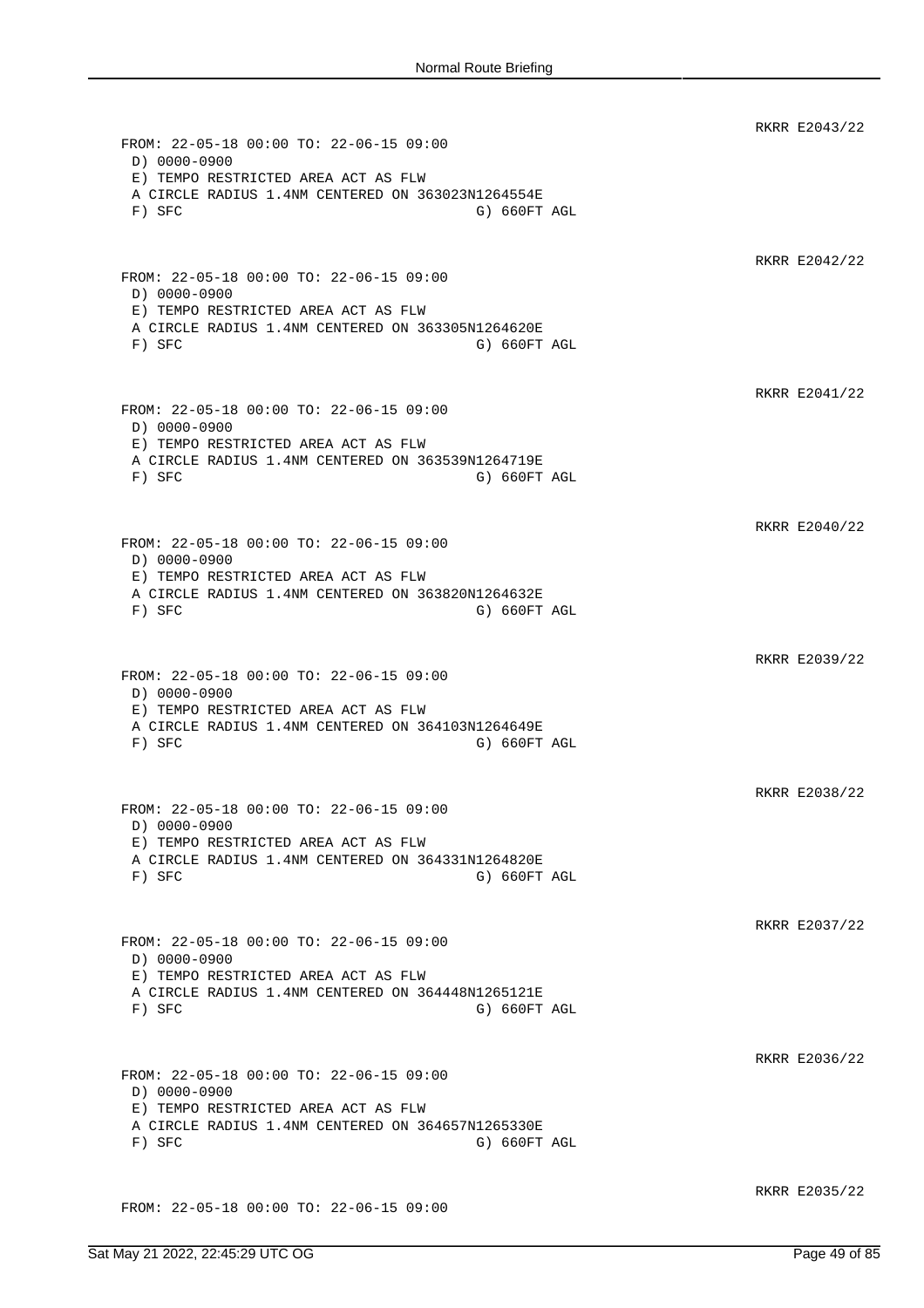RKRR E2043/22

```
FROM: 22-05-18 00:00 TO: 22-06-15 09:00
 D) 0000-0900
 E) TEMPO RESTRICTED AREA ACT AS FLW
 A CIRCLE RADIUS 1.4NM CENTERED ON 363023N1264554E
 F) SFC                                G) 660FT AGL
```

RKRR E2042/22

```
FROM: 22-05-18 00:00 TO: 22-06-15 09:00
 D) 0000-0900
 E) TEMPO RESTRICTED AREA ACT AS FLW
 A CIRCLE RADIUS 1.4NM CENTERED ON 363305N1264620E
 F) SFC                                G) 660FT AGL
```

RKRR E2041/22

```
FROM: 22-05-18 00:00 TO: 22-06-15 09:00
 D) 0000-0900
 E) TEMPO RESTRICTED AREA ACT AS FLW
 A CIRCLE RADIUS 1.4NM CENTERED ON 363539N1264719E
 F) SFC                                G) 660FT AGL
```

RKRR E2040/22

```
FROM: 22-05-18 00:00 TO: 22-06-15 09:00
 D) 0000-0900
 E) TEMPO RESTRICTED AREA ACT AS FLW
 A CIRCLE RADIUS 1.4NM CENTERED ON 363820N1264632E
 F) SFC                                G) 660FT AGL
```

RKRR E2039/22

```
FROM: 22-05-18 00:00 TO: 22-06-15 09:00
 D) 0000-0900
 E) TEMPO RESTRICTED AREA ACT AS FLW
 A CIRCLE RADIUS 1.4NM CENTERED ON 364103N1264649E
 F) SFC                                G) 660FT AGL
```

RKRR E2038/22

```
FROM: 22-05-18 00:00 TO: 22-06-15 09:00
 D) 0000-0900
 E) TEMPO RESTRICTED AREA ACT AS FLW
 A CIRCLE RADIUS 1.4NM CENTERED ON 364331N1264820E
 F) SFC                                G) 660FT AGL
```

RKRR E2037/22

```
FROM: 22-05-18 00:00 TO: 22-06-15 09:00
 D) 0000-0900
 E) TEMPO RESTRICTED AREA ACT AS FLW
 A CIRCLE RADIUS 1.4NM CENTERED ON 364448N1265121E
 F) SFC                                G) 660FT AGL
```

RKRR E2036/22

```
FROM: 22-05-18 00:00 TO: 22-06-15 09:00
 D) 0000-0900
 E) TEMPO RESTRICTED AREA ACT AS FLW
 A CIRCLE RADIUS 1.4NM CENTERED ON 364657N1265330E
 F) SFC                                G) 660FT AGL
```

RKRR E2035/22

```
FROM: 22-05-18 00:00 TO: 22-06-15 09:00
```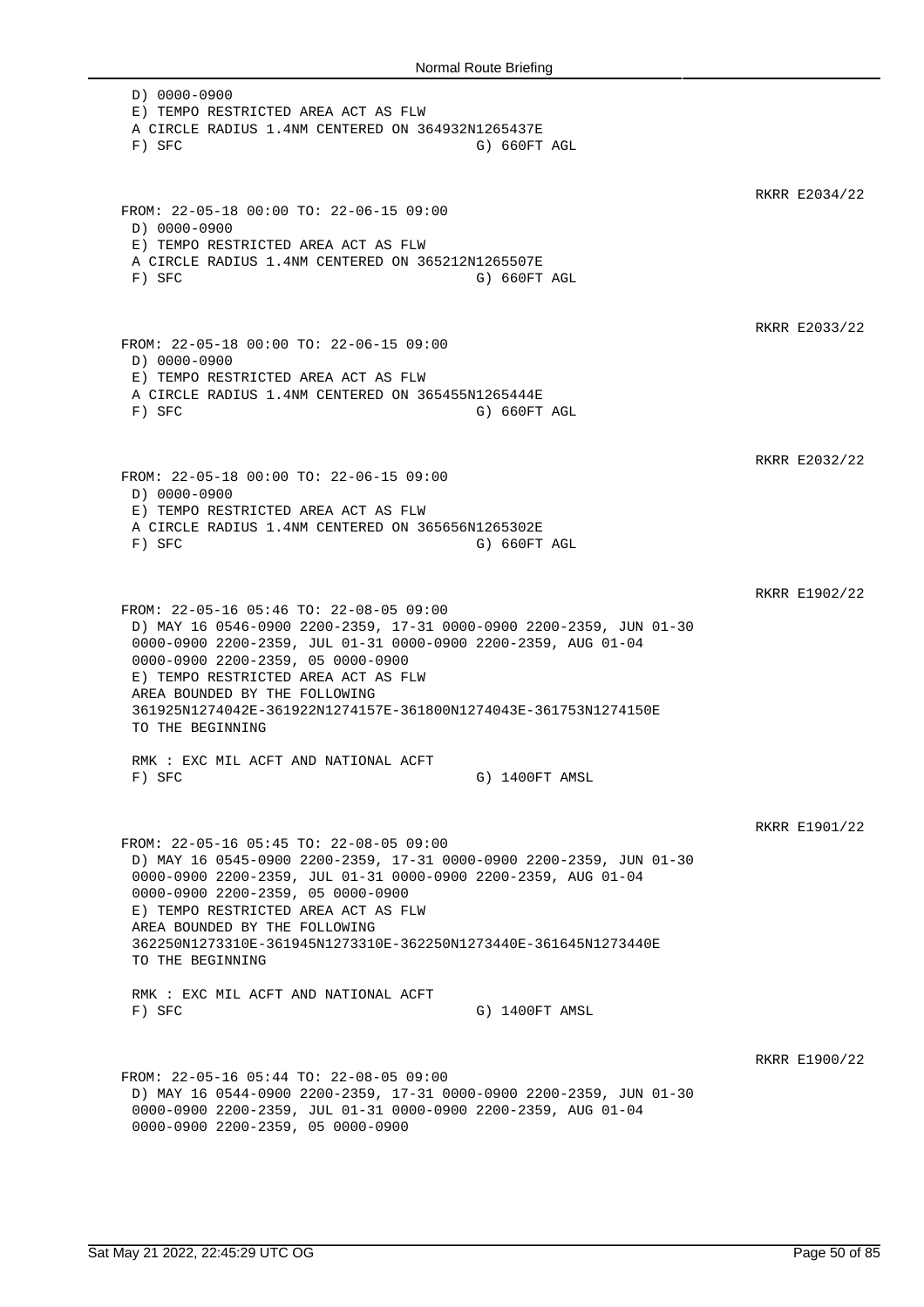D) 0000-0900
E) TEMPO RESTRICTED AREA ACT AS FLW
A CIRCLE RADIUS 1.4NM CENTERED ON 364932N1265437E
F) SFC G) 660FT AGL

RKRR E2034/22

FROM: 22-05-18 00:00 TO: 22-06-15 09:00
D) 0000-0900
E) TEMPO RESTRICTED AREA ACT AS FLW
A CIRCLE RADIUS 1.4NM CENTERED ON 365212N1265507E
F) SFC G) 660FT AGL

RKRR E2033/22

FROM: 22-05-18 00:00 TO: 22-06-15 09:00
D) 0000-0900
E) TEMPO RESTRICTED AREA ACT AS FLW
A CIRCLE RADIUS 1.4NM CENTERED ON 365455N1265444E
F) SFC G) 660FT AGL

RKRR E2032/22

FROM: 22-05-18 00:00 TO: 22-06-15 09:00
D) 0000-0900
E) TEMPO RESTRICTED AREA ACT AS FLW
A CIRCLE RADIUS 1.4NM CENTERED ON 365656N1265302E
F) SFC G) 660FT AGL

RKRR E1902/22

FROM: 22-05-16 05:46 TO: 22-08-05 09:00
D) MAY 16 0546-0900 2200-2359, 17-31 0000-0900 2200-2359, JUN 01-30 0000-0900 2200-2359, JUL 01-31 0000-0900 2200-2359, AUG 01-04 0000-0900 2200-2359, 05 0000-0900
E) TEMPO RESTRICTED AREA ACT AS FLW
AREA BOUNDED BY THE FOLLOWING
361925N1274042E-361922N1274157E-361800N1274043E-361753N1274150E
TO THE BEGINNING

RMK : EXC MIL ACFT AND NATIONAL ACFT
F) SFC G) 1400FT AMSL

RKRR E1901/22

FROM: 22-05-16 05:45 TO: 22-08-05 09:00
D) MAY 16 0545-0900 2200-2359, 17-31 0000-0900 2200-2359, JUN 01-30 0000-0900 2200-2359, JUL 01-31 0000-0900 2200-2359, AUG 01-04 0000-0900 2200-2359, 05 0000-0900
E) TEMPO RESTRICTED AREA ACT AS FLW
AREA BOUNDED BY THE FOLLOWING
362250N1273310E-361945N1273310E-362250N1273440E-361645N1273440E
TO THE BEGINNING

RMK : EXC MIL ACFT AND NATIONAL ACFT
F) SFC G) 1400FT AMSL

RKRR E1900/22

FROM: 22-05-16 05:44 TO: 22-08-05 09:00
D) MAY 16 0544-0900 2200-2359, 17-31 0000-0900 2200-2359, JUN 01-30 0000-0900 2200-2359, JUL 01-31 0000-0900 2200-2359, AUG 01-04 0000-0900 2200-2359, 05 0000-0900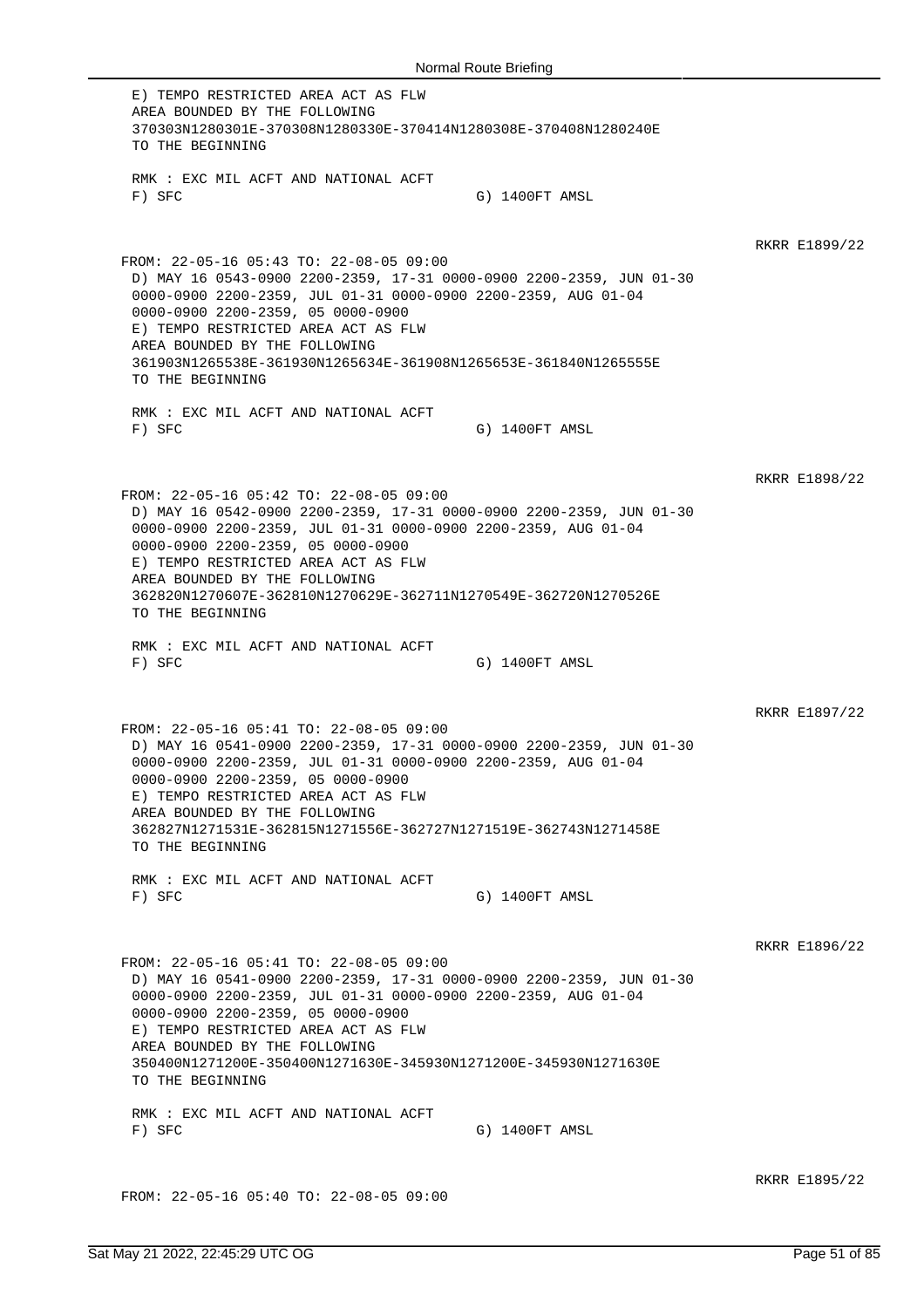E) TEMPO RESTRICTED AREA ACT AS FLW
AREA BOUNDED BY THE FOLLOWING
370303N1280301E-370308N1280330E-370414N1280308E-370408N1280240E
TO THE BEGINNING

RMK : EXC MIL ACFT AND NATIONAL ACFT
F) SFC G) 1400FT AMSL

RKRR E1899/22

FROM: 22-05-16 05:43 TO: 22-08-05 09:00
D) MAY 16 0543-0900 2200-2359, 17-31 0000-0900 2200-2359, JUN 01-30
0000-0900 2200-2359, JUL 01-31 0000-0900 2200-2359, AUG 01-04
0000-0900 2200-2359, 05 0000-0900
E) TEMPO RESTRICTED AREA ACT AS FLW
AREA BOUNDED BY THE FOLLOWING
361903N1265538E-361930N1265634E-361908N1265653E-361840N1265555E
TO THE BEGINNING

RMK : EXC MIL ACFT AND NATIONAL ACFT
F) SFC G) 1400FT AMSL

RKRR E1898/22

FROM: 22-05-16 05:42 TO: 22-08-05 09:00
D) MAY 16 0542-0900 2200-2359, 17-31 0000-0900 2200-2359, JUN 01-30
0000-0900 2200-2359, JUL 01-31 0000-0900 2200-2359, AUG 01-04
0000-0900 2200-2359, 05 0000-0900
E) TEMPO RESTRICTED AREA ACT AS FLW
AREA BOUNDED BY THE FOLLOWING
362820N1270607E-362810N1270629E-362711N1270549E-362720N1270526E
TO THE BEGINNING

RMK : EXC MIL ACFT AND NATIONAL ACFT
F) SFC G) 1400FT AMSL

RKRR E1897/22

FROM: 22-05-16 05:41 TO: 22-08-05 09:00
D) MAY 16 0541-0900 2200-2359, 17-31 0000-0900 2200-2359, JUN 01-30
0000-0900 2200-2359, JUL 01-31 0000-0900 2200-2359, AUG 01-04
0000-0900 2200-2359, 05 0000-0900
E) TEMPO RESTRICTED AREA ACT AS FLW
AREA BOUNDED BY THE FOLLOWING
362827N1271531E-362815N1271556E-362727N1271519E-362743N1271458E
TO THE BEGINNING

RMK : EXC MIL ACFT AND NATIONAL ACFT
F) SFC G) 1400FT AMSL

RKRR E1896/22

FROM: 22-05-16 05:41 TO: 22-08-05 09:00
D) MAY 16 0541-0900 2200-2359, 17-31 0000-0900 2200-2359, JUN 01-30
0000-0900 2200-2359, JUL 01-31 0000-0900 2200-2359, AUG 01-04
0000-0900 2200-2359, 05 0000-0900
E) TEMPO RESTRICTED AREA ACT AS FLW
AREA BOUNDED BY THE FOLLOWING
350400N1271200E-350400N1271630E-345930N1271200E-345930N1271630E
TO THE BEGINNING

RMK : EXC MIL ACFT AND NATIONAL ACFT
F) SFC G) 1400FT AMSL

RKRR E1895/22

FROM: 22-05-16 05:40 TO: 22-08-05 09:00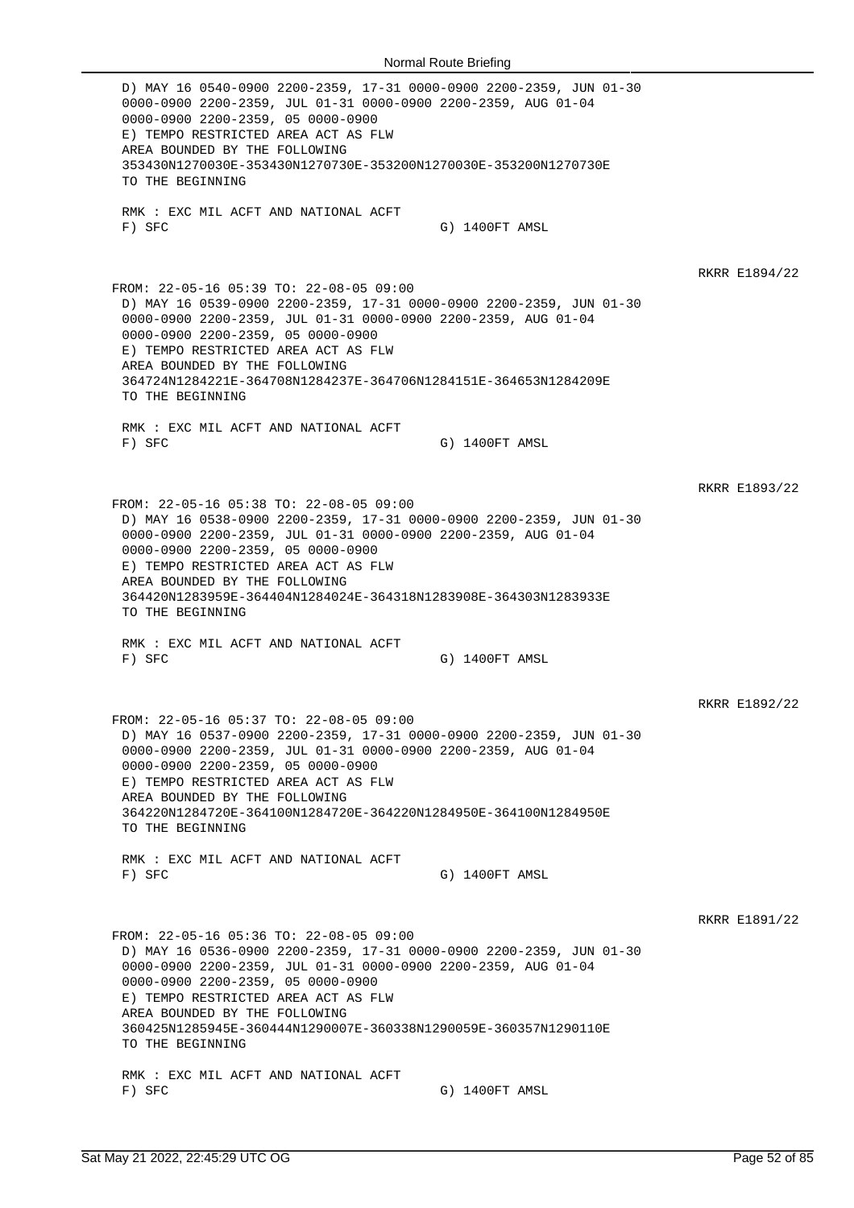D) MAY 16 0540-0900 2200-2359, 17-31 0000-0900 2200-2359, JUN 01-30 0000-0900 2200-2359, JUL 01-31 0000-0900 2200-2359, AUG 01-04 0000-0900 2200-2359, 05 0000-0900
E) TEMPO RESTRICTED AREA ACT AS FLW
AREA BOUNDED BY THE FOLLOWING
353430N1270030E-353430N1270730E-353200N1270030E-353200N1270730E
TO THE BEGINNING

RMK : EXC MIL ACFT AND NATIONAL ACFT
F) SFC G) 1400FT AMSL

RKRR E1894/22

FROM: 22-05-16 05:39 TO: 22-08-05 09:00
D) MAY 16 0539-0900 2200-2359, 17-31 0000-0900 2200-2359, JUN 01-30 0000-0900 2200-2359, JUL 01-31 0000-0900 2200-2359, AUG 01-04 0000-0900 2200-2359, 05 0000-0900
E) TEMPO RESTRICTED AREA ACT AS FLW
AREA BOUNDED BY THE FOLLOWING
364724N1284221E-364708N1284237E-364706N1284151E-364653N1284209E
TO THE BEGINNING

RMK : EXC MIL ACFT AND NATIONAL ACFT
F) SFC G) 1400FT AMSL

RKRR E1893/22

FROM: 22-05-16 05:38 TO: 22-08-05 09:00
D) MAY 16 0538-0900 2200-2359, 17-31 0000-0900 2200-2359, JUN 01-30 0000-0900 2200-2359, JUL 01-31 0000-0900 2200-2359, AUG 01-04 0000-0900 2200-2359, 05 0000-0900
E) TEMPO RESTRICTED AREA ACT AS FLW
AREA BOUNDED BY THE FOLLOWING
364420N1283959E-364404N1284024E-364318N1283908E-364303N1283933E
TO THE BEGINNING

RMK : EXC MIL ACFT AND NATIONAL ACFT
F) SFC G) 1400FT AMSL

RKRR E1892/22

FROM: 22-05-16 05:37 TO: 22-08-05 09:00
D) MAY 16 0537-0900 2200-2359, 17-31 0000-0900 2200-2359, JUN 01-30 0000-0900 2200-2359, JUL 01-31 0000-0900 2200-2359, AUG 01-04 0000-0900 2200-2359, 05 0000-0900
E) TEMPO RESTRICTED AREA ACT AS FLW
AREA BOUNDED BY THE FOLLOWING
364220N1284720E-364100N1284720E-364220N1284950E-364100N1284950E
TO THE BEGINNING

RMK : EXC MIL ACFT AND NATIONAL ACFT
F) SFC G) 1400FT AMSL

RKRR E1891/22

FROM: 22-05-16 05:36 TO: 22-08-05 09:00
D) MAY 16 0536-0900 2200-2359, 17-31 0000-0900 2200-2359, JUN 01-30 0000-0900 2200-2359, JUL 01-31 0000-0900 2200-2359, AUG 01-04 0000-0900 2200-2359, 05 0000-0900
E) TEMPO RESTRICTED AREA ACT AS FLW
AREA BOUNDED BY THE FOLLOWING
360425N1285945E-360444N1290007E-360338N1290059E-360357N1290110E
TO THE BEGINNING

RMK : EXC MIL ACFT AND NATIONAL ACFT
F) SFC G) 1400FT AMSL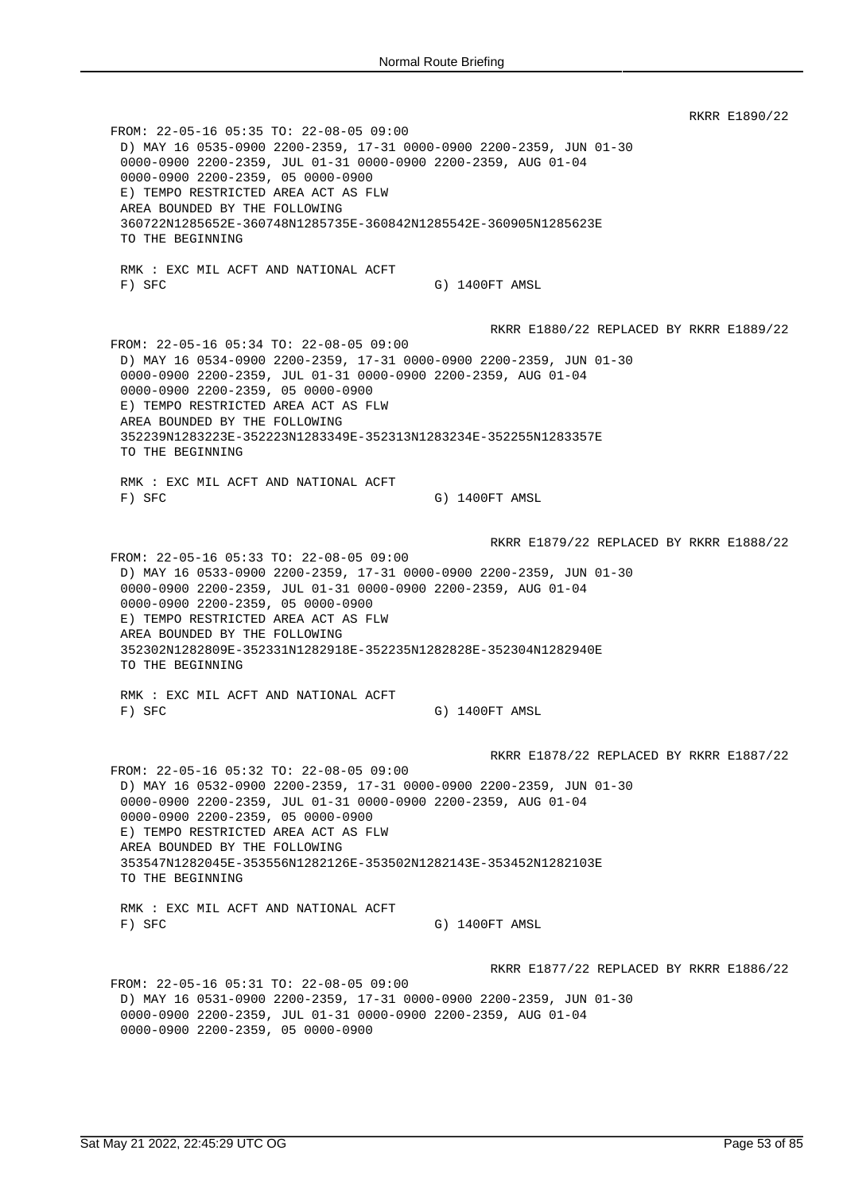RKRR E1890/22

```
FROM: 22-05-16 05:35 TO: 22-08-05 09:00
 D) MAY 16 0535-0900 2200-2359, 17-31 0000-0900 2200-2359, JUN 01-30
 0000-0900 2200-2359, JUL 01-31 0000-0900 2200-2359, AUG 01-04
 0000-0900 2200-2359, 05 0000-0900
 E) TEMPO RESTRICTED AREA ACT AS FLW
 AREA BOUNDED BY THE FOLLOWING
 360722N1285652E-360748N1285735E-360842N1285542E-360905N1285623E
 TO THE BEGINNING

 RMK : EXC MIL ACFT AND NATIONAL ACFT
 F) SFC                                  G) 1400FT AMSL
```

RKRR E1880/22 REPLACED BY RKRR E1889/22

```
FROM: 22-05-16 05:34 TO: 22-08-05 09:00
 D) MAY 16 0534-0900 2200-2359, 17-31 0000-0900 2200-2359, JUN 01-30
 0000-0900 2200-2359, JUL 01-31 0000-0900 2200-2359, AUG 01-04
 0000-0900 2200-2359, 05 0000-0900
 E) TEMPO RESTRICTED AREA ACT AS FLW
 AREA BOUNDED BY THE FOLLOWING
 352239N1283223E-352223N1283349E-352313N1283234E-352255N1283357E
 TO THE BEGINNING

 RMK : EXC MIL ACFT AND NATIONAL ACFT
 F) SFC                                  G) 1400FT AMSL
```

RKRR E1879/22 REPLACED BY RKRR E1888/22

```
FROM: 22-05-16 05:33 TO: 22-08-05 09:00
 D) MAY 16 0533-0900 2200-2359, 17-31 0000-0900 2200-2359, JUN 01-30
 0000-0900 2200-2359, JUL 01-31 0000-0900 2200-2359, AUG 01-04
 0000-0900 2200-2359, 05 0000-0900
 E) TEMPO RESTRICTED AREA ACT AS FLW
 AREA BOUNDED BY THE FOLLOWING
 352302N1282809E-352331N1282918E-352235N1282828E-352304N1282940E
 TO THE BEGINNING

 RMK : EXC MIL ACFT AND NATIONAL ACFT
 F) SFC                                  G) 1400FT AMSL
```

RKRR E1878/22 REPLACED BY RKRR E1887/22

```
FROM: 22-05-16 05:32 TO: 22-08-05 09:00
 D) MAY 16 0532-0900 2200-2359, 17-31 0000-0900 2200-2359, JUN 01-30
 0000-0900 2200-2359, JUL 01-31 0000-0900 2200-2359, AUG 01-04
 0000-0900 2200-2359, 05 0000-0900
 E) TEMPO RESTRICTED AREA ACT AS FLW
 AREA BOUNDED BY THE FOLLOWING
 353547N1282045E-353556N1282126E-353502N1282143E-353452N1282103E
 TO THE BEGINNING

 RMK : EXC MIL ACFT AND NATIONAL ACFT
 F) SFC                                  G) 1400FT AMSL
```

RKRR E1877/22 REPLACED BY RKRR E1886/22

```
FROM: 22-05-16 05:31 TO: 22-08-05 09:00
 D) MAY 16 0531-0900 2200-2359, 17-31 0000-0900 2200-2359, JUN 01-30
 0000-0900 2200-2359, JUL 01-31 0000-0900 2200-2359, AUG 01-04
 0000-0900 2200-2359, 05 0000-0900
```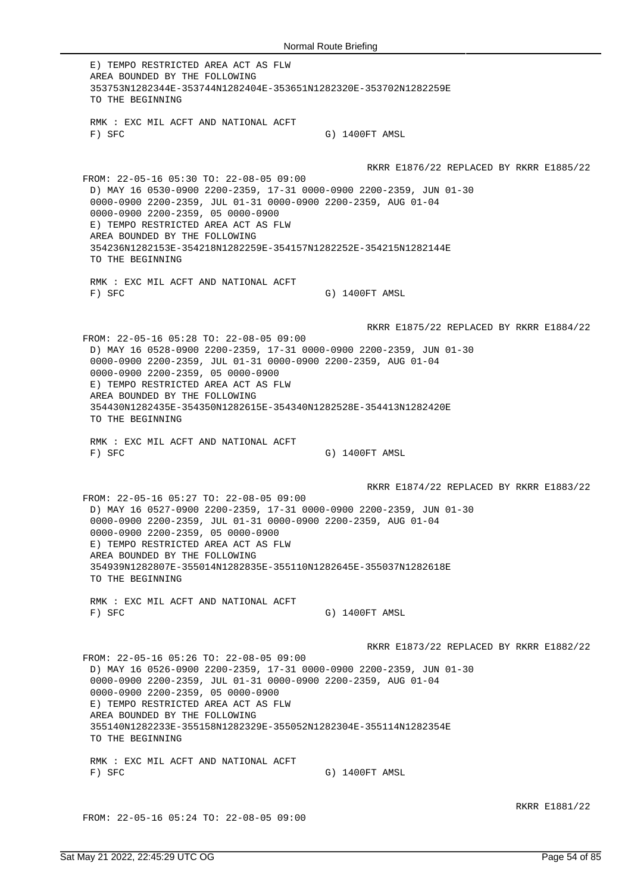E) TEMPO RESTRICTED AREA ACT AS FLW
AREA BOUNDED BY THE FOLLOWING
353753N1282344E-353744N1282404E-353651N1282320E-353702N1282259E
TO THE BEGINNING

RMK : EXC MIL ACFT AND NATIONAL ACFT
F) SFC G) 1400FT AMSL

RKRR E1876/22 REPLACED BY RKRR E1885/22

FROM: 22-05-16 05:30 TO: 22-08-05 09:00
D) MAY 16 0530-0900 2200-2359, 17-31 0000-0900 2200-2359, JUN 01-30
0000-0900 2200-2359, JUL 01-31 0000-0900 2200-2359, AUG 01-04
0000-0900 2200-2359, 05 0000-0900
E) TEMPO RESTRICTED AREA ACT AS FLW
AREA BOUNDED BY THE FOLLOWING
354236N1282153E-354218N1282259E-354157N1282252E-354215N1282144E
TO THE BEGINNING

RMK : EXC MIL ACFT AND NATIONAL ACFT
F) SFC G) 1400FT AMSL

RKRR E1875/22 REPLACED BY RKRR E1884/22

FROM: 22-05-16 05:28 TO: 22-08-05 09:00
D) MAY 16 0528-0900 2200-2359, 17-31 0000-0900 2200-2359, JUN 01-30
0000-0900 2200-2359, JUL 01-31 0000-0900 2200-2359, AUG 01-04
0000-0900 2200-2359, 05 0000-0900
E) TEMPO RESTRICTED AREA ACT AS FLW
AREA BOUNDED BY THE FOLLOWING
354430N1282435E-354350N1282615E-354340N1282528E-354413N1282420E
TO THE BEGINNING

RMK : EXC MIL ACFT AND NATIONAL ACFT
F) SFC G) 1400FT AMSL

RKRR E1874/22 REPLACED BY RKRR E1883/22

FROM: 22-05-16 05:27 TO: 22-08-05 09:00
D) MAY 16 0527-0900 2200-2359, 17-31 0000-0900 2200-2359, JUN 01-30
0000-0900 2200-2359, JUL 01-31 0000-0900 2200-2359, AUG 01-04
0000-0900 2200-2359, 05 0000-0900
E) TEMPO RESTRICTED AREA ACT AS FLW
AREA BOUNDED BY THE FOLLOWING
354939N1282807E-355014N1282835E-355110N1282645E-355037N1282618E
TO THE BEGINNING

RMK : EXC MIL ACFT AND NATIONAL ACFT
F) SFC G) 1400FT AMSL

RKRR E1873/22 REPLACED BY RKRR E1882/22

FROM: 22-05-16 05:26 TO: 22-08-05 09:00
D) MAY 16 0526-0900 2200-2359, 17-31 0000-0900 2200-2359, JUN 01-30
0000-0900 2200-2359, JUL 01-31 0000-0900 2200-2359, AUG 01-04
0000-0900 2200-2359, 05 0000-0900
E) TEMPO RESTRICTED AREA ACT AS FLW
AREA BOUNDED BY THE FOLLOWING
355140N1282233E-355158N1282329E-355052N1282304E-355114N1282354E
TO THE BEGINNING

RMK : EXC MIL ACFT AND NATIONAL ACFT
F) SFC G) 1400FT AMSL

RKRR E1881/22

FROM: 22-05-16 05:24 TO: 22-08-05 09:00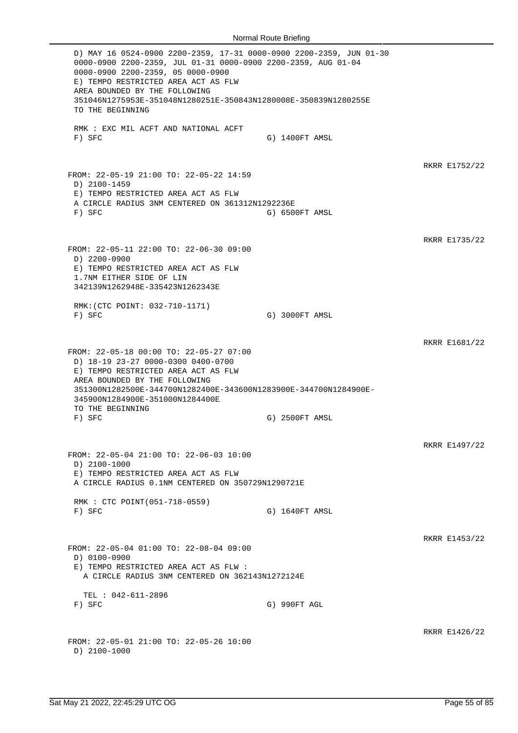D) MAY 16 0524-0900 2200-2359, 17-31 0000-0900 2200-2359, JUN 01-30 0000-0900 2200-2359, JUL 01-31 0000-0900 2200-2359, AUG 01-04 0000-0900 2200-2359, 05 0000-0900
E) TEMPO RESTRICTED AREA ACT AS FLW
AREA BOUNDED BY THE FOLLOWING
351046N1275953E-351048N1280251E-350843N1280008E-350839N1280255E
TO THE BEGINNING

RMK : EXC MIL ACFT AND NATIONAL ACFT
F) SFC G) 1400FT AMSL

RKRR E1752/22

FROM: 22-05-19 21:00 TO: 22-05-22 14:59
D) 2100-1459
E) TEMPO RESTRICTED AREA ACT AS FLW
A CIRCLE RADIUS 3NM CENTERED ON 361312N1292236E
F) SFC G) 6500FT AMSL

RKRR E1735/22

FROM: 22-05-11 22:00 TO: 22-06-30 09:00
D) 2200-0900
E) TEMPO RESTRICTED AREA ACT AS FLW
1.7NM EITHER SIDE OF LIN
342139N1262948E-335423N1262343E

RMK:(CTC POINT: 032-710-1171)
F) SFC G) 3000FT AMSL

RKRR E1681/22

FROM: 22-05-18 00:00 TO: 22-05-27 07:00
D) 18-19 23-27 0000-0300 0400-0700
E) TEMPO RESTRICTED AREA ACT AS FLW
AREA BOUNDED BY THE FOLLOWING
351300N1282500E-344700N1282400E-343600N1283900E-344700N1284900E-345900N1284900E-351000N1284400E
TO THE BEGINNING
F) SFC G) 2500FT AMSL

RKRR E1497/22

FROM: 22-05-04 21:00 TO: 22-06-03 10:00
D) 2100-1000
E) TEMPO RESTRICTED AREA ACT AS FLW
A CIRCLE RADIUS 0.1NM CENTERED ON 350729N1290721E

RMK : CTC POINT(051-718-0559)
F) SFC G) 1640FT AMSL

RKRR E1453/22

FROM: 22-05-04 01:00 TO: 22-08-04 09:00
D) 0100-0900
E) TEMPO RESTRICTED AREA ACT AS FLW :
A CIRCLE RADIUS 3NM CENTERED ON 362143N1272124E

TEL : 042-611-2896
F) SFC G) 990FT AGL

RKRR E1426/22

FROM: 22-05-01 21:00 TO: 22-05-26 10:00
D) 2100-1000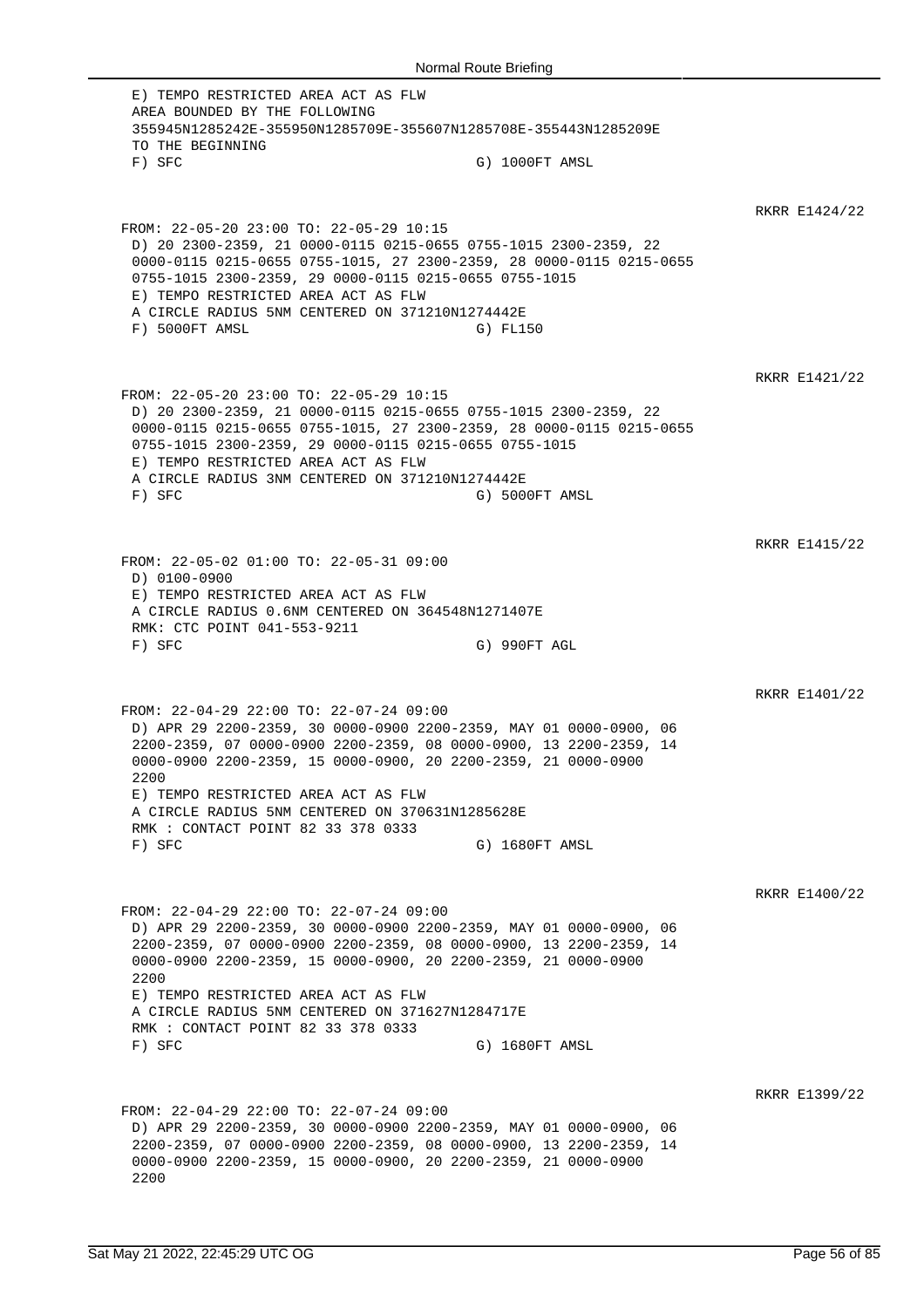E) TEMPO RESTRICTED AREA ACT AS FLW
AREA BOUNDED BY THE FOLLOWING
355945N1285242E-355950N1285709E-355607N1285708E-355443N1285209E
TO THE BEGINNING
F) SFC G) 1000FT AMSL

RKRR E1424/22

FROM: 22-05-20 23:00 TO: 22-05-29 10:15
D) 20 2300-2359, 21 0000-0115 0215-0655 0755-1015 2300-2359, 22
0000-0115 0215-0655 0755-1015, 27 2300-2359, 28 0000-0115 0215-0655
0755-1015 2300-2359, 29 0000-0115 0215-0655 0755-1015
E) TEMPO RESTRICTED AREA ACT AS FLW
A CIRCLE RADIUS 5NM CENTERED ON 371210N1274442E
F) 5000FT AMSL G) FL150

RKRR E1421/22

FROM: 22-05-20 23:00 TO: 22-05-29 10:15
D) 20 2300-2359, 21 0000-0115 0215-0655 0755-1015 2300-2359, 22
0000-0115 0215-0655 0755-1015, 27 2300-2359, 28 0000-0115 0215-0655
0755-1015 2300-2359, 29 0000-0115 0215-0655 0755-1015
E) TEMPO RESTRICTED AREA ACT AS FLW
A CIRCLE RADIUS 3NM CENTERED ON 371210N1274442E
F) SFC G) 5000FT AMSL

RKRR E1415/22

FROM: 22-05-02 01:00 TO: 22-05-31 09:00
D) 0100-0900
E) TEMPO RESTRICTED AREA ACT AS FLW
A CIRCLE RADIUS 0.6NM CENTERED ON 364548N1271407E
RMK: CTC POINT 041-553-9211
F) SFC G) 990FT AGL

RKRR E1401/22

FROM: 22-04-29 22:00 TO: 22-07-24 09:00
D) APR 29 2200-2359, 30 0000-0900 2200-2359, MAY 01 0000-0900, 06
2200-2359, 07 0000-0900 2200-2359, 08 0000-0900, 13 2200-2359, 14
0000-0900 2200-2359, 15 0000-0900, 20 2200-2359, 21 0000-0900
2200
E) TEMPO RESTRICTED AREA ACT AS FLW
A CIRCLE RADIUS 5NM CENTERED ON 370631N1285628E
RMK : CONTACT POINT 82 33 378 0333
F) SFC G) 1680FT AMSL

RKRR E1400/22

FROM: 22-04-29 22:00 TO: 22-07-24 09:00
D) APR 29 2200-2359, 30 0000-0900 2200-2359, MAY 01 0000-0900, 06
2200-2359, 07 0000-0900 2200-2359, 08 0000-0900, 13 2200-2359, 14
0000-0900 2200-2359, 15 0000-0900, 20 2200-2359, 21 0000-0900
2200
E) TEMPO RESTRICTED AREA ACT AS FLW
A CIRCLE RADIUS 5NM CENTERED ON 371627N1284717E
RMK : CONTACT POINT 82 33 378 0333
F) SFC G) 1680FT AMSL

RKRR E1399/22

FROM: 22-04-29 22:00 TO: 22-07-24 09:00
D) APR 29 2200-2359, 30 0000-0900 2200-2359, MAY 01 0000-0900, 06
2200-2359, 07 0000-0900 2200-2359, 08 0000-0900, 13 2200-2359, 14
0000-0900 2200-2359, 15 0000-0900, 20 2200-2359, 21 0000-0900
2200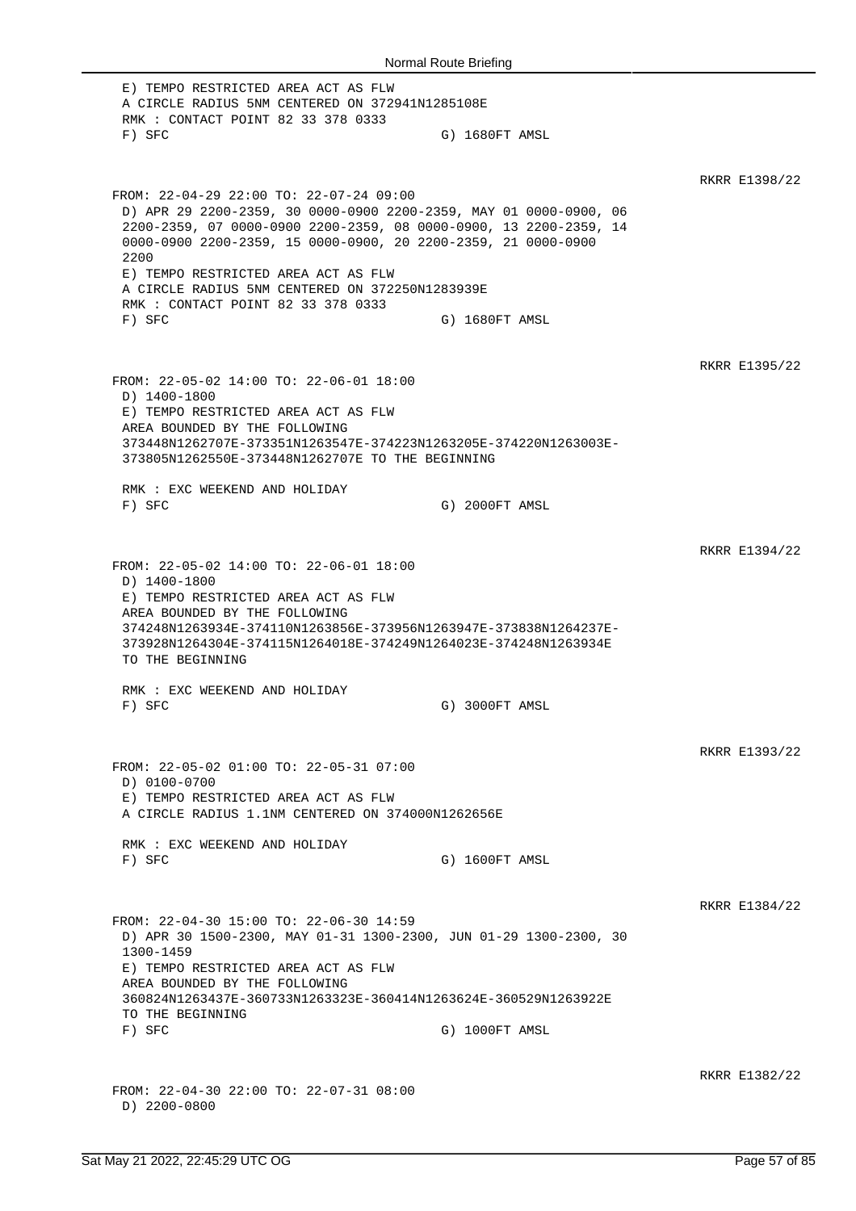E) TEMPO RESTRICTED AREA ACT AS FLW
A CIRCLE RADIUS 5NM CENTERED ON 372941N1285108E
RMK : CONTACT POINT 82 33 378 0333
F) SFC G) 1680FT AMSL

RKRR E1398/22

FROM: 22-04-29 22:00 TO: 22-07-24 09:00
D) APR 29 2200-2359, 30 0000-0900 2200-2359, MAY 01 0000-0900, 06 2200-2359, 07 0000-0900 2200-2359, 08 0000-0900, 13 2200-2359, 14 0000-0900 2200-2359, 15 0000-0900, 20 2200-2359, 21 0000-0900 2200
E) TEMPO RESTRICTED AREA ACT AS FLW
A CIRCLE RADIUS 5NM CENTERED ON 372250N1283939E
RMK : CONTACT POINT 82 33 378 0333
F) SFC G) 1680FT AMSL

RKRR E1395/22

FROM: 22-05-02 14:00 TO: 22-06-01 18:00
D) 1400-1800
E) TEMPO RESTRICTED AREA ACT AS FLW
AREA BOUNDED BY THE FOLLOWING
373448N1262707E-373351N1263547E-374223N1263205E-374220N1263003E-373805N1262550E-373448N1262707E TO THE BEGINNING

RMK : EXC WEEKEND AND HOLIDAY
F) SFC G) 2000FT AMSL

RKRR E1394/22

FROM: 22-05-02 14:00 TO: 22-06-01 18:00
D) 1400-1800
E) TEMPO RESTRICTED AREA ACT AS FLW
AREA BOUNDED BY THE FOLLOWING
374248N1263934E-374110N1263856E-373956N1263947E-373838N1264237E-373928N1264304E-374115N1264018E-374249N1264023E-374248N1263934E TO THE BEGINNING

RMK : EXC WEEKEND AND HOLIDAY
F) SFC G) 3000FT AMSL

RKRR E1393/22

FROM: 22-05-02 01:00 TO: 22-05-31 07:00
D) 0100-0700
E) TEMPO RESTRICTED AREA ACT AS FLW
A CIRCLE RADIUS 1.1NM CENTERED ON 374000N1262656E

RMK : EXC WEEKEND AND HOLIDAY
F) SFC G) 1600FT AMSL

RKRR E1384/22

FROM: 22-04-30 15:00 TO: 22-06-30 14:59
D) APR 30 1500-2300, MAY 01-31 1300-2300, JUN 01-29 1300-2300, 30 1300-1459
E) TEMPO RESTRICTED AREA ACT AS FLW
AREA BOUNDED BY THE FOLLOWING
360824N1263437E-360733N1263323E-360414N1263624E-360529N1263922E TO THE BEGINNING
F) SFC G) 1000FT AMSL

RKRR E1382/22

FROM: 22-04-30 22:00 TO: 22-07-31 08:00
D) 2200-0800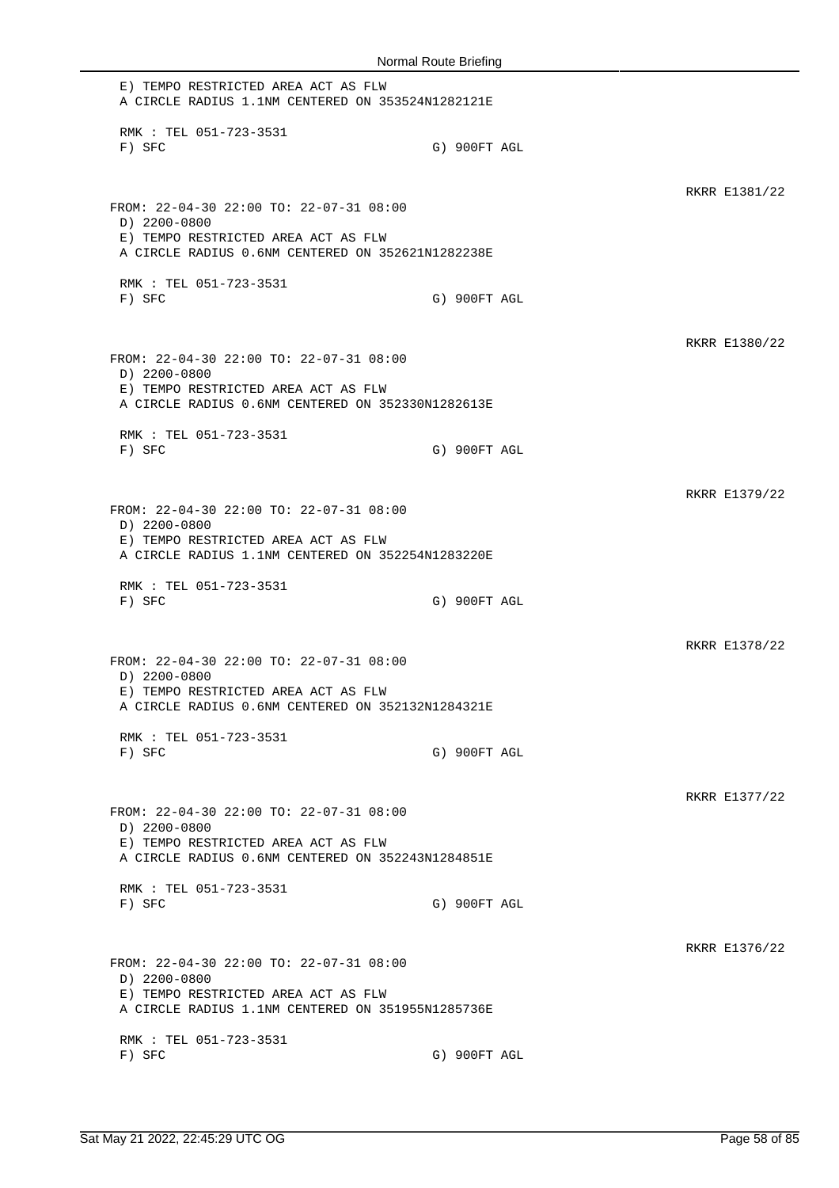E) TEMPO RESTRICTED AREA ACT AS FLW
A CIRCLE RADIUS 1.1NM CENTERED ON 353524N1282121E

RMK : TEL 051-723-3531
F) SFC G) 900FT AGL

RKRR E1381/22

FROM: 22-04-30 22:00 TO: 22-07-31 08:00
D) 2200-0800
E) TEMPO RESTRICTED AREA ACT AS FLW
A CIRCLE RADIUS 0.6NM CENTERED ON 352621N1282238E

RMK : TEL 051-723-3531
F) SFC G) 900FT AGL

RKRR E1380/22

FROM: 22-04-30 22:00 TO: 22-07-31 08:00
D) 2200-0800
E) TEMPO RESTRICTED AREA ACT AS FLW
A CIRCLE RADIUS 0.6NM CENTERED ON 352330N1282613E

RMK : TEL 051-723-3531
F) SFC G) 900FT AGL

RKRR E1379/22

FROM: 22-04-30 22:00 TO: 22-07-31 08:00
D) 2200-0800
E) TEMPO RESTRICTED AREA ACT AS FLW
A CIRCLE RADIUS 1.1NM CENTERED ON 352254N1283220E

RMK : TEL 051-723-3531
F) SFC G) 900FT AGL

RKRR E1378/22

FROM: 22-04-30 22:00 TO: 22-07-31 08:00
D) 2200-0800
E) TEMPO RESTRICTED AREA ACT AS FLW
A CIRCLE RADIUS 0.6NM CENTERED ON 352132N1284321E

RMK : TEL 051-723-3531
F) SFC G) 900FT AGL

RKRR E1377/22

FROM: 22-04-30 22:00 TO: 22-07-31 08:00
D) 2200-0800
E) TEMPO RESTRICTED AREA ACT AS FLW
A CIRCLE RADIUS 0.6NM CENTERED ON 352243N1284851E

RMK : TEL 051-723-3531
F) SFC G) 900FT AGL

RKRR E1376/22

FROM: 22-04-30 22:00 TO: 22-07-31 08:00
D) 2200-0800
E) TEMPO RESTRICTED AREA ACT AS FLW
A CIRCLE RADIUS 1.1NM CENTERED ON 351955N1285736E

RMK : TEL 051-723-3531
F) SFC G) 900FT AGL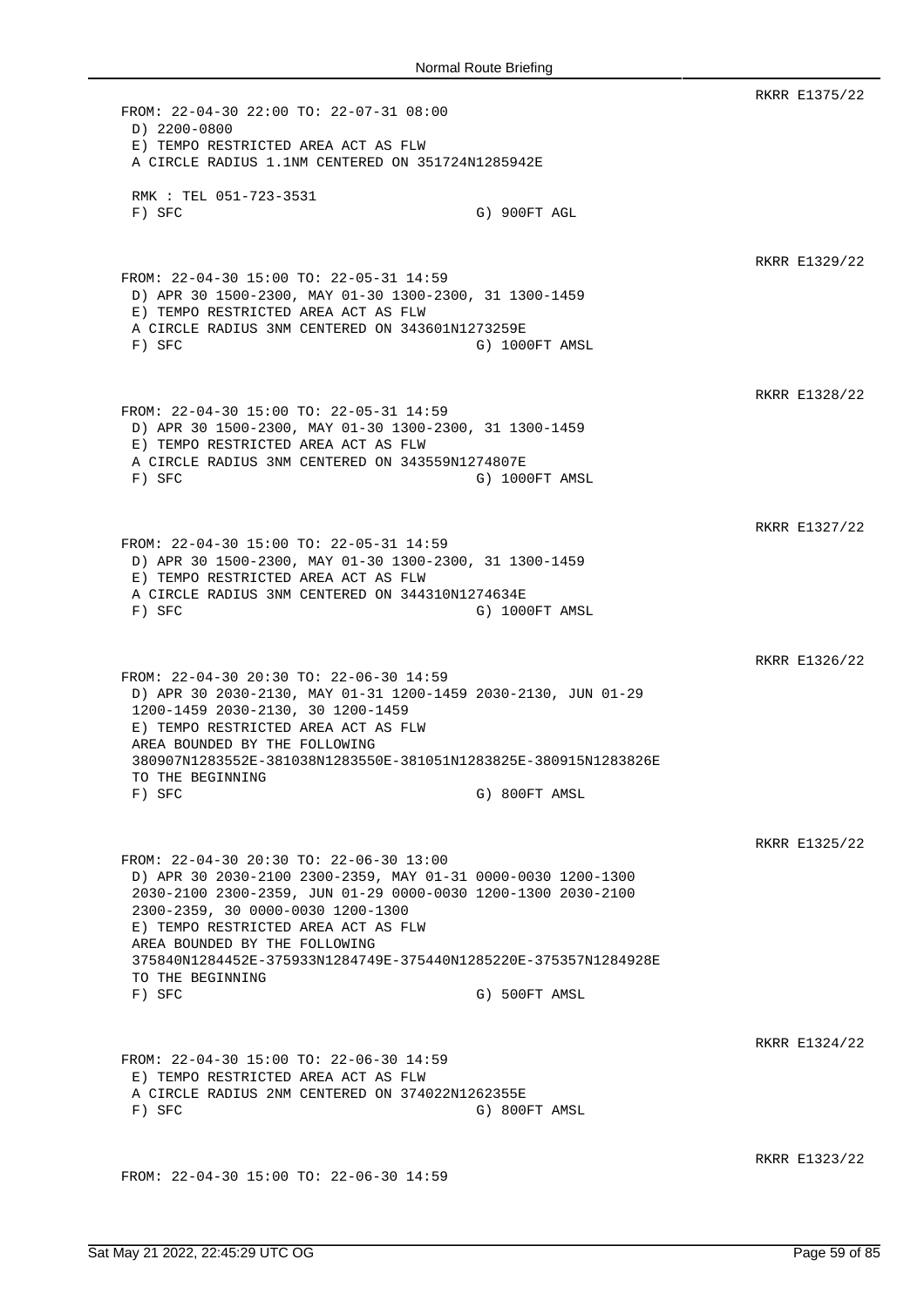RKRR E1375/22

FROM: 22-04-30 22:00 TO: 22-07-31 08:00
D) 2200-0800
E) TEMPO RESTRICTED AREA ACT AS FLW
A CIRCLE RADIUS 1.1NM CENTERED ON 351724N1285942E

RMK : TEL 051-723-3531
F) SFC G) 900FT AGL

RKRR E1329/22

FROM: 22-04-30 15:00 TO: 22-05-31 14:59
D) APR 30 1500-2300, MAY 01-30 1300-2300, 31 1300-1459
E) TEMPO RESTRICTED AREA ACT AS FLW
A CIRCLE RADIUS 3NM CENTERED ON 343601N1273259E
F) SFC G) 1000FT AMSL

RKRR E1328/22

FROM: 22-04-30 15:00 TO: 22-05-31 14:59
D) APR 30 1500-2300, MAY 01-30 1300-2300, 31 1300-1459
E) TEMPO RESTRICTED AREA ACT AS FLW
A CIRCLE RADIUS 3NM CENTERED ON 343559N1274807E
F) SFC G) 1000FT AMSL

RKRR E1327/22

FROM: 22-04-30 15:00 TO: 22-05-31 14:59
D) APR 30 1500-2300, MAY 01-30 1300-2300, 31 1300-1459
E) TEMPO RESTRICTED AREA ACT AS FLW
A CIRCLE RADIUS 3NM CENTERED ON 344310N1274634E
F) SFC G) 1000FT AMSL

RKRR E1326/22

FROM: 22-04-30 20:30 TO: 22-06-30 14:59
D) APR 30 2030-2130, MAY 01-31 1200-1459 2030-2130, JUN 01-29
1200-1459 2030-2130, 30 1200-1459
E) TEMPO RESTRICTED AREA ACT AS FLW
AREA BOUNDED BY THE FOLLOWING
380907N1283552E-381038N1283550E-381051N1283825E-380915N1283826E
TO THE BEGINNING
F) SFC G) 800FT AMSL

RKRR E1325/22

FROM: 22-04-30 20:30 TO: 22-06-30 13:00
D) APR 30 2030-2100 2300-2359, MAY 01-31 0000-0030 1200-1300
2030-2100 2300-2359, JUN 01-29 0000-0030 1200-1300 2030-2100
2300-2359, 30 0000-0030 1200-1300
E) TEMPO RESTRICTED AREA ACT AS FLW
AREA BOUNDED BY THE FOLLOWING
375840N1284452E-375933N1284749E-375440N1285220E-375357N1284928E
TO THE BEGINNING
F) SFC G) 500FT AMSL

RKRR E1324/22

FROM: 22-04-30 15:00 TO: 22-06-30 14:59
E) TEMPO RESTRICTED AREA ACT AS FLW
A CIRCLE RADIUS 2NM CENTERED ON 374022N1262355E
F) SFC G) 800FT AMSL

RKRR E1323/22

FROM: 22-04-30 15:00 TO: 22-06-30 14:59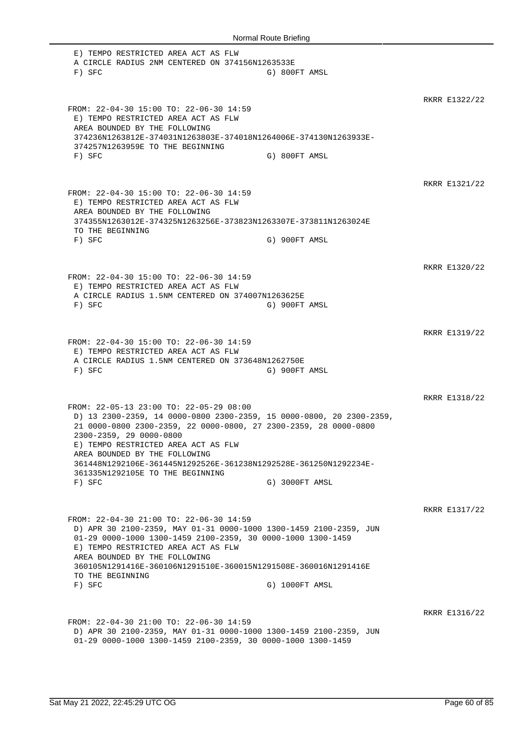E) TEMPO RESTRICTED AREA ACT AS FLW
A CIRCLE RADIUS 2NM CENTERED ON 374156N1263533E
F) SFC G) 800FT AMSL

RKRR E1322/22

FROM: 22-04-30 15:00 TO: 22-06-30 14:59
E) TEMPO RESTRICTED AREA ACT AS FLW
AREA BOUNDED BY THE FOLLOWING
374236N1263812E-374031N1263803E-374018N1264006E-374130N1263933E-
374257N1263959E TO THE BEGINNING
F) SFC G) 800FT AMSL

RKRR E1321/22

FROM: 22-04-30 15:00 TO: 22-06-30 14:59
E) TEMPO RESTRICTED AREA ACT AS FLW
AREA BOUNDED BY THE FOLLOWING
374355N1263012E-374325N1263256E-373823N1263307E-373811N1263024E
TO THE BEGINNING
F) SFC G) 900FT AMSL

RKRR E1320/22

FROM: 22-04-30 15:00 TO: 22-06-30 14:59
E) TEMPO RESTRICTED AREA ACT AS FLW
A CIRCLE RADIUS 1.5NM CENTERED ON 374007N1263625E
F) SFC G) 900FT AMSL

RKRR E1319/22

FROM: 22-04-30 15:00 TO: 22-06-30 14:59
E) TEMPO RESTRICTED AREA ACT AS FLW
A CIRCLE RADIUS 1.5NM CENTERED ON 373648N1262750E
F) SFC G) 900FT AMSL

RKRR E1318/22

FROM: 22-05-13 23:00 TO: 22-05-29 08:00
D) 13 2300-2359, 14 0000-0800 2300-2359, 15 0000-0800, 20 2300-2359,
21 0000-0800 2300-2359, 22 0000-0800, 27 2300-2359, 28 0000-0800
2300-2359, 29 0000-0800
E) TEMPO RESTRICTED AREA ACT AS FLW
AREA BOUNDED BY THE FOLLOWING
361448N1292106E-361445N1292526E-361238N1292528E-361250N1292234E-
361335N1292105E TO THE BEGINNING
F) SFC G) 3000FT AMSL

RKRR E1317/22

FROM: 22-04-30 21:00 TO: 22-06-30 14:59
D) APR 30 2100-2359, MAY 01-31 0000-1000 1300-1459 2100-2359, JUN
01-29 0000-1000 1300-1459 2100-2359, 30 0000-1000 1300-1459
E) TEMPO RESTRICTED AREA ACT AS FLW
AREA BOUNDED BY THE FOLLOWING
360105N1291416E-360106N1291510E-360015N1291508E-360016N1291416E
TO THE BEGINNING
F) SFC G) 1000FT AMSL

RKRR E1316/22

FROM: 22-04-30 21:00 TO: 22-06-30 14:59
D) APR 30 2100-2359, MAY 01-31 0000-1000 1300-1459 2100-2359, JUN
01-29 0000-1000 1300-1459 2100-2359, 30 0000-1000 1300-1459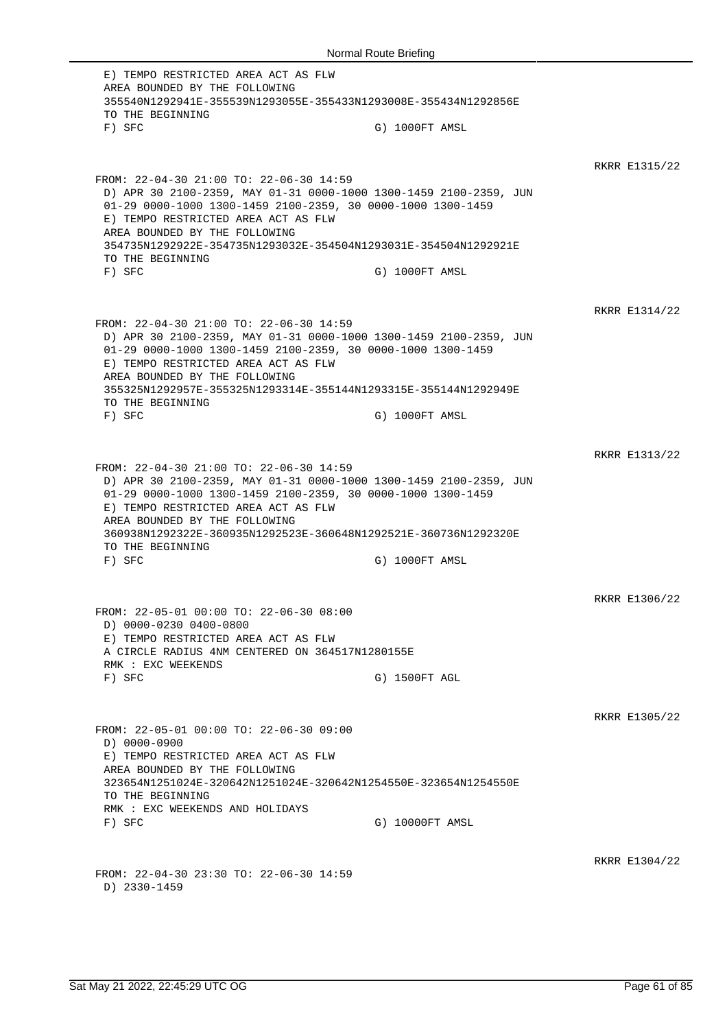E) TEMPO RESTRICTED AREA ACT AS FLW
AREA BOUNDED BY THE FOLLOWING
355540N1292941E-355539N1293055E-355433N1293008E-355434N1292856E
TO THE BEGINNING
F) SFC G) 1000FT AMSL

RKRR E1315/22

FROM: 22-04-30 21:00 TO: 22-06-30 14:59
D) APR 30 2100-2359, MAY 01-31 0000-1000 1300-1459 2100-2359, JUN 01-29 0000-1000 1300-1459 2100-2359, 30 0000-1000 1300-1459
E) TEMPO RESTRICTED AREA ACT AS FLW
AREA BOUNDED BY THE FOLLOWING
354735N1292922E-354735N1293032E-354504N1293031E-354504N1292921E
TO THE BEGINNING
F) SFC G) 1000FT AMSL

RKRR E1314/22

FROM: 22-04-30 21:00 TO: 22-06-30 14:59
D) APR 30 2100-2359, MAY 01-31 0000-1000 1300-1459 2100-2359, JUN 01-29 0000-1000 1300-1459 2100-2359, 30 0000-1000 1300-1459
E) TEMPO RESTRICTED AREA ACT AS FLW
AREA BOUNDED BY THE FOLLOWING
355325N1292957E-355325N1293314E-355144N1293315E-355144N1292949E
TO THE BEGINNING
F) SFC G) 1000FT AMSL

RKRR E1313/22

FROM: 22-04-30 21:00 TO: 22-06-30 14:59
D) APR 30 2100-2359, MAY 01-31 0000-1000 1300-1459 2100-2359, JUN 01-29 0000-1000 1300-1459 2100-2359, 30 0000-1000 1300-1459
E) TEMPO RESTRICTED AREA ACT AS FLW
AREA BOUNDED BY THE FOLLOWING
360938N1292322E-360935N1292523E-360648N1292521E-360736N1292320E
TO THE BEGINNING
F) SFC G) 1000FT AMSL

RKRR E1306/22

FROM: 22-05-01 00:00 TO: 22-06-30 08:00
D) 0000-0230 0400-0800
E) TEMPO RESTRICTED AREA ACT AS FLW
A CIRCLE RADIUS 4NM CENTERED ON 364517N1280155E
RMK : EXC WEEKENDS
F) SFC G) 1500FT AGL

RKRR E1305/22

FROM: 22-05-01 00:00 TO: 22-06-30 09:00
D) 0000-0900
E) TEMPO RESTRICTED AREA ACT AS FLW
AREA BOUNDED BY THE FOLLOWING
323654N1251024E-320642N1251024E-320642N1254550E-323654N1254550E
TO THE BEGINNING
RMK : EXC WEEKENDS AND HOLIDAYS
F) SFC G) 10000FT AMSL

RKRR E1304/22

FROM: 22-04-30 23:30 TO: 22-06-30 14:59
D) 2330-1459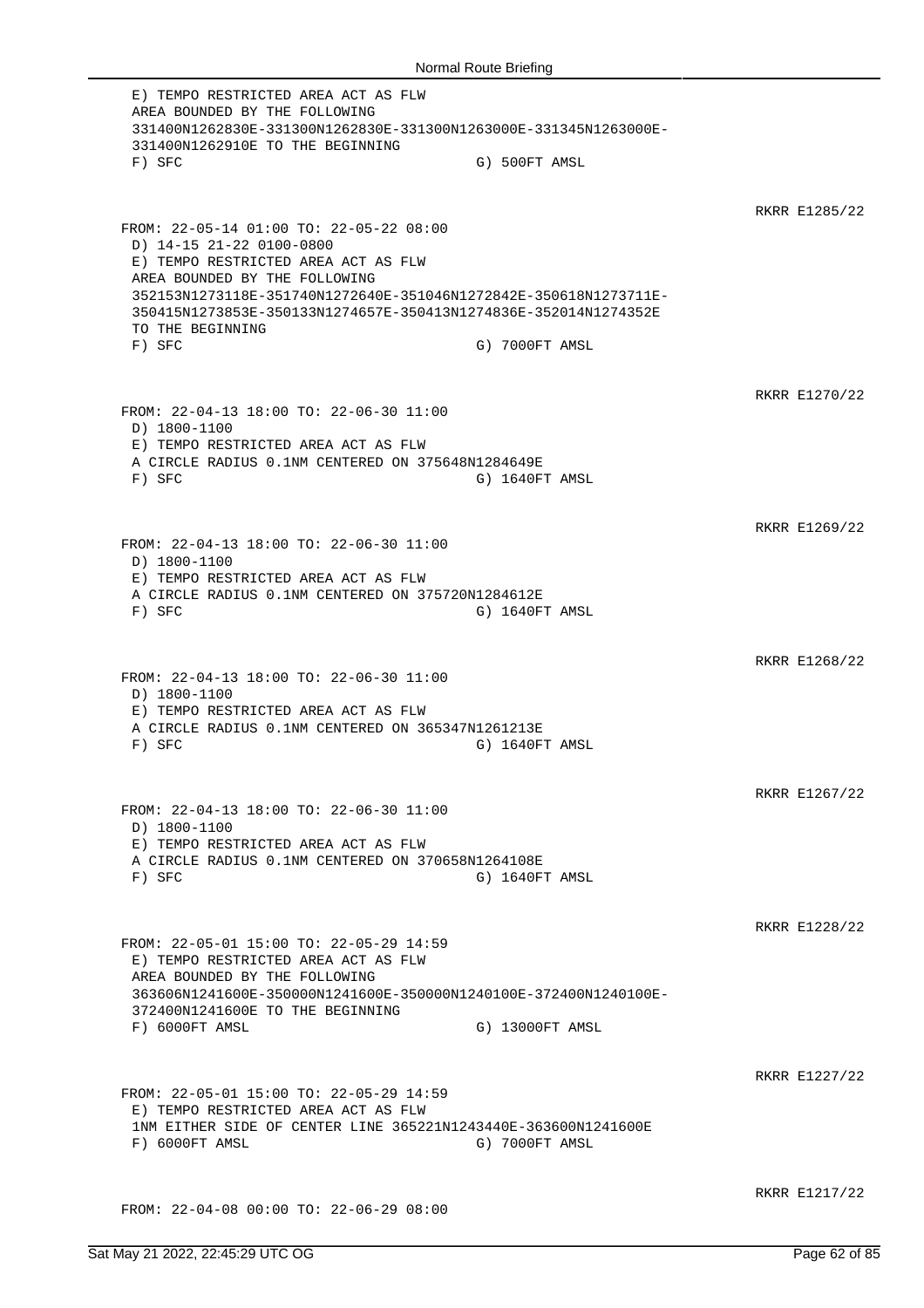E) TEMPO RESTRICTED AREA ACT AS FLW
AREA BOUNDED BY THE FOLLOWING
331400N1262830E-331300N1262830E-331300N1263000E-331345N1263000E-
331400N1262910E TO THE BEGINNING
F) SFC G) 500FT AMSL

RKRR E1285/22

FROM: 22-05-14 01:00 TO: 22-05-22 08:00
D) 14-15 21-22 0100-0800
E) TEMPO RESTRICTED AREA ACT AS FLW
AREA BOUNDED BY THE FOLLOWING
352153N1273118E-351740N1272640E-351046N1272842E-350618N1273711E-
350415N1273853E-350133N1274657E-350413N1274836E-352014N1274352E
TO THE BEGINNING
F) SFC G) 7000FT AMSL

RKRR E1270/22

FROM: 22-04-13 18:00 TO: 22-06-30 11:00
D) 1800-1100
E) TEMPO RESTRICTED AREA ACT AS FLW
A CIRCLE RADIUS 0.1NM CENTERED ON 375648N1284649E
F) SFC G) 1640FT AMSL

RKRR E1269/22

FROM: 22-04-13 18:00 TO: 22-06-30 11:00
D) 1800-1100
E) TEMPO RESTRICTED AREA ACT AS FLW
A CIRCLE RADIUS 0.1NM CENTERED ON 375720N1284612E
F) SFC G) 1640FT AMSL

RKRR E1268/22

FROM: 22-04-13 18:00 TO: 22-06-30 11:00
D) 1800-1100
E) TEMPO RESTRICTED AREA ACT AS FLW
A CIRCLE RADIUS 0.1NM CENTERED ON 365347N1261213E
F) SFC G) 1640FT AMSL

RKRR E1267/22

FROM: 22-04-13 18:00 TO: 22-06-30 11:00
D) 1800-1100
E) TEMPO RESTRICTED AREA ACT AS FLW
A CIRCLE RADIUS 0.1NM CENTERED ON 370658N1264108E
F) SFC G) 1640FT AMSL

RKRR E1228/22

FROM: 22-05-01 15:00 TO: 22-05-29 14:59
E) TEMPO RESTRICTED AREA ACT AS FLW
AREA BOUNDED BY THE FOLLOWING
363606N1241600E-350000N1241600E-350000N1240100E-372400N1240100E-
372400N1241600E TO THE BEGINNING
F) 6000FT AMSL G) 13000FT AMSL

RKRR E1227/22

FROM: 22-05-01 15:00 TO: 22-05-29 14:59
E) TEMPO RESTRICTED AREA ACT AS FLW
1NM EITHER SIDE OF CENTER LINE 365221N1243440E-363600N1241600E
F) 6000FT AMSL G) 7000FT AMSL

RKRR E1217/22

FROM: 22-04-08 00:00 TO: 22-06-29 08:00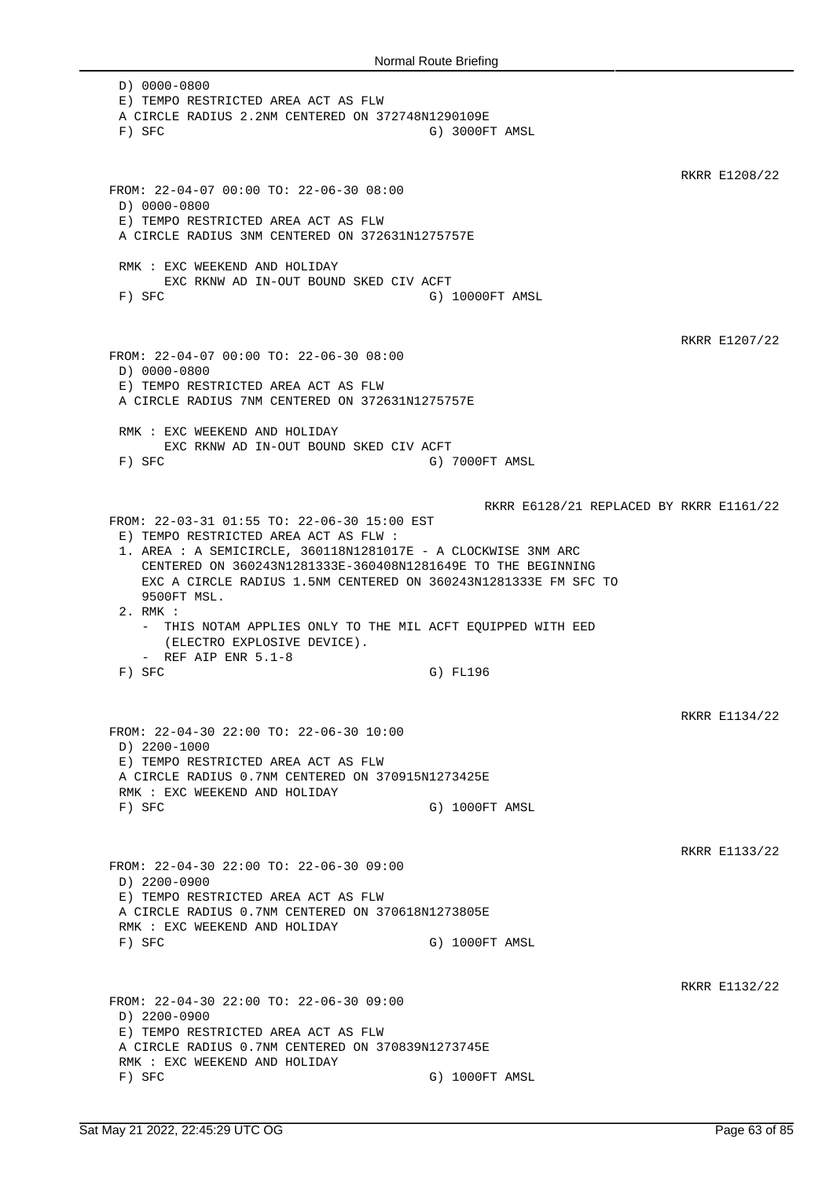```
 D) 0000-0800
 E) TEMPO RESTRICTED AREA ACT AS FLW
 A CIRCLE RADIUS 2.2NM CENTERED ON 372748N1290109E
 F) SFC                                  G) 3000FT AMSL
```

RKRR E1208/22

```
FROM: 22-04-07 00:00 TO: 22-06-30 08:00
 D) 0000-0800
 E) TEMPO RESTRICTED AREA ACT AS FLW
 A CIRCLE RADIUS 3NM CENTERED ON 372631N1275757E

 RMK : EXC WEEKEND AND HOLIDAY
       EXC RKNW AD IN-OUT BOUND SKED CIV ACFT
 F) SFC                                  G) 10000FT AMSL
```

RKRR E1207/22

```
FROM: 22-04-07 00:00 TO: 22-06-30 08:00
 D) 0000-0800
 E) TEMPO RESTRICTED AREA ACT AS FLW
 A CIRCLE RADIUS 7NM CENTERED ON 372631N1275757E

 RMK : EXC WEEKEND AND HOLIDAY
       EXC RKNW AD IN-OUT BOUND SKED CIV ACFT
 F) SFC                                  G) 7000FT AMSL
```

RKRR E6128/21 REPLACED BY RKRR E1161/22

```
FROM: 22-03-31 01:55 TO: 22-06-30 15:00 EST
 E) TEMPO RESTRICTED AREA ACT AS FLW :
 1. AREA : A SEMICIRCLE, 360118N1281017E - A CLOCKWISE 3NM ARC
    CENTERED ON 360243N1281333E-360408N1281649E TO THE BEGINNING
    EXC A CIRCLE RADIUS 1.5NM CENTERED ON 360243N1281333E FM SFC TO
    9500FT MSL.
 2. RMK :
    - THIS NOTAM APPLIES ONLY TO THE MIL ACFT EQUIPPED WITH EED
      (ELECTRO EXPLOSIVE DEVICE).
    - REF AIP ENR 5.1-8
 F) SFC                                  G) FL196
```

RKRR E1134/22

```
FROM: 22-04-30 22:00 TO: 22-06-30 10:00
 D) 2200-1000
 E) TEMPO RESTRICTED AREA ACT AS FLW
 A CIRCLE RADIUS 0.7NM CENTERED ON 370915N1273425E
 RMK : EXC WEEKEND AND HOLIDAY
 F) SFC                                  G) 1000FT AMSL
```

RKRR E1133/22

```
FROM: 22-04-30 22:00 TO: 22-06-30 09:00
 D) 2200-0900
 E) TEMPO RESTRICTED AREA ACT AS FLW
 A CIRCLE RADIUS 0.7NM CENTERED ON 370618N1273805E
 RMK : EXC WEEKEND AND HOLIDAY
 F) SFC                                  G) 1000FT AMSL
```

RKRR E1132/22

```
FROM: 22-04-30 22:00 TO: 22-06-30 09:00
 D) 2200-0900
 E) TEMPO RESTRICTED AREA ACT AS FLW
 A CIRCLE RADIUS 0.7NM CENTERED ON 370839N1273745E
 RMK : EXC WEEKEND AND HOLIDAY
 F) SFC                                  G) 1000FT AMSL
```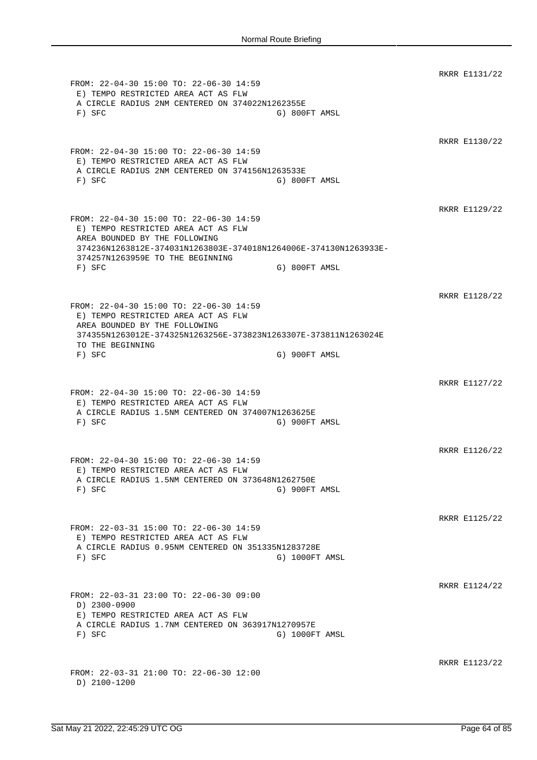RKRR E1131/22

FROM: 22-04-30 15:00 TO: 22-06-30 14:59
E) TEMPO RESTRICTED AREA ACT AS FLW
A CIRCLE RADIUS 2NM CENTERED ON 374022N1262355E
F) SFC G) 800FT AMSL

RKRR E1130/22

FROM: 22-04-30 15:00 TO: 22-06-30 14:59
E) TEMPO RESTRICTED AREA ACT AS FLW
A CIRCLE RADIUS 2NM CENTERED ON 374156N1263533E
F) SFC G) 800FT AMSL

RKRR E1129/22

FROM: 22-04-30 15:00 TO: 22-06-30 14:59
E) TEMPO RESTRICTED AREA ACT AS FLW
AREA BOUNDED BY THE FOLLOWING
374236N1263812E-374031N1263803E-374018N1264006E-374130N1263933E-
374257N1263959E TO THE BEGINNING
F) SFC G) 800FT AMSL

RKRR E1128/22

FROM: 22-04-30 15:00 TO: 22-06-30 14:59
E) TEMPO RESTRICTED AREA ACT AS FLW
AREA BOUNDED BY THE FOLLOWING
374355N1263012E-374325N1263256E-373823N1263307E-373811N1263024E
TO THE BEGINNING
F) SFC G) 900FT AMSL

RKRR E1127/22

FROM: 22-04-30 15:00 TO: 22-06-30 14:59
E) TEMPO RESTRICTED AREA ACT AS FLW
A CIRCLE RADIUS 1.5NM CENTERED ON 374007N1263625E
F) SFC G) 900FT AMSL

RKRR E1126/22

FROM: 22-04-30 15:00 TO: 22-06-30 14:59
E) TEMPO RESTRICTED AREA ACT AS FLW
A CIRCLE RADIUS 1.5NM CENTERED ON 373648N1262750E
F) SFC G) 900FT AMSL

RKRR E1125/22

FROM: 22-03-31 15:00 TO: 22-06-30 14:59
E) TEMPO RESTRICTED AREA ACT AS FLW
A CIRCLE RADIUS 0.95NM CENTERED ON 351335N1283728E
F) SFC G) 1000FT AMSL

RKRR E1124/22

FROM: 22-03-31 23:00 TO: 22-06-30 09:00
D) 2300-0900
E) TEMPO RESTRICTED AREA ACT AS FLW
A CIRCLE RADIUS 1.7NM CENTERED ON 363917N1270957E
F) SFC G) 1000FT AMSL

RKRR E1123/22

FROM: 22-03-31 21:00 TO: 22-06-30 12:00
D) 2100-1200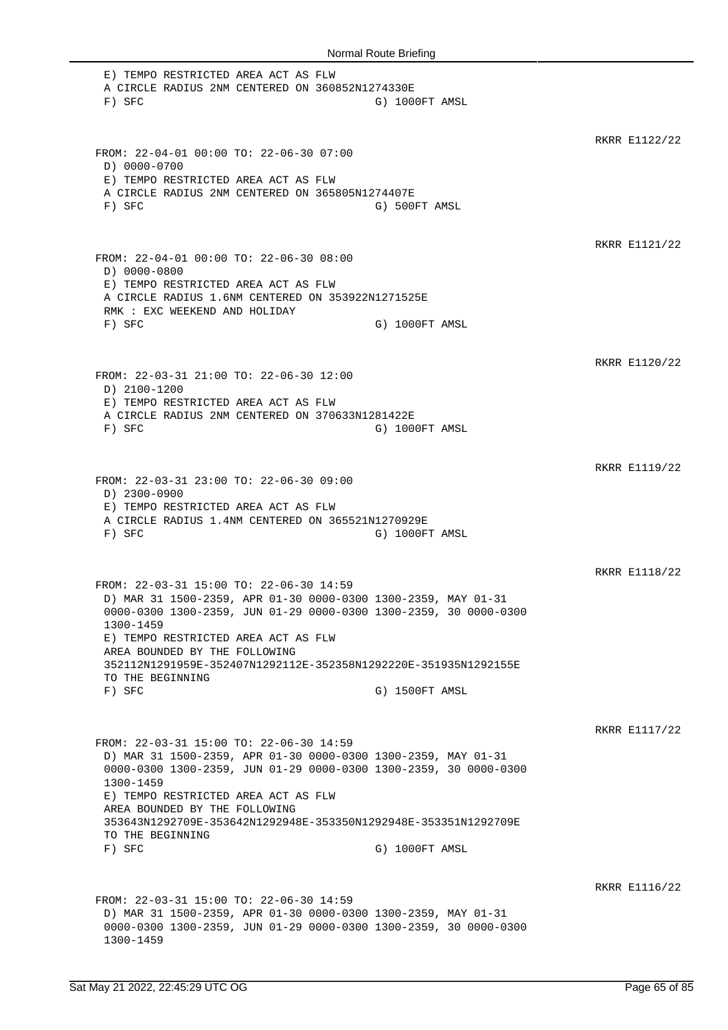```
 E) TEMPO RESTRICTED AREA ACT AS FLW
 A CIRCLE RADIUS 2NM CENTERED ON 360852N1274330E
 F) SFC                                G) 1000FT AMSL
```

RKRR E1122/22

```
FROM: 22-04-01 00:00 TO: 22-06-30 07:00
 D) 0000-0700
 E) TEMPO RESTRICTED AREA ACT AS FLW
 A CIRCLE RADIUS 2NM CENTERED ON 365805N1274407E
 F) SFC                                G) 500FT AMSL
```

RKRR E1121/22

```
FROM: 22-04-01 00:00 TO: 22-06-30 08:00
 D) 0000-0800
 E) TEMPO RESTRICTED AREA ACT AS FLW
 A CIRCLE RADIUS 1.6NM CENTERED ON 353922N1271525E
 RMK : EXC WEEKEND AND HOLIDAY
 F) SFC                                G) 1000FT AMSL
```

RKRR E1120/22

```
FROM: 22-03-31 21:00 TO: 22-06-30 12:00
 D) 2100-1200
 E) TEMPO RESTRICTED AREA ACT AS FLW
 A CIRCLE RADIUS 2NM CENTERED ON 370633N1281422E
 F) SFC                                G) 1000FT AMSL
```

RKRR E1119/22

```
FROM: 22-03-31 23:00 TO: 22-06-30 09:00
 D) 2300-0900
 E) TEMPO RESTRICTED AREA ACT AS FLW
 A CIRCLE RADIUS 1.4NM CENTERED ON 365521N1270929E
 F) SFC                                G) 1000FT AMSL
```

RKRR E1118/22

```
FROM: 22-03-31 15:00 TO: 22-06-30 14:59
 D) MAR 31 1500-2359, APR 01-30 0000-0300 1300-2359, MAY 01-31
 0000-0300 1300-2359, JUN 01-29 0000-0300 1300-2359, 30 0000-0300
 1300-1459
 E) TEMPO RESTRICTED AREA ACT AS FLW
 AREA BOUNDED BY THE FOLLOWING
 352112N1291959E-352407N1292112E-352358N1292220E-351935N1292155E
 TO THE BEGINNING
 F) SFC                                G) 1500FT AMSL
```

RKRR E1117/22

```
FROM: 22-03-31 15:00 TO: 22-06-30 14:59
 D) MAR 31 1500-2359, APR 01-30 0000-0300 1300-2359, MAY 01-31
 0000-0300 1300-2359, JUN 01-29 0000-0300 1300-2359, 30 0000-0300
 1300-1459
 E) TEMPO RESTRICTED AREA ACT AS FLW
 AREA BOUNDED BY THE FOLLOWING
 353643N1292709E-353642N1292948E-353350N1292948E-353351N1292709E
 TO THE BEGINNING
 F) SFC                                G) 1000FT AMSL
```

RKRR E1116/22

```
FROM: 22-03-31 15:00 TO: 22-06-30 14:59
 D) MAR 31 1500-2359, APR 01-30 0000-0300 1300-2359, MAY 01-31
 0000-0300 1300-2359, JUN 01-29 0000-0300 1300-2359, 30 0000-0300
 1300-1459
```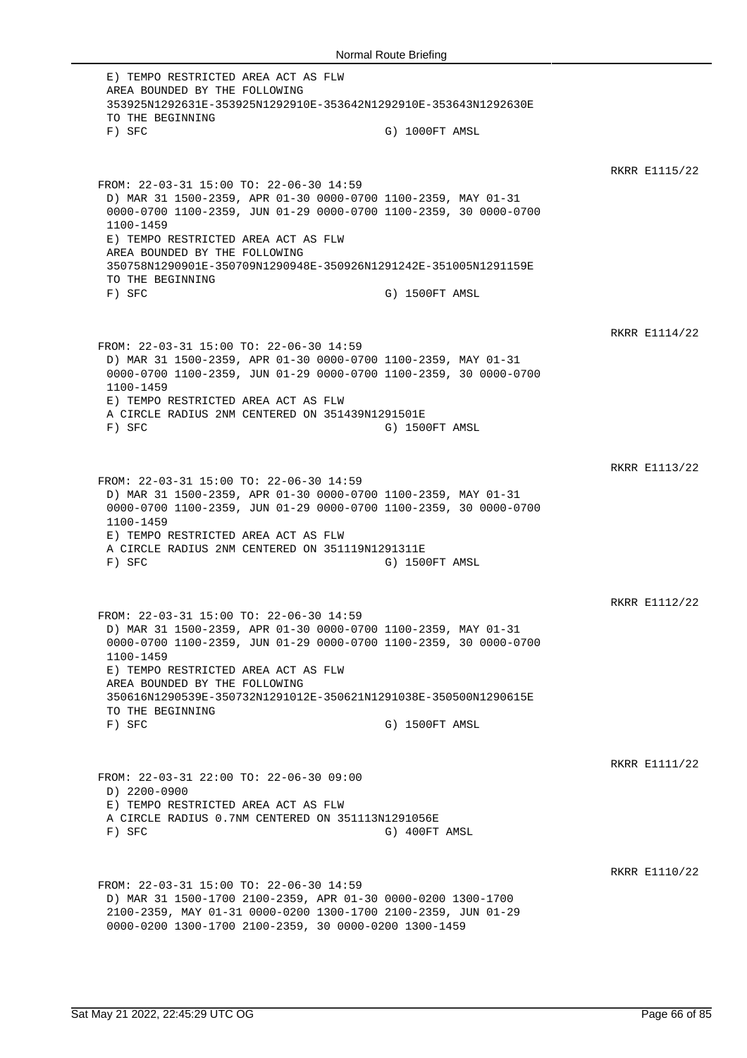```
 E) TEMPO RESTRICTED AREA ACT AS FLW
 AREA BOUNDED BY THE FOLLOWING
 353925N1292631E-353925N1292910E-353642N1292910E-353643N1292630E
 TO THE BEGINNING
 F) SFC                                 G) 1000FT AMSL
```

RKRR E1115/22

```
FROM: 22-03-31 15:00 TO: 22-06-30 14:59
 D) MAR 31 1500-2359, APR 01-30 0000-0700 1100-2359, MAY 01-31
 0000-0700 1100-2359, JUN 01-29 0000-0700 1100-2359, 30 0000-0700
 1100-1459
 E) TEMPO RESTRICTED AREA ACT AS FLW
 AREA BOUNDED BY THE FOLLOWING
 350758N1290901E-350709N1290948E-350926N1291242E-351005N1291159E
 TO THE BEGINNING
 F) SFC                                 G) 1500FT AMSL
```

RKRR E1114/22

```
FROM: 22-03-31 15:00 TO: 22-06-30 14:59
 D) MAR 31 1500-2359, APR 01-30 0000-0700 1100-2359, MAY 01-31
 0000-0700 1100-2359, JUN 01-29 0000-0700 1100-2359, 30 0000-0700
 1100-1459
 E) TEMPO RESTRICTED AREA ACT AS FLW
 A CIRCLE RADIUS 2NM CENTERED ON 351439N1291501E
 F) SFC                                 G) 1500FT AMSL
```

RKRR E1113/22

```
FROM: 22-03-31 15:00 TO: 22-06-30 14:59
 D) MAR 31 1500-2359, APR 01-30 0000-0700 1100-2359, MAY 01-31
 0000-0700 1100-2359, JUN 01-29 0000-0700 1100-2359, 30 0000-0700
 1100-1459
 E) TEMPO RESTRICTED AREA ACT AS FLW
 A CIRCLE RADIUS 2NM CENTERED ON 351119N1291311E
 F) SFC                                 G) 1500FT AMSL
```

RKRR E1112/22

```
FROM: 22-03-31 15:00 TO: 22-06-30 14:59
 D) MAR 31 1500-2359, APR 01-30 0000-0700 1100-2359, MAY 01-31
 0000-0700 1100-2359, JUN 01-29 0000-0700 1100-2359, 30 0000-0700
 1100-1459
 E) TEMPO RESTRICTED AREA ACT AS FLW
 AREA BOUNDED BY THE FOLLOWING
 350616N1290539E-350732N1291012E-350621N1291038E-350500N1290615E
 TO THE BEGINNING
 F) SFC                                 G) 1500FT AMSL
```

RKRR E1111/22

```
FROM: 22-03-31 22:00 TO: 22-06-30 09:00
 D) 2200-0900
 E) TEMPO RESTRICTED AREA ACT AS FLW
 A CIRCLE RADIUS 0.7NM CENTERED ON 351113N1291056E
 F) SFC                                 G) 400FT AMSL
```

RKRR E1110/22

```
FROM: 22-03-31 15:00 TO: 22-06-30 14:59
 D) MAR 31 1500-1700 2100-2359, APR 01-30 0000-0200 1300-1700
 2100-2359, MAY 01-31 0000-0200 1300-1700 2100-2359, JUN 01-29
 0000-0200 1300-1700 2100-2359, 30 0000-0200 1300-1459
```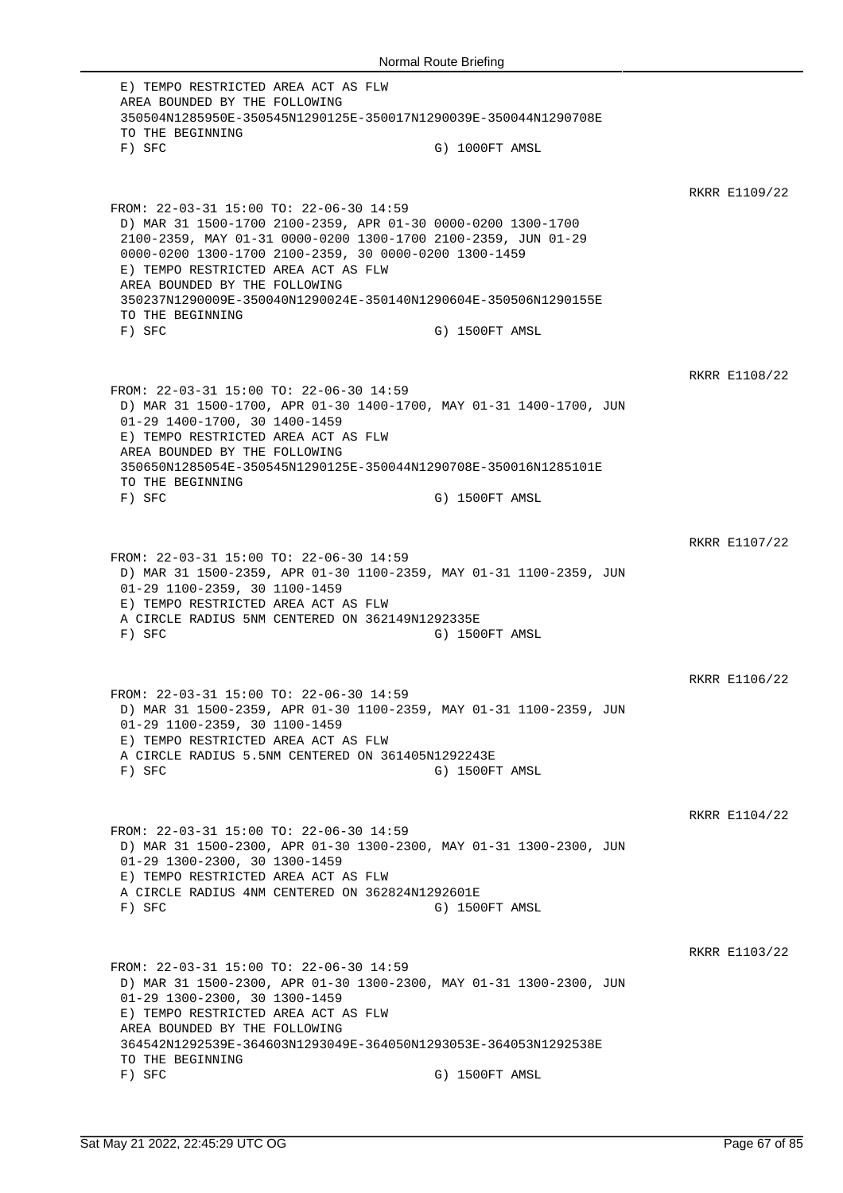```
E) TEMPO RESTRICTED AREA ACT AS FLW
AREA BOUNDED BY THE FOLLOWING
350504N1285950E-350545N1290125E-350017N1290039E-350044N1290708E
TO THE BEGINNING
F) SFC                                  G) 1000FT AMSL
```

RKRR E1109/22

```
FROM: 22-03-31 15:00 TO: 22-06-30 14:59
D) MAR 31 1500-1700 2100-2359, APR 01-30 0000-0200 1300-1700
2100-2359, MAY 01-31 0000-0200 1300-1700 2100-2359, JUN 01-29
0000-0200 1300-1700 2100-2359, 30 0000-0200 1300-1459
E) TEMPO RESTRICTED AREA ACT AS FLW
AREA BOUNDED BY THE FOLLOWING
350237N1290009E-350040N1290024E-350140N1290604E-350506N1290155E
TO THE BEGINNING
F) SFC                                  G) 1500FT AMSL
```

RKRR E1108/22

```
FROM: 22-03-31 15:00 TO: 22-06-30 14:59
D) MAR 31 1500-1700, APR 01-30 1400-1700, MAY 01-31 1400-1700, JUN
01-29 1400-1700, 30 1400-1459
E) TEMPO RESTRICTED AREA ACT AS FLW
AREA BOUNDED BY THE FOLLOWING
350650N1285054E-350545N1290125E-350044N1290708E-350016N1285101E
TO THE BEGINNING
F) SFC                                  G) 1500FT AMSL
```

RKRR E1107/22

```
FROM: 22-03-31 15:00 TO: 22-06-30 14:59
D) MAR 31 1500-2359, APR 01-30 1100-2359, MAY 01-31 1100-2359, JUN
01-29 1100-2359, 30 1100-1459
E) TEMPO RESTRICTED AREA ACT AS FLW
A CIRCLE RADIUS 5NM CENTERED ON 362149N1292335E
F) SFC                                  G) 1500FT AMSL
```

RKRR E1106/22

```
FROM: 22-03-31 15:00 TO: 22-06-30 14:59
D) MAR 31 1500-2359, APR 01-30 1100-2359, MAY 01-31 1100-2359, JUN
01-29 1100-2359, 30 1100-1459
E) TEMPO RESTRICTED AREA ACT AS FLW
A CIRCLE RADIUS 5.5NM CENTERED ON 361405N1292243E
F) SFC                                  G) 1500FT AMSL
```

RKRR E1104/22

```
FROM: 22-03-31 15:00 TO: 22-06-30 14:59
D) MAR 31 1500-2300, APR 01-30 1300-2300, MAY 01-31 1300-2300, JUN
01-29 1300-2300, 30 1300-1459
E) TEMPO RESTRICTED AREA ACT AS FLW
A CIRCLE RADIUS 4NM CENTERED ON 362824N1292601E
F) SFC                                  G) 1500FT AMSL
```

RKRR E1103/22

```
FROM: 22-03-31 15:00 TO: 22-06-30 14:59
D) MAR 31 1500-2300, APR 01-30 1300-2300, MAY 01-31 1300-2300, JUN
01-29 1300-2300, 30 1300-1459
E) TEMPO RESTRICTED AREA ACT AS FLW
AREA BOUNDED BY THE FOLLOWING
364542N1292539E-364603N1293049E-364050N1293053E-364053N1292538E
TO THE BEGINNING
F) SFC                                  G) 1500FT AMSL
```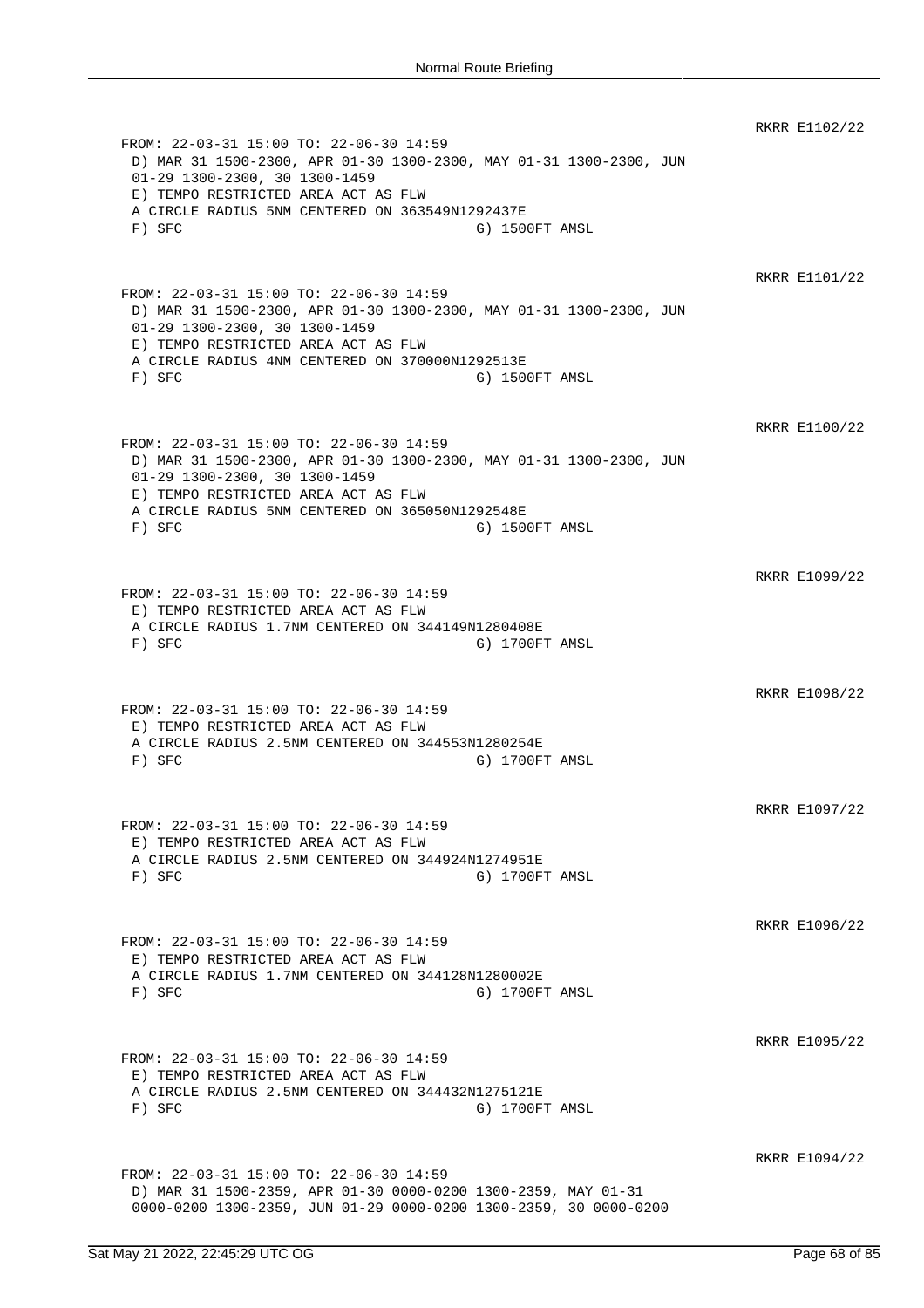RKRR E1102/22

```
FROM: 22-03-31 15:00 TO: 22-06-30 14:59
 D) MAR 31 1500-2300, APR 01-30 1300-2300, MAY 01-31 1300-2300, JUN
 01-29 1300-2300, 30 1300-1459
 E) TEMPO RESTRICTED AREA ACT AS FLW
 A CIRCLE RADIUS 5NM CENTERED ON 363549N1292437E
 F) SFC                                G) 1500FT AMSL
```

RKRR E1101/22

```
FROM: 22-03-31 15:00 TO: 22-06-30 14:59
 D) MAR 31 1500-2300, APR 01-30 1300-2300, MAY 01-31 1300-2300, JUN
 01-29 1300-2300, 30 1300-1459
 E) TEMPO RESTRICTED AREA ACT AS FLW
 A CIRCLE RADIUS 4NM CENTERED ON 370000N1292513E
 F) SFC                                G) 1500FT AMSL
```

RKRR E1100/22

```
FROM: 22-03-31 15:00 TO: 22-06-30 14:59
 D) MAR 31 1500-2300, APR 01-30 1300-2300, MAY 01-31 1300-2300, JUN
 01-29 1300-2300, 30 1300-1459
 E) TEMPO RESTRICTED AREA ACT AS FLW
 A CIRCLE RADIUS 5NM CENTERED ON 365050N1292548E
 F) SFC                                G) 1500FT AMSL
```

RKRR E1099/22

```
FROM: 22-03-31 15:00 TO: 22-06-30 14:59
 E) TEMPO RESTRICTED AREA ACT AS FLW
 A CIRCLE RADIUS 1.7NM CENTERED ON 344149N1280408E
 F) SFC                                G) 1700FT AMSL
```

RKRR E1098/22

```
FROM: 22-03-31 15:00 TO: 22-06-30 14:59
 E) TEMPO RESTRICTED AREA ACT AS FLW
 A CIRCLE RADIUS 2.5NM CENTERED ON 344553N1280254E
 F) SFC                                G) 1700FT AMSL
```

RKRR E1097/22

```
FROM: 22-03-31 15:00 TO: 22-06-30 14:59
 E) TEMPO RESTRICTED AREA ACT AS FLW
 A CIRCLE RADIUS 2.5NM CENTERED ON 344924N1274951E
 F) SFC                                G) 1700FT AMSL
```

RKRR E1096/22

```
FROM: 22-03-31 15:00 TO: 22-06-30 14:59
 E) TEMPO RESTRICTED AREA ACT AS FLW
 A CIRCLE RADIUS 1.7NM CENTERED ON 344128N1280002E
 F) SFC                                G) 1700FT AMSL
```

RKRR E1095/22

```
FROM: 22-03-31 15:00 TO: 22-06-30 14:59
 E) TEMPO RESTRICTED AREA ACT AS FLW
 A CIRCLE RADIUS 2.5NM CENTERED ON 344432N1275121E
 F) SFC                                G) 1700FT AMSL
```

RKRR E1094/22

```
FROM: 22-03-31 15:00 TO: 22-06-30 14:59
 D) MAR 31 1500-2359, APR 01-30 0000-0200 1300-2359, MAY 01-31
 0000-0200 1300-2359, JUN 01-29 0000-0200 1300-2359, 30 0000-0200
```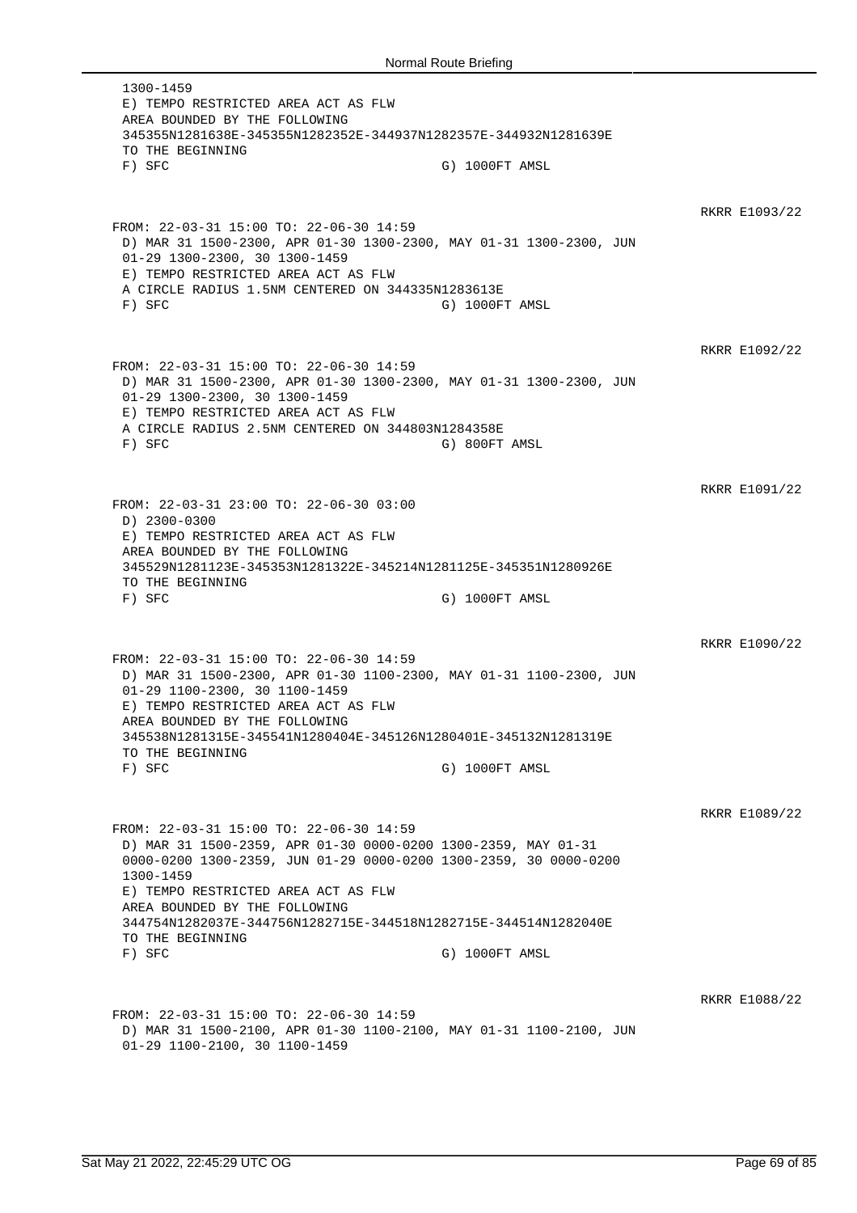1300-1459
E) TEMPO RESTRICTED AREA ACT AS FLW
AREA BOUNDED BY THE FOLLOWING
345355N1281638E-345355N1282352E-344937N1282357E-344932N1281639E
TO THE BEGINNING
F) SFC G) 1000FT AMSL

RKRR E1093/22

FROM: 22-03-31 15:00 TO: 22-06-30 14:59
D) MAR 31 1500-2300, APR 01-30 1300-2300, MAY 01-31 1300-2300, JUN 01-29 1300-2300, 30 1300-1459
E) TEMPO RESTRICTED AREA ACT AS FLW
A CIRCLE RADIUS 1.5NM CENTERED ON 344335N1283613E
F) SFC G) 1000FT AMSL

RKRR E1092/22

FROM: 22-03-31 15:00 TO: 22-06-30 14:59
D) MAR 31 1500-2300, APR 01-30 1300-2300, MAY 01-31 1300-2300, JUN 01-29 1300-2300, 30 1300-1459
E) TEMPO RESTRICTED AREA ACT AS FLW
A CIRCLE RADIUS 2.5NM CENTERED ON 344803N1284358E
F) SFC G) 800FT AMSL

RKRR E1091/22

FROM: 22-03-31 23:00 TO: 22-06-30 03:00
D) 2300-0300
E) TEMPO RESTRICTED AREA ACT AS FLW
AREA BOUNDED BY THE FOLLOWING
345529N1281123E-345353N1281322E-345214N1281125E-345351N1280926E
TO THE BEGINNING
F) SFC G) 1000FT AMSL

RKRR E1090/22

FROM: 22-03-31 15:00 TO: 22-06-30 14:59
D) MAR 31 1500-2300, APR 01-30 1100-2300, MAY 01-31 1100-2300, JUN 01-29 1100-2300, 30 1100-1459
E) TEMPO RESTRICTED AREA ACT AS FLW
AREA BOUNDED BY THE FOLLOWING
345538N1281315E-345541N1280404E-345126N1280401E-345132N1281319E
TO THE BEGINNING
F) SFC G) 1000FT AMSL

RKRR E1089/22

FROM: 22-03-31 15:00 TO: 22-06-30 14:59
D) MAR 31 1500-2359, APR 01-30 0000-0200 1300-2359, MAY 01-31 0000-0200 1300-2359, JUN 01-29 0000-0200 1300-2359, 30 0000-0200 1300-1459
E) TEMPO RESTRICTED AREA ACT AS FLW
AREA BOUNDED BY THE FOLLOWING
344754N1282037E-344756N1282715E-344518N1282715E-344514N1282040E
TO THE BEGINNING
F) SFC G) 1000FT AMSL

RKRR E1088/22

FROM: 22-03-31 15:00 TO: 22-06-30 14:59
D) MAR 31 1500-2100, APR 01-30 1100-2100, MAY 01-31 1100-2100, JUN 01-29 1100-2100, 30 1100-1459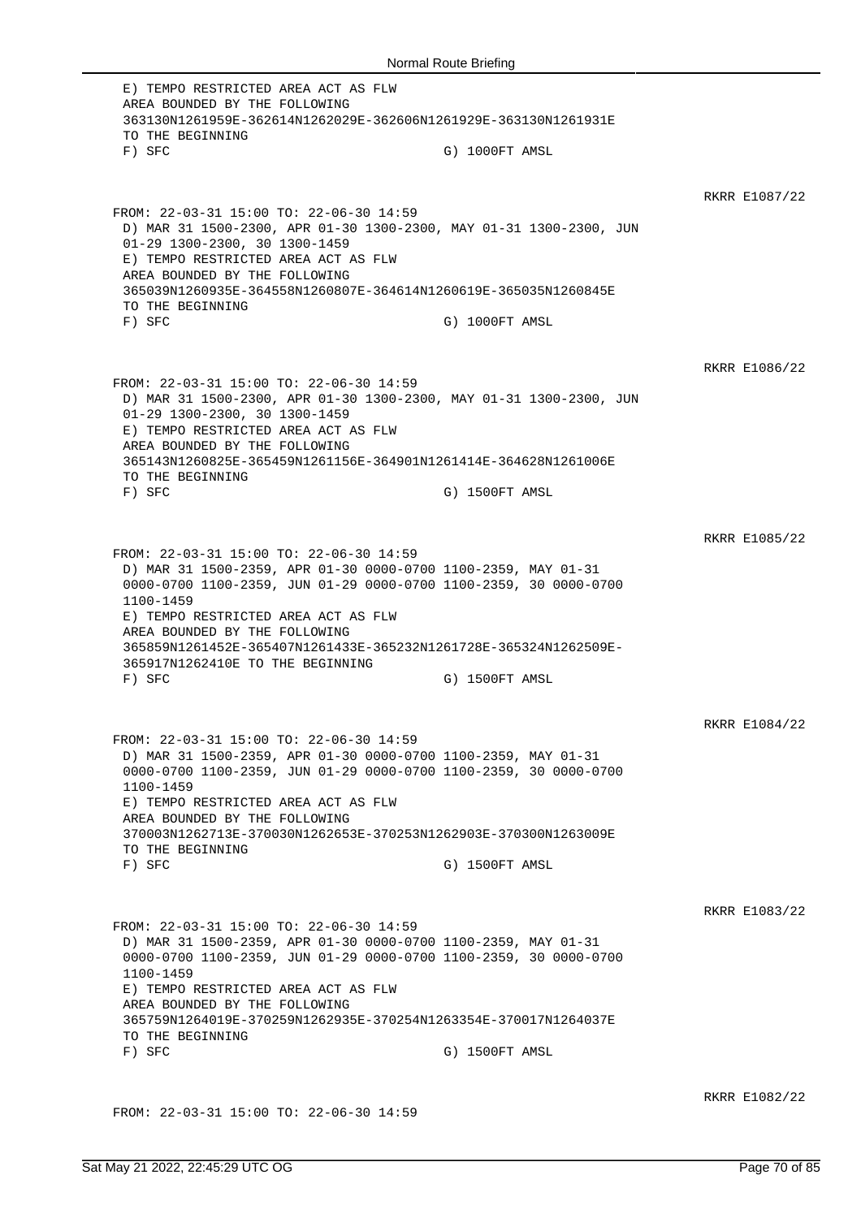E) TEMPO RESTRICTED AREA ACT AS FLW
AREA BOUNDED BY THE FOLLOWING
363130N1261959E-362614N1262029E-362606N1261929E-363130N1261931E
TO THE BEGINNING
F) SFC G) 1000FT AMSL

RKRR E1087/22

FROM: 22-03-31 15:00 TO: 22-06-30 14:59
D) MAR 31 1500-2300, APR 01-30 1300-2300, MAY 01-31 1300-2300, JUN 01-29 1300-2300, 30 1300-1459
E) TEMPO RESTRICTED AREA ACT AS FLW
AREA BOUNDED BY THE FOLLOWING
365039N1260935E-364558N1260807E-364614N1260619E-365035N1260845E
TO THE BEGINNING
F) SFC G) 1000FT AMSL

RKRR E1086/22

FROM: 22-03-31 15:00 TO: 22-06-30 14:59
D) MAR 31 1500-2300, APR 01-30 1300-2300, MAY 01-31 1300-2300, JUN 01-29 1300-2300, 30 1300-1459
E) TEMPO RESTRICTED AREA ACT AS FLW
AREA BOUNDED BY THE FOLLOWING
365143N1260825E-365459N1261156E-364901N1261414E-364628N1261006E
TO THE BEGINNING
F) SFC G) 1500FT AMSL

RKRR E1085/22

FROM: 22-03-31 15:00 TO: 22-06-30 14:59
D) MAR 31 1500-2359, APR 01-30 0000-0700 1100-2359, MAY 01-31 0000-0700 1100-2359, JUN 01-29 0000-0700 1100-2359, 30 0000-0700 1100-1459
E) TEMPO RESTRICTED AREA ACT AS FLW
AREA BOUNDED BY THE FOLLOWING
365859N1261452E-365407N1261433E-365232N1261728E-365324N1262509E-365917N1262410E TO THE BEGINNING
F) SFC G) 1500FT AMSL

RKRR E1084/22

FROM: 22-03-31 15:00 TO: 22-06-30 14:59
D) MAR 31 1500-2359, APR 01-30 0000-0700 1100-2359, MAY 01-31 0000-0700 1100-2359, JUN 01-29 0000-0700 1100-2359, 30 0000-0700 1100-1459
E) TEMPO RESTRICTED AREA ACT AS FLW
AREA BOUNDED BY THE FOLLOWING
370003N1262713E-370030N1262653E-370253N1262903E-370300N1263009E
TO THE BEGINNING
F) SFC G) 1500FT AMSL

RKRR E1083/22

FROM: 22-03-31 15:00 TO: 22-06-30 14:59
D) MAR 31 1500-2359, APR 01-30 0000-0700 1100-2359, MAY 01-31 0000-0700 1100-2359, JUN 01-29 0000-0700 1100-2359, 30 0000-0700 1100-1459
E) TEMPO RESTRICTED AREA ACT AS FLW
AREA BOUNDED BY THE FOLLOWING
365759N1264019E-370259N1262935E-370254N1263354E-370017N1264037E
TO THE BEGINNING
F) SFC G) 1500FT AMSL

RKRR E1082/22

FROM: 22-03-31 15:00 TO: 22-06-30 14:59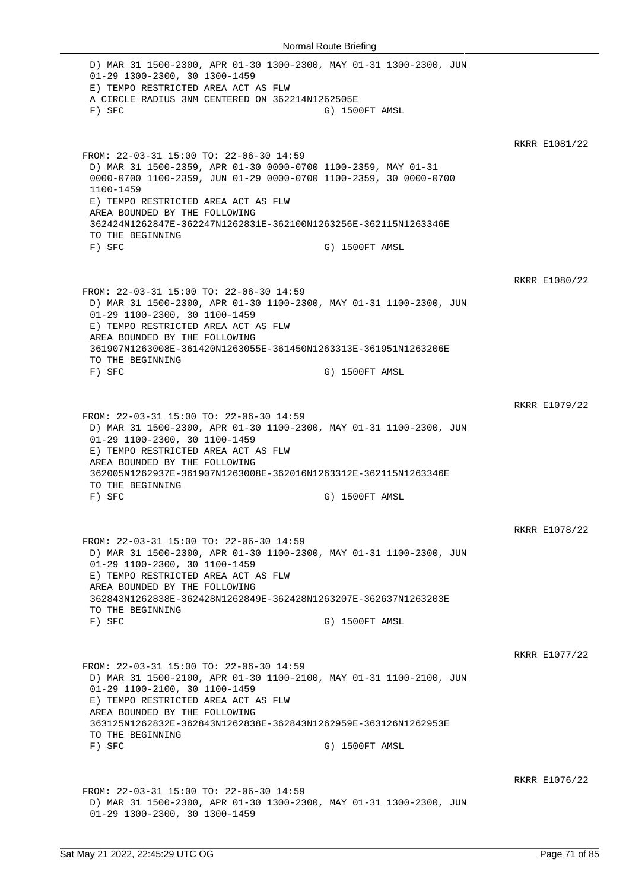D) MAR 31 1500-2300, APR 01-30 1300-2300, MAY 01-31 1300-2300, JUN 01-29 1300-2300, 30 1300-1459
E) TEMPO RESTRICTED AREA ACT AS FLW
A CIRCLE RADIUS 3NM CENTERED ON 362214N1262505E
F) SFC G) 1500FT AMSL

RKRR E1081/22

FROM: 22-03-31 15:00 TO: 22-06-30 14:59
D) MAR 31 1500-2359, APR 01-30 0000-0700 1100-2359, MAY 01-31 0000-0700 1100-2359, JUN 01-29 0000-0700 1100-2359, 30 0000-0700 1100-1459
E) TEMPO RESTRICTED AREA ACT AS FLW
AREA BOUNDED BY THE FOLLOWING
362424N1262847E-362247N1262831E-362100N1263256E-362115N1263346E
TO THE BEGINNING
F) SFC G) 1500FT AMSL

RKRR E1080/22

FROM: 22-03-31 15:00 TO: 22-06-30 14:59
D) MAR 31 1500-2300, APR 01-30 1100-2300, MAY 01-31 1100-2300, JUN 01-29 1100-2300, 30 1100-1459
E) TEMPO RESTRICTED AREA ACT AS FLW
AREA BOUNDED BY THE FOLLOWING
361907N1263008E-361420N1263055E-361450N1263313E-361951N1263206E
TO THE BEGINNING
F) SFC G) 1500FT AMSL

RKRR E1079/22

FROM: 22-03-31 15:00 TO: 22-06-30 14:59
D) MAR 31 1500-2300, APR 01-30 1100-2300, MAY 01-31 1100-2300, JUN 01-29 1100-2300, 30 1100-1459
E) TEMPO RESTRICTED AREA ACT AS FLW
AREA BOUNDED BY THE FOLLOWING
362005N1262937E-361907N1263008E-362016N1263312E-362115N1263346E
TO THE BEGINNING
F) SFC G) 1500FT AMSL

RKRR E1078/22

FROM: 22-03-31 15:00 TO: 22-06-30 14:59
D) MAR 31 1500-2300, APR 01-30 1100-2300, MAY 01-31 1100-2300, JUN 01-29 1100-2300, 30 1100-1459
E) TEMPO RESTRICTED AREA ACT AS FLW
AREA BOUNDED BY THE FOLLOWING
362843N1262838E-362428N1262849E-362428N1263207E-362637N1263203E
TO THE BEGINNING
F) SFC G) 1500FT AMSL

RKRR E1077/22

FROM: 22-03-31 15:00 TO: 22-06-30 14:59
D) MAR 31 1500-2100, APR 01-30 1100-2100, MAY 01-31 1100-2100, JUN 01-29 1100-2100, 30 1100-1459
E) TEMPO RESTRICTED AREA ACT AS FLW
AREA BOUNDED BY THE FOLLOWING
363125N1262832E-362843N1262838E-362843N1262959E-363126N1262953E
TO THE BEGINNING
F) SFC G) 1500FT AMSL

RKRR E1076/22

FROM: 22-03-31 15:00 TO: 22-06-30 14:59
D) MAR 31 1500-2300, APR 01-30 1300-2300, MAY 01-31 1300-2300, JUN 01-29 1300-2300, 30 1300-1459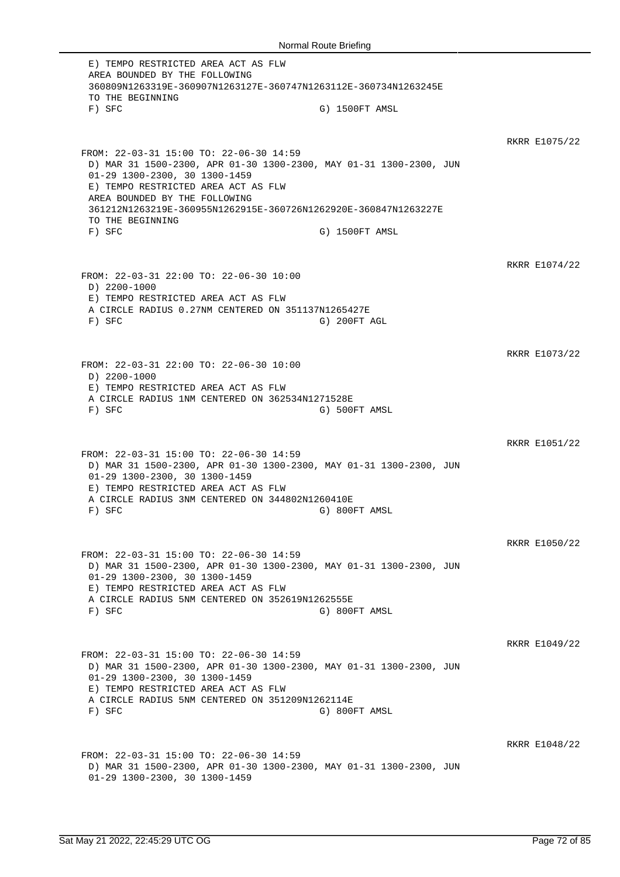E) TEMPO RESTRICTED AREA ACT AS FLW
AREA BOUNDED BY THE FOLLOWING
360809N1263319E-360907N1263127E-360747N1263112E-360734N1263245E
TO THE BEGINNING
F) SFC G) 1500FT AMSL

RKRR E1075/22

FROM: 22-03-31 15:00 TO: 22-06-30 14:59
D) MAR 31 1500-2300, APR 01-30 1300-2300, MAY 01-31 1300-2300, JUN 01-29 1300-2300, 30 1300-1459
E) TEMPO RESTRICTED AREA ACT AS FLW
AREA BOUNDED BY THE FOLLOWING
361212N1263219E-360955N1262915E-360726N1262920E-360847N1263227E
TO THE BEGINNING
F) SFC G) 1500FT AMSL

RKRR E1074/22

FROM: 22-03-31 22:00 TO: 22-06-30 10:00
D) 2200-1000
E) TEMPO RESTRICTED AREA ACT AS FLW
A CIRCLE RADIUS 0.27NM CENTERED ON 351137N1265427E
F) SFC G) 200FT AGL

RKRR E1073/22

FROM: 22-03-31 22:00 TO: 22-06-30 10:00
D) 2200-1000
E) TEMPO RESTRICTED AREA ACT AS FLW
A CIRCLE RADIUS 1NM CENTERED ON 362534N1271528E
F) SFC G) 500FT AMSL

RKRR E1051/22

FROM: 22-03-31 15:00 TO: 22-06-30 14:59
D) MAR 31 1500-2300, APR 01-30 1300-2300, MAY 01-31 1300-2300, JUN 01-29 1300-2300, 30 1300-1459
E) TEMPO RESTRICTED AREA ACT AS FLW
A CIRCLE RADIUS 3NM CENTERED ON 344802N1260410E
F) SFC G) 800FT AMSL

RKRR E1050/22

FROM: 22-03-31 15:00 TO: 22-06-30 14:59
D) MAR 31 1500-2300, APR 01-30 1300-2300, MAY 01-31 1300-2300, JUN 01-29 1300-2300, 30 1300-1459
E) TEMPO RESTRICTED AREA ACT AS FLW
A CIRCLE RADIUS 5NM CENTERED ON 352619N1262555E
F) SFC G) 800FT AMSL

RKRR E1049/22

FROM: 22-03-31 15:00 TO: 22-06-30 14:59
D) MAR 31 1500-2300, APR 01-30 1300-2300, MAY 01-31 1300-2300, JUN 01-29 1300-2300, 30 1300-1459
E) TEMPO RESTRICTED AREA ACT AS FLW
A CIRCLE RADIUS 5NM CENTERED ON 351209N1262114E
F) SFC G) 800FT AMSL

RKRR E1048/22

FROM: 22-03-31 15:00 TO: 22-06-30 14:59
D) MAR 31 1500-2300, APR 01-30 1300-2300, MAY 01-31 1300-2300, JUN 01-29 1300-2300, 30 1300-1459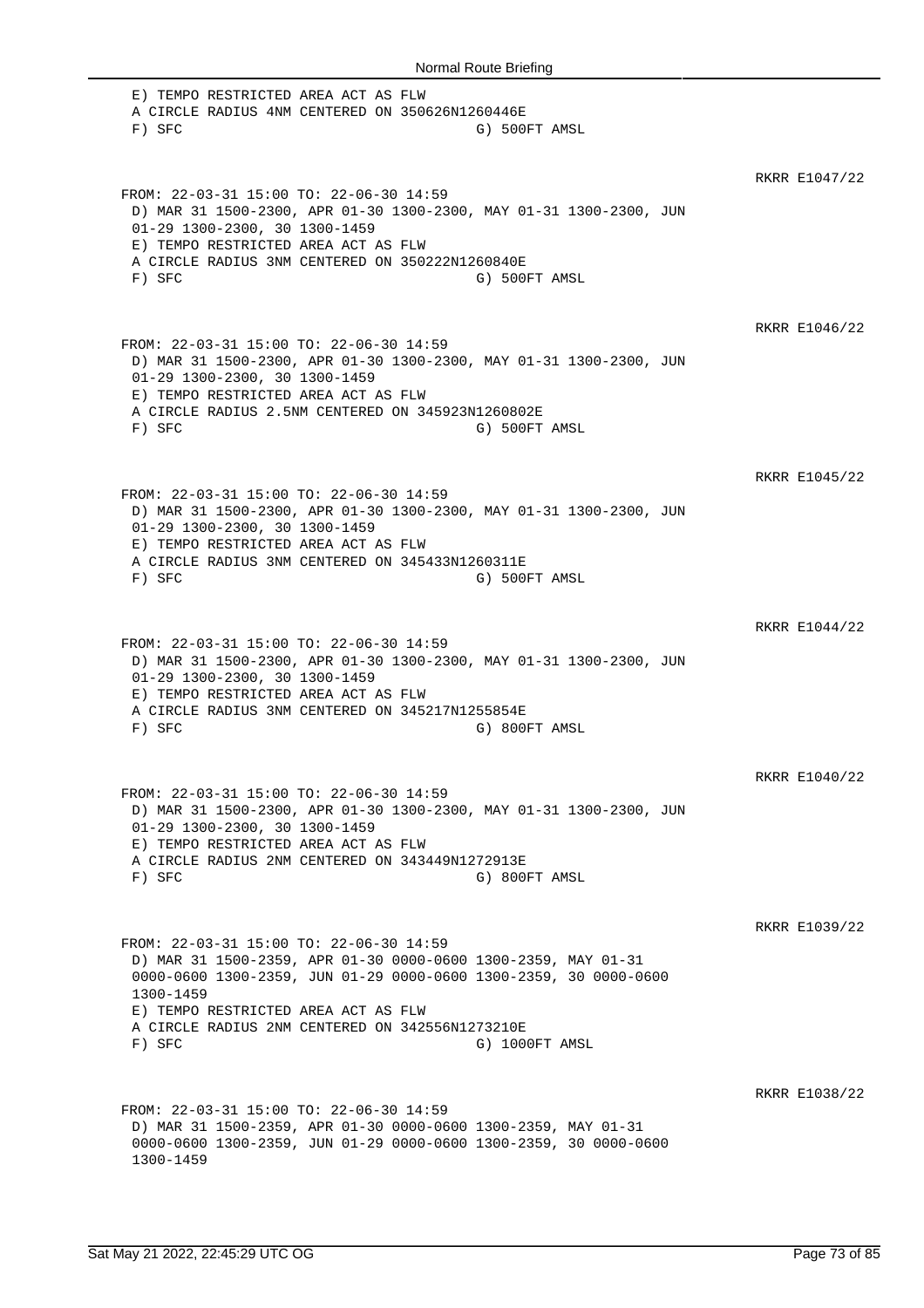```
 E) TEMPO RESTRICTED AREA ACT AS FLW
 A CIRCLE RADIUS 4NM CENTERED ON 350626N1260446E
 F) SFC                              G) 500FT AMSL
```

RKRR E1047/22

```
FROM: 22-03-31 15:00 TO: 22-06-30 14:59
 D) MAR 31 1500-2300, APR 01-30 1300-2300, MAY 01-31 1300-2300, JUN
 01-29 1300-2300, 30 1300-1459
 E) TEMPO RESTRICTED AREA ACT AS FLW
 A CIRCLE RADIUS 3NM CENTERED ON 350222N1260840E
 F) SFC                              G) 500FT AMSL
```

RKRR E1046/22

```
FROM: 22-03-31 15:00 TO: 22-06-30 14:59
 D) MAR 31 1500-2300, APR 01-30 1300-2300, MAY 01-31 1300-2300, JUN
 01-29 1300-2300, 30 1300-1459
 E) TEMPO RESTRICTED AREA ACT AS FLW
 A CIRCLE RADIUS 2.5NM CENTERED ON 345923N1260802E
 F) SFC                              G) 500FT AMSL
```

RKRR E1045/22

```
FROM: 22-03-31 15:00 TO: 22-06-30 14:59
 D) MAR 31 1500-2300, APR 01-30 1300-2300, MAY 01-31 1300-2300, JUN
 01-29 1300-2300, 30 1300-1459
 E) TEMPO RESTRICTED AREA ACT AS FLW
 A CIRCLE RADIUS 3NM CENTERED ON 345433N1260311E
 F) SFC                              G) 500FT AMSL
```

RKRR E1044/22

```
FROM: 22-03-31 15:00 TO: 22-06-30 14:59
 D) MAR 31 1500-2300, APR 01-30 1300-2300, MAY 01-31 1300-2300, JUN
 01-29 1300-2300, 30 1300-1459
 E) TEMPO RESTRICTED AREA ACT AS FLW
 A CIRCLE RADIUS 3NM CENTERED ON 345217N1255854E
 F) SFC                              G) 800FT AMSL
```

RKRR E1040/22

```
FROM: 22-03-31 15:00 TO: 22-06-30 14:59
 D) MAR 31 1500-2300, APR 01-30 1300-2300, MAY 01-31 1300-2300, JUN
 01-29 1300-2300, 30 1300-1459
 E) TEMPO RESTRICTED AREA ACT AS FLW
 A CIRCLE RADIUS 2NM CENTERED ON 343449N1272913E
 F) SFC                              G) 800FT AMSL
```

RKRR E1039/22

```
FROM: 22-03-31 15:00 TO: 22-06-30 14:59
 D) MAR 31 1500-2359, APR 01-30 0000-0600 1300-2359, MAY 01-31
 0000-0600 1300-2359, JUN 01-29 0000-0600 1300-2359, 30 0000-0600
 1300-1459
 E) TEMPO RESTRICTED AREA ACT AS FLW
 A CIRCLE RADIUS 2NM CENTERED ON 342556N1273210E
 F) SFC                              G) 1000FT AMSL
```

RKRR E1038/22

```
FROM: 22-03-31 15:00 TO: 22-06-30 14:59
 D) MAR 31 1500-2359, APR 01-30 0000-0600 1300-2359, MAY 01-31
 0000-0600 1300-2359, JUN 01-29 0000-0600 1300-2359, 30 0000-0600
 1300-1459
```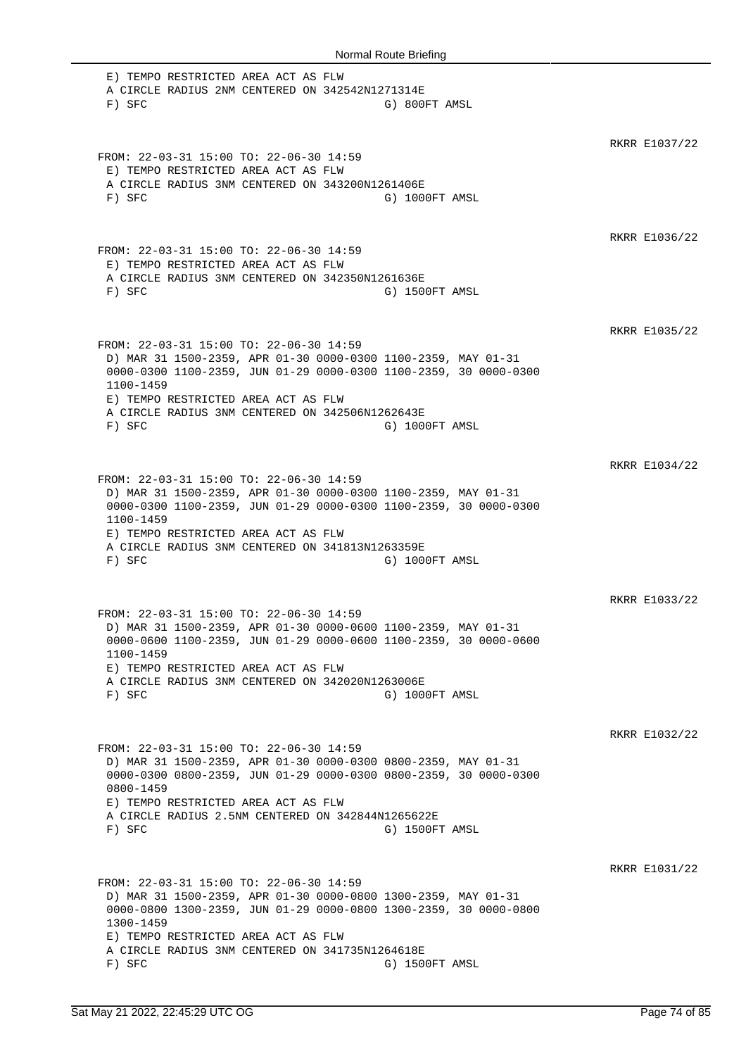```
 E) TEMPO RESTRICTED AREA ACT AS FLW
 A CIRCLE RADIUS 2NM CENTERED ON 342542N1271314E
 F) SFC                                  G) 800FT AMSL
```

RKRR E1037/22

```
FROM: 22-03-31 15:00 TO: 22-06-30 14:59
 E) TEMPO RESTRICTED AREA ACT AS FLW
 A CIRCLE RADIUS 3NM CENTERED ON 343200N1261406E
 F) SFC                                  G) 1000FT AMSL
```

RKRR E1036/22

```
FROM: 22-03-31 15:00 TO: 22-06-30 14:59
 E) TEMPO RESTRICTED AREA ACT AS FLW
 A CIRCLE RADIUS 3NM CENTERED ON 342350N1261636E
 F) SFC                                  G) 1500FT AMSL
```

RKRR E1035/22

```
FROM: 22-03-31 15:00 TO: 22-06-30 14:59
 D) MAR 31 1500-2359, APR 01-30 0000-0300 1100-2359, MAY 01-31
 0000-0300 1100-2359, JUN 01-29 0000-0300 1100-2359, 30 0000-0300
 1100-1459
 E) TEMPO RESTRICTED AREA ACT AS FLW
 A CIRCLE RADIUS 3NM CENTERED ON 342506N1262643E
 F) SFC                                  G) 1000FT AMSL
```

RKRR E1034/22

```
FROM: 22-03-31 15:00 TO: 22-06-30 14:59
 D) MAR 31 1500-2359, APR 01-30 0000-0300 1100-2359, MAY 01-31
 0000-0300 1100-2359, JUN 01-29 0000-0300 1100-2359, 30 0000-0300
 1100-1459
 E) TEMPO RESTRICTED AREA ACT AS FLW
 A CIRCLE RADIUS 3NM CENTERED ON 341813N1263359E
 F) SFC                                  G) 1000FT AMSL
```

RKRR E1033/22

```
FROM: 22-03-31 15:00 TO: 22-06-30 14:59
 D) MAR 31 1500-2359, APR 01-30 0000-0600 1100-2359, MAY 01-31
 0000-0600 1100-2359, JUN 01-29 0000-0600 1100-2359, 30 0000-0600
 1100-1459
 E) TEMPO RESTRICTED AREA ACT AS FLW
 A CIRCLE RADIUS 3NM CENTERED ON 342020N1263006E
 F) SFC                                  G) 1000FT AMSL
```

RKRR E1032/22

```
FROM: 22-03-31 15:00 TO: 22-06-30 14:59
 D) MAR 31 1500-2359, APR 01-30 0000-0300 0800-2359, MAY 01-31
 0000-0300 0800-2359, JUN 01-29 0000-0300 0800-2359, 30 0000-0300
 0800-1459
 E) TEMPO RESTRICTED AREA ACT AS FLW
 A CIRCLE RADIUS 2.5NM CENTERED ON 342844N1265622E
 F) SFC                                  G) 1500FT AMSL
```

RKRR E1031/22

```
FROM: 22-03-31 15:00 TO: 22-06-30 14:59
 D) MAR 31 1500-2359, APR 01-30 0000-0800 1300-2359, MAY 01-31
 0000-0800 1300-2359, JUN 01-29 0000-0800 1300-2359, 30 0000-0800
 1300-1459
 E) TEMPO RESTRICTED AREA ACT AS FLW
 A CIRCLE RADIUS 3NM CENTERED ON 341735N1264618E
 F) SFC                                  G) 1500FT AMSL
```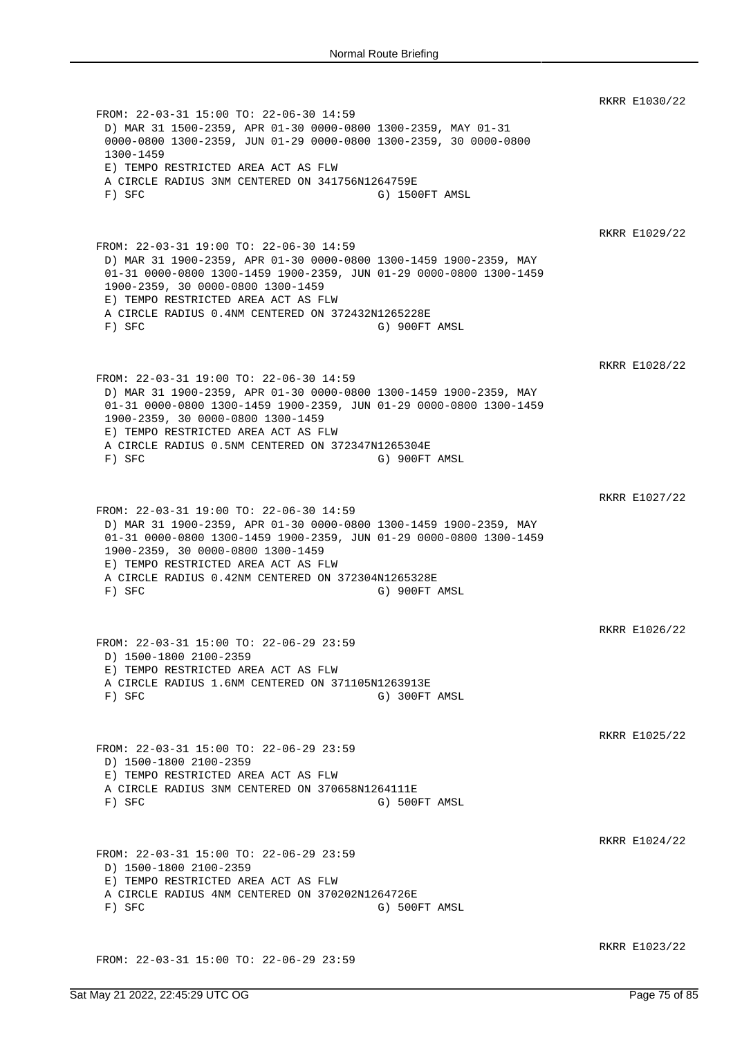RKRR E1030/22

```
FROM: 22-03-31 15:00 TO: 22-06-30 14:59
 D) MAR 31 1500-2359, APR 01-30 0000-0800 1300-2359, MAY 01-31
 0000-0800 1300-2359, JUN 01-29 0000-0800 1300-2359, 30 0000-0800
 1300-1459
 E) TEMPO RESTRICTED AREA ACT AS FLW
 A CIRCLE RADIUS 3NM CENTERED ON 341756N1264759E
 F) SFC                                  G) 1500FT AMSL
```

RKRR E1029/22

```
FROM: 22-03-31 19:00 TO: 22-06-30 14:59
 D) MAR 31 1900-2359, APR 01-30 0000-0800 1300-1459 1900-2359, MAY
 01-31 0000-0800 1300-1459 1900-2359, JUN 01-29 0000-0800 1300-1459
 1900-2359, 30 0000-0800 1300-1459
 E) TEMPO RESTRICTED AREA ACT AS FLW
 A CIRCLE RADIUS 0.4NM CENTERED ON 372432N1265228E
 F) SFC                                  G) 900FT AMSL
```

RKRR E1028/22

```
FROM: 22-03-31 19:00 TO: 22-06-30 14:59
 D) MAR 31 1900-2359, APR 01-30 0000-0800 1300-1459 1900-2359, MAY
 01-31 0000-0800 1300-1459 1900-2359, JUN 01-29 0000-0800 1300-1459
 1900-2359, 30 0000-0800 1300-1459
 E) TEMPO RESTRICTED AREA ACT AS FLW
 A CIRCLE RADIUS 0.5NM CENTERED ON 372347N1265304E
 F) SFC                                  G) 900FT AMSL
```

RKRR E1027/22

```
FROM: 22-03-31 19:00 TO: 22-06-30 14:59
 D) MAR 31 1900-2359, APR 01-30 0000-0800 1300-1459 1900-2359, MAY
 01-31 0000-0800 1300-1459 1900-2359, JUN 01-29 0000-0800 1300-1459
 1900-2359, 30 0000-0800 1300-1459
 E) TEMPO RESTRICTED AREA ACT AS FLW
 A CIRCLE RADIUS 0.42NM CENTERED ON 372304N1265328E
 F) SFC                                  G) 900FT AMSL
```

RKRR E1026/22

```
FROM: 22-03-31 15:00 TO: 22-06-29 23:59
 D) 1500-1800 2100-2359
 E) TEMPO RESTRICTED AREA ACT AS FLW
 A CIRCLE RADIUS 1.6NM CENTERED ON 371105N1263913E
 F) SFC                                  G) 300FT AMSL
```

RKRR E1025/22

```
FROM: 22-03-31 15:00 TO: 22-06-29 23:59
 D) 1500-1800 2100-2359
 E) TEMPO RESTRICTED AREA ACT AS FLW
 A CIRCLE RADIUS 3NM CENTERED ON 370658N1264111E
 F) SFC                                  G) 500FT AMSL
```

RKRR E1024/22

```
FROM: 22-03-31 15:00 TO: 22-06-29 23:59
 D) 1500-1800 2100-2359
 E) TEMPO RESTRICTED AREA ACT AS FLW
 A CIRCLE RADIUS 4NM CENTERED ON 370202N1264726E
 F) SFC                                  G) 500FT AMSL
```

RKRR E1023/22

```
FROM: 22-03-31 15:00 TO: 22-06-29 23:59
```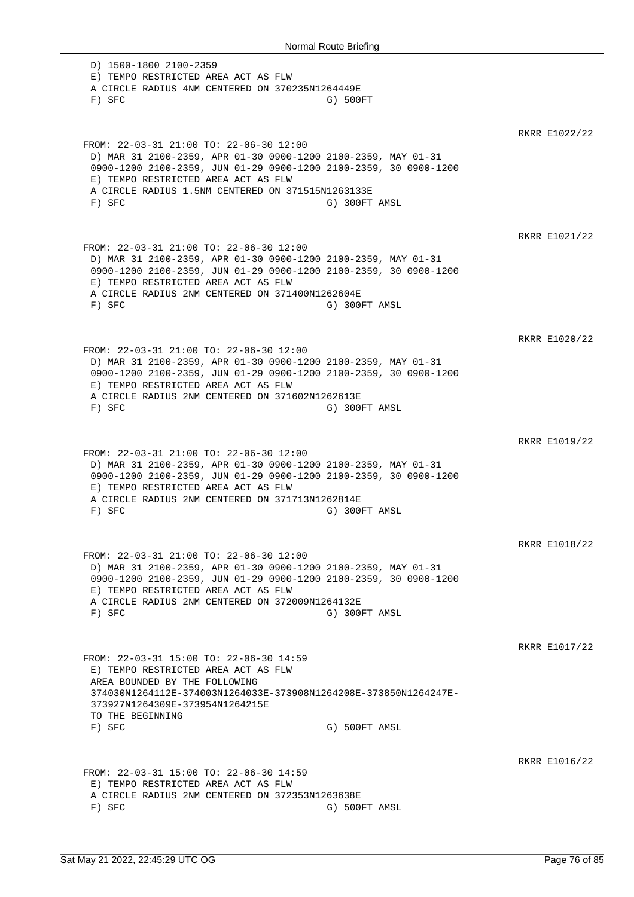D) 1500-1800 2100-2359
E) TEMPO RESTRICTED AREA ACT AS FLW
A CIRCLE RADIUS 4NM CENTERED ON 370235N1264449E
F) SFC G) 500FT

RKRR E1022/22

FROM: 22-03-31 21:00 TO: 22-06-30 12:00
D) MAR 31 2100-2359, APR 01-30 0900-1200 2100-2359, MAY 01-31 0900-1200 2100-2359, JUN 01-29 0900-1200 2100-2359, 30 0900-1200
E) TEMPO RESTRICTED AREA ACT AS FLW
A CIRCLE RADIUS 1.5NM CENTERED ON 371515N1263133E
F) SFC G) 300FT AMSL

RKRR E1021/22

FROM: 22-03-31 21:00 TO: 22-06-30 12:00
D) MAR 31 2100-2359, APR 01-30 0900-1200 2100-2359, MAY 01-31 0900-1200 2100-2359, JUN 01-29 0900-1200 2100-2359, 30 0900-1200
E) TEMPO RESTRICTED AREA ACT AS FLW
A CIRCLE RADIUS 2NM CENTERED ON 371400N1262604E
F) SFC G) 300FT AMSL

RKRR E1020/22

FROM: 22-03-31 21:00 TO: 22-06-30 12:00
D) MAR 31 2100-2359, APR 01-30 0900-1200 2100-2359, MAY 01-31 0900-1200 2100-2359, JUN 01-29 0900-1200 2100-2359, 30 0900-1200
E) TEMPO RESTRICTED AREA ACT AS FLW
A CIRCLE RADIUS 2NM CENTERED ON 371602N1262613E
F) SFC G) 300FT AMSL

RKRR E1019/22

FROM: 22-03-31 21:00 TO: 22-06-30 12:00
D) MAR 31 2100-2359, APR 01-30 0900-1200 2100-2359, MAY 01-31 0900-1200 2100-2359, JUN 01-29 0900-1200 2100-2359, 30 0900-1200
E) TEMPO RESTRICTED AREA ACT AS FLW
A CIRCLE RADIUS 2NM CENTERED ON 371713N1262814E
F) SFC G) 300FT AMSL

RKRR E1018/22

FROM: 22-03-31 21:00 TO: 22-06-30 12:00
D) MAR 31 2100-2359, APR 01-30 0900-1200 2100-2359, MAY 01-31 0900-1200 2100-2359, JUN 01-29 0900-1200 2100-2359, 30 0900-1200
E) TEMPO RESTRICTED AREA ACT AS FLW
A CIRCLE RADIUS 2NM CENTERED ON 372009N1264132E
F) SFC G) 300FT AMSL

RKRR E1017/22

FROM: 22-03-31 15:00 TO: 22-06-30 14:59
E) TEMPO RESTRICTED AREA ACT AS FLW
AREA BOUNDED BY THE FOLLOWING
374030N1264112E-374003N1264033E-373908N1264208E-373850N1264247E-373927N1264309E-373954N1264215E
TO THE BEGINNING
F) SFC G) 500FT AMSL

RKRR E1016/22

FROM: 22-03-31 15:00 TO: 22-06-30 14:59
E) TEMPO RESTRICTED AREA ACT AS FLW
A CIRCLE RADIUS 2NM CENTERED ON 372353N1263638E
F) SFC G) 500FT AMSL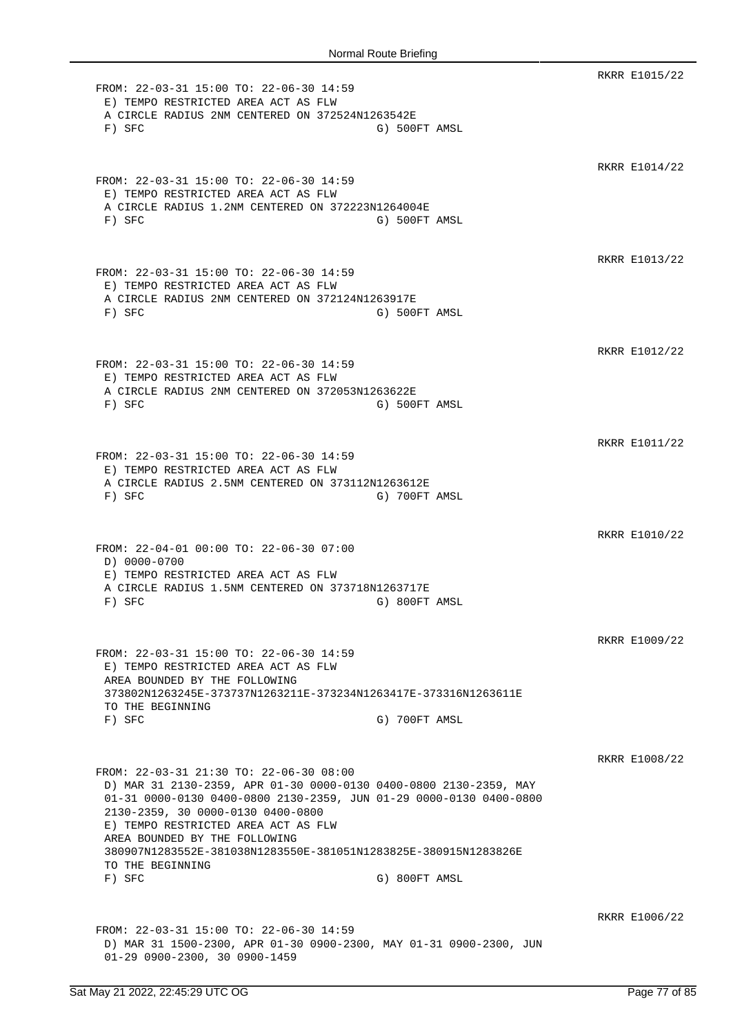RKRR E1015/22

```
FROM: 22-03-31 15:00 TO: 22-06-30 14:59
 E) TEMPO RESTRICTED AREA ACT AS FLW
 A CIRCLE RADIUS 2NM CENTERED ON 372524N1263542E
 F) SFC                              G) 500FT AMSL
```

RKRR E1014/22

```
FROM: 22-03-31 15:00 TO: 22-06-30 14:59
 E) TEMPO RESTRICTED AREA ACT AS FLW
 A CIRCLE RADIUS 1.2NM CENTERED ON 372223N1264004E
 F) SFC                              G) 500FT AMSL
```

RKRR E1013/22

```
FROM: 22-03-31 15:00 TO: 22-06-30 14:59
 E) TEMPO RESTRICTED AREA ACT AS FLW
 A CIRCLE RADIUS 2NM CENTERED ON 372124N1263917E
 F) SFC                              G) 500FT AMSL
```

RKRR E1012/22

```
FROM: 22-03-31 15:00 TO: 22-06-30 14:59
 E) TEMPO RESTRICTED AREA ACT AS FLW
 A CIRCLE RADIUS 2NM CENTERED ON 372053N1263622E
 F) SFC                              G) 500FT AMSL
```

RKRR E1011/22

```
FROM: 22-03-31 15:00 TO: 22-06-30 14:59
 E) TEMPO RESTRICTED AREA ACT AS FLW
 A CIRCLE RADIUS 2.5NM CENTERED ON 373112N1263612E
 F) SFC                              G) 700FT AMSL
```

RKRR E1010/22

```
FROM: 22-04-01 00:00 TO: 22-06-30 07:00
 D) 0000-0700
 E) TEMPO RESTRICTED AREA ACT AS FLW
 A CIRCLE RADIUS 1.5NM CENTERED ON 373718N1263717E
 F) SFC                              G) 800FT AMSL
```

RKRR E1009/22

```
FROM: 22-03-31 15:00 TO: 22-06-30 14:59
 E) TEMPO RESTRICTED AREA ACT AS FLW
 AREA BOUNDED BY THE FOLLOWING
 373802N1263245E-373737N1263211E-373234N1263417E-373316N1263611E
 TO THE BEGINNING
 F) SFC                              G) 700FT AMSL
```

RKRR E1008/22

```
FROM: 22-03-31 21:30 TO: 22-06-30 08:00
 D) MAR 31 2130-2359, APR 01-30 0000-0130 0400-0800 2130-2359, MAY
 01-31 0000-0130 0400-0800 2130-2359, JUN 01-29 0000-0130 0400-0800
 2130-2359, 30 0000-0130 0400-0800
 E) TEMPO RESTRICTED AREA ACT AS FLW
 AREA BOUNDED BY THE FOLLOWING
 380907N1283552E-381038N1283550E-381051N1283825E-380915N1283826E
 TO THE BEGINNING
 F) SFC                              G) 800FT AMSL
```

RKRR E1006/22

```
FROM: 22-03-31 15:00 TO: 22-06-30 14:59
 D) MAR 31 1500-2300, APR 01-30 0900-2300, MAY 01-31 0900-2300, JUN
 01-29 0900-2300, 30 0900-1459
```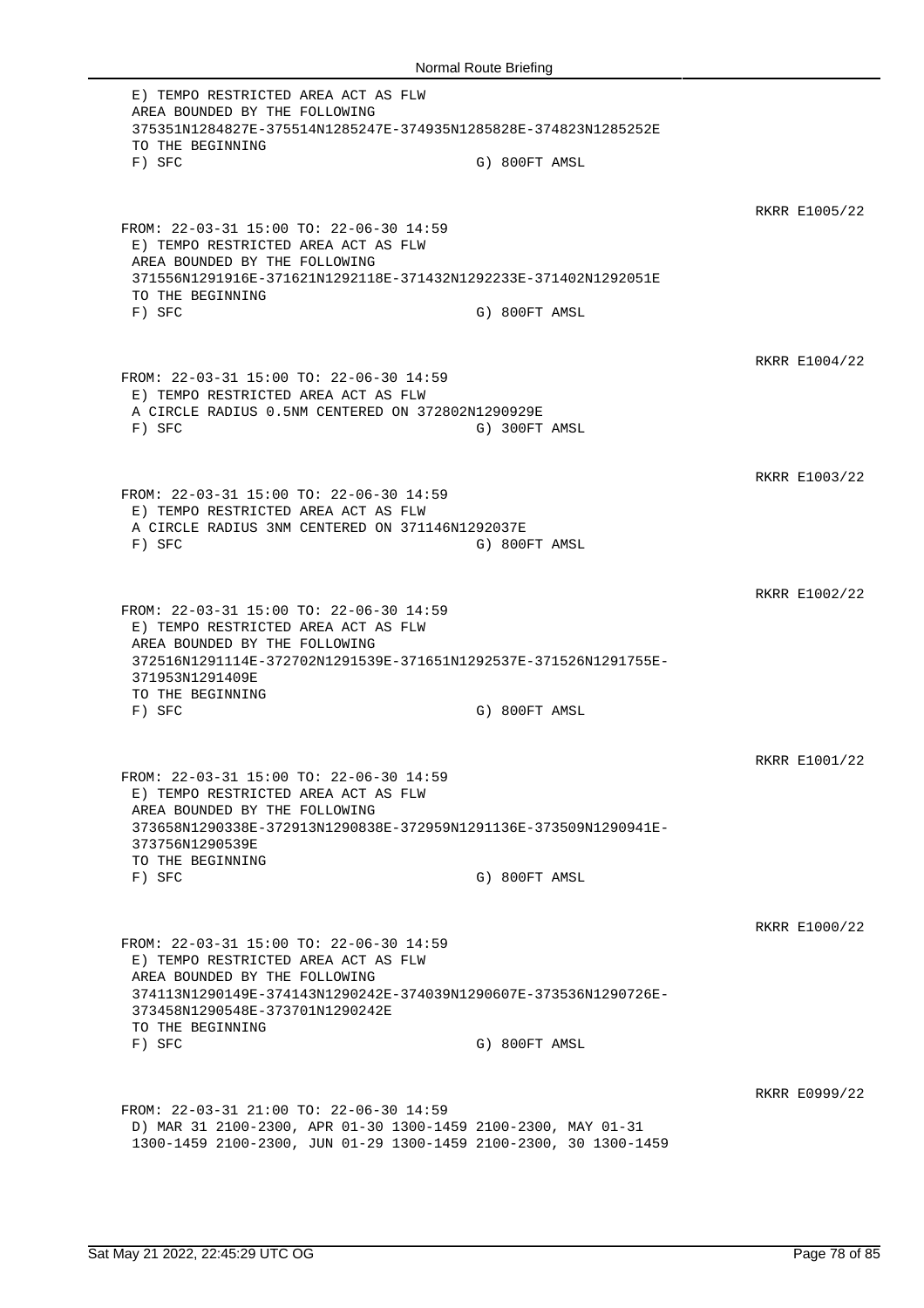```
E) TEMPO RESTRICTED AREA ACT AS FLW
AREA BOUNDED BY THE FOLLOWING
375351N1284827E-375514N1285247E-374935N1285828E-374823N1285252E
TO THE BEGINNING
F) SFC                                        G) 800FT AMSL
```

RKRR E1005/22

```
FROM: 22-03-31 15:00 TO: 22-06-30 14:59
E) TEMPO RESTRICTED AREA ACT AS FLW
AREA BOUNDED BY THE FOLLOWING
371556N1291916E-371621N1292118E-371432N1292233E-371402N1292051E
TO THE BEGINNING
F) SFC                                        G) 800FT AMSL
```

RKRR E1004/22

```
FROM: 22-03-31 15:00 TO: 22-06-30 14:59
E) TEMPO RESTRICTED AREA ACT AS FLW
A CIRCLE RADIUS 0.5NM CENTERED ON 372802N1290929E
F) SFC                                        G) 300FT AMSL
```

RKRR E1003/22

```
FROM: 22-03-31 15:00 TO: 22-06-30 14:59
E) TEMPO RESTRICTED AREA ACT AS FLW
A CIRCLE RADIUS 3NM CENTERED ON 371146N1292037E
F) SFC                                        G) 800FT AMSL
```

RKRR E1002/22

```
FROM: 22-03-31 15:00 TO: 22-06-30 14:59
E) TEMPO RESTRICTED AREA ACT AS FLW
AREA BOUNDED BY THE FOLLOWING
372516N1291114E-372702N1291539E-371651N1292537E-371526N1291755E-
371953N1291409E
TO THE BEGINNING
F) SFC                                        G) 800FT AMSL
```

RKRR E1001/22

```
FROM: 22-03-31 15:00 TO: 22-06-30 14:59
E) TEMPO RESTRICTED AREA ACT AS FLW
AREA BOUNDED BY THE FOLLOWING
373658N1290338E-372913N1290838E-372959N1291136E-373509N1290941E-
373756N1290539E
TO THE BEGINNING
F) SFC                                        G) 800FT AMSL
```

RKRR E1000/22

```
FROM: 22-03-31 15:00 TO: 22-06-30 14:59
E) TEMPO RESTRICTED AREA ACT AS FLW
AREA BOUNDED BY THE FOLLOWING
374113N1290149E-374143N1290242E-374039N1290607E-373536N1290726E-
373458N1290548E-373701N1290242E
TO THE BEGINNING
F) SFC                                        G) 800FT AMSL
```

RKRR E0999/22

```
FROM: 22-03-31 21:00 TO: 22-06-30 14:59
D) MAR 31 2100-2300, APR 01-30 1300-1459 2100-2300, MAY 01-31
1300-1459 2100-2300, JUN 01-29 1300-1459 2100-2300, 30 1300-1459
```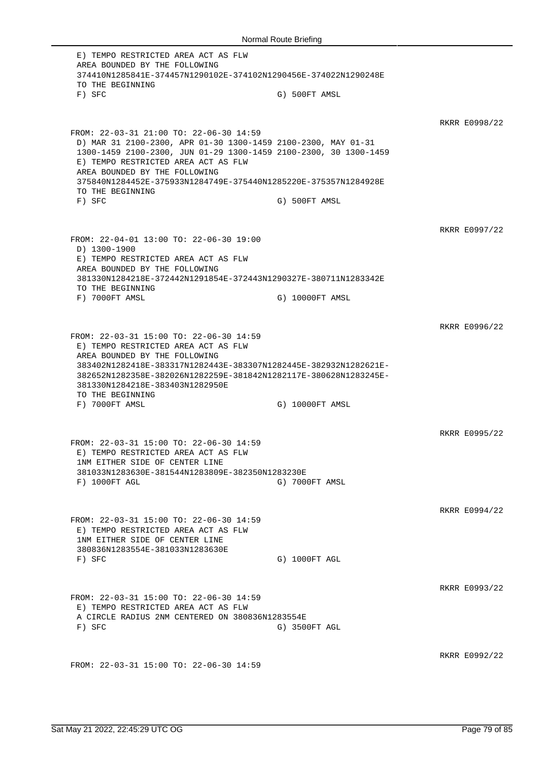E) TEMPO RESTRICTED AREA ACT AS FLW
AREA BOUNDED BY THE FOLLOWING
374410N1285841E-374457N1290102E-374102N1290456E-374022N1290248E
TO THE BEGINNING
F) SFC G) 500FT AMSL

RKRR E0998/22

FROM: 22-03-31 21:00 TO: 22-06-30 14:59
D) MAR 31 2100-2300, APR 01-30 1300-1459 2100-2300, MAY 01-31
1300-1459 2100-2300, JUN 01-29 1300-1459 2100-2300, 30 1300-1459
E) TEMPO RESTRICTED AREA ACT AS FLW
AREA BOUNDED BY THE FOLLOWING
375840N1284452E-375933N1284749E-375440N1285220E-375357N1284928E
TO THE BEGINNING
F) SFC G) 500FT AMSL

RKRR E0997/22

FROM: 22-04-01 13:00 TO: 22-06-30 19:00
D) 1300-1900
E) TEMPO RESTRICTED AREA ACT AS FLW
AREA BOUNDED BY THE FOLLOWING
381330N1284218E-372442N1291854E-372443N1290327E-380711N1283342E
TO THE BEGINNING
F) 7000FT AMSL G) 10000FT AMSL

RKRR E0996/22

FROM: 22-03-31 15:00 TO: 22-06-30 14:59
E) TEMPO RESTRICTED AREA ACT AS FLW
AREA BOUNDED BY THE FOLLOWING
383402N1282418E-383317N1282443E-383307N1282445E-382932N1282621E-
382652N1282358E-382026N1282259E-381842N1282117E-380628N1283245E-
381330N1284218E-383403N1282950E
TO THE BEGINNING
F) 7000FT AMSL G) 10000FT AMSL

RKRR E0995/22

FROM: 22-03-31 15:00 TO: 22-06-30 14:59
E) TEMPO RESTRICTED AREA ACT AS FLW
1NM EITHER SIDE OF CENTER LINE
381033N1283630E-381544N1283809E-382350N1283230E
F) 1000FT AGL G) 7000FT AMSL

RKRR E0994/22

FROM: 22-03-31 15:00 TO: 22-06-30 14:59
E) TEMPO RESTRICTED AREA ACT AS FLW
1NM EITHER SIDE OF CENTER LINE
380836N1283554E-381033N1283630E
F) SFC G) 1000FT AGL

RKRR E0993/22

FROM: 22-03-31 15:00 TO: 22-06-30 14:59
E) TEMPO RESTRICTED AREA ACT AS FLW
A CIRCLE RADIUS 2NM CENTERED ON 380836N1283554E
F) SFC G) 3500FT AGL

RKRR E0992/22

FROM: 22-03-31 15:00 TO: 22-06-30 14:59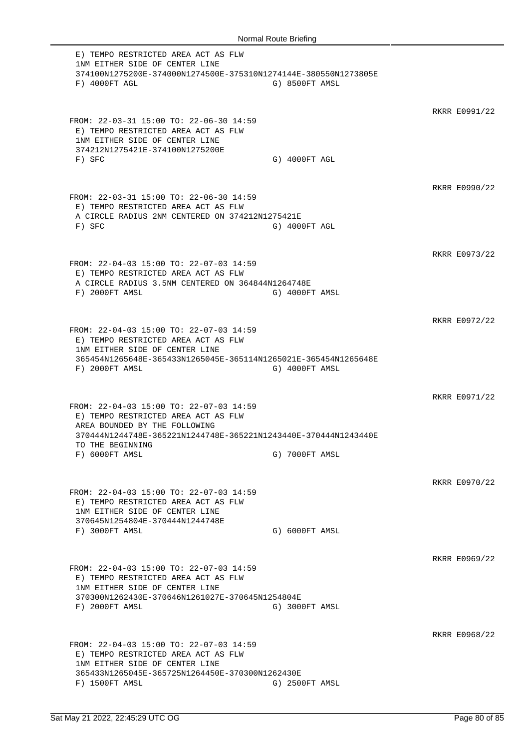```
 E) TEMPO RESTRICTED AREA ACT AS FLW
 1NM EITHER SIDE OF CENTER LINE
 374100N1275200E-374000N1274500E-375310N1274144E-380550N1273805E
 F) 4000FT AGL                           G) 8500FT AMSL
```

RKRR E0991/22

```
FROM: 22-03-31 15:00 TO: 22-06-30 14:59
 E) TEMPO RESTRICTED AREA ACT AS FLW
 1NM EITHER SIDE OF CENTER LINE
 374212N1275421E-374100N1275200E
 F) SFC                                  G) 4000FT AGL
```

RKRR E0990/22

```
FROM: 22-03-31 15:00 TO: 22-06-30 14:59
 E) TEMPO RESTRICTED AREA ACT AS FLW
 A CIRCLE RADIUS 2NM CENTERED ON 374212N1275421E
 F) SFC                                  G) 4000FT AGL
```

RKRR E0973/22

```
FROM: 22-04-03 15:00 TO: 22-07-03 14:59
 E) TEMPO RESTRICTED AREA ACT AS FLW
 A CIRCLE RADIUS 3.5NM CENTERED ON 364844N1264748E
 F) 2000FT AMSL                          G) 4000FT AMSL
```

RKRR E0972/22

```
FROM: 22-04-03 15:00 TO: 22-07-03 14:59
 E) TEMPO RESTRICTED AREA ACT AS FLW
 1NM EITHER SIDE OF CENTER LINE
 365454N1265648E-365433N1265045E-365114N1265021E-365454N1265648E
 F) 2000FT AMSL                          G) 4000FT AMSL
```

RKRR E0971/22

```
FROM: 22-04-03 15:00 TO: 22-07-03 14:59
 E) TEMPO RESTRICTED AREA ACT AS FLW
 AREA BOUNDED BY THE FOLLOWING
 370444N1244748E-365221N1244748E-365221N1243440E-370444N1243440E
 TO THE BEGINNING
 F) 6000FT AMSL                          G) 7000FT AMSL
```

RKRR E0970/22

```
FROM: 22-04-03 15:00 TO: 22-07-03 14:59
 E) TEMPO RESTRICTED AREA ACT AS FLW
 1NM EITHER SIDE OF CENTER LINE
 370645N1254804E-370444N1244748E
 F) 3000FT AMSL                          G) 6000FT AMSL
```

RKRR E0969/22

```
FROM: 22-04-03 15:00 TO: 22-07-03 14:59
 E) TEMPO RESTRICTED AREA ACT AS FLW
 1NM EITHER SIDE OF CENTER LINE
 370300N1262430E-370646N1261027E-370645N1254804E
 F) 2000FT AMSL                          G) 3000FT AMSL
```

RKRR E0968/22

```
FROM: 22-04-03 15:00 TO: 22-07-03 14:59
 E) TEMPO RESTRICTED AREA ACT AS FLW
 1NM EITHER SIDE OF CENTER LINE
 365433N1265045E-365725N1264450E-370300N1262430E
 F) 1500FT AMSL                          G) 2500FT AMSL
```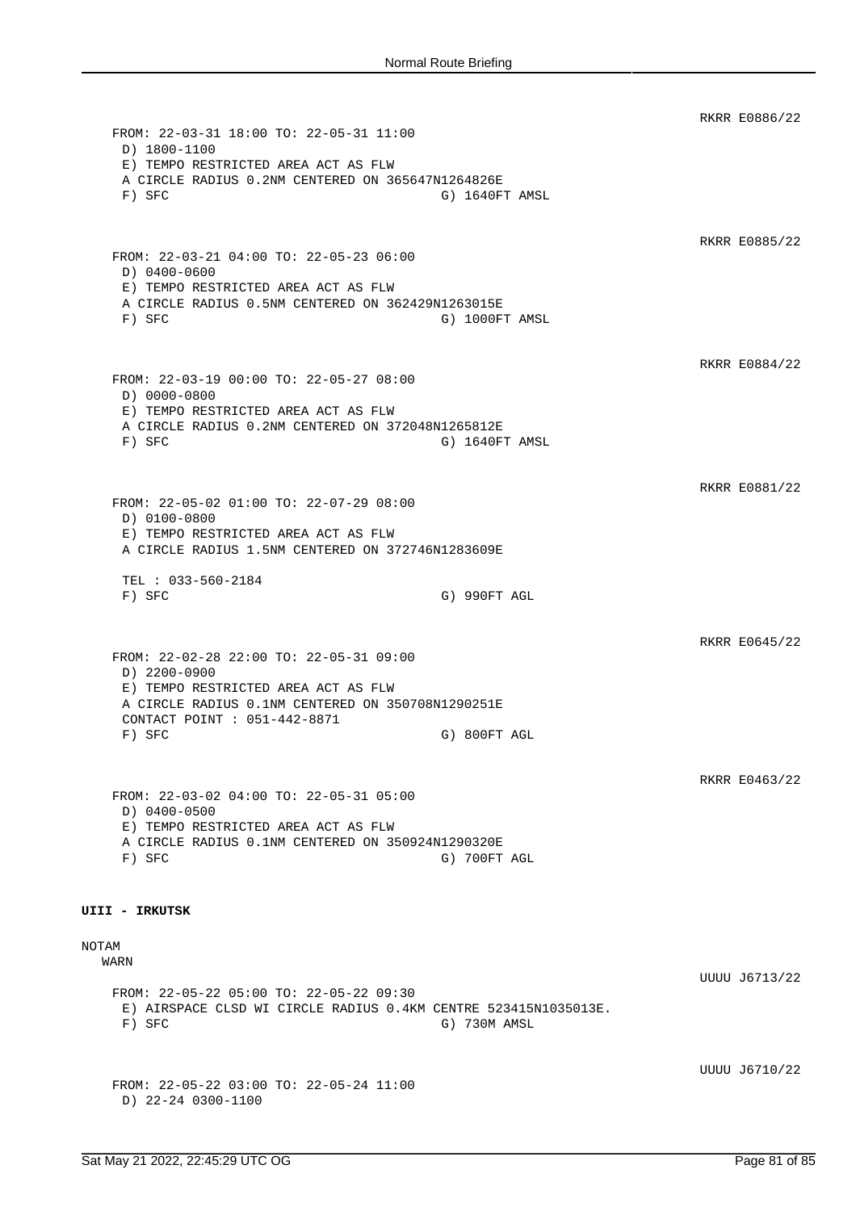RKRR E0886/22

FROM: 22-03-31 18:00 TO: 22-05-31 11:00
D) 1800-1100
E) TEMPO RESTRICTED AREA ACT AS FLW
A CIRCLE RADIUS 0.2NM CENTERED ON 365647N1264826E
F) SFC G) 1640FT AMSL

RKRR E0885/22

FROM: 22-03-21 04:00 TO: 22-05-23 06:00
D) 0400-0600
E) TEMPO RESTRICTED AREA ACT AS FLW
A CIRCLE RADIUS 0.5NM CENTERED ON 362429N1263015E
F) SFC G) 1000FT AMSL

RKRR E0884/22

FROM: 22-03-19 00:00 TO: 22-05-27 08:00
D) 0000-0800
E) TEMPO RESTRICTED AREA ACT AS FLW
A CIRCLE RADIUS 0.2NM CENTERED ON 372048N1265812E
F) SFC G) 1640FT AMSL

RKRR E0881/22

FROM: 22-05-02 01:00 TO: 22-07-29 08:00
D) 0100-0800
E) TEMPO RESTRICTED AREA ACT AS FLW
A CIRCLE RADIUS 1.5NM CENTERED ON 372746N1283609E

TEL : 033-560-2184
F) SFC G) 990FT AGL

RKRR E0645/22

FROM: 22-02-28 22:00 TO: 22-05-31 09:00
D) 2200-0900
E) TEMPO RESTRICTED AREA ACT AS FLW
A CIRCLE RADIUS 0.1NM CENTERED ON 350708N1290251E
CONTACT POINT : 051-442-8871
F) SFC G) 800FT AGL

RKRR E0463/22

FROM: 22-03-02 04:00 TO: 22-05-31 05:00
D) 0400-0500
E) TEMPO RESTRICTED AREA ACT AS FLW
A CIRCLE RADIUS 0.1NM CENTERED ON 350924N1290320E
F) SFC G) 700FT AGL

**UIII - IRKUTSK**

NOTAM

WARN

UUUU J6713/22

FROM: 22-05-22 05:00 TO: 22-05-22 09:30
E) AIRSPACE CLSD WI CIRCLE RADIUS 0.4KM CENTRE 523415N1035013E.
F) SFC G) 730M AMSL

UUUU J6710/22

FROM: 22-05-22 03:00 TO: 22-05-24 11:00
D) 22-24 0300-1100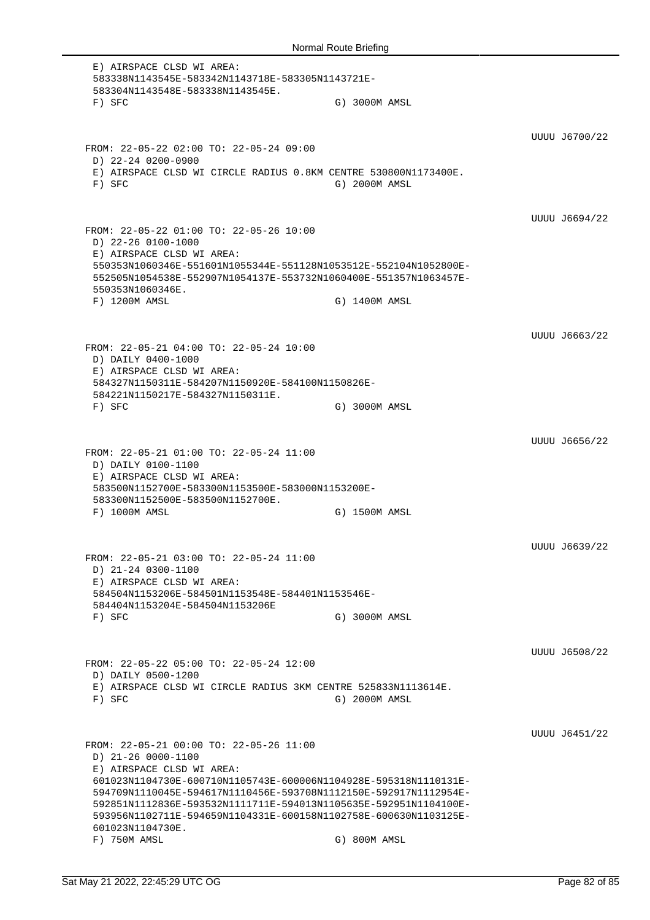E) AIRSPACE CLSD WI AREA:
583338N1143545E-583342N1143718E-583305N1143721E-
583304N1143548E-583338N1143545E.
F) SFC G) 3000M AMSL

UUUU J6700/22

FROM: 22-05-22 02:00 TO: 22-05-24 09:00
D) 22-24 0200-0900
E) AIRSPACE CLSD WI CIRCLE RADIUS 0.8KM CENTRE 530800N1173400E.
F) SFC G) 2000M AMSL

UUUU J6694/22

FROM: 22-05-22 01:00 TO: 22-05-26 10:00
D) 22-26 0100-1000
E) AIRSPACE CLSD WI AREA:
550353N1060346E-551601N1055344E-551128N1053512E-552104N1052800E-
552505N1054538E-552907N1054137E-553732N1060400E-551357N1063457E-
550353N1060346E.
F) 1200M AMSL G) 1400M AMSL

UUUU J6663/22

FROM: 22-05-21 04:00 TO: 22-05-24 10:00
D) DAILY 0400-1000
E) AIRSPACE CLSD WI AREA:
584327N1150311E-584207N1150920E-584100N1150826E-
584221N1150217E-584327N1150311E.
F) SFC G) 3000M AMSL

UUUU J6656/22

FROM: 22-05-21 01:00 TO: 22-05-24 11:00
D) DAILY 0100-1100
E) AIRSPACE CLSD WI AREA:
583500N1152700E-583300N1153500E-583000N1153200E-
583300N1152500E-583500N1152700E.
F) 1000M AMSL G) 1500M AMSL

UUUU J6639/22

FROM: 22-05-21 03:00 TO: 22-05-24 11:00
D) 21-24 0300-1100
E) AIRSPACE CLSD WI AREA:
584504N1153206E-584501N1153548E-584401N1153546E-
584404N1153204E-584504N1153206E
F) SFC G) 3000M AMSL

UUUU J6508/22

FROM: 22-05-22 05:00 TO: 22-05-24 12:00
D) DAILY 0500-1200
E) AIRSPACE CLSD WI CIRCLE RADIUS 3KM CENTRE 525833N1113614E.
F) SFC G) 2000M AMSL

UUUU J6451/22

FROM: 22-05-21 00:00 TO: 22-05-26 11:00
D) 21-26 0000-1100
E) AIRSPACE CLSD WI AREA:
601023N1104730E-600710N1105743E-600006N1104928E-595318N1110131E-
594709N1110045E-594617N1110456E-593708N1112150E-592917N1112954E-
592851N1112836E-593532N1111711E-594013N1105635E-592951N1104100E-
593956N1102711E-594659N1104331E-600158N1102758E-600630N1103125E-
601023N1104730E.
F) 750M AMSL G) 800M AMSL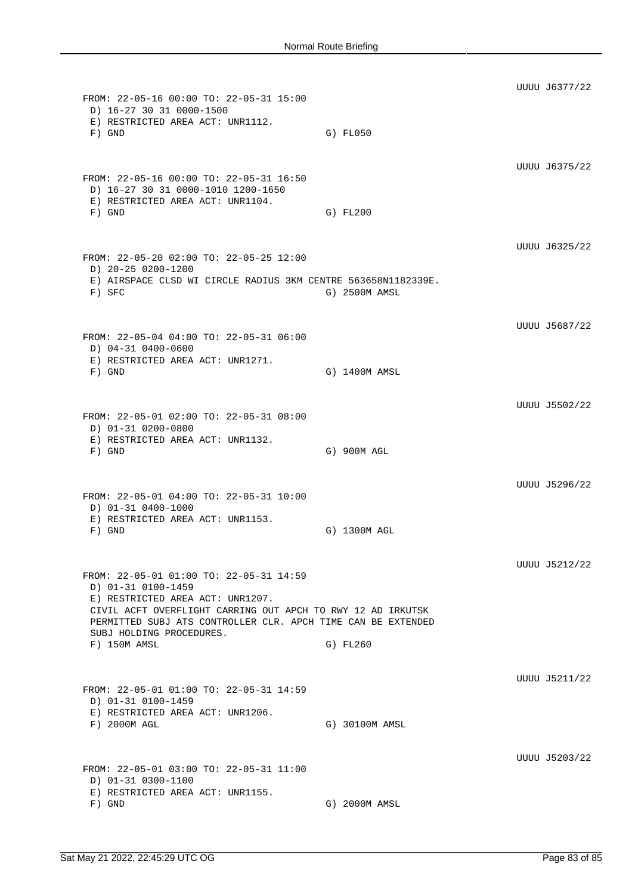UUUU J6377/22

FROM: 22-05-16 00:00 TO: 22-05-31 15:00
D) 16-27 30 31 0000-1500
E) RESTRICTED AREA ACT: UNR1112.
F) GND G) FL050

UUUU J6375/22

FROM: 22-05-16 00:00 TO: 22-05-31 16:50
D) 16-27 30 31 0000-1010 1200-1650
E) RESTRICTED AREA ACT: UNR1104.
F) GND G) FL200

UUUU J6325/22

FROM: 22-05-20 02:00 TO: 22-05-25 12:00
D) 20-25 0200-1200
E) AIRSPACE CLSD WI CIRCLE RADIUS 3KM CENTRE 563658N1182339E.
F) SFC G) 2500M AMSL

UUUU J5687/22

FROM: 22-05-04 04:00 TO: 22-05-31 06:00
D) 04-31 0400-0600
E) RESTRICTED AREA ACT: UNR1271.
F) GND G) 1400M AMSL

UUUU J5502/22

FROM: 22-05-01 02:00 TO: 22-05-31 08:00
D) 01-31 0200-0800
E) RESTRICTED AREA ACT: UNR1132.
F) GND G) 900M AGL

UUUU J5296/22

FROM: 22-05-01 04:00 TO: 22-05-31 10:00
D) 01-31 0400-1000
E) RESTRICTED AREA ACT: UNR1153.
F) GND G) 1300M AGL

UUUU J5212/22

FROM: 22-05-01 01:00 TO: 22-05-31 14:59
D) 01-31 0100-1459
E) RESTRICTED AREA ACT: UNR1207.
CIVIL ACFT OVERFLIGHT CARRING OUT APCH TO RWY 12 AD IRKUTSK
PERMITTED SUBJ ATS CONTROLLER CLR. APCH TIME CAN BE EXTENDED
SUBJ HOLDING PROCEDURES.
F) 150M AMSL G) FL260

UUUU J5211/22

FROM: 22-05-01 01:00 TO: 22-05-31 14:59
D) 01-31 0100-1459
E) RESTRICTED AREA ACT: UNR1206.
F) 2000M AGL G) 30100M AMSL

UUUU J5203/22

FROM: 22-05-01 03:00 TO: 22-05-31 11:00
D) 01-31 0300-1100
E) RESTRICTED AREA ACT: UNR1155.
F) GND G) 2000M AMSL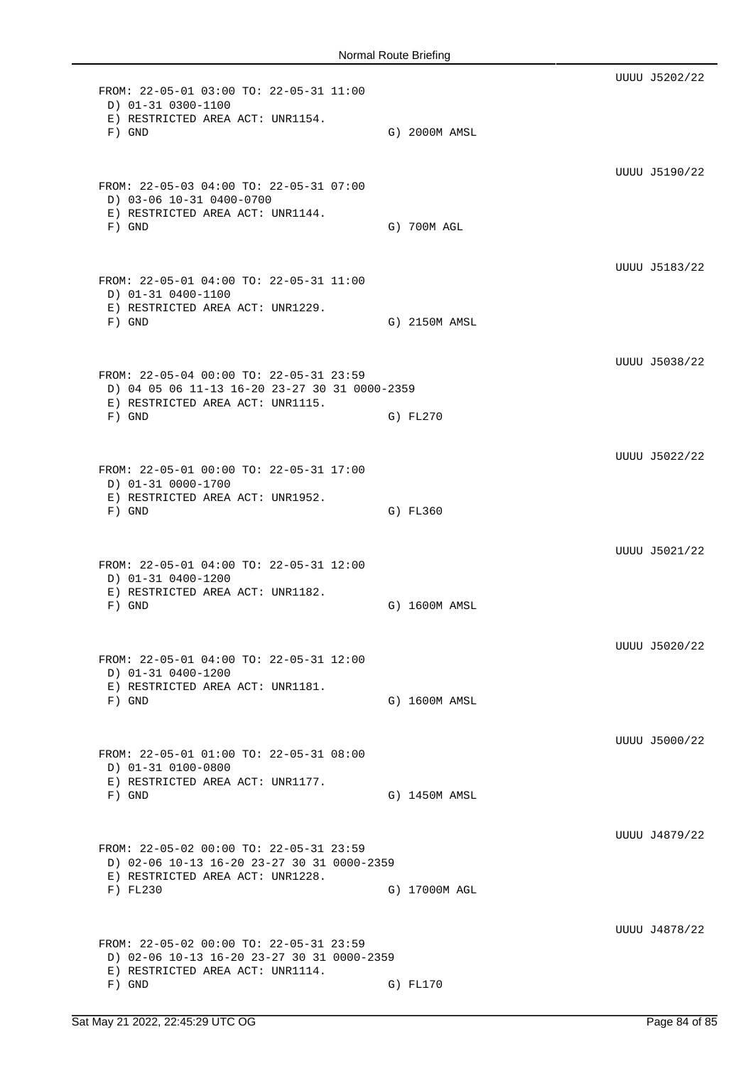UUUU J5202/22

```
FROM: 22-05-01 03:00 TO: 22-05-31 11:00
 D) 01-31 0300-1100
 E) RESTRICTED AREA ACT: UNR1154.
 F) GND                                   G) 2000M AMSL
```

UUUU J5190/22

```
FROM: 22-05-03 04:00 TO: 22-05-31 07:00
 D) 03-06 10-31 0400-0700
 E) RESTRICTED AREA ACT: UNR1144.
 F) GND                                   G) 700M AGL
```

UUUU J5183/22

```
FROM: 22-05-01 04:00 TO: 22-05-31 11:00
 D) 01-31 0400-1100
 E) RESTRICTED AREA ACT: UNR1229.
 F) GND                                   G) 2150M AMSL
```

UUUU J5038/22

```
FROM: 22-05-04 00:00 TO: 22-05-31 23:59
 D) 04 05 06 11-13 16-20 23-27 30 31 0000-2359
 E) RESTRICTED AREA ACT: UNR1115.
 F) GND                                   G) FL270
```

UUUU J5022/22

```
FROM: 22-05-01 00:00 TO: 22-05-31 17:00
 D) 01-31 0000-1700
 E) RESTRICTED AREA ACT: UNR1952.
 F) GND                                   G) FL360
```

UUUU J5021/22

```
FROM: 22-05-01 04:00 TO: 22-05-31 12:00
 D) 01-31 0400-1200
 E) RESTRICTED AREA ACT: UNR1182.
 F) GND                                   G) 1600M AMSL
```

UUUU J5020/22

```
FROM: 22-05-01 04:00 TO: 22-05-31 12:00
 D) 01-31 0400-1200
 E) RESTRICTED AREA ACT: UNR1181.
 F) GND                                   G) 1600M AMSL
```

UUUU J5000/22

```
FROM: 22-05-01 01:00 TO: 22-05-31 08:00
 D) 01-31 0100-0800
 E) RESTRICTED AREA ACT: UNR1177.
 F) GND                                   G) 1450M AMSL
```

UUUU J4879/22

```
FROM: 22-05-02 00:00 TO: 22-05-31 23:59
 D) 02-06 10-13 16-20 23-27 30 31 0000-2359
 E) RESTRICTED AREA ACT: UNR1228.
 F) FL230                                 G) 17000M AGL
```

UUUU J4878/22

```
FROM: 22-05-02 00:00 TO: 22-05-31 23:59
 D) 02-06 10-13 16-20 23-27 30 31 0000-2359
 E) RESTRICTED AREA ACT: UNR1114.
 F) GND                                   G) FL170
```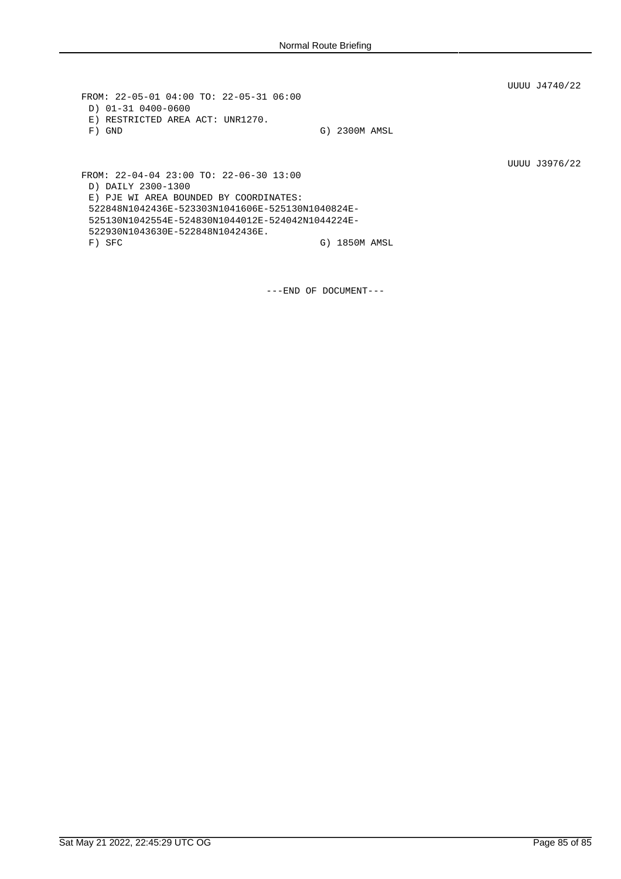UUUU J4740/22

```
FROM: 22-05-01 04:00 TO: 22-05-31 06:00
 D) 01-31 0400-0600
 E) RESTRICTED AREA ACT: UNR1270.
 F) GND                                 G) 2300M AMSL
```

UUUU J3976/22

```
FROM: 22-04-04 23:00 TO: 22-06-30 13:00
 D) DAILY 2300-1300
 E) PJE WI AREA BOUNDED BY COORDINATES:
 522848N1042436E-523303N1041606E-525130N1040824E-
 525130N1042554E-524830N1044012E-524042N1044224E-
 522930N1043630E-522848N1042436E.
 F) SFC                                 G) 1850M AMSL
```

---END OF DOCUMENT---